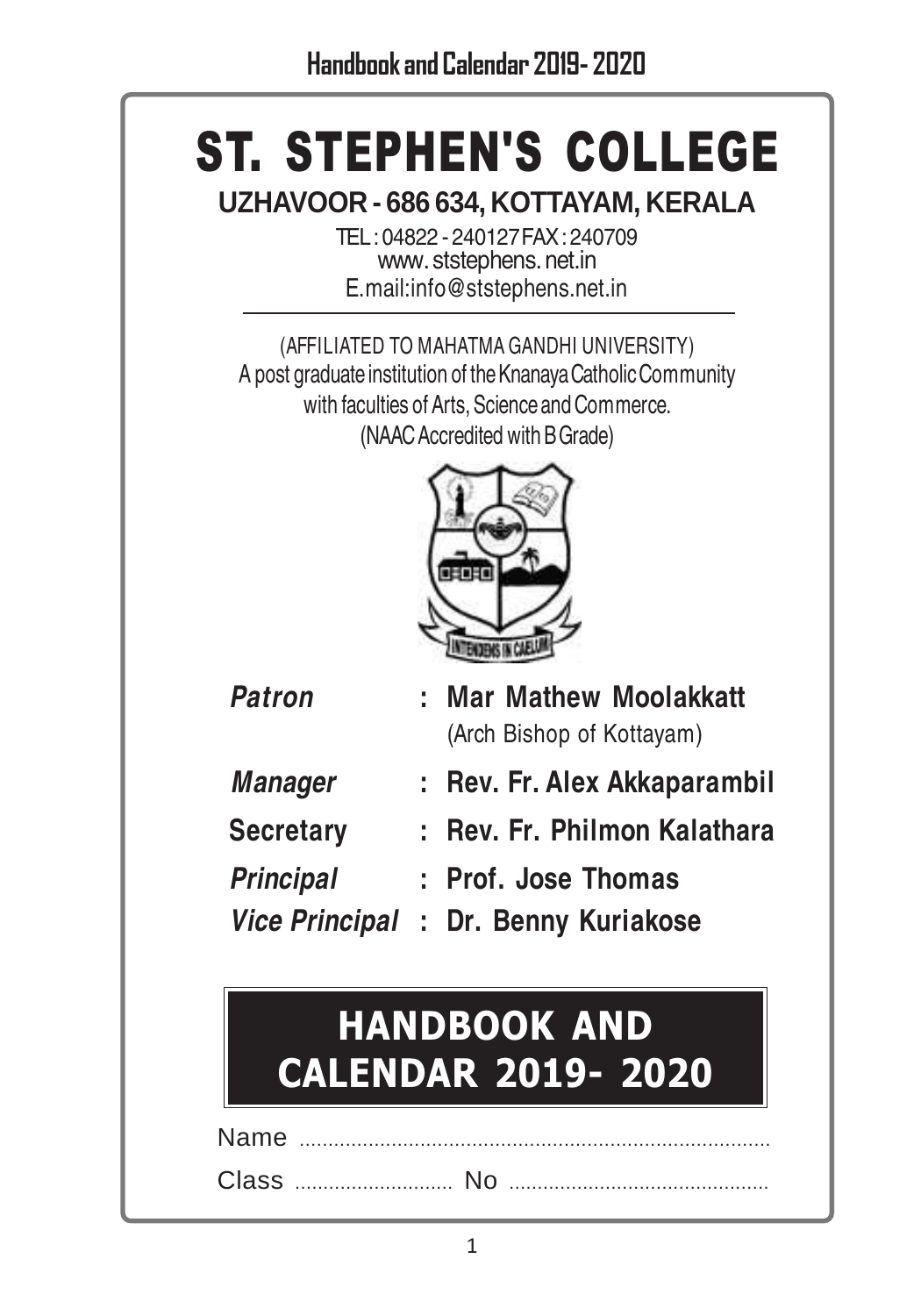# ST. STEPHEN'S COLLEGE

**UZHAVOOR - 686 634, KOTTAYAM, KERALA**

TEL : 04822 - 240127 FAX : 240709
www. ststephens. net.in
E.mail:info@ststephens.net.in

(AFFILIATED TO MAHATMA GANDHI UNIVERSITY)
A post graduate institution of the Knanaya Catholic Community
with faculties of Arts, Science and Commerce.
(NAAC Accredited with B Grade)

***Patron*** : **Mar Mathew Moolakkatt**
(Arch Bishop of Kottayam)

***Manager*** : **Rev. Fr. Alex Akkaparambil**

**Secretary** : **Rev. Fr. Philmon Kalathara**

***Principal*** : **Prof. Jose Thomas**

***Vice Principal*** : **Dr. Benny Kuriakose**

## HANDBOOK AND CALENDAR 2019- 2020

Name ..................................................................................

Class ........................... No .............................................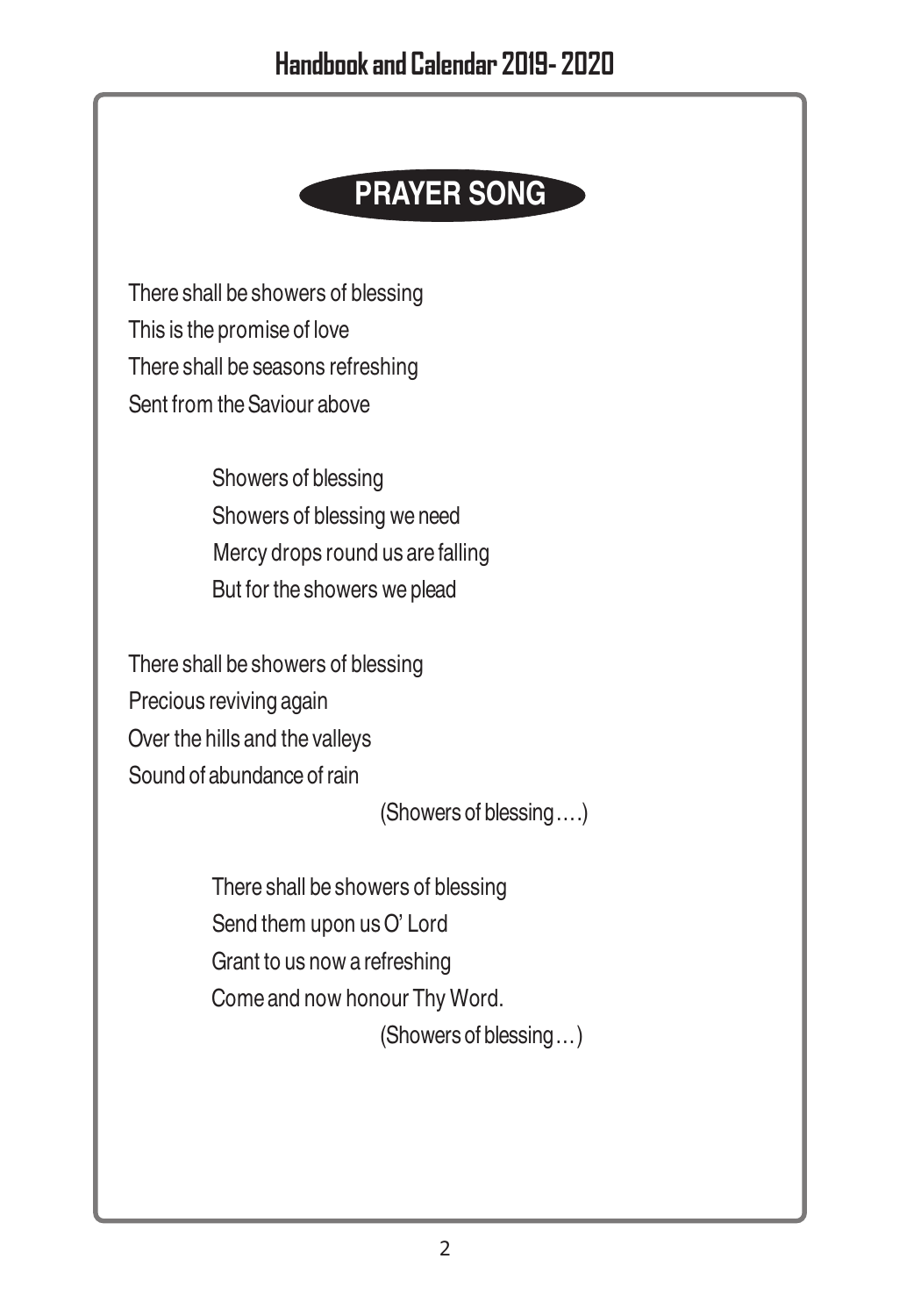# PRAYER SONG

There shall be showers of blessing
This is the promise of love
There shall be seasons refreshing
Sent from the Saviour above

Showers of blessing
Showers of blessing we need
Mercy drops round us are falling
But for the showers we plead

There shall be showers of blessing
Precious reviving again
Over the hills and the valleys
Sound of abundance of rain

(Showers of blessing….)

There shall be showers of blessing
Send them upon us O' Lord
Grant to us now a refreshing
Come and now honour Thy Word.

(Showers of blessing…)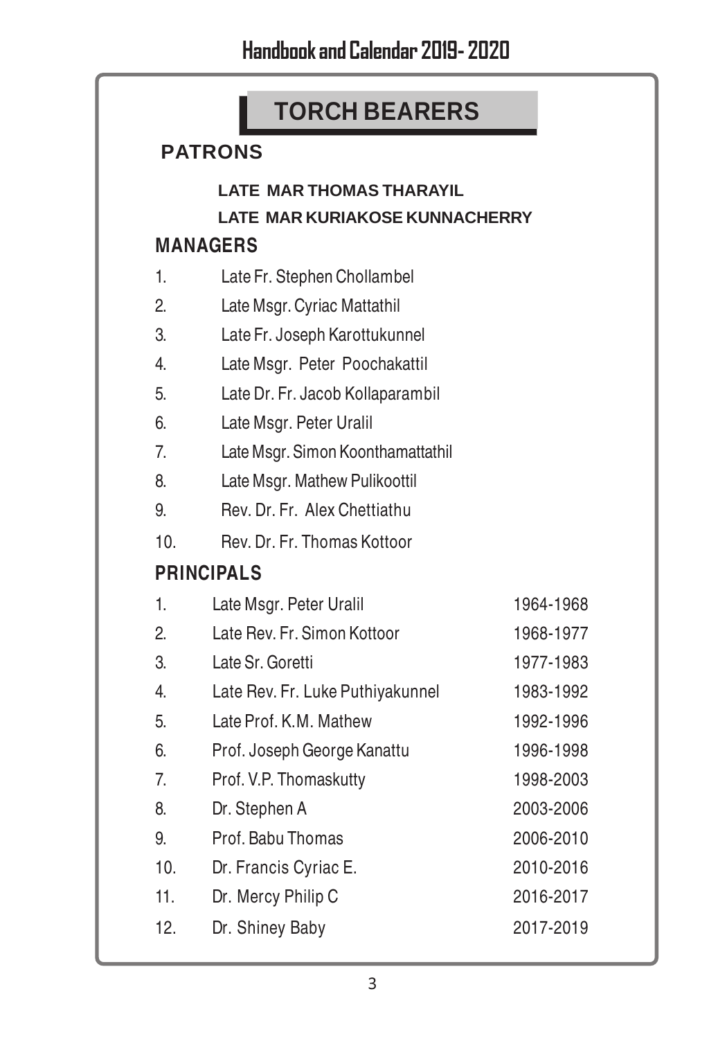# TORCH BEARERS

## PATRONS

**LATE MAR THOMAS THARAYIL**

**LATE MAR KURIAKOSE KUNNACHERRY**

## MANAGERS

1. Late Fr. Stephen Chollambel
2. Late Msgr. Cyriac Mattathil
3. Late Fr. Joseph Karottukunnel
4. Late Msgr. Peter Poochakattil
5. Late Dr. Fr. Jacob Kollaparambil
6. Late Msgr. Peter Uralil
7. Late Msgr. Simon Koonthamattathil
8. Late Msgr. Mathew Pulikoottil
9. Rev. Dr. Fr. Alex Chettiathu
10. Rev. Dr. Fr. Thomas Kottoor

## PRINCIPALS

| No. | Name | Period |
|---|---|---|
| 1. | Late Msgr. Peter Uralil | 1964-1968 |
| 2. | Late Rev. Fr. Simon Kottoor | 1968-1977 |
| 3. | Late Sr. Goretti | 1977-1983 |
| 4. | Late Rev. Fr. Luke Puthiyakunnel | 1983-1992 |
| 5. | Late Prof. K.M. Mathew | 1992-1996 |
| 6. | Prof. Joseph George Kanattu | 1996-1998 |
| 7. | Prof. V.P. Thomaskutty | 1998-2003 |
| 8. | Dr. Stephen A | 2003-2006 |
| 9. | Prof. Babu Thomas | 2006-2010 |
| 10. | Dr. Francis Cyriac E. | 2010-2016 |
| 11. | Dr. Mercy Philip C | 2016-2017 |
| 12. | Dr. Shiney Baby | 2017-2019 |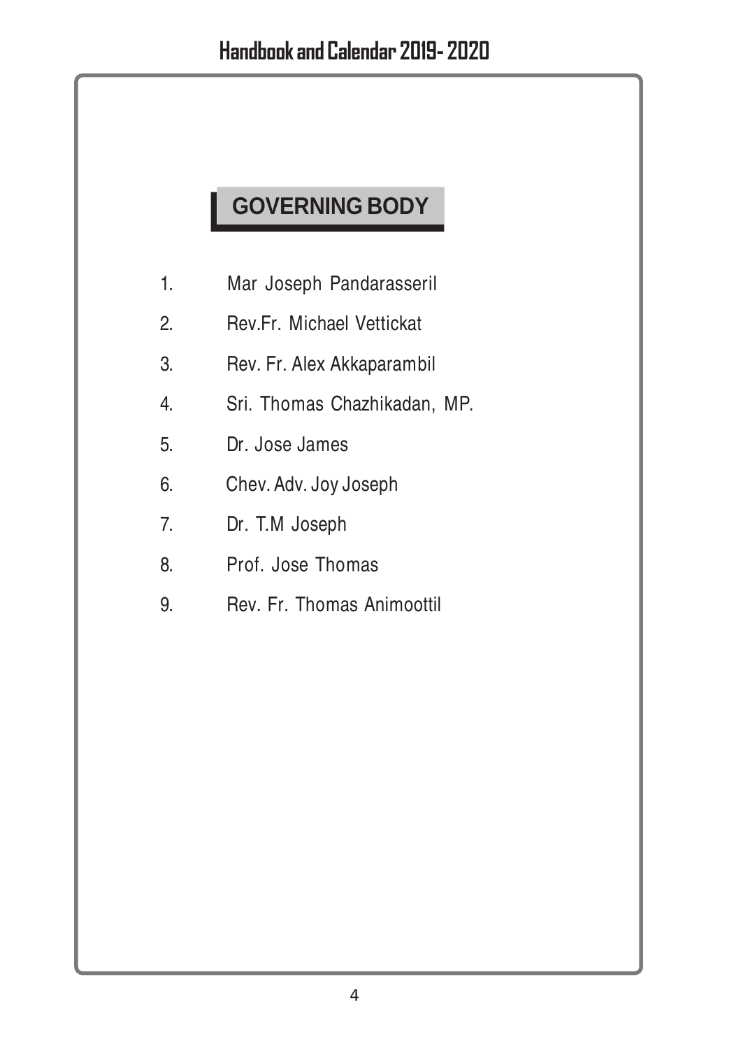## GOVERNING BODY

1. Mar Joseph Pandarasseril
2. Rev.Fr. Michael Vettickat
3. Rev. Fr. Alex Akkaparambil
4. Sri. Thomas Chazhikadan, MP.
5. Dr. Jose James
6. Chev. Adv. Joy Joseph
7. Dr. T.M Joseph
8. Prof. Jose Thomas
9. Rev. Fr. Thomas Animoottil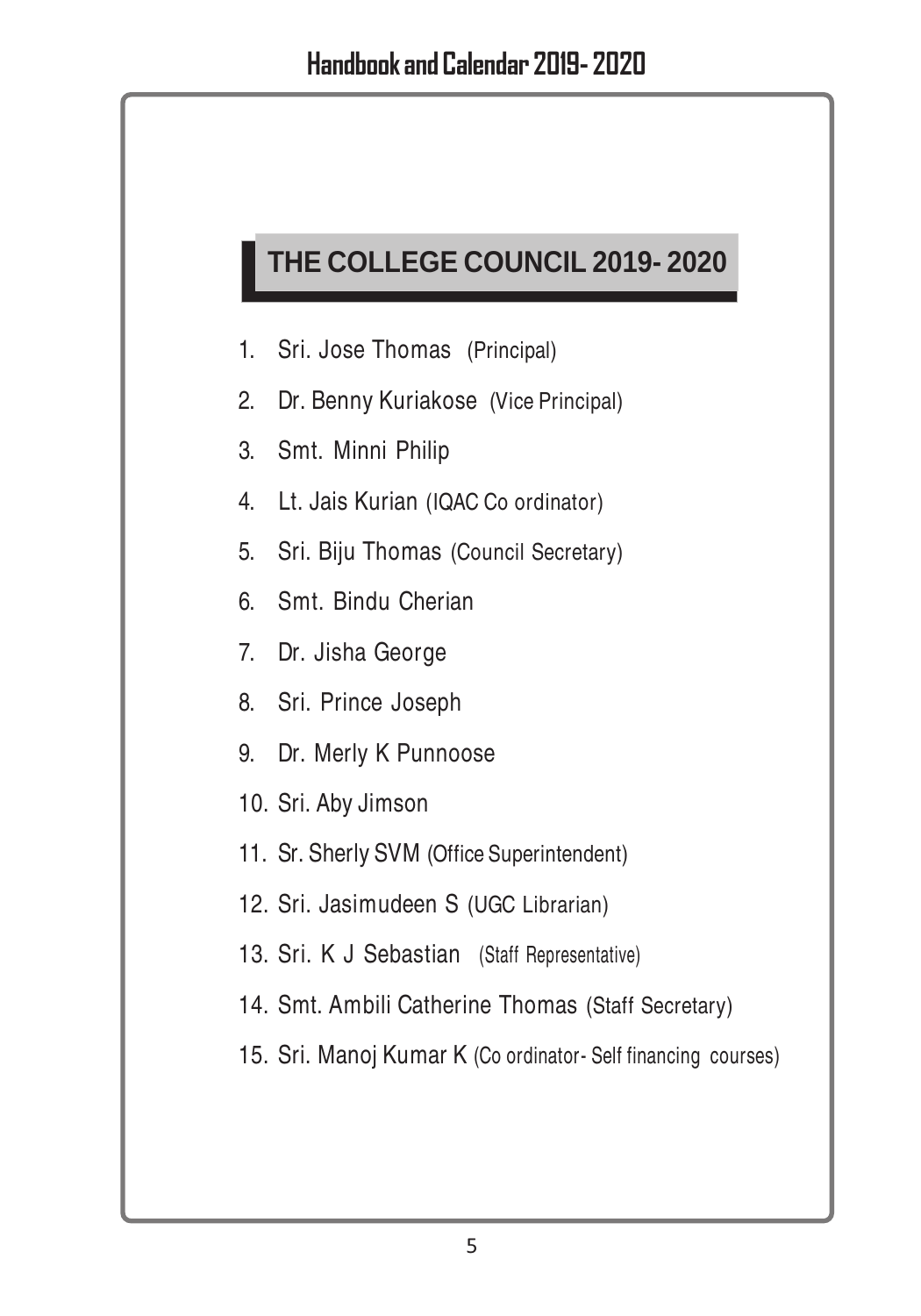# THE COLLEGE COUNCIL 2019- 2020

1. Sri. Jose Thomas (Principal)
2. Dr. Benny Kuriakose (Vice Principal)
3. Smt. Minni Philip
4. Lt. Jais Kurian (IQAC Co ordinator)
5. Sri. Biju Thomas (Council Secretary)
6. Smt. Bindu Cherian
7. Dr. Jisha George
8. Sri. Prince Joseph
9. Dr. Merly K Punnoose
10. Sri. Aby Jimson
11. Sr. Sherly SVM (Office Superintendent)
12. Sri. Jasimudeen S (UGC Librarian)
13. Sri. K J Sebastian (Staff Representative)
14. Smt. Ambili Catherine Thomas (Staff Secretary)
15. Sri. Manoj Kumar K (Co ordinator- Self financing courses)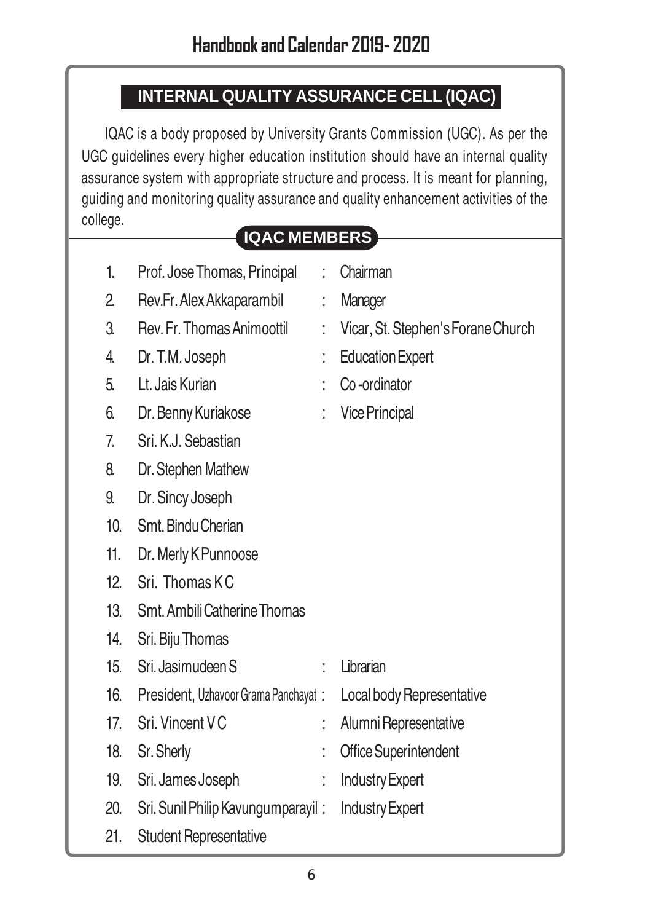## INTERNAL QUALITY ASSURANCE CELL (IQAC)

IQAC is a body proposed by University Grants Commission (UGC). As per the UGC guidelines every higher education institution should have an internal quality assurance system with appropriate structure and process. It is meant for planning, guiding and monitoring quality assurance and quality enhancement activities of the college.

### IQAC MEMBERS

| No. | Name | | Designation |
|---|---|---|---|
| 1. | Prof. Jose Thomas, Principal | : | Chairman |
| 2. | Rev.Fr. Alex Akkaparambil | : | Manager |
| 3. | Rev. Fr. Thomas Animoottil | : | Vicar, St. Stephen's Forane Church |
| 4. | Dr. T.M. Joseph | : | Education Expert |
| 5. | Lt. Jais Kurian | : | Co-ordinator |
| 6. | Dr. Benny Kuriakose | : | Vice Principal |
| 7. | Sri. K.J. Sebastian | | |
| 8. | Dr. Stephen Mathew | | |
| 9. | Dr. Sincy Joseph | | |
| 10. | Smt. Bindu Cherian | | |
| 11. | Dr. Merly K Punnoose | | |
| 12. | Sri. Thomas K C | | |
| 13. | Smt. Ambili Catherine Thomas | | |
| 14. | Sri. Biju Thomas | | |
| 15. | Sri. Jasimudeen S | : | Librarian |
| 16. | President, Uzhavoor Grama Panchayat | : | Local body Representative |
| 17. | Sri. Vincent V C | : | Alumni Representative |
| 18. | Sr. Sherly | : | Office Superintendent |
| 19. | Sri. James Joseph | : | Industry Expert |
| 20. | Sri. Sunil Philip Kavungumparayil | : | Industry Expert |
| 21. | Student Representative | | |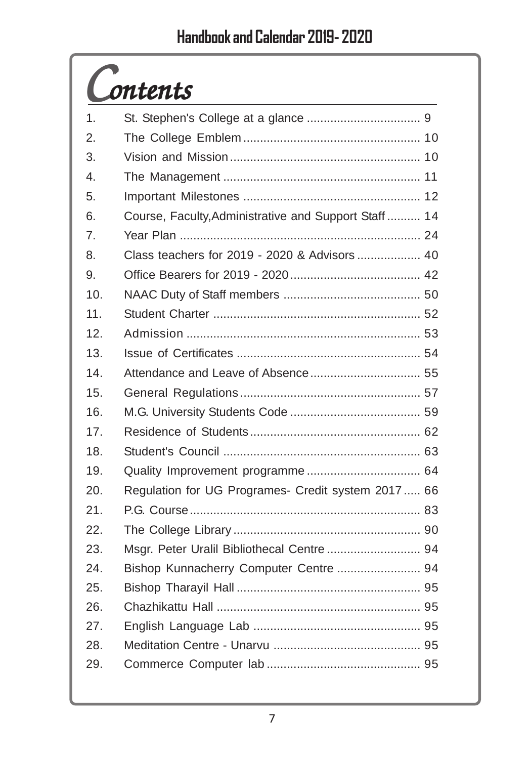# Contents

| No. | Title | Page |
|---|---|---|
| 1. | St. Stephen's College at a glance | 9 |
| 2. | The College Emblem | 10 |
| 3. | Vision and Mission | 10 |
| 4. | The Management | 11 |
| 5. | Important Milestones | 12 |
| 6. | Course, Faculty,Administrative and Support Staff | 14 |
| 7. | Year Plan | 24 |
| 8. | Class teachers for 2019 - 2020 & Advisors | 40 |
| 9. | Office Bearers for 2019 - 2020 | 42 |
| 10. | NAAC Duty of Staff members | 50 |
| 11. | Student Charter | 52 |
| 12. | Admission | 53 |
| 13. | Issue of Certificates | 54 |
| 14. | Attendance and Leave of Absence | 55 |
| 15. | General Regulations | 57 |
| 16. | M.G. University Students Code | 59 |
| 17. | Residence of Students | 62 |
| 18. | Student's Council | 63 |
| 19. | Quality Improvement programme | 64 |
| 20. | Regulation for UG Programes- Credit system 2017 | 66 |
| 21. | P.G. Course | 83 |
| 22. | The College Library | 90 |
| 23. | Msgr. Peter Uralil Bibliothecal Centre | 94 |
| 24. | Bishop Kunnacherry Computer Centre | 94 |
| 25. | Bishop Tharayil Hall | 95 |
| 26. | Chazhikattu Hall | 95 |
| 27. | English Language Lab | 95 |
| 28. | Meditation Centre - Unarvu | 95 |
| 29. | Commerce Computer lab | 95 |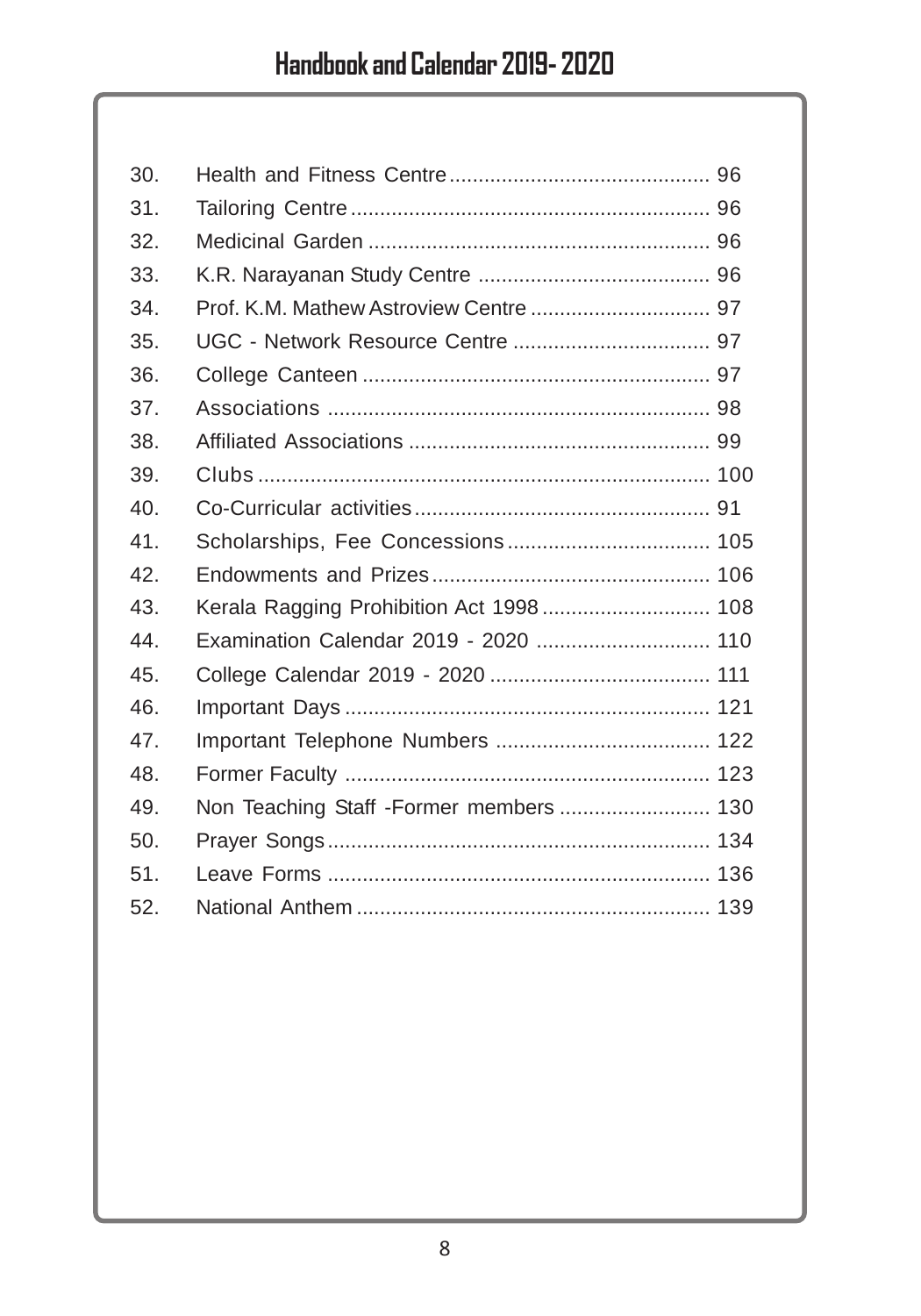| | | |
|---|---|---|
| 30. | Health and Fitness Centre | 96 |
| 31. | Tailoring Centre | 96 |
| 32. | Medicinal Garden | 96 |
| 33. | K.R. Narayanan Study Centre | 96 |
| 34. | Prof. K.M. Mathew Astroview Centre | 97 |
| 35. | UGC - Network Resource Centre | 97 |
| 36. | College Canteen | 97 |
| 37. | Associations | 98 |
| 38. | Affiliated Associations | 99 |
| 39. | Clubs | 100 |
| 40. | Co-Curricular activities | 91 |
| 41. | Scholarships, Fee Concessions | 105 |
| 42. | Endowments and Prizes | 106 |
| 43. | Kerala Ragging Prohibition Act 1998 | 108 |
| 44. | Examination Calendar 2019 - 2020 | 110 |
| 45. | College Calendar 2019 - 2020 | 111 |
| 46. | Important Days | 121 |
| 47. | Important Telephone Numbers | 122 |
| 48. | Former Faculty | 123 |
| 49. | Non Teaching Staff -Former members | 130 |
| 50. | Prayer Songs | 134 |
| 51. | Leave Forms | 136 |
| 52. | National Anthem | 139 |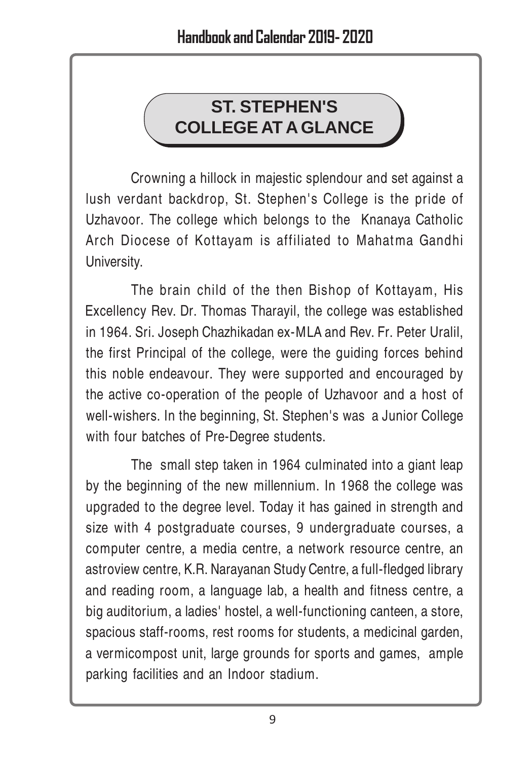# ST. STEPHEN'S COLLEGE AT A GLANCE

Crowning a hillock in majestic splendour and set against a lush verdant backdrop, St. Stephen's College is the pride of Uzhavoor. The college which belongs to the Knanaya Catholic Arch Diocese of Kottayam is affiliated to Mahatma Gandhi University.

The brain child of the then Bishop of Kottayam, His Excellency Rev. Dr. Thomas Tharayil, the college was established in 1964. Sri. Joseph Chazhikadan ex-MLA and Rev. Fr. Peter Uralil, the first Principal of the college, were the guiding forces behind this noble endeavour. They were supported and encouraged by the active co-operation of the people of Uzhavoor and a host of well-wishers. In the beginning, St. Stephen's was a Junior College with four batches of Pre-Degree students.

The small step taken in 1964 culminated into a giant leap by the beginning of the new millennium. In 1968 the college was upgraded to the degree level. Today it has gained in strength and size with 4 postgraduate courses, 9 undergraduate courses, a computer centre, a media centre, a network resource centre, an astroview centre, K.R. Narayanan Study Centre, a full-fledged library and reading room, a language lab, a health and fitness centre, a big auditorium, a ladies' hostel, a well-functioning canteen, a store, spacious staff-rooms, rest rooms for students, a medicinal garden, a vermicompost unit, large grounds for sports and games, ample parking facilities and an Indoor stadium.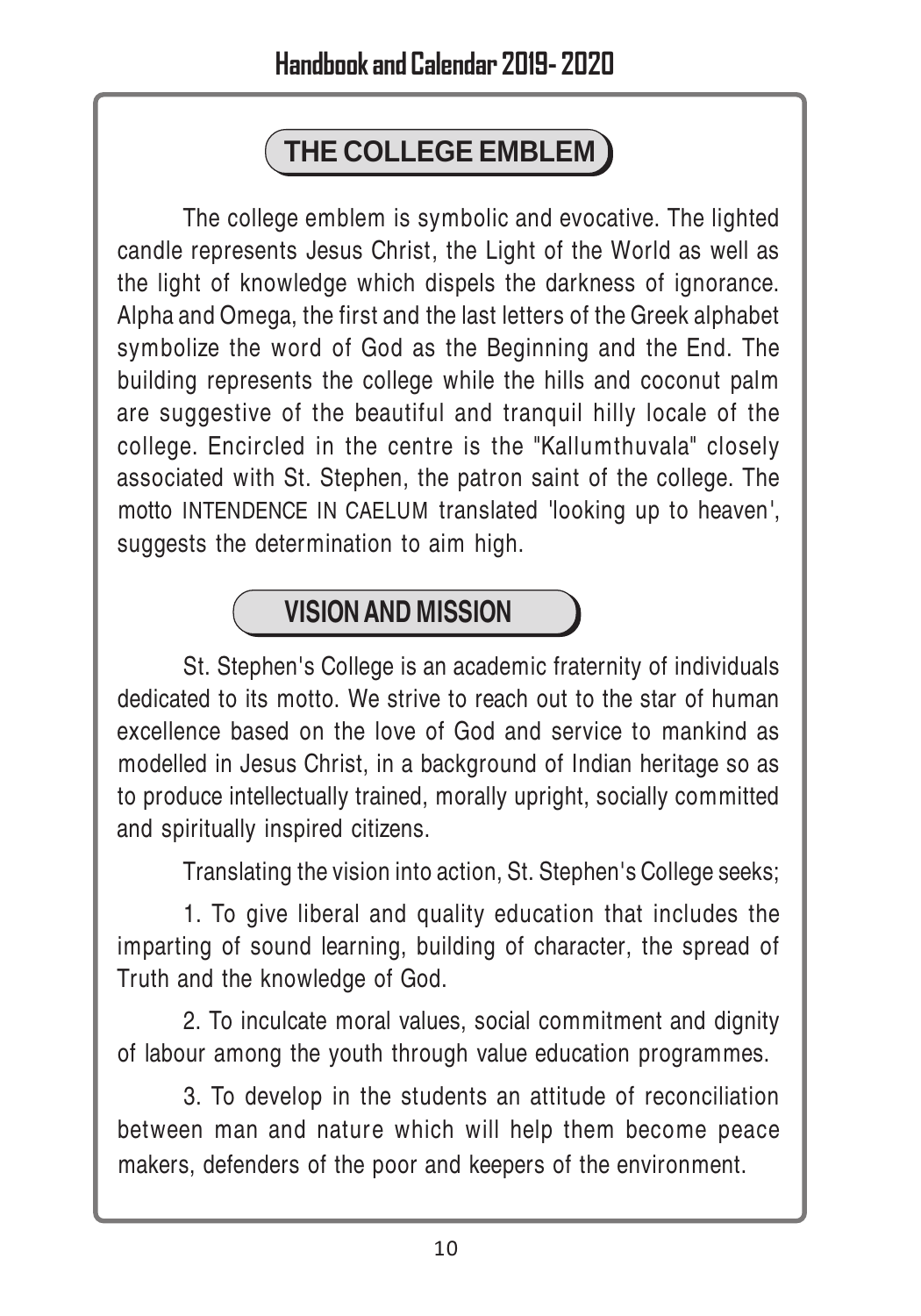## THE COLLEGE EMBLEM

The college emblem is symbolic and evocative. The lighted candle represents Jesus Christ, the Light of the World as well as the light of knowledge which dispels the darkness of ignorance. Alpha and Omega, the first and the last letters of the Greek alphabet symbolize the word of God as the Beginning and the End. The building represents the college while the hills and coconut palm are suggestive of the beautiful and tranquil hilly locale of the college. Encircled in the centre is the "Kallumthuvala" closely associated with St. Stephen, the patron saint of the college. The motto INTENDENCE IN CAELUM translated 'looking up to heaven', suggests the determination to aim high.

## VISION AND MISSION

St. Stephen's College is an academic fraternity of individuals dedicated to its motto. We strive to reach out to the star of human excellence based on the love of God and service to mankind as modelled in Jesus Christ, in a background of Indian heritage so as to produce intellectually trained, morally upright, socially committed and spiritually inspired citizens.

Translating the vision into action, St. Stephen's College seeks;

1. To give liberal and quality education that includes the imparting of sound learning, building of character, the spread of Truth and the knowledge of God.

2. To inculcate moral values, social commitment and dignity of labour among the youth through value education programmes.

3. To develop in the students an attitude of reconciliation between man and nature which will help them become peace makers, defenders of the poor and keepers of the environment.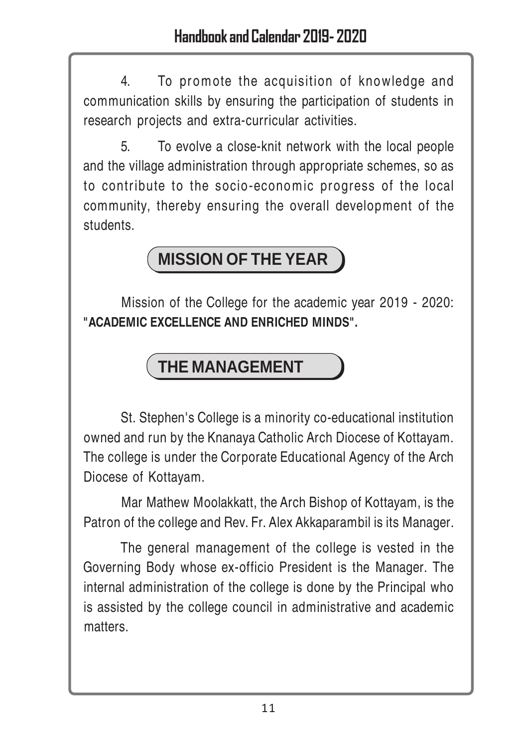4. To promote the acquisition of knowledge and communication skills by ensuring the participation of students in research projects and extra-curricular activities.

5. To evolve a close-knit network with the local people and the village administration through appropriate schemes, so as to contribute to the socio-economic progress of the local community, thereby ensuring the overall development of the students.

## MISSION OF THE YEAR

Mission of the College for the academic year 2019 - 2020: **"ACADEMIC EXCELLENCE AND ENRICHED MINDS".**

## THE MANAGEMENT

St. Stephen's College is a minority co-educational institution owned and run by the Knanaya Catholic Arch Diocese of Kottayam. The college is under the Corporate Educational Agency of the Arch Diocese of Kottayam.

Mar Mathew Moolakkatt, the Arch Bishop of Kottayam, is the Patron of the college and Rev. Fr. Alex Akkaparambil is its Manager.

The general management of the college is vested in the Governing Body whose ex-officio President is the Manager. The internal administration of the college is done by the Principal who is assisted by the college council in administrative and academic matters.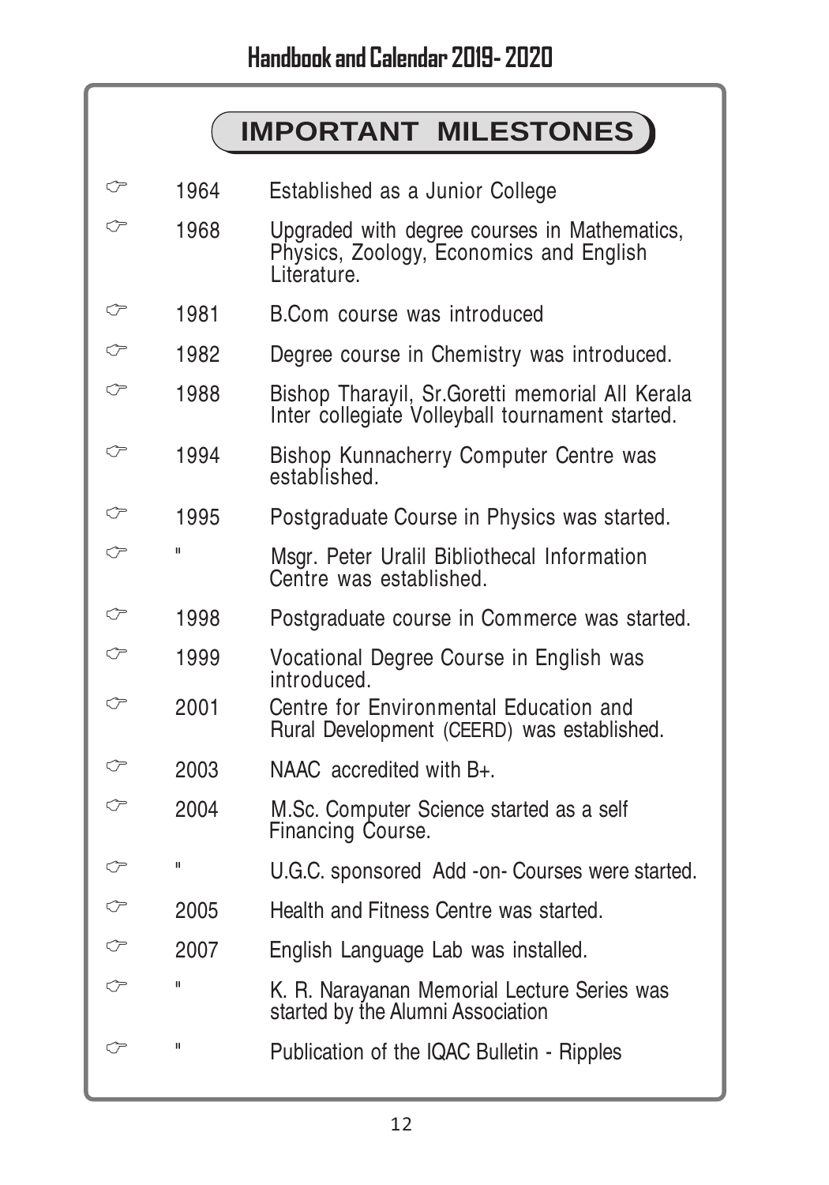## IMPORTANT MILESTONES

- 1964 Established as a Junior College
- 1968 Upgraded with degree courses in Mathematics, Physics, Zoology, Economics and English Literature.
- 1981 B.Com course was introduced
- 1982 Degree course in Chemistry was introduced.
- 1988 Bishop Tharayil, Sr.Goretti memorial All Kerala Inter collegiate Volleyball tournament started.
- 1994 Bishop Kunnacherry Computer Centre was established.
- 1995 Postgraduate Course in Physics was started.
- " Msgr. Peter Uralil Bibliothecal Information Centre was established.
- 1998 Postgraduate course in Commerce was started.
- 1999 Vocational Degree Course in English was introduced.
- 2001 Centre for Environmental Education and Rural Development (CEERD) was established.
- 2003 NAAC accredited with B+.
- 2004 M.Sc. Computer Science started as a self Financing Course.
- " U.G.C. sponsored Add -on- Courses were started.
- 2005 Health and Fitness Centre was started.
- 2007 English Language Lab was installed.
- " K. R. Narayanan Memorial Lecture Series was started by the Alumni Association
- " Publication of the IQAC Bulletin - Ripples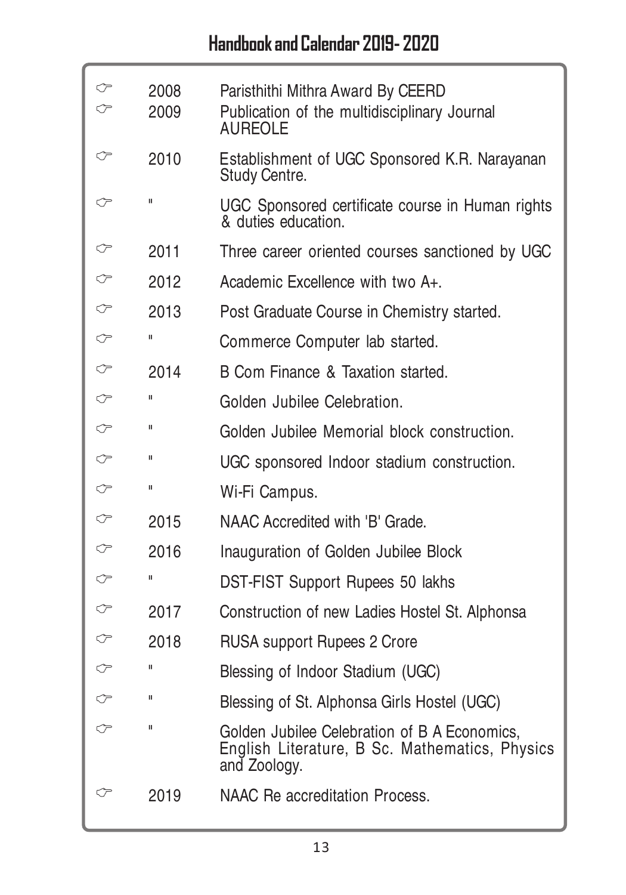| | | |
|---|---|---|
| ☞ | 2008 | Paristhithi Mithra Award By CEERD |
| ☞ | 2009 | Publication of the multidisciplinary Journal AUREOLE |
| ☞ | 2010 | Establishment of UGC Sponsored K.R. Narayanan Study Centre. |
| ☞ | " | UGC Sponsored certificate course in Human rights & duties education. |
| ☞ | 2011 | Three career oriented courses sanctioned by UGC |
| ☞ | 2012 | Academic Excellence with two A+. |
| ☞ | 2013 | Post Graduate Course in Chemistry started. |
| ☞ | " | Commerce Computer lab started. |
| ☞ | 2014 | B Com Finance & Taxation started. |
| ☞ | " | Golden Jubilee Celebration. |
| ☞ | " | Golden Jubilee Memorial block construction. |
| ☞ | " | UGC sponsored Indoor stadium construction. |
| ☞ | " | Wi-Fi Campus. |
| ☞ | 2015 | NAAC Accredited with 'B' Grade. |
| ☞ | 2016 | Inauguration of Golden Jubilee Block |
| ☞ | " | DST-FIST Support Rupees 50 lakhs |
| ☞ | 2017 | Construction of new Ladies Hostel St. Alphonsa |
| ☞ | 2018 | RUSA support Rupees 2 Crore |
| ☞ | " | Blessing of Indoor Stadium (UGC) |
| ☞ | " | Blessing of St. Alphonsa Girls Hostel (UGC) |
| ☞ | " | Golden Jubilee Celebration of B A Economics, English Literature, B Sc. Mathematics, Physics and Zoology. |
| ☞ | 2019 | NAAC Re accreditation Process. |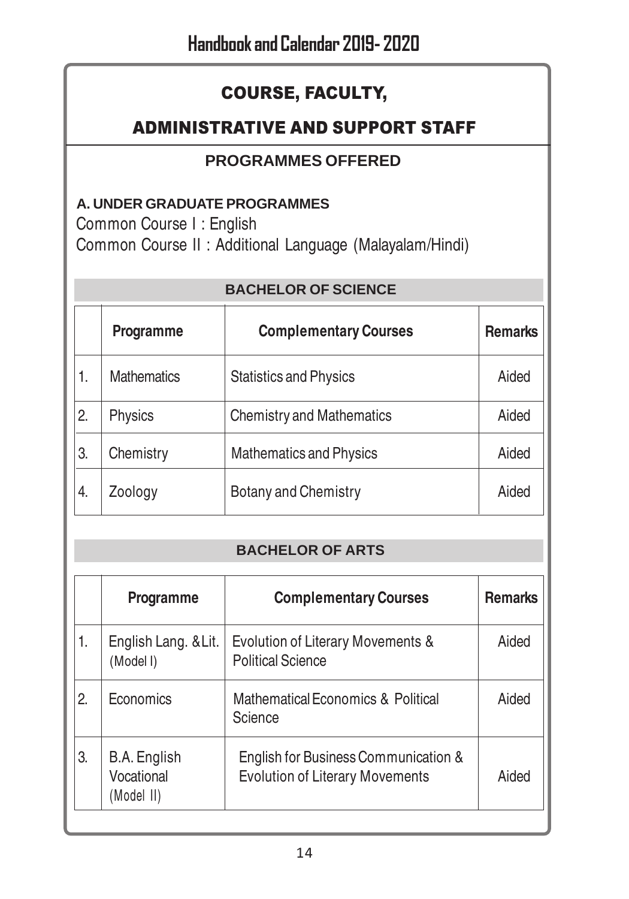# COURSE, FACULTY,

# ADMINISTRATIVE AND SUPPORT STAFF

## PROGRAMMES OFFERED

**A. UNDER GRADUATE PROGRAMMES**

Common Course I : English

Common Course II : Additional Language (Malayalam/Hindi)

### BACHELOR OF SCIENCE

| | Programme | Complementary Courses | Remarks |
|---|---|---|---|
| 1. | Mathematics | Statistics and Physics | Aided |
| 2. | Physics | Chemistry and Mathematics | Aided |
| 3. | Chemistry | Mathematics and Physics | Aided |
| 4. | Zoology | Botany and Chemistry | Aided |

### BACHELOR OF ARTS

| | Programme | Complementary Courses | Remarks |
|---|---|---|---|
| 1. | English Lang. & Lit. (Model I) | Evolution of Literary Movements & Political Science | Aided |
| 2. | Economics | Mathematical Economics & Political Science | Aided |
| 3. | B.A. English Vocational (Model II) | English for Business Communication & Evolution of Literary Movements | Aided |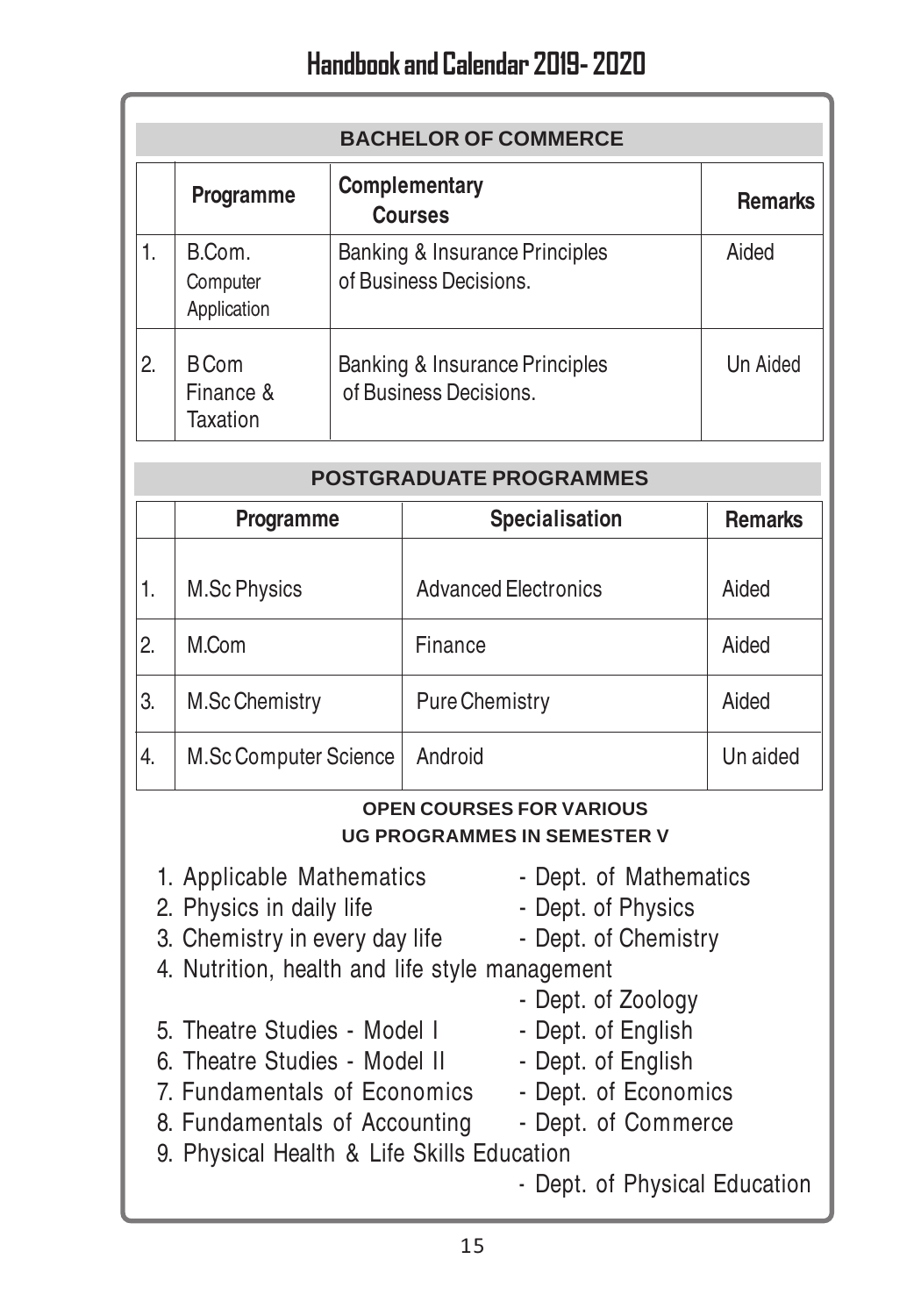## BACHELOR OF COMMERCE

| | Programme | Complementary Courses | Remarks |
|---|---|---|---|
| 1. | B.Com. Computer Application | Banking & Insurance Principles of Business Decisions. | Aided |
| 2. | B Com Finance & Taxation | Banking & Insurance Principles of Business Decisions. | Un Aided |

## POSTGRADUATE PROGRAMMES

| | Programme | Specialisation | Remarks |
|---|---|---|---|
| 1. | M.Sc Physics | Advanced Electronics | Aided |
| 2. | M.Com | Finance | Aided |
| 3. | M.Sc Chemistry | Pure Chemistry | Aided |
| 4. | M.Sc Computer Science | Android | Un aided |

### OPEN COURSES FOR VARIOUS UG PROGRAMMES IN SEMESTER V

1. Applicable Mathematics - Dept. of Mathematics
2. Physics in daily life - Dept. of Physics
3. Chemistry in every day life - Dept. of Chemistry
4. Nutrition, health and life style management - Dept. of Zoology
5. Theatre Studies - Model I - Dept. of English
6. Theatre Studies - Model II - Dept. of English
7. Fundamentals of Economics - Dept. of Economics
8. Fundamentals of Accounting - Dept. of Commerce
9. Physical Health & Life Skills Education - Dept. of Physical Education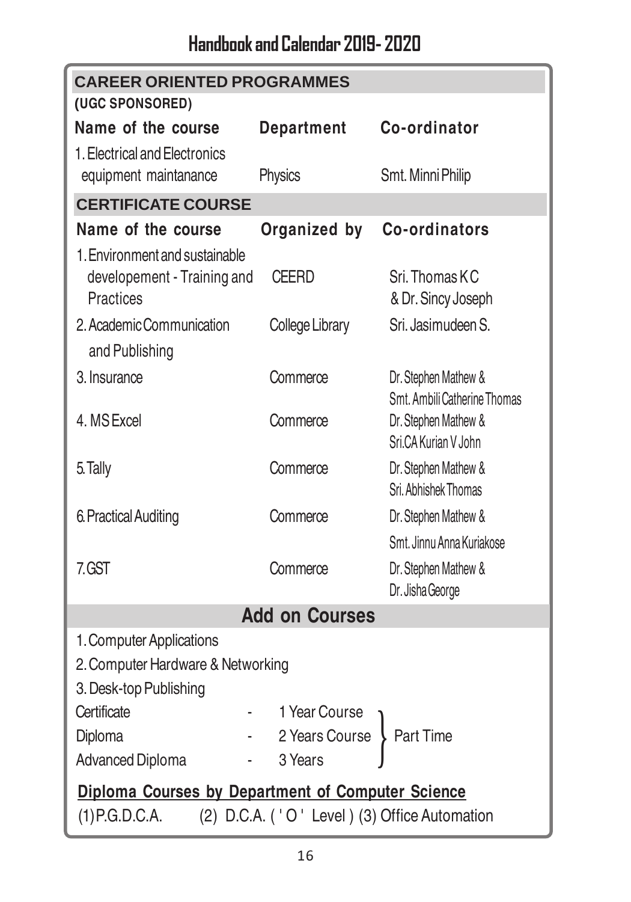## CAREER ORIENTED PROGRAMMES

**(UGC SPONSORED)**

| Name of the course | Department | Co-ordinator |
|---|---|---|
| 1. Electrical and Electronics equipment maintanance | Physics | Smt. Minni Philip |

## CERTIFICATE COURSE

| Name of the course | Organized by | Co-ordinators |
|---|---|---|
| 1. Environment and sustainable developement - Training and Practices | CEERD | Sri. Thomas K C & Dr. Sincy Joseph |
| 2. Academic Communication and Publishing | College Library | Sri. Jasimudeen S. |
| 3. Insurance | Commerce | Dr. Stephen Mathew & Smt. Ambili Catherine Thomas |
| 4. MS Excel | Commerce | Dr. Stephen Mathew & Sri.CA Kurian V John |
| 5. Tally | Commerce | Dr. Stephen Mathew & Sri. Abhishek Thomas |
| 6. Practical Auditing | Commerce | Dr. Stephen Mathew & Smt. Jinnu Anna Kuriakose |
| 7. GST | Commerce | Dr. Stephen Mathew & Dr. Jisha George |

## Add on Courses

1. Computer Applications
2. Computer Hardware & Networking
3. Desk-top Publishing

| | | | |
|---|---|---|---|
| Certificate | - | 1 Year Course | Part Time |
| Diploma | - | 2 Years Course | |
| Advanced Diploma | - | 3 Years | |

**Diploma Courses by Department of Computer Science**

(1) P.G.D.C.A. (2) D.C.A. ( ' O ' Level ) (3) Office Automation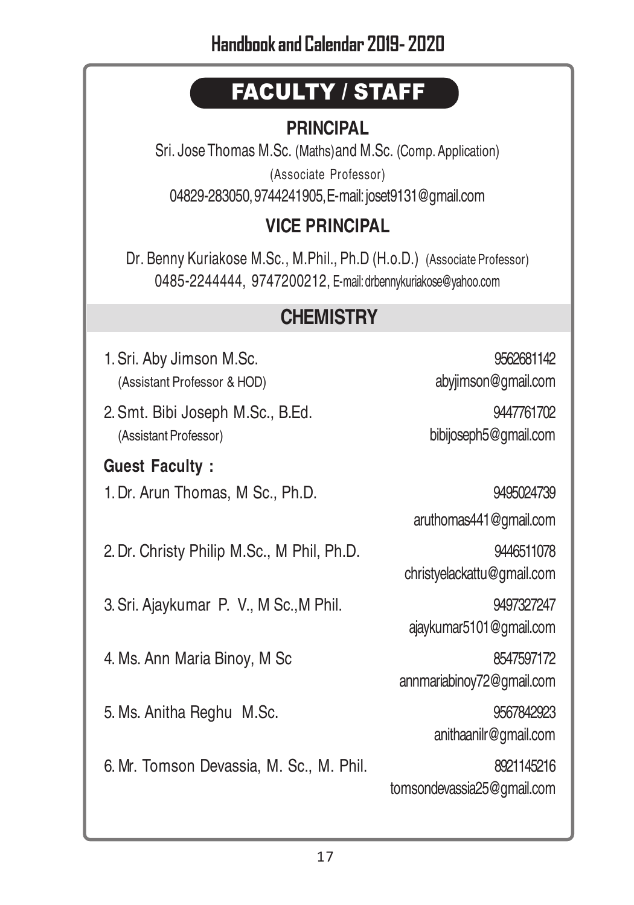# FACULTY / STAFF

## PRINCIPAL

Sri. Jose Thomas M.Sc. (Maths) and M.Sc. (Comp. Application)

(Associate Professor)

04829-283050, 9744241905, E-mail: joset9131@gmail.com

## VICE PRINCIPAL

Dr. Benny Kuriakose M.Sc., M.Phil., Ph.D (H.o.D.) (Associate Professor)

0485-2244444, 9747200212, E-mail: drbennykuriakose@yahoo.com

## CHEMISTRY

1. Sri. Aby Jimson M.Sc. — 9562681142
   (Assistant Professor & HOD) — abyjimson@gmail.com
2. Smt. Bibi Joseph M.Sc., B.Ed. — 9447761702
   (Assistant Professor) — bibijoseph5@gmail.com

**Guest Faculty :**

1. Dr. Arun Thomas, M Sc., Ph.D. — 9495024739
   aruthomas441@gmail.com
2. Dr. Christy Philip M.Sc., M Phil, Ph.D. — 9446511078
   christyelackattu@gmail.com
3. Sri. Ajaykumar P. V., M Sc.,M Phil. — 9497327247
   ajaykumar5101@gmail.com
4. Ms. Ann Maria Binoy, M Sc — 8547597172
   annmariabinoy72@gmail.com
5. Ms. Anitha Reghu M.Sc. — 9567842923
   anithaanilr@gmail.com
6. Mr. Tomson Devassia, M. Sc., M. Phil. — 8921145216
   tomsondevassia25@gmail.com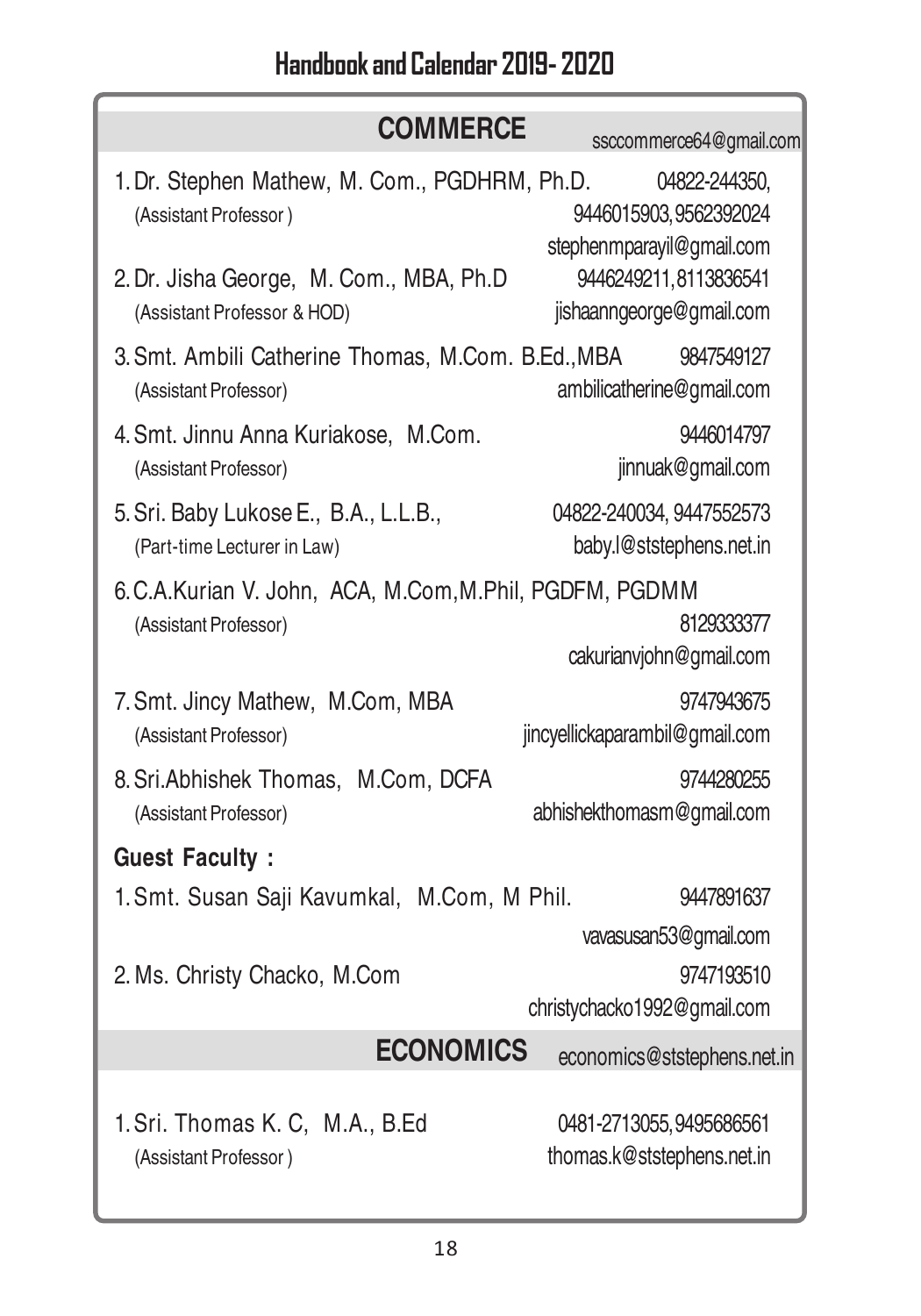## COMMERCE

ssccommerce64@gmail.com

1. Dr. Stephen Mathew, M. Com., PGDHRM, Ph.D. — 04822-244350, 9446015903, 9562392024
   (Assistant Professor)
   stephenmparayil@gmail.com

2. Dr. Jisha George, M. Com., MBA, Ph.D — 9446249211, 8113836541
   (Assistant Professor & HOD)
   jishaanngeorge@gmail.com

3. Smt. Ambili Catherine Thomas, M.Com. B.Ed., MBA — 9847549127
   (Assistant Professor)
   ambilicatherine@gmail.com

4. Smt. Jinnu Anna Kuriakose, M.Com. — 9446014797
   (Assistant Professor)
   jinnuak@gmail.com

5. Sri. Baby Lukose E., B.A., L.L.B., — 04822-240034, 9447552573
   (Part-time Lecturer in Law)
   baby.l@ststephens.net.in

6. C.A.Kurian V. John, ACA, M.Com, M.Phil, PGDFM, PGDMM — 8129333377
   (Assistant Professor)
   cakurianvjohn@gmail.com

7. Smt. Jincy Mathew, M.Com, MBA — 9747943675
   (Assistant Professor)
   jincyellickaparambil@gmail.com

8. Sri.Abhishek Thomas, M.Com, DCFA — 9744280255
   (Assistant Professor)
   abhishekthomasm@gmail.com

**Guest Faculty :**

1. Smt. Susan Saji Kavumkal, M.Com, M Phil. — 9447891637
   vavasusan53@gmail.com

2. Ms. Christy Chacko, M.Com — 9747193510
   christychacko1992@gmail.com

## ECONOMICS

economics@ststephens.net.in

1. Sri. Thomas K. C, M.A., B.Ed — 0481-2713055, 9495686561
   (Assistant Professor)
   thomas.k@ststephens.net.in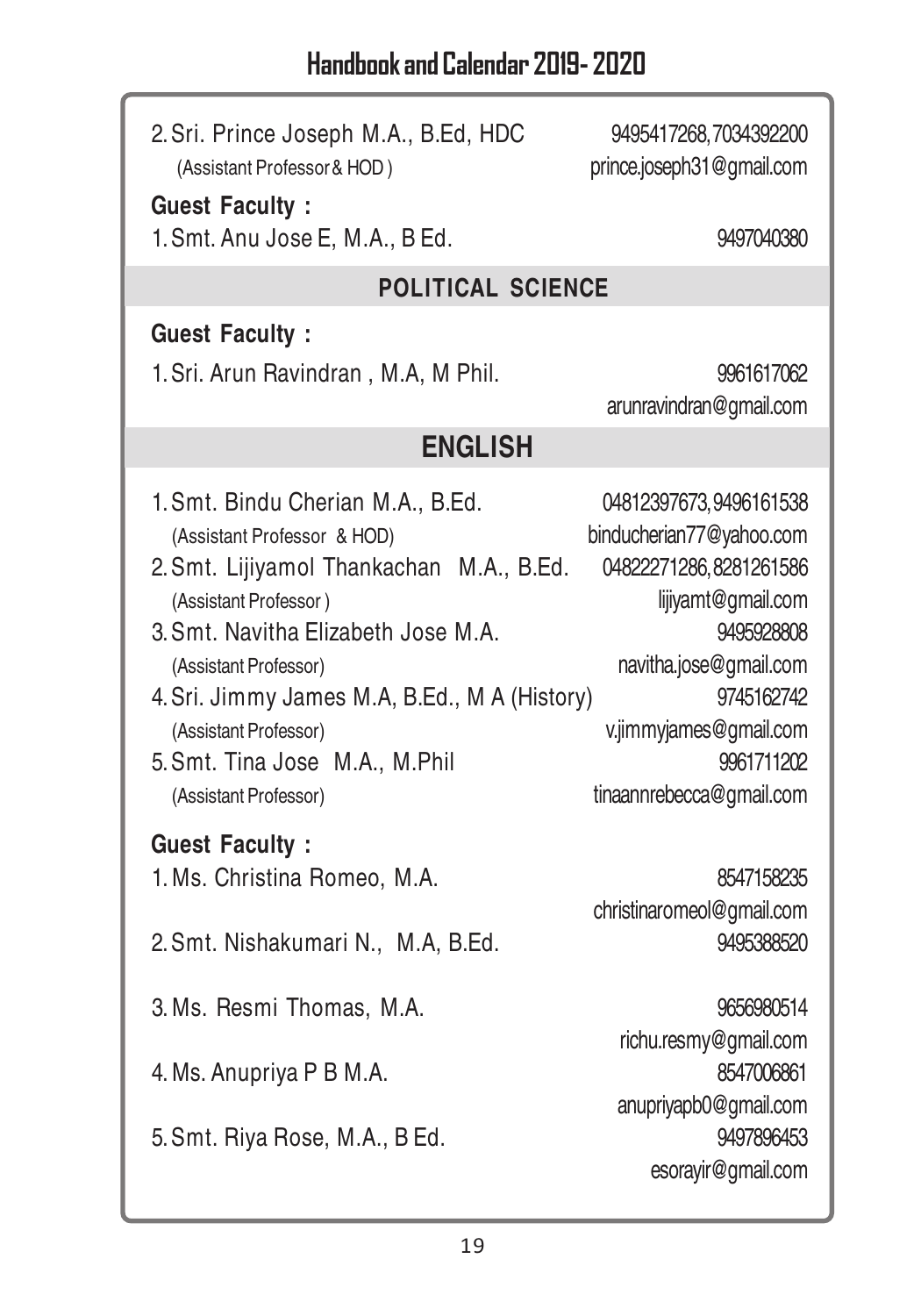2. Sri. Prince Joseph M.A., B.Ed, HDC — 9495417268, 7034392200
(Assistant Professor & HOD) — prince.joseph31@gmail.com

**Guest Faculty :**

1. Smt. Anu Jose E, M.A., B Ed. — 9497040380

## POLITICAL SCIENCE

**Guest Faculty :**

1. Sri. Arun Ravindran , M.A, M Phil. — 9961617062
arunravindran@gmail.com

## ENGLISH

1. Smt. Bindu Cherian M.A., B.Ed. — 04812397673, 9496161538
(Assistant Professor & HOD) — binducherian77@yahoo.com
2. Smt. Lijiyamol Thankachan M.A., B.Ed. — 04822271286, 8281261586
(Assistant Professor) — lijiyamt@gmail.com
3. Smt. Navitha Elizabeth Jose M.A. — 9495928808
(Assistant Professor) — navitha.jose@gmail.com
4. Sri. Jimmy James M.A, B.Ed., M A (History) — 9745162742
(Assistant Professor) — v.jimmyjames@gmail.com
5. Smt. Tina Jose M.A., M.Phil — 9961711202
(Assistant Professor) — tinaannrebecca@gmail.com

**Guest Faculty :**

1. Ms. Christina Romeo, M.A. — 8547158235
christinaromeol@gmail.com
2. Smt. Nishakumari N., M.A, B.Ed. — 9495388520
3. Ms. Resmi Thomas, M.A. — 9656980514
richu.resmy@gmail.com
4. Ms. Anupriya P B M.A. — 8547006861
anupriyapb0@gmail.com
5. Smt. Riya Rose, M.A., B Ed. — 9497896453
esorayir@gmail.com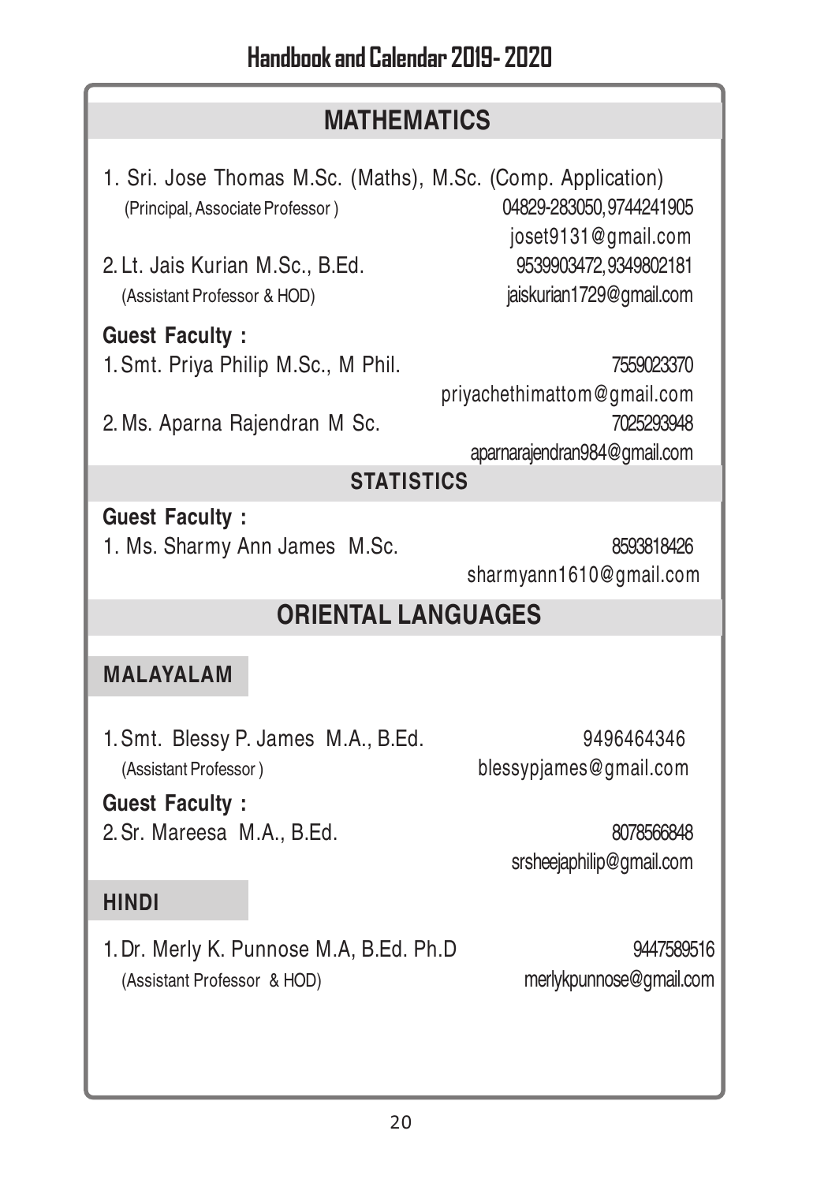## MATHEMATICS

1. Sri. Jose Thomas M.Sc. (Maths), M.Sc. (Comp. Application)
   (Principal, Associate Professor) — 04829-283050, 9744241905
   joset9131@gmail.com
2. Lt. Jais Kurian M.Sc., B.Ed. — 9539903472, 9349802181
   (Assistant Professor & HOD) — jaiskurian1729@gmail.com

**Guest Faculty :**

1. Smt. Priya Philip M.Sc., M Phil. — 7559023370
   priyachethimattom@gmail.com
2. Ms. Aparna Rajendran M Sc. — 7025293948
   aparnarajendran984@gmail.com

## STATISTICS

**Guest Faculty :**

1. Ms. Sharmy Ann James M.Sc. — 8593818426
   sharmyann1610@gmail.com

## ORIENTAL LANGUAGES

### MALAYALAM

1. Smt. Blessy P. James M.A., B.Ed. — 9496464346
   (Assistant Professor) — blessypjames@gmail.com

**Guest Faculty :**

2. Sr. Mareesa M.A., B.Ed. — 8078566848
   srsheejaphilip@gmail.com

### HINDI

1. Dr. Merly K. Punnose M.A, B.Ed. Ph.D — 9447589516
   (Assistant Professor & HOD) — merlykpunnose@gmail.com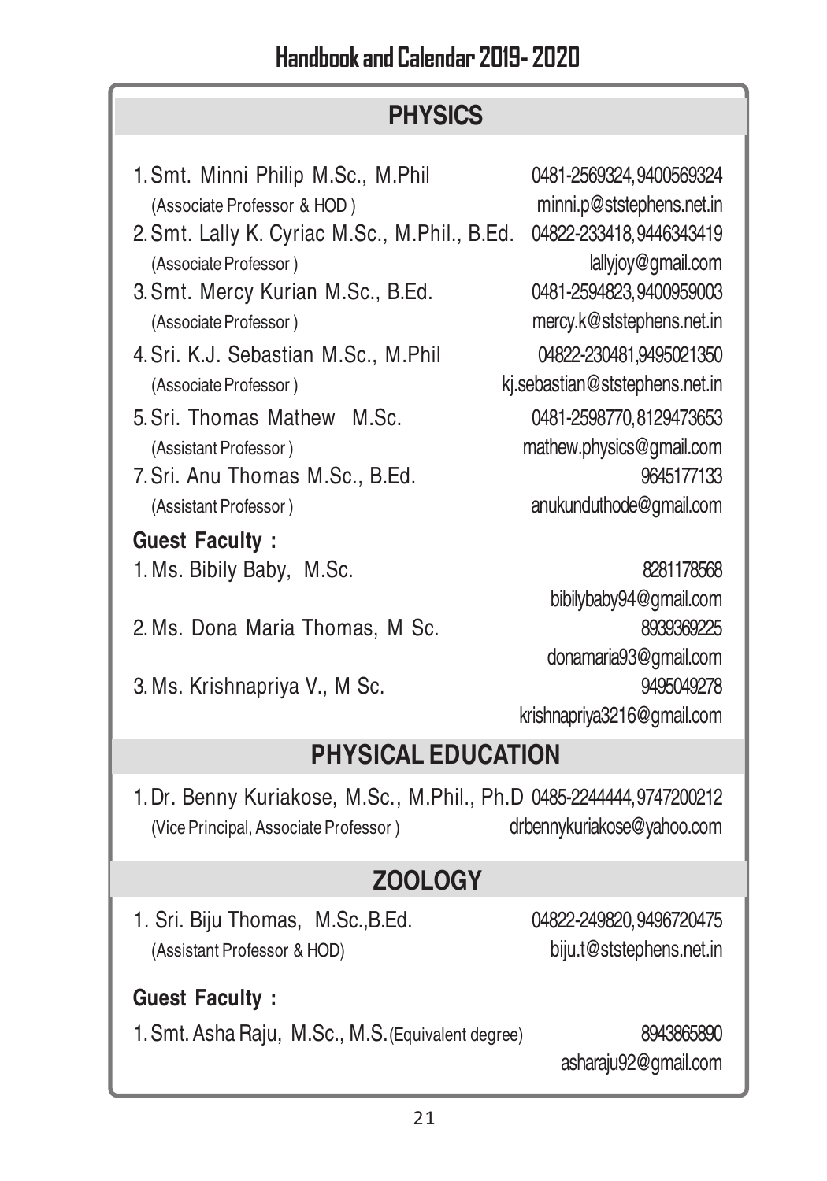## PHYSICS

1. Smt. Minni Philip M.Sc., M.Phil — 0481-2569324, 9400569324
   (Associate Professor & HOD) — minni.p@ststephens.net.in
2. Smt. Lally K. Cyriac M.Sc., M.Phil., B.Ed. — 04822-233418, 9446343419
   (Associate Professor) — lallyjoy@gmail.com
3. Smt. Mercy Kurian M.Sc., B.Ed. — 0481-2594823, 9400959003
   (Associate Professor) — mercy.k@ststephens.net.in
4. Sri. K.J. Sebastian M.Sc., M.Phil — 04822-230481, 9495021350
   (Associate Professor) — kj.sebastian@ststephens.net.in
5. Sri. Thomas Mathew M.Sc. — 0481-2598770, 8129473653
   (Assistant Professor) — mathew.physics@gmail.com
7. Sri. Anu Thomas M.Sc., B.Ed. — 9645177133
   (Assistant Professor) — anukunduthode@gmail.com

**Guest Faculty :**

1. Ms. Bibily Baby, M.Sc. — 8281178568
   bibilybaby94@gmail.com
2. Ms. Dona Maria Thomas, M Sc. — 8939369225
   donamaria93@gmail.com
3. Ms. Krishnapriya V., M Sc. — 9495049278
   krishnapriya3216@gmail.com

## PHYSICAL EDUCATION

1. Dr. Benny Kuriakose, M.Sc., M.Phil., Ph.D — 0485-2244444, 9747200212
   (Vice Principal, Associate Professor) — drbennykuriakose@yahoo.com

## ZOOLOGY

1. Sri. Biju Thomas, M.Sc.,B.Ed. — 04822-249820, 9496720475
   (Assistant Professor & HOD) — biju.t@ststephens.net.in

**Guest Faculty :**

1. Smt. Asha Raju, M.Sc., M.S. (Equivalent degree) — 8943865890
   asharaju92@gmail.com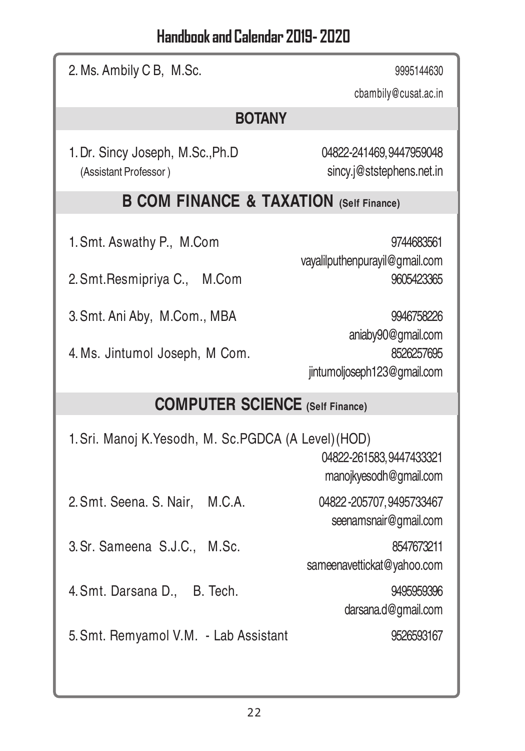2. Ms. Ambily C B, M.Sc. 9995144630
cbambily@cusat.ac.in

## BOTANY

1. Dr. Sincy Joseph, M.Sc.,Ph.D 04822-241469, 9447959048
(Assistant Professor) sincy.j@ststephens.net.in

## B COM FINANCE & TAXATION (Self Finance)

1. Smt. Aswathy P., M.Com 9744683561
vayalilputhenpurayil@gmail.com
2. Smt.Resmipriya C., M.Com 9605423365
3. Smt. Ani Aby, M.Com., MBA 9946758226
aniaby90@gmail.com
4. Ms. Jintumol Joseph, M Com. 8526257695
jintumoljoseph123@gmail.com

## COMPUTER SCIENCE (Self Finance)

1. Sri. Manoj K.Yesodh, M. Sc.PGDCA (A Level)(HOD)
04822-261583, 9447433321
manojkyesodh@gmail.com
2. Smt. Seena. S. Nair, M.C.A. 04822-205707, 9495733467
seenamsnair@gmail.com
3. Sr. Sameena S.J.C., M.Sc. 8547673211
sameenavettickat@yahoo.com
4. Smt. Darsana D., B. Tech. 9495959396
darsana.d@gmail.com
5. Smt. Remyamol V.M. - Lab Assistant 9526593167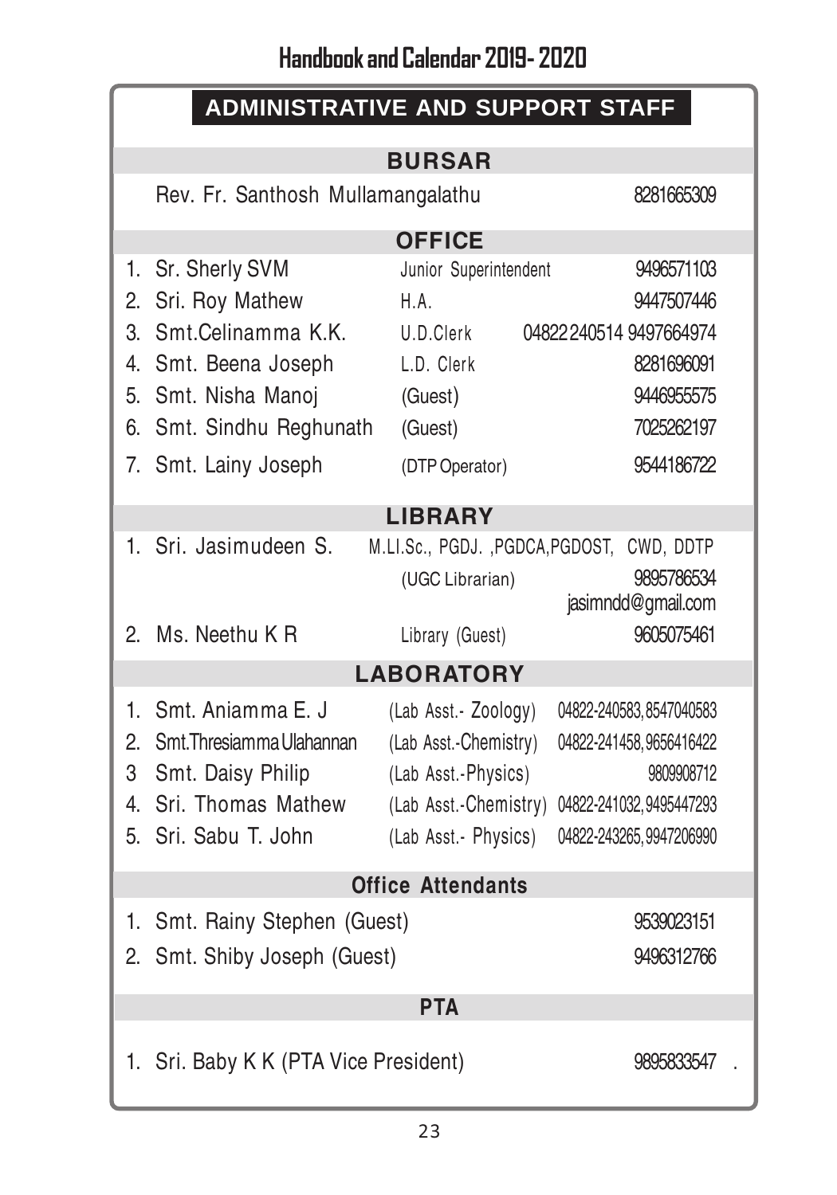# ADMINISTRATIVE AND SUPPORT STAFF

## BURSAR

Rev. Fr. Santhosh Mullamangalathu 8281665309

## OFFICE

| No. | Name | Designation | Phone |
|---|---|---|---|
| 1. | Sr. Sherly SVM | Junior Superintendent | 9496571103 |
| 2. | Sri. Roy Mathew | H.A. | 9447507446 |
| 3. | Smt.Celinamma K.K. | U.D.Clerk | 04822 240514 9497664974 |
| 4. | Smt. Beena Joseph | L.D. Clerk | 8281696091 |
| 5. | Smt. Nisha Manoj | (Guest) | 9446955575 |
| 6. | Smt. Sindhu Reghunath | (Guest) | 7025262197 |
| 7. | Smt. Lainy Joseph | (DTP Operator) | 9544186722 |

## LIBRARY

| No. | Name | Designation | Phone |
|---|---|---|---|
| 1. | Sri. Jasimudeen S. | M.LI.Sc., PGDJ. ,PGDCA,PGDOST, CWD, DDTP (UGC Librarian) | 9895786534 jasimndd@gmail.com |
| 2. | Ms. Neethu K R | Library (Guest) | 9605075461 |

## LABORATORY

| No. | Name | Designation | Phone |
|---|---|---|---|
| 1. | Smt. Aniamma E. J | (Lab Asst.- Zoology) | 04822-240583, 8547040583 |
| 2. | Smt.Thresiamma Ulahannan | (Lab Asst.-Chemistry) | 04822-241458, 9656416422 |
| 3 | Smt. Daisy Philip | (Lab Asst.-Physics) | 9809908712 |
| 4. | Sri. Thomas Mathew | (Lab Asst.-Chemistry) | 04822-241032, 9495447293 |
| 5. | Sri. Sabu T. John | (Lab Asst.- Physics) | 04822-243265, 9947206990 |

## Office Attendants

| No. | Name | Phone |
|---|---|---|
| 1. | Smt. Rainy Stephen (Guest) | 9539023151 |
| 2. | Smt. Shiby Joseph (Guest) | 9496312766 |

## PTA

1. Sri. Baby K K (PTA Vice President) 9895833547 .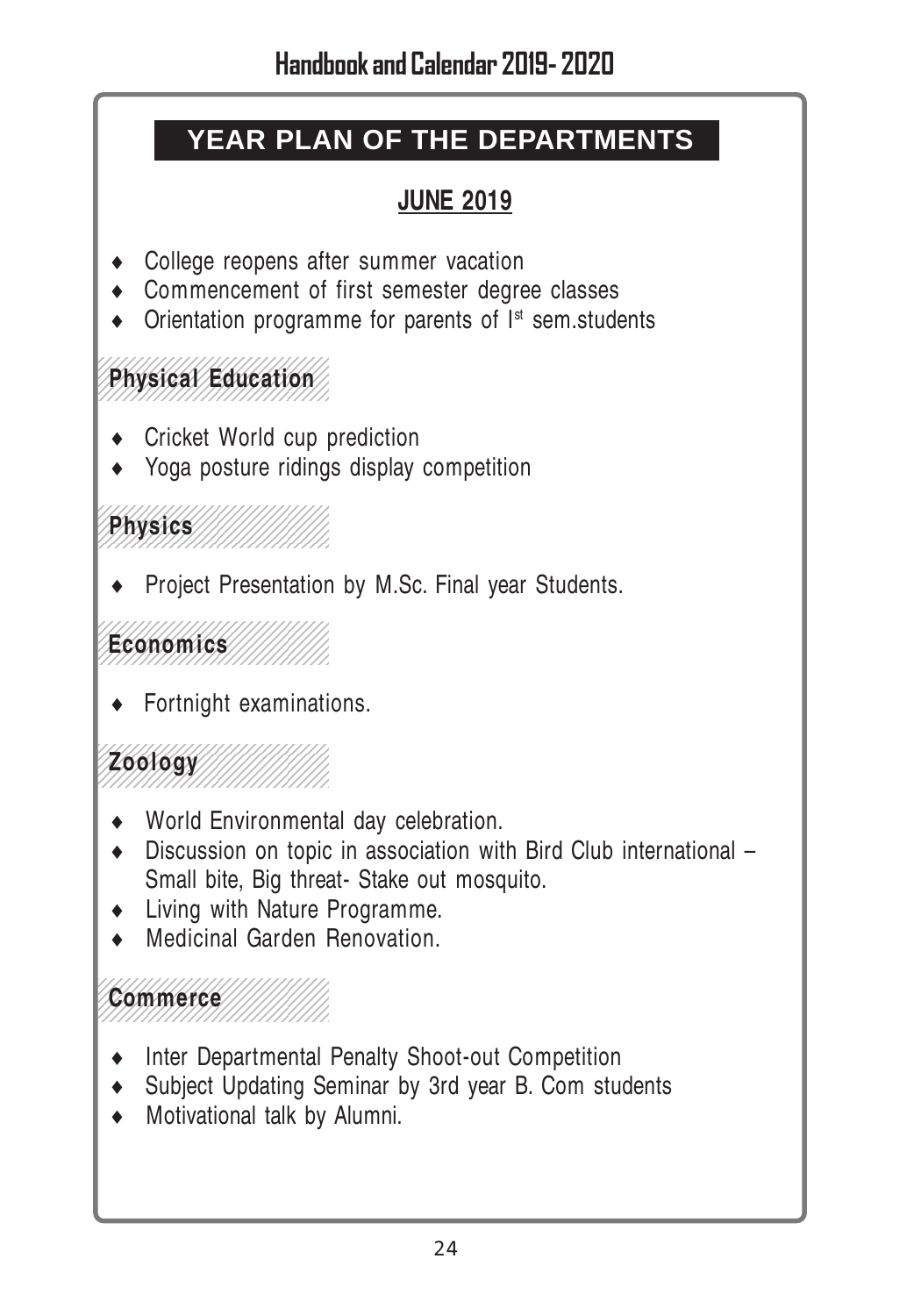# YEAR PLAN OF THE DEPARTMENTS

## JUNE 2019

- College reopens after summer vacation
- Commencement of first semester degree classes
- Orientation programme for parents of Ist sem.students

### Physical Education

- Cricket World cup prediction
- Yoga posture ridings display competition

### Physics

- Project Presentation by M.Sc. Final year Students.

### Economics

- Fortnight examinations.

### Zoology

- World Environmental day celebration.
- Discussion on topic in association with Bird Club international – Small bite, Big threat- Stake out mosquito.
- Living with Nature Programme.
- Medicinal Garden Renovation.

### Commerce

- Inter Departmental Penalty Shoot-out Competition
- Subject Updating Seminar by 3rd year B. Com students
- Motivational talk by Alumni.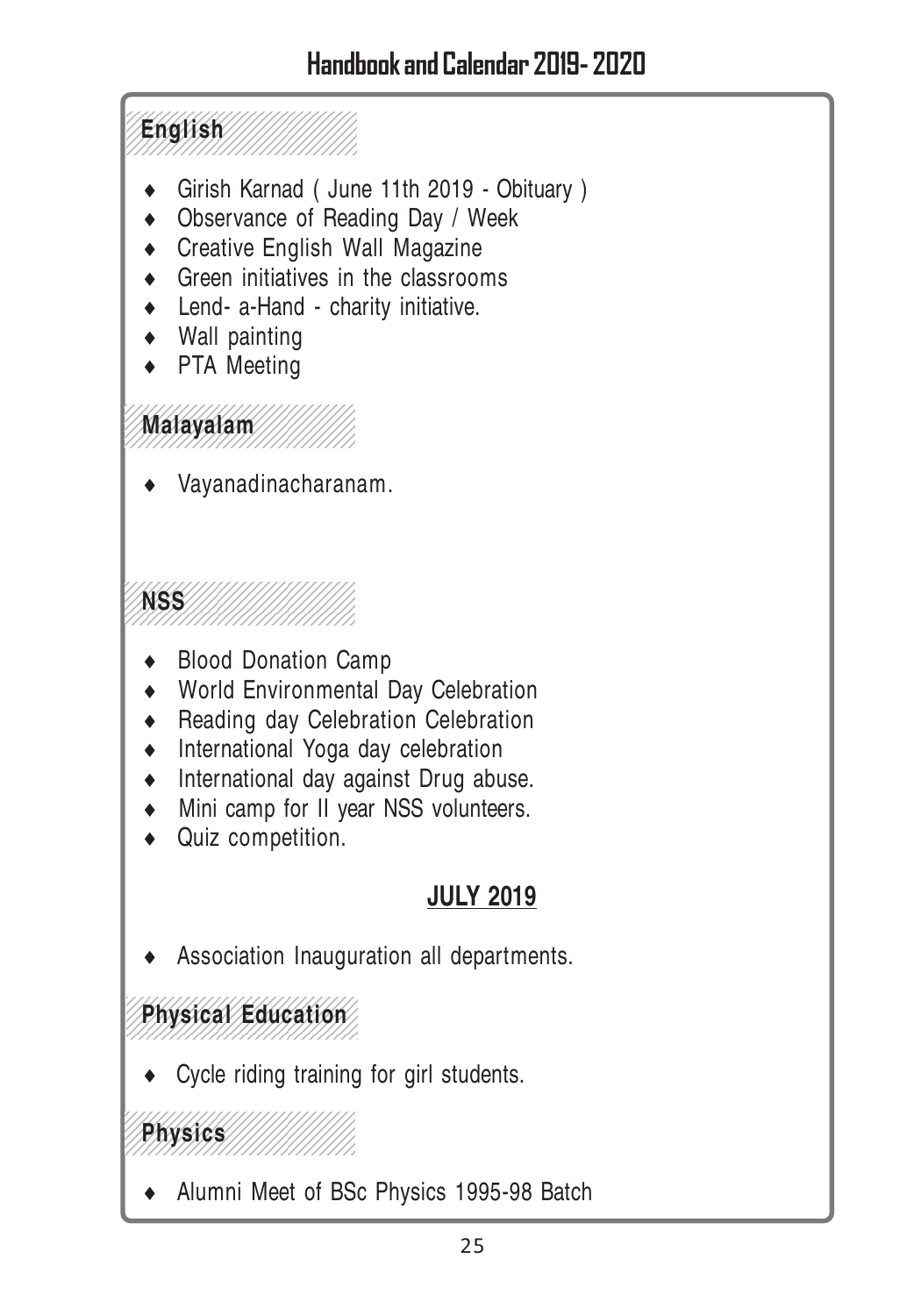### English

- Girish Karnad ( June 11th 2019 - Obituary )
- Observance of Reading Day / Week
- Creative English Wall Magazine
- Green initiatives in the classrooms
- Lend- a-Hand - charity initiative.
- Wall painting
- PTA Meeting

### Malayalam

- Vayanadinacharanam.

### NSS

- Blood Donation Camp
- World Environmental Day Celebration
- Reading day Celebration Celebration
- International Yoga day celebration
- International day against Drug abuse.
- Mini camp for II year NSS volunteers.
- Quiz competition.

## JULY 2019

- Association Inauguration all departments.

### Physical Education

- Cycle riding training for girl students.

### Physics

- Alumni Meet of BSc Physics 1995-98 Batch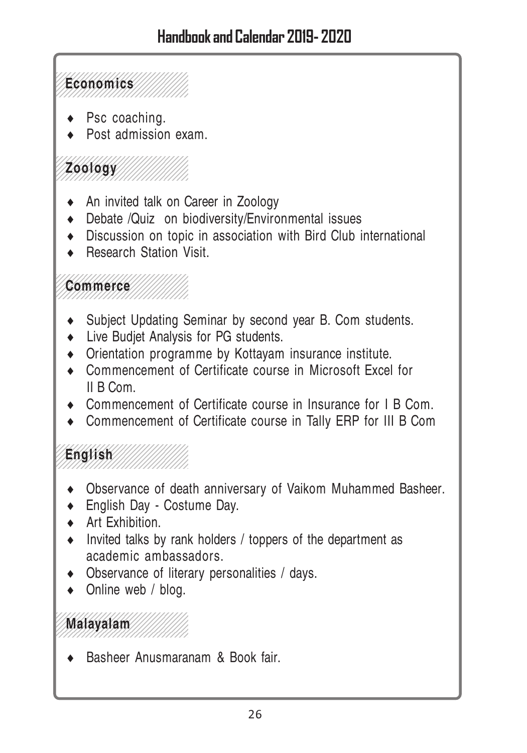## Economics

- Psc coaching.
- Post admission exam.

## Zoology

- An invited talk on Career in Zoology
- Debate /Quiz on biodiversity/Environmental issues
- Discussion on topic in association with Bird Club international
- Research Station Visit.

## Commerce

- Subject Updating Seminar by second year B. Com students.
- Live Budjet Analysis for PG students.
- Orientation programme by Kottayam insurance institute.
- Commencement of Certificate course in Microsoft Excel for II B Com.
- Commencement of Certificate course in Insurance for I B Com.
- Commencement of Certificate course in Tally ERP for III B Com

## English

- Observance of death anniversary of Vaikom Muhammed Basheer.
- English Day - Costume Day.
- Art Exhibition.
- Invited talks by rank holders / toppers of the department as academic ambassadors.
- Observance of literary personalities / days.
- Online web / blog.

## Malayalam

- Basheer Anusmaranam & Book fair.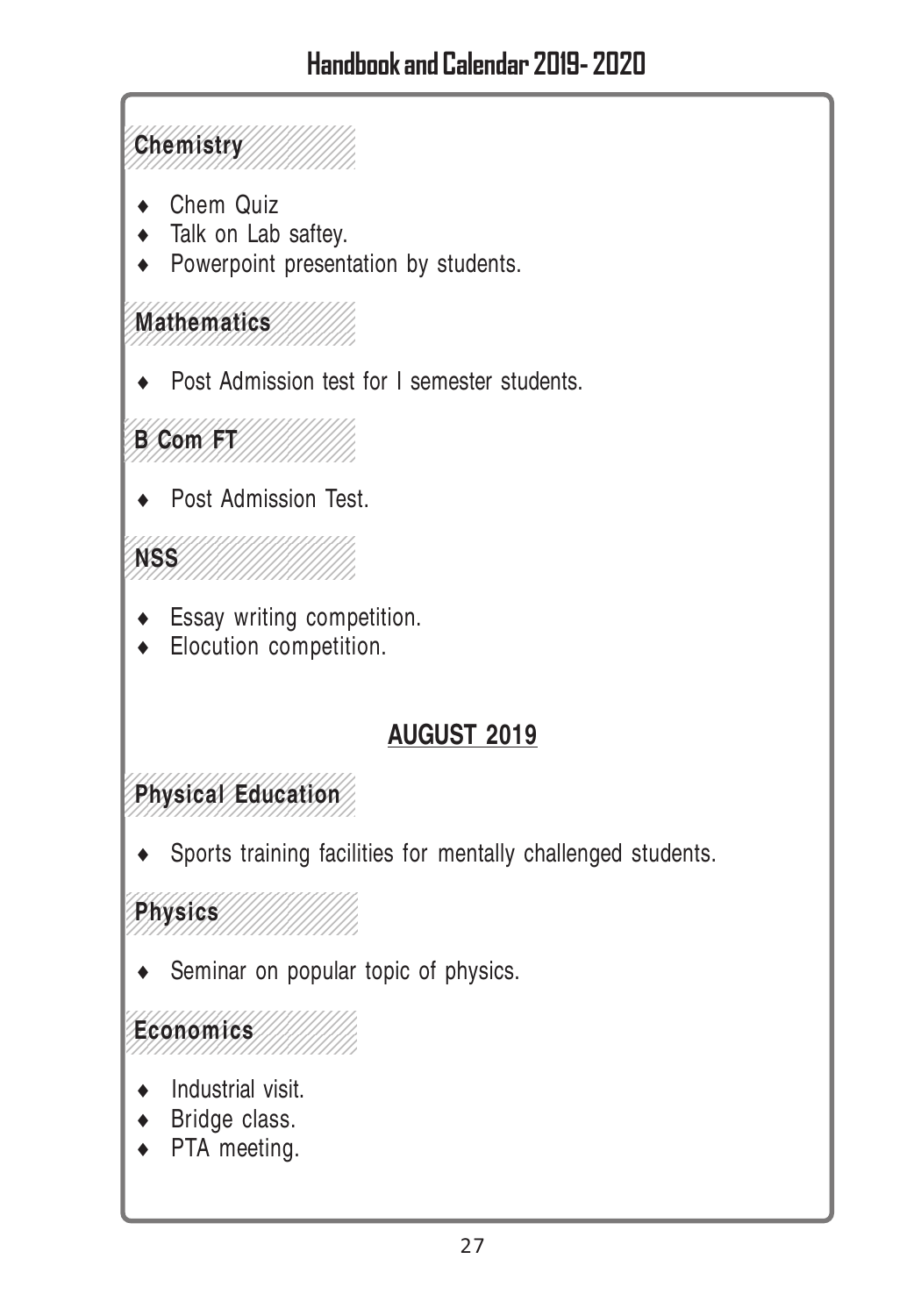### Chemistry

- Chem Quiz
- Talk on Lab saftey.
- Powerpoint presentation by students.

### Mathematics

- Post Admission test for I semester students.

### B Com FT

- Post Admission Test.

### NSS

- Essay writing competition.
- Elocution competition.

## AUGUST 2019

### Physical Education

- Sports training facilities for mentally challenged students.

### Physics

- Seminar on popular topic of physics.

### Economics

- Industrial visit.
- Bridge class.
- PTA meeting.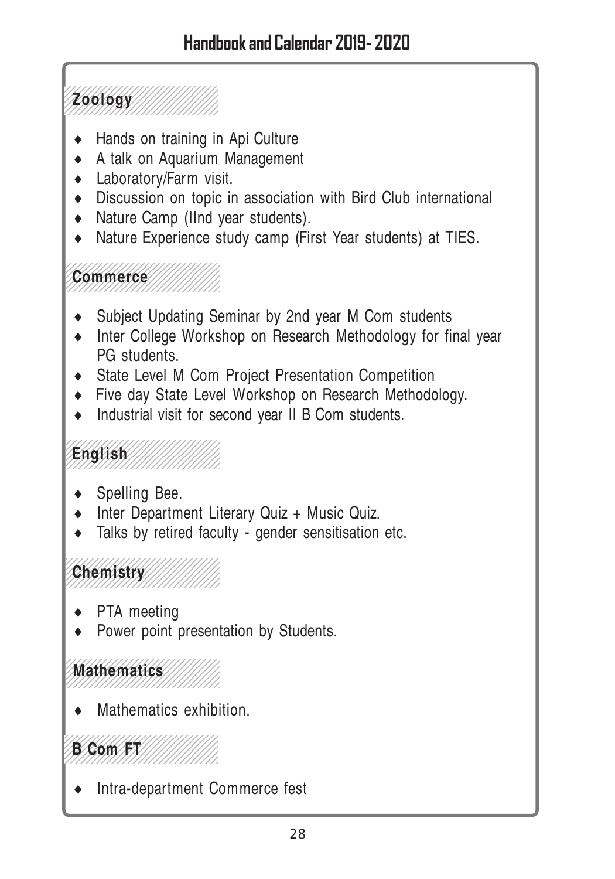## Zoology

- Hands on training in Api Culture
- A talk on Aquarium Management
- Laboratory/Farm visit.
- Discussion on topic in association with Bird Club international
- Nature Camp (IInd year students).
- Nature Experience study camp (First Year students) at TIES.

## Commerce

- Subject Updating Seminar by 2nd year M Com students
- Inter College Workshop on Research Methodology for final year PG students.
- State Level M Com Project Presentation Competition
- Five day State Level Workshop on Research Methodology.
- Industrial visit for second year II B Com students.

## English

- Spelling Bee.
- Inter Department Literary Quiz + Music Quiz.
- Talks by retired faculty - gender sensitisation etc.

## Chemistry

- PTA meeting
- Power point presentation by Students.

## Mathematics

- Mathematics exhibition.

## B Com FT

- Intra-department Commerce fest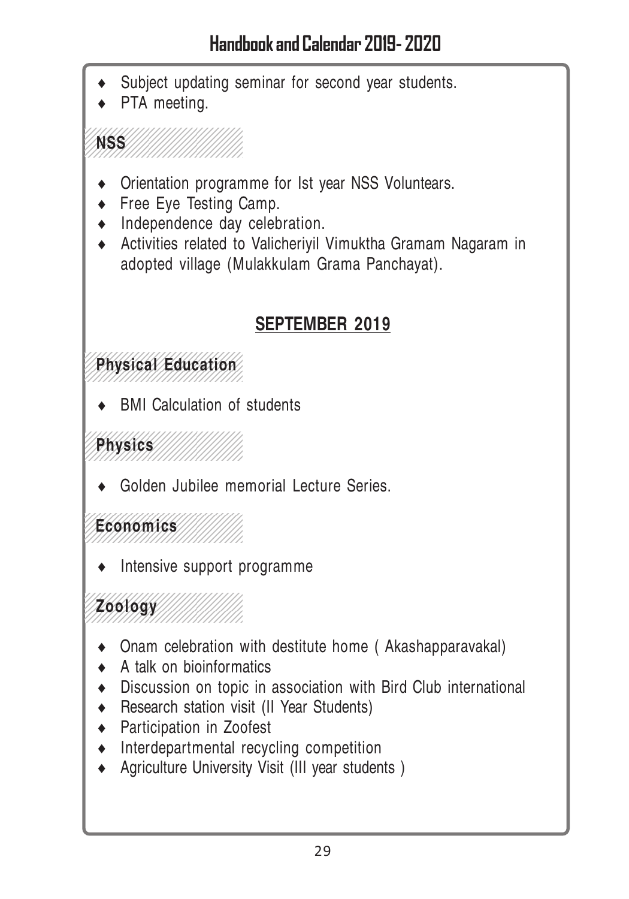- Subject updating seminar for second year students.
- PTA meeting.

### NSS

- Orientation programme for Ist year NSS Voluntears.
- Free Eye Testing Camp.
- Independence day celebration.
- Activities related to Valicheriyil Vimuktha Gramam Nagaram in adopted village (Mulakkulam Grama Panchayat).

## SEPTEMBER 2019

### Physical Education

- BMI Calculation of students

### Physics

- Golden Jubilee memorial Lecture Series.

### Economics

- Intensive support programme

### Zoology

- Onam celebration with destitute home ( Akashapparavakal)
- A talk on bioinformatics
- Discussion on topic in association with Bird Club international
- Research station visit (II Year Students)
- Participation in Zoofest
- Interdepartmental recycling competition
- Agriculture University Visit (III year students )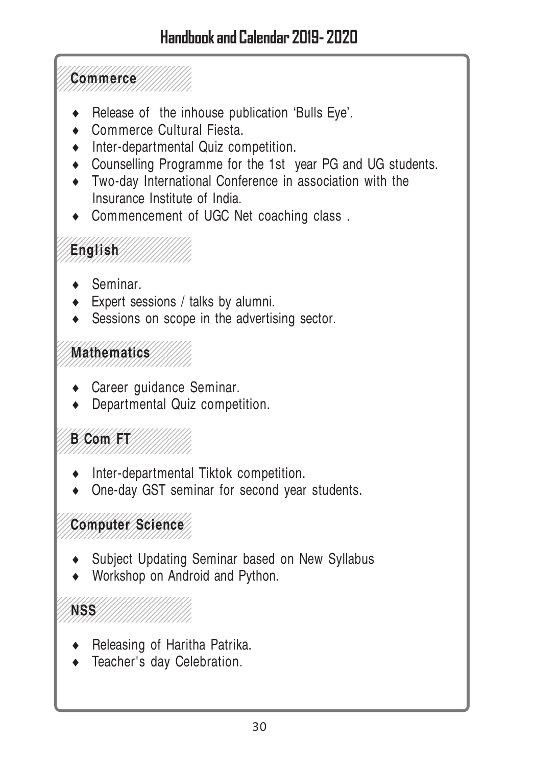## Commerce

- Release of the inhouse publication 'Bulls Eye'.
- Commerce Cultural Fiesta.
- Inter-departmental Quiz competition.
- Counselling Programme for the 1st year PG and UG students.
- Two-day International Conference in association with the Insurance Institute of India.
- Commencement of UGC Net coaching class .

## English

- Seminar.
- Expert sessions / talks by alumni.
- Sessions on scope in the advertising sector.

## Mathematics

- Career guidance Seminar.
- Departmental Quiz competition.

## B Com FT

- Inter-departmental Tiktok competition.
- One-day GST seminar for second year students.

## Computer Science

- Subject Updating Seminar based on New Syllabus
- Workshop on Android and Python.

## NSS

- Releasing of Haritha Patrika.
- Teacher's day Celebration.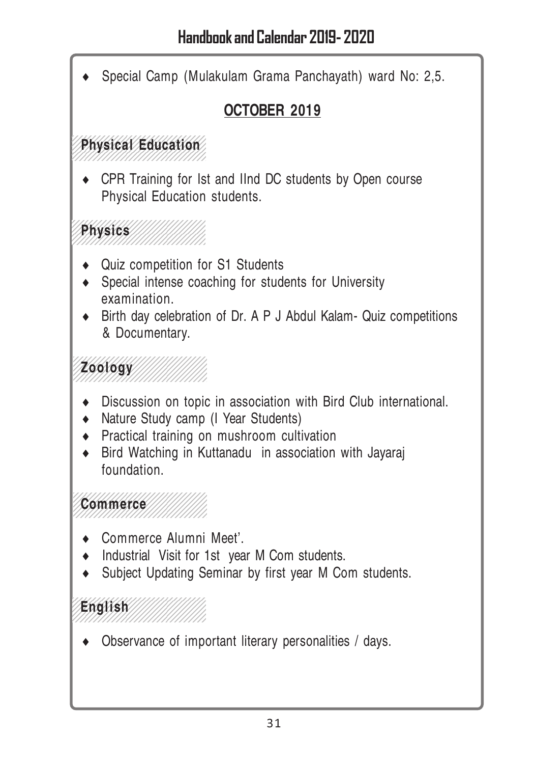- Special Camp (Mulakulam Grama Panchayath) ward No: 2,5.

## OCTOBER 2019

### Physical Education

- CPR Training for Ist and IInd DC students by Open course Physical Education students.

### Physics

- Quiz competition for S1 Students
- Special intense coaching for students for University examination.
- Birth day celebration of Dr. A P J Abdul Kalam- Quiz competitions & Documentary.

### Zoology

- Discussion on topic in association with Bird Club international.
- Nature Study camp (I Year Students)
- Practical training on mushroom cultivation
- Bird Watching in Kuttanadu in association with Jayaraj foundation.

### Commerce

- Commerce Alumni Meet'.
- Industrial Visit for 1st year M Com students.
- Subject Updating Seminar by first year M Com students.

### English

- Observance of important literary personalities / days.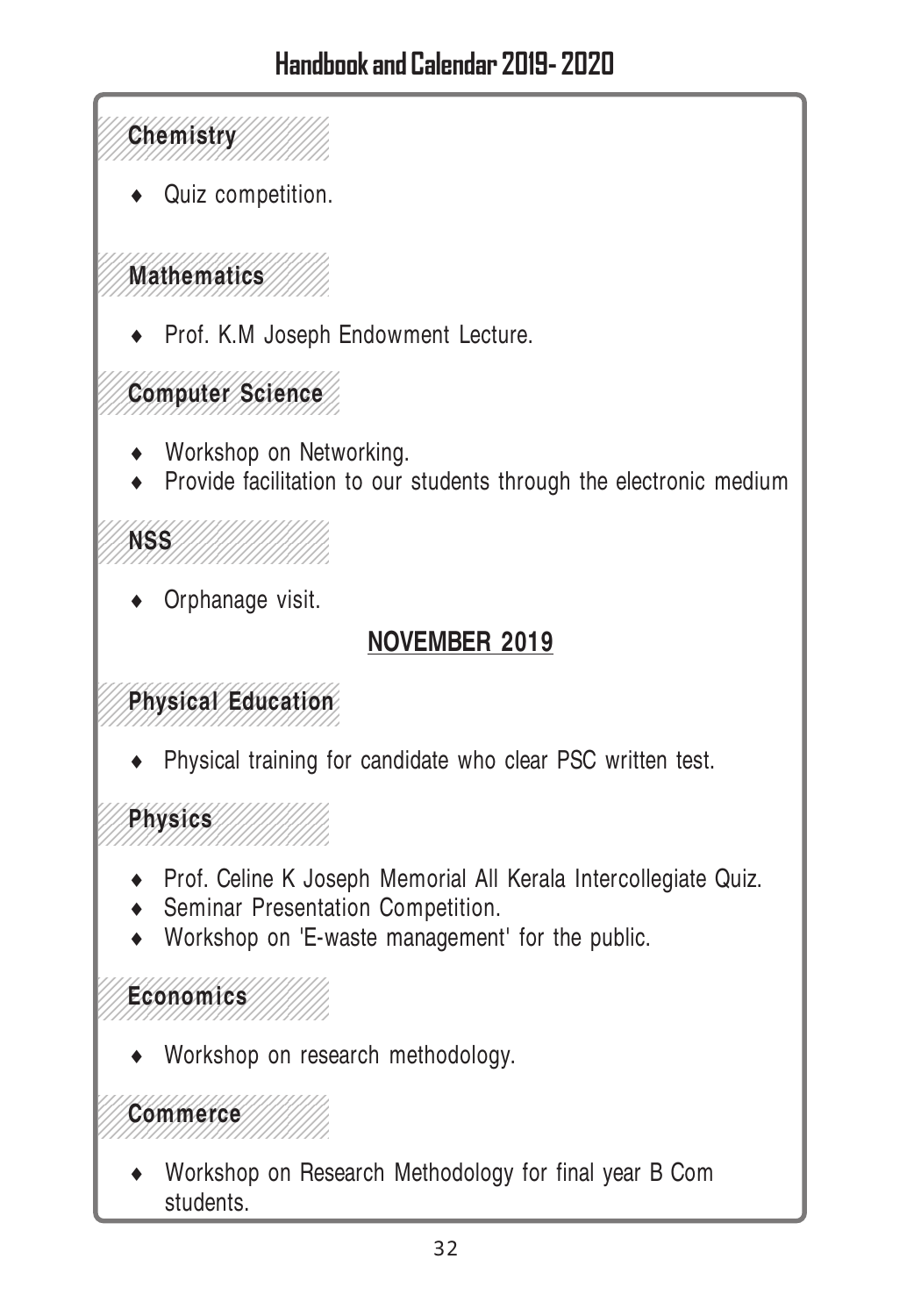### Chemistry

- Quiz competition.

### Mathematics

- Prof. K.M Joseph Endowment Lecture.

### Computer Science

- Workshop on Networking.
- Provide facilitation to our students through the electronic medium

### NSS

- Orphanage visit.

## NOVEMBER 2019

### Physical Education

- Physical training for candidate who clear PSC written test.

### Physics

- Prof. Celine K Joseph Memorial All Kerala Intercollegiate Quiz.
- Seminar Presentation Competition.
- Workshop on 'E-waste management' for the public.

### Economics

- Workshop on research methodology.

### Commerce

- Workshop on Research Methodology for final year B Com students.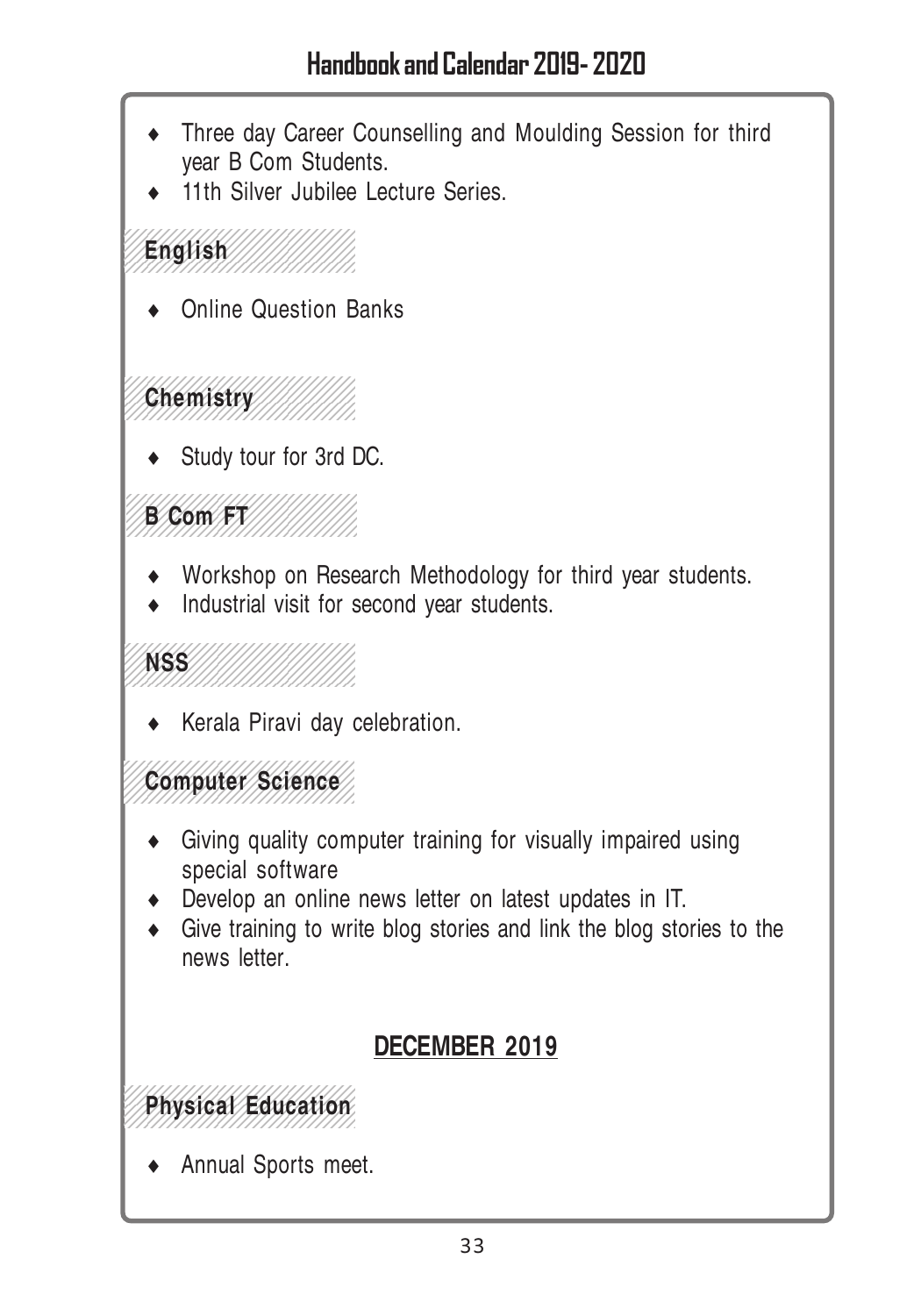- Three day Career Counselling and Moulding Session for third year B Com Students.
- 11th Silver Jubilee Lecture Series.

### English

- Online Question Banks

### Chemistry

- Study tour for 3rd DC.

### B Com FT

- Workshop on Research Methodology for third year students.
- Industrial visit for second year students.

### NSS

- Kerala Piravi day celebration.

### Computer Science

- Giving quality computer training for visually impaired using special software
- Develop an online news letter on latest updates in IT.
- Give training to write blog stories and link the blog stories to the news letter.

## DECEMBER 2019

### Physical Education

- Annual Sports meet.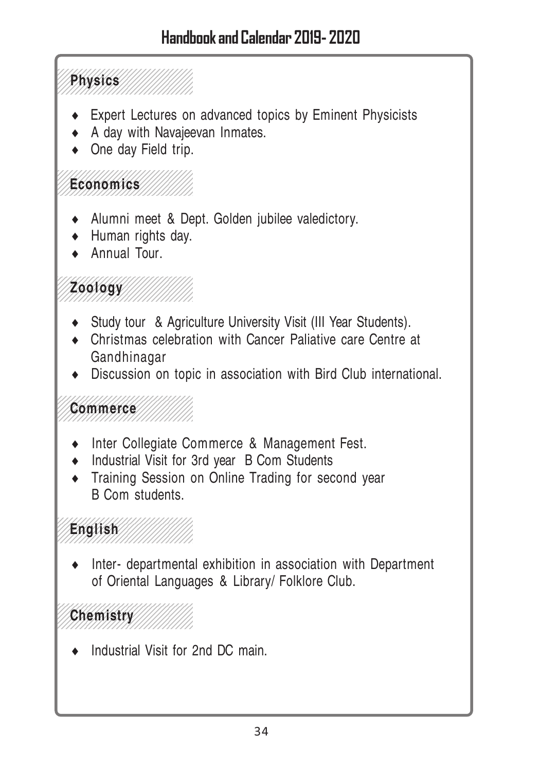## Physics

- Expert Lectures on advanced topics by Eminent Physicists
- A day with Navajeevan Inmates.
- One day Field trip.

## Economics

- Alumni meet & Dept. Golden jubilee valedictory.
- Human rights day.
- Annual Tour.

## Zoology

- Study tour & Agriculture University Visit (III Year Students).
- Christmas celebration with Cancer Paliative care Centre at Gandhinagar
- Discussion on topic in association with Bird Club international.

## Commerce

- Inter Collegiate Commerce & Management Fest.
- Industrial Visit for 3rd year B Com Students
- Training Session on Online Trading for second year B Com students.

## English

- Inter- departmental exhibition in association with Department of Oriental Languages & Library/ Folklore Club.

## Chemistry

- Industrial Visit for 2nd DC main.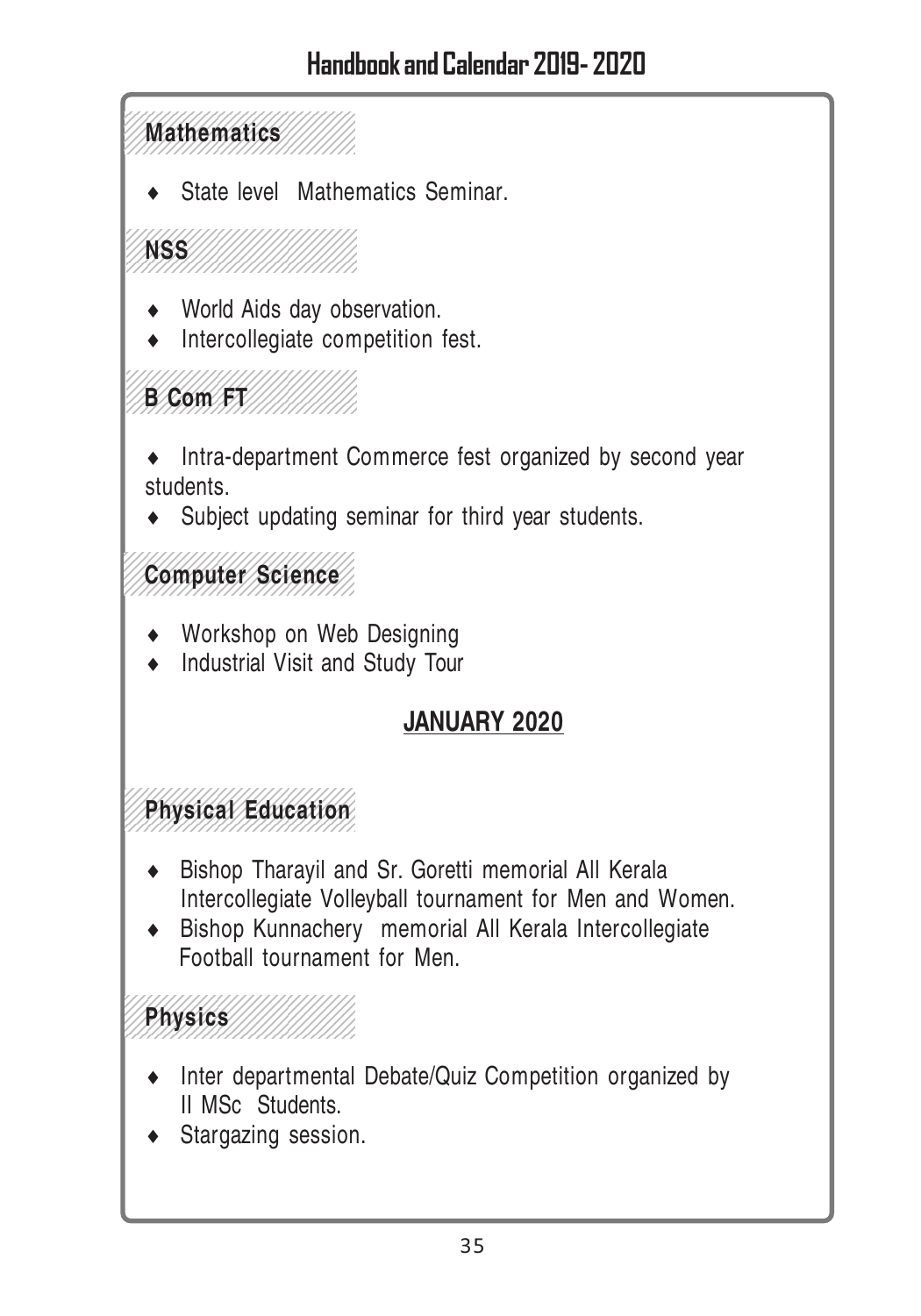### Mathematics

- State level Mathematics Seminar.

### NSS

- World Aids day observation.
- Intercollegiate competition fest.

### B Com FT

- Intra-department Commerce fest organized by second year students.
- Subject updating seminar for third year students.

### Computer Science

- Workshop on Web Designing
- Industrial Visit and Study Tour

## JANUARY 2020

### Physical Education

- Bishop Tharayil and Sr. Goretti memorial All Kerala Intercollegiate Volleyball tournament for Men and Women.
- Bishop Kunnachery memorial All Kerala Intercollegiate Football tournament for Men.

### Physics

- Inter departmental Debate/Quiz Competition organized by II MSc Students.
- Stargazing session.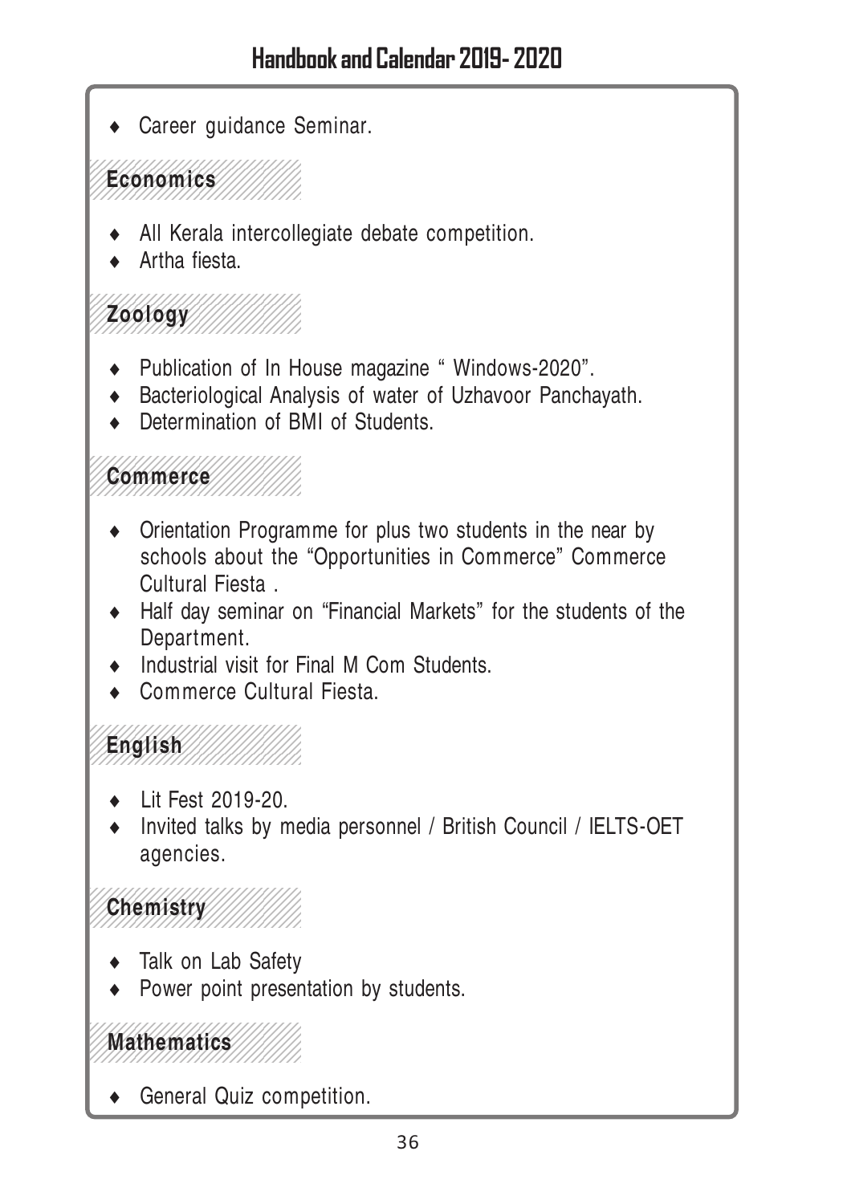- Career guidance Seminar.

## Economics

- All Kerala intercollegiate debate competition.
- Artha fiesta.

## Zoology

- Publication of In House magazine " Windows-2020".
- Bacteriological Analysis of water of Uzhavoor Panchayath.
- Determination of BMI of Students.

## Commerce

- Orientation Programme for plus two students in the near by schools about the "Opportunities in Commerce" Commerce Cultural Fiesta .
- Half day seminar on "Financial Markets" for the students of the Department.
- Industrial visit for Final M Com Students.
- Commerce Cultural Fiesta.

## English

- Lit Fest 2019-20.
- Invited talks by media personnel / British Council / IELTS-OET agencies.

## Chemistry

- Talk on Lab Safety
- Power point presentation by students.

## Mathematics

- General Quiz competition.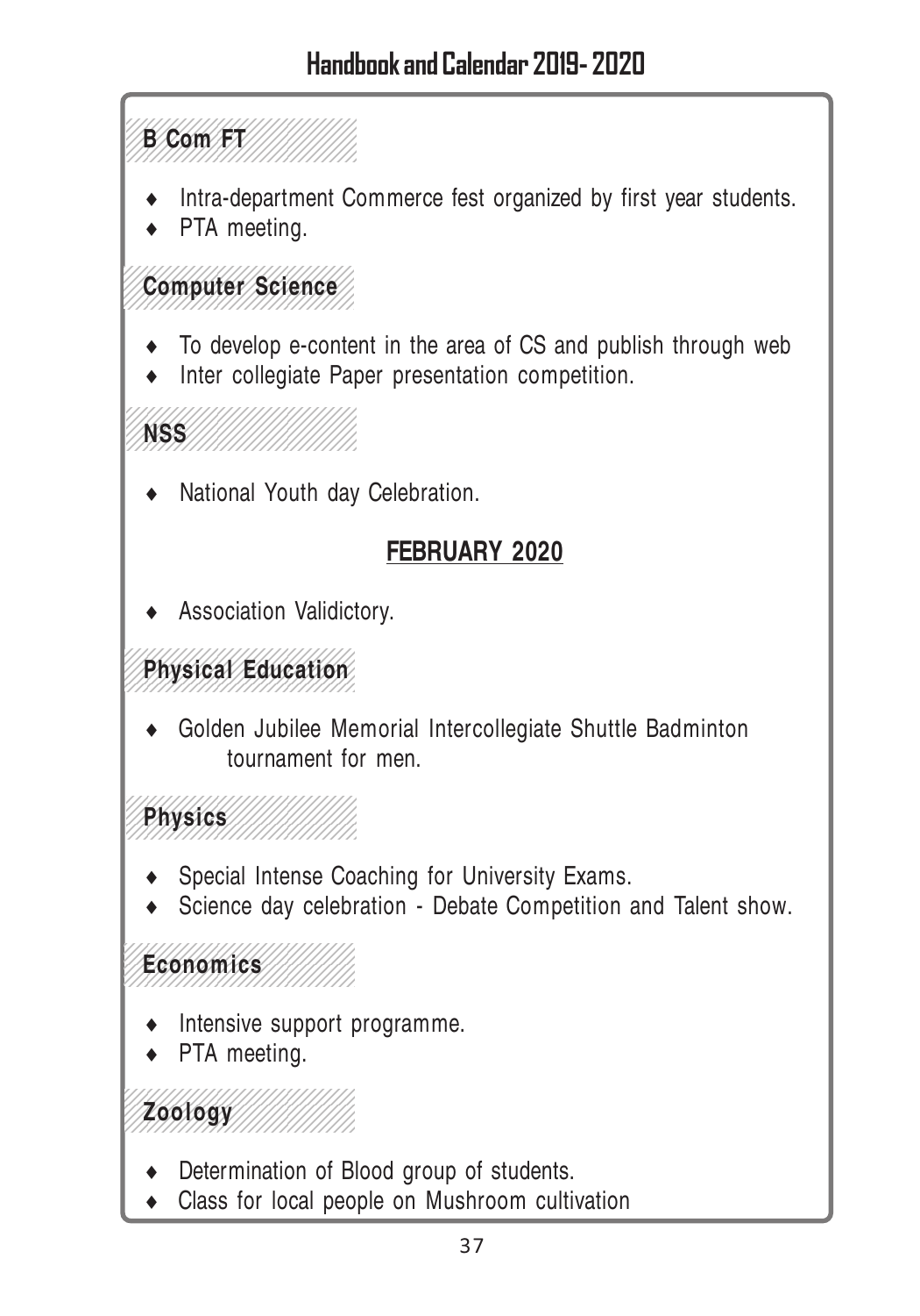### B Com FT

- Intra-department Commerce fest organized by first year students.
- PTA meeting.

### Computer Science

- To develop e-content in the area of CS and publish through web
- Inter collegiate Paper presentation competition.

### NSS

- National Youth day Celebration.

## FEBRUARY 2020

- Association Validictory.

### Physical Education

- Golden Jubilee Memorial Intercollegiate Shuttle Badminton tournament for men.

### Physics

- Special Intense Coaching for University Exams.
- Science day celebration - Debate Competition and Talent show.

### Economics

- Intensive support programme.
- PTA meeting.

### Zoology

- Determination of Blood group of students.
- Class for local people on Mushroom cultivation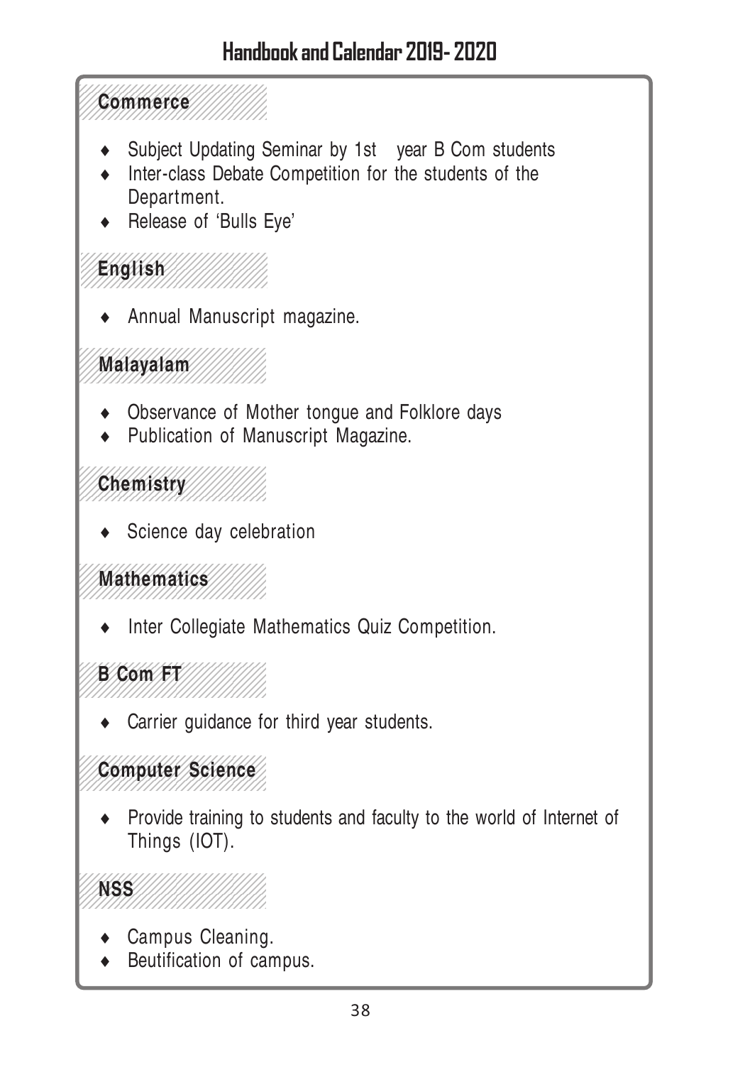## Commerce

- Subject Updating Seminar by 1st year B Com students
- Inter-class Debate Competition for the students of the Department.
- Release of 'Bulls Eye'

## English

- Annual Manuscript magazine.

## Malayalam

- Observance of Mother tongue and Folklore days
- Publication of Manuscript Magazine.

## Chemistry

- Science day celebration

## Mathematics

- Inter Collegiate Mathematics Quiz Competition.

## B Com FT

- Carrier guidance for third year students.

## Computer Science

- Provide training to students and faculty to the world of Internet of Things (IOT).

## NSS

- Campus Cleaning.
- Beutification of campus.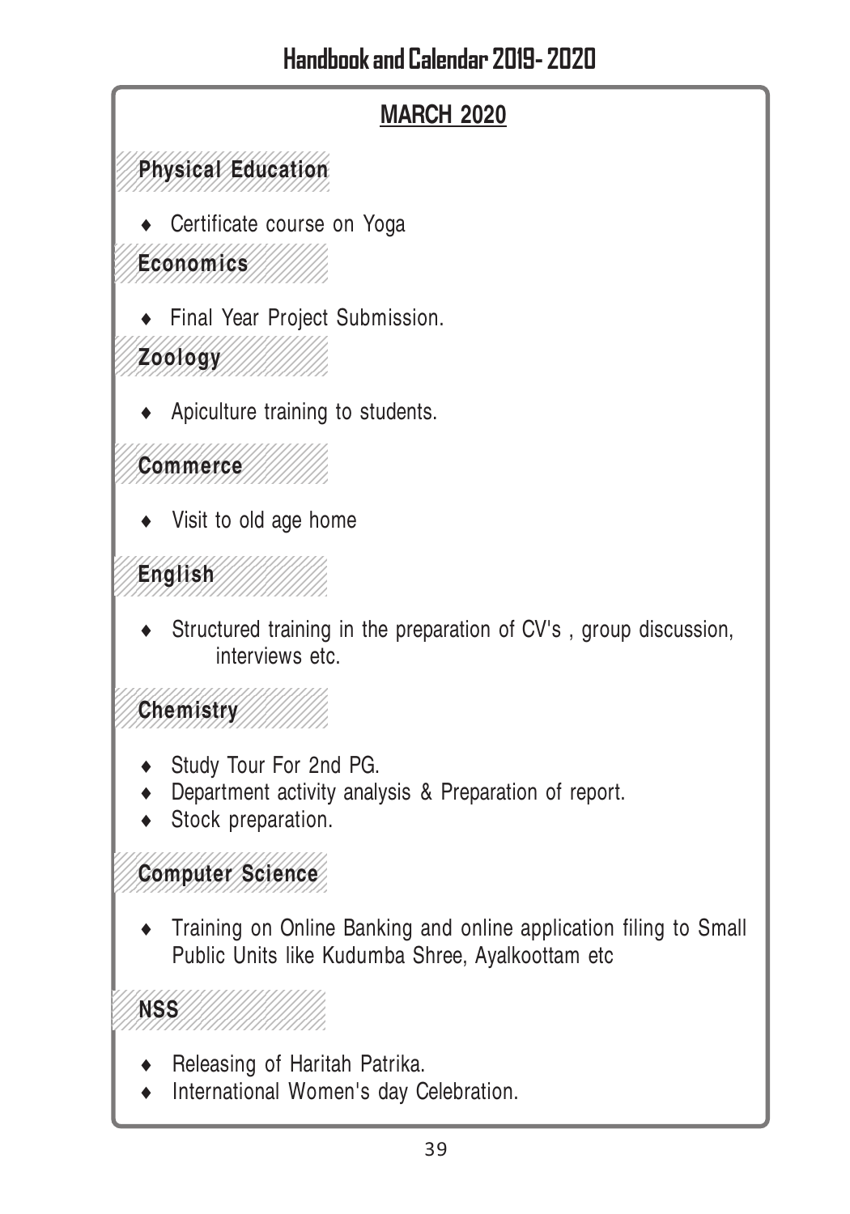## MARCH 2020

### Physical Education

- Certificate course on Yoga

### Economics

- Final Year Project Submission.

### Zoology

- Apiculture training to students.

### Commerce

- Visit to old age home

### English

- Structured training in the preparation of CV's , group discussion, interviews etc.

### Chemistry

- Study Tour For 2nd PG.
- Department activity analysis & Preparation of report.
- Stock preparation.

### Computer Science

- Training on Online Banking and online application filing to Small Public Units like Kudumba Shree, Ayalkoottam etc

### NSS

- Releasing of Haritah Patrika.
- International Women's day Celebration.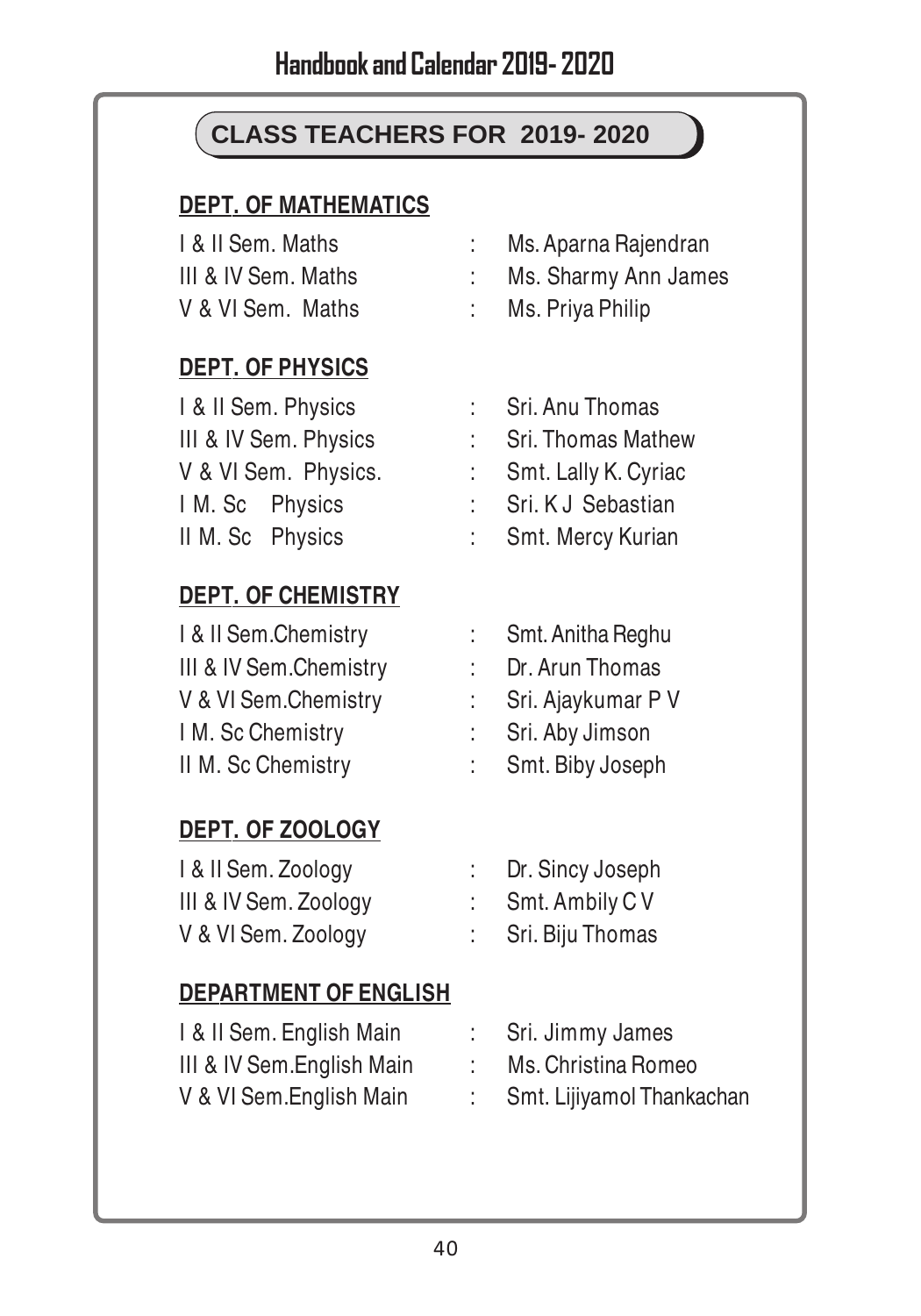## CLASS TEACHERS FOR 2019- 2020

### DEPT. OF MATHEMATICS

| | | |
|---|---|---|
| I & II Sem. Maths | : | Ms. Aparna Rajendran |
| III & IV Sem. Maths | : | Ms. Sharmy Ann James |
| V & VI Sem. Maths | : | Ms. Priya Philip |

### DEPT. OF PHYSICS

| | | |
|---|---|---|
| I & II Sem. Physics | : | Sri. Anu Thomas |
| III & IV Sem. Physics | : | Sri. Thomas Mathew |
| V & VI Sem. Physics. | : | Smt. Lally K. Cyriac |
| I M. Sc Physics | : | Sri. K J Sebastian |
| II M. Sc Physics | : | Smt. Mercy Kurian |

### DEPT. OF CHEMISTRY

| | | |
|---|---|---|
| I & II Sem.Chemistry | : | Smt. Anitha Reghu |
| III & IV Sem.Chemistry | : | Dr. Arun Thomas |
| V & VI Sem.Chemistry | : | Sri. Ajaykumar P V |
| I M. Sc Chemistry | : | Sri. Aby Jimson |
| II M. Sc Chemistry | : | Smt. Biby Joseph |

### DEPT. OF ZOOLOGY

| | | |
|---|---|---|
| I & II Sem. Zoology | : | Dr. Sincy Joseph |
| III & IV Sem. Zoology | : | Smt. Ambily C V |
| V & VI Sem. Zoology | : | Sri. Biju Thomas |

### DEPARTMENT OF ENGLISH

| | | |
|---|---|---|
| I & II Sem. English Main | : | Sri. Jimmy James |
| III & IV Sem.English Main | : | Ms. Christina Romeo |
| V & VI Sem.English Main | : | Smt. Lijiyamol Thankachan |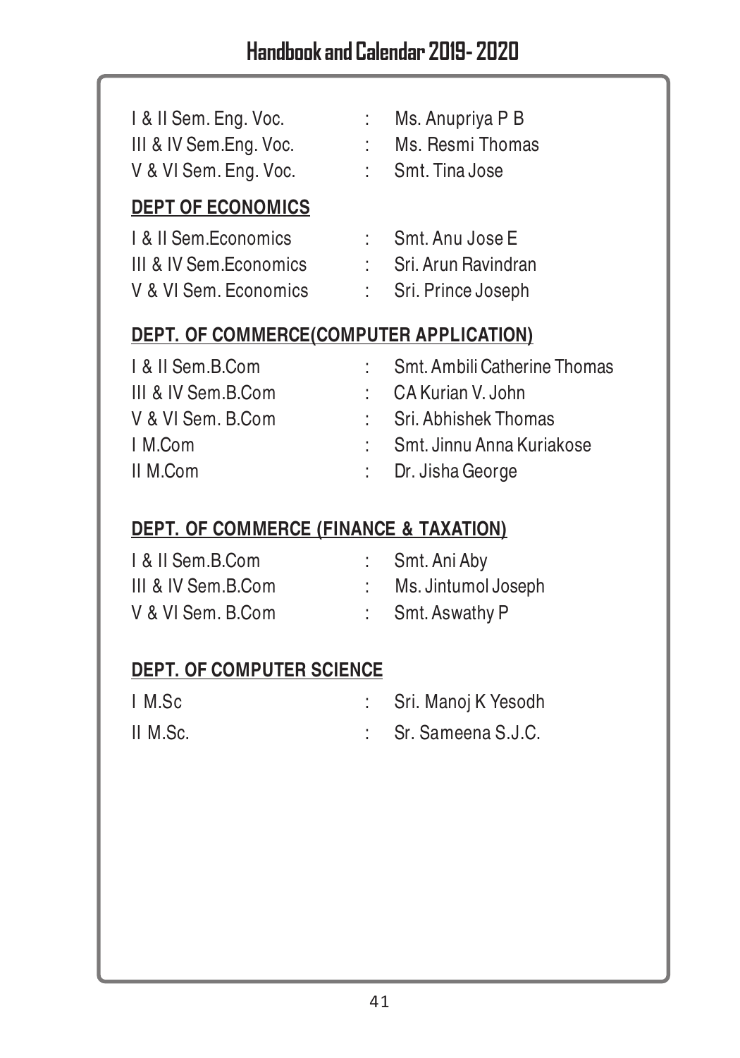I & II Sem. Eng. Voc. : Ms. Anupriya P B
III & IV Sem.Eng. Voc. : Ms. Resmi Thomas
V & VI Sem. Eng. Voc. : Smt. Tina Jose

**DEPT OF ECONOMICS**

I & II Sem.Economics : Smt. Anu Jose E
III & IV Sem.Economics : Sri. Arun Ravindran
V & VI Sem. Economics : Sri. Prince Joseph

**DEPT. OF COMMERCE(COMPUTER APPLICATION)**

I & II Sem.B.Com : Smt. Ambili Catherine Thomas
III & IV Sem.B.Com : CA Kurian V. John
V & VI Sem. B.Com : Sri. Abhishek Thomas
I M.Com : Smt. Jinnu Anna Kuriakose
II M.Com : Dr. Jisha George

**DEPT. OF COMMERCE (FINANCE & TAXATION)**

I & II Sem.B.Com : Smt. Ani Aby
III & IV Sem.B.Com : Ms. Jintumol Joseph
V & VI Sem. B.Com : Smt. Aswathy P

**DEPT. OF COMPUTER SCIENCE**

I M.Sc : Sri. Manoj K Yesodh
II M.Sc. : Sr. Sameena S.J.C.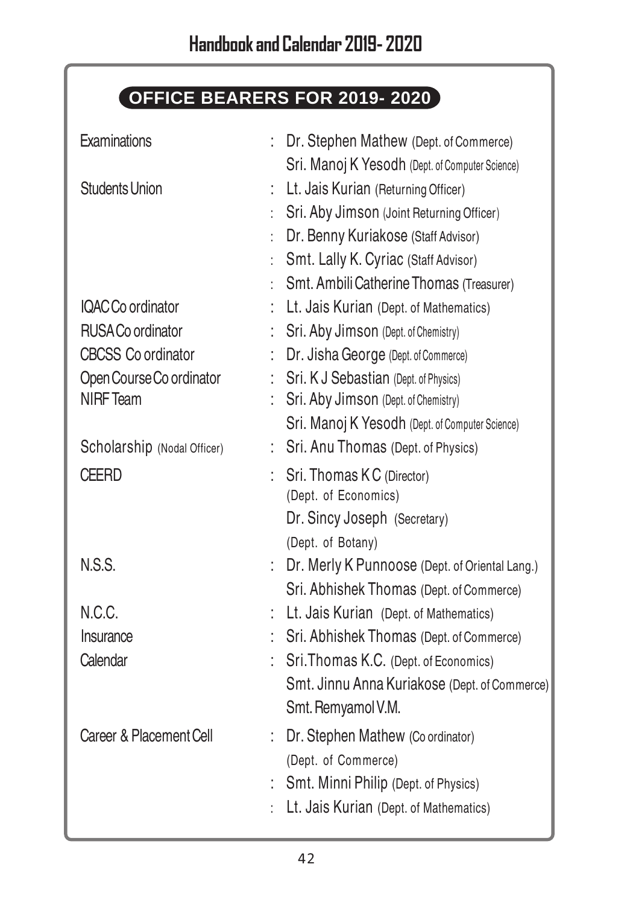## OFFICE BEARERS FOR 2019- 2020

| | | |
|---|---|---|
| Examinations | : | Dr. Stephen Mathew (Dept. of Commerce) |
| | | Sri. Manoj K Yesodh (Dept. of Computer Science) |
| Students Union | : | Lt. Jais Kurian (Returning Officer) |
| | : | Sri. Aby Jimson (Joint Returning Officer) |
| | : | Dr. Benny Kuriakose (Staff Advisor) |
| | : | Smt. Lally K. Cyriac (Staff Advisor) |
| | : | Smt. Ambili Catherine Thomas (Treasurer) |
| IQAC Co ordinator | : | Lt. Jais Kurian (Dept. of Mathematics) |
| RUSA Co ordinator | : | Sri. Aby Jimson (Dept. of Chemistry) |
| CBCSS Co ordinator | : | Dr. Jisha George (Dept. of Commerce) |
| Open Course Co ordinator | : | Sri. K J Sebastian (Dept. of Physics) |
| NIRF Team | : | Sri. Aby Jimson (Dept. of Chemistry) |
| | | Sri. Manoj K Yesodh (Dept. of Computer Science) |
| Scholarship (Nodal Officer) | : | Sri. Anu Thomas (Dept. of Physics) |
| CEERD | : | Sri. Thomas K C (Director) (Dept. of Economics) |
| | | Dr. Sincy Joseph (Secretary) (Dept. of Botany) |
| N.S.S. | : | Dr. Merly K Punnoose (Dept. of Oriental Lang.) |
| | | Sri. Abhishek Thomas (Dept. of Commerce) |
| N.C.C. | : | Lt. Jais Kurian (Dept. of Mathematics) |
| Insurance | : | Sri. Abhishek Thomas (Dept. of Commerce) |
| Calendar | : | Sri.Thomas K.C. (Dept. of Economics) |
| | | Smt. Jinnu Anna Kuriakose (Dept. of Commerce) |
| | | Smt. Remyamol V.M. |
| Career & Placement Cell | : | Dr. Stephen Mathew (Co ordinator) (Dept. of Commerce) |
| | : | Smt. Minni Philip (Dept. of Physics) |
| | : | Lt. Jais Kurian (Dept. of Mathematics) |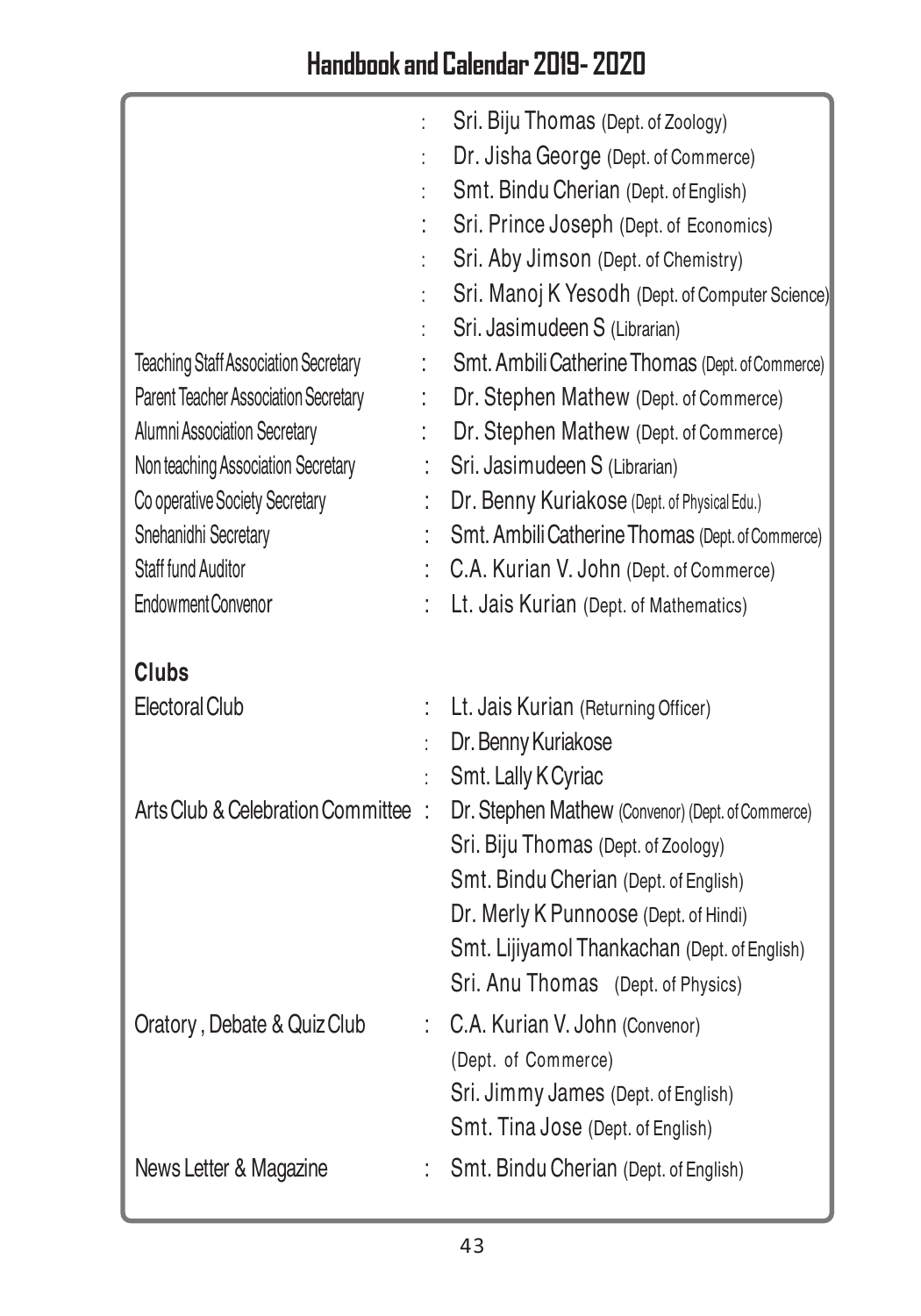| | | |
|---|---|---|
| | : | Sri. Biju Thomas (Dept. of Zoology) |
| | : | Dr. Jisha George (Dept. of Commerce) |
| | : | Smt. Bindu Cherian (Dept. of English) |
| | : | Sri. Prince Joseph (Dept. of Economics) |
| | : | Sri. Aby Jimson (Dept. of Chemistry) |
| | : | Sri. Manoj K Yesodh (Dept. of Computer Science) |
| | : | Sri. Jasimudeen S (Librarian) |
| Teaching Staff Association Secretary | : | Smt. Ambili Catherine Thomas (Dept. of Commerce) |
| Parent Teacher Association Secretary | : | Dr. Stephen Mathew (Dept. of Commerce) |
| Alumni Association Secretary | : | Dr. Stephen Mathew (Dept. of Commerce) |
| Non teaching Association Secretary | : | Sri. Jasimudeen S (Librarian) |
| Co operative Society Secretary | : | Dr. Benny Kuriakose (Dept. of Physical Edu.) |
| Snehanidhi Secretary | : | Smt. Ambili Catherine Thomas (Dept. of Commerce) |
| Staff fund Auditor | : | C.A. Kurian V. John (Dept. of Commerce) |
| Endowment Convenor | : | Lt. Jais Kurian (Dept. of Mathematics) |

**Clubs**

| | | |
|---|---|---|
| Electoral Club | : | Lt. Jais Kurian (Returning Officer) |
| | : | Dr. Benny Kuriakose |
| | : | Smt. Lally K Cyriac |
| Arts Club & Celebration Committee | : | Dr. Stephen Mathew (Convenor) (Dept. of Commerce) |
| | | Sri. Biju Thomas (Dept. of Zoology) |
| | | Smt. Bindu Cherian (Dept. of English) |
| | | Dr. Merly K Punnoose (Dept. of Hindi) |
| | | Smt. Lijiyamol Thankachan (Dept. of English) |
| | | Sri. Anu Thomas (Dept. of Physics) |
| Oratory , Debate & Quiz Club | : | C.A. Kurian V. John (Convenor) (Dept. of Commerce) |
| | | Sri. Jimmy James (Dept. of English) |
| | | Smt. Tina Jose (Dept. of English) |
| News Letter & Magazine | : | Smt. Bindu Cherian (Dept. of English) |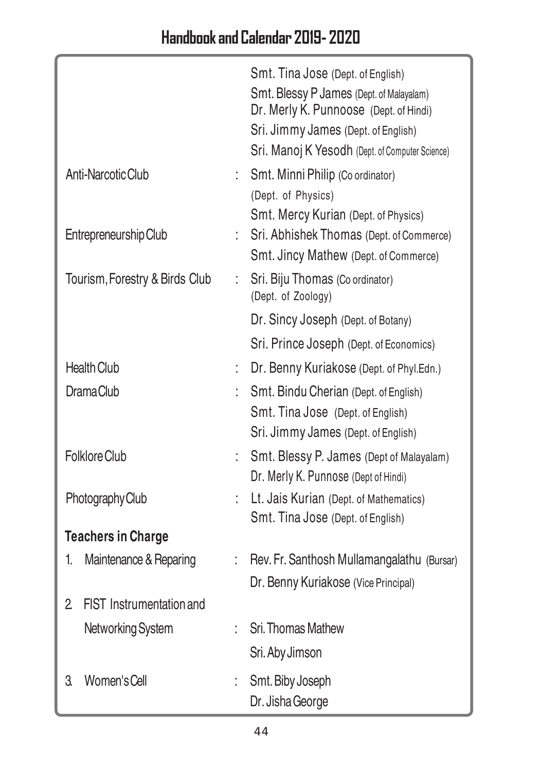| | | |
|---|---|---|
| | | Smt. Tina Jose (Dept. of English) |
| | | Smt. Blessy P James (Dept. of Malayalam) |
| | | Dr. Merly K. Punnoose (Dept. of Hindi) |
| | | Sri. Jimmy James (Dept. of English) |
| | | Sri. Manoj K Yesodh (Dept. of Computer Science) |
| Anti-Narcotic Club | : | Smt. Minni Philip (Co ordinator) (Dept. of Physics) |
| | | Smt. Mercy Kurian (Dept. of Physics) |
| Entrepreneurship Club | : | Sri. Abhishek Thomas (Dept. of Commerce) |
| | | Smt. Jincy Mathew (Dept. of Commerce) |
| Tourism, Forestry & Birds Club | : | Sri. Biju Thomas (Co ordinator) (Dept. of Zoology) |
| | | Dr. Sincy Joseph (Dept. of Botany) |
| | | Sri. Prince Joseph (Dept. of Economics) |
| Health Club | : | Dr. Benny Kuriakose (Dept. of Phyl.Edn.) |
| Drama Club | : | Smt. Bindu Cherian (Dept. of English) |
| | | Smt. Tina Jose (Dept. of English) |
| | | Sri. Jimmy James (Dept. of English) |
| Folklore Club | : | Smt. Blessy P. James (Dept of Malayalam) |
| | | Dr. Merly K. Punnose (Dept of Hindi) |
| Photography Club | : | Lt. Jais Kurian (Dept. of Mathematics) |
| | | Smt. Tina Jose (Dept. of English) |

**Teachers in Charge**

| | | |
|---|---|---|
| 1. Maintenance & Reparing | : | Rev. Fr. Santhosh Mullamangalathu (Bursar) |
| | | Dr. Benny Kuriakose (Vice Principal) |
| 2. FIST Instrumentation and Networking System | : | Sri. Thomas Mathew |
| | | Sri. Aby Jimson |
| 3. Women's Cell | : | Smt. Biby Joseph |
| | | Dr. Jisha George |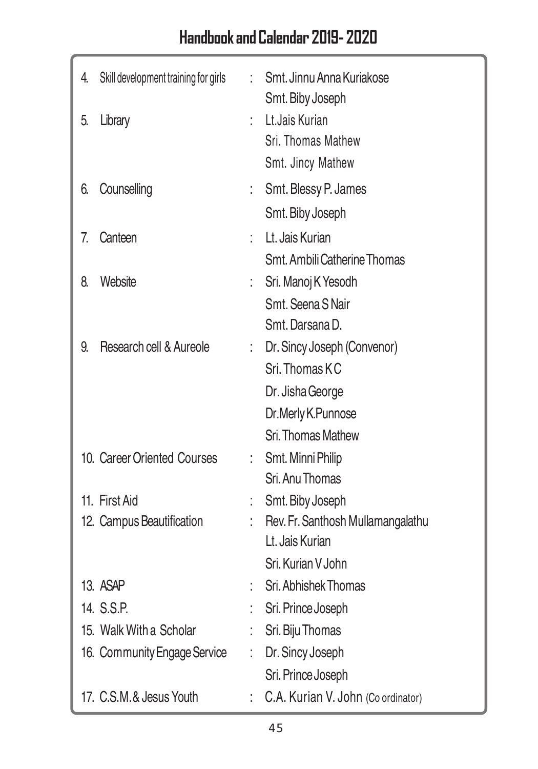4. Skill development training for girls : Smt. Jinnu Anna Kuriakose
   Smt. Biby Joseph
5. Library : Lt.Jais Kurian
   Sri. Thomas Mathew
   Smt. Jincy Mathew
6. Counselling : Smt. Blessy P. James
   Smt. Biby Joseph
7. Canteen : Lt. Jais Kurian
   Smt. Ambili Catherine Thomas
8. Website : Sri. Manoj K Yesodh
   Smt. Seena S Nair
   Smt. Darsana D.
9. Research cell & Aureole : Dr. Sincy Joseph (Convenor)
   Sri. Thomas K C
   Dr. Jisha George
   Dr.Merly K.Punnose
   Sri. Thomas Mathew
10. Career Oriented Courses : Smt. Minni Philip
    Sri. Anu Thomas
11. First Aid : Smt. Biby Joseph
12. Campus Beautification : Rev. Fr. Santhosh Mullamangalathu
    Lt. Jais Kurian
    Sri. Kurian V John
13. ASAP : Sri. Abhishek Thomas
14. S.S.P. : Sri. Prince Joseph
15. Walk With a Scholar : Sri. Biju Thomas
16. Community Engage Service : Dr. Sincy Joseph
    Sri. Prince Joseph
17. C.S.M. & Jesus Youth : C.A. Kurian V. John (Co ordinator)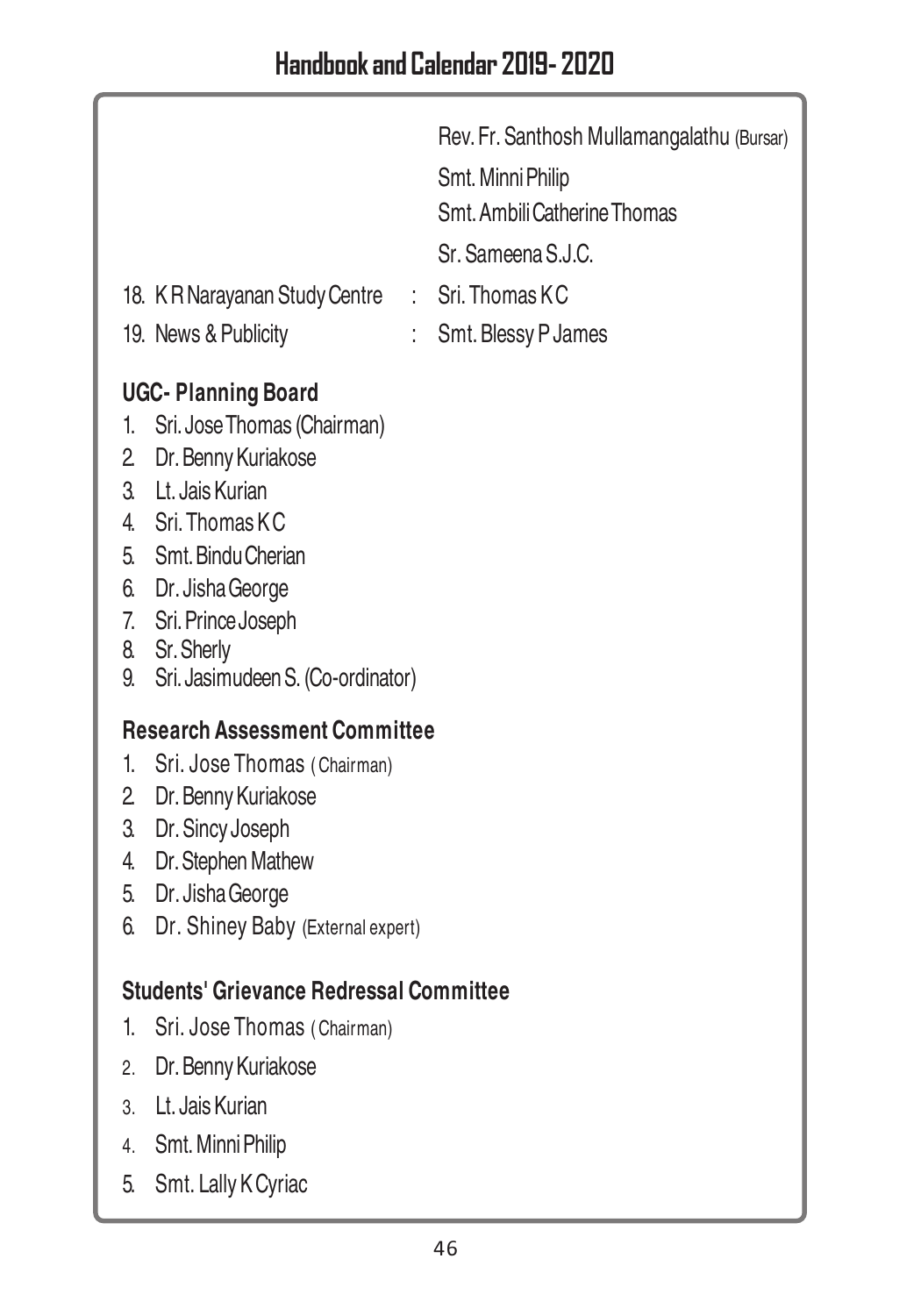Rev. Fr. Santhosh Mullamangalathu (Bursar)
Smt. Minni Philip
Smt. Ambili Catherine Thomas
Sr. Sameena S.J.C.

18. K R Narayanan Study Centre : Sri. Thomas K C
19. News & Publicity : Smt. Blessy P James

**UGC- Planning Board**

1. Sri. Jose Thomas (Chairman)
2. Dr. Benny Kuriakose
3. Lt. Jais Kurian
4. Sri. Thomas K C
5. Smt. Bindu Cherian
6. Dr. Jisha George
7. Sri. Prince Joseph
8. Sr. Sherly
9. Sri. Jasimudeen S. (Co-ordinator)

**Research Assessment Committee**

1. Sri. Jose Thomas ( Chairman)
2. Dr. Benny Kuriakose
3. Dr. Sincy Joseph
4. Dr. Stephen Mathew
5. Dr. Jisha George
6. Dr. Shiney Baby (External expert)

**Students' Grievance Redressal Committee**

1. Sri. Jose Thomas ( Chairman)
2. Dr. Benny Kuriakose
3. Lt. Jais Kurian
4. Smt. Minni Philip
5. Smt. Lally K Cyriac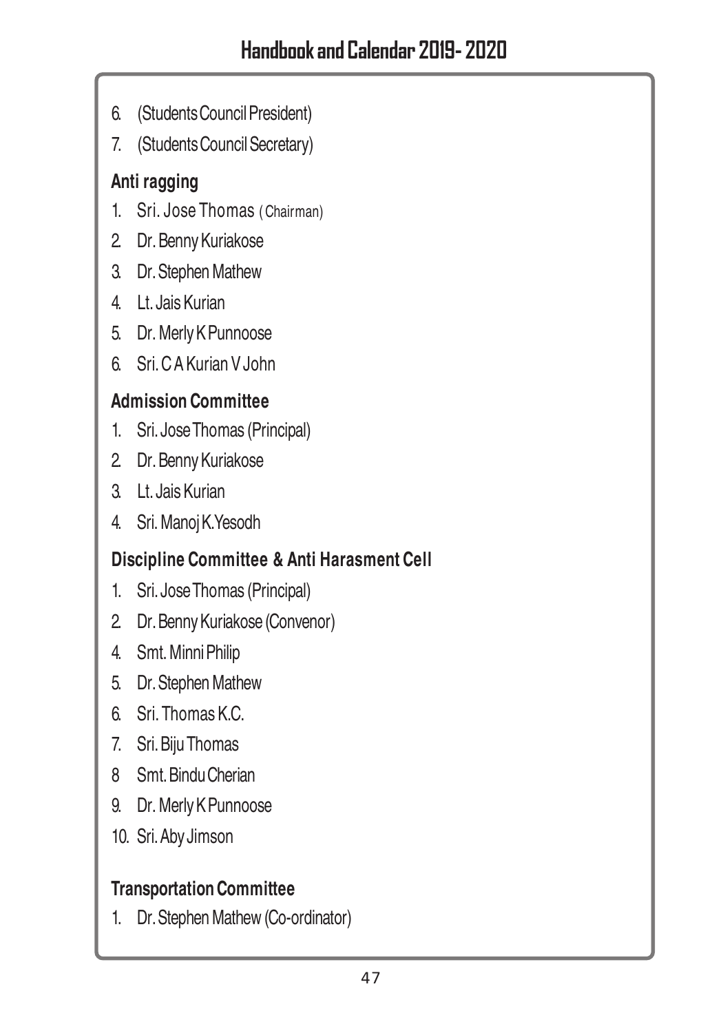6. (Students Council President)
7. (Students Council Secretary)

### Anti ragging

1. Sri. Jose Thomas (Chairman)
2. Dr. Benny Kuriakose
3. Dr. Stephen Mathew
4. Lt. Jais Kurian
5. Dr. Merly K Punnoose
6. Sri. C A Kurian V John

### Admission Committee

1. Sri. Jose Thomas (Principal)
2. Dr. Benny Kuriakose
3. Lt. Jais Kurian
4. Sri. Manoj K.Yesodh

### Discipline Committee & Anti Harasment Cell

1. Sri. Jose Thomas (Principal)
2. Dr. Benny Kuriakose (Convenor)
4. Smt. Minni Philip
5. Dr. Stephen Mathew
6. Sri. Thomas K.C.
7. Sri. Biju Thomas
8 Smt. Bindu Cherian
9. Dr. Merly K Punnoose
10. Sri. Aby Jimson

### Transportation Committee

1. Dr. Stephen Mathew (Co-ordinator)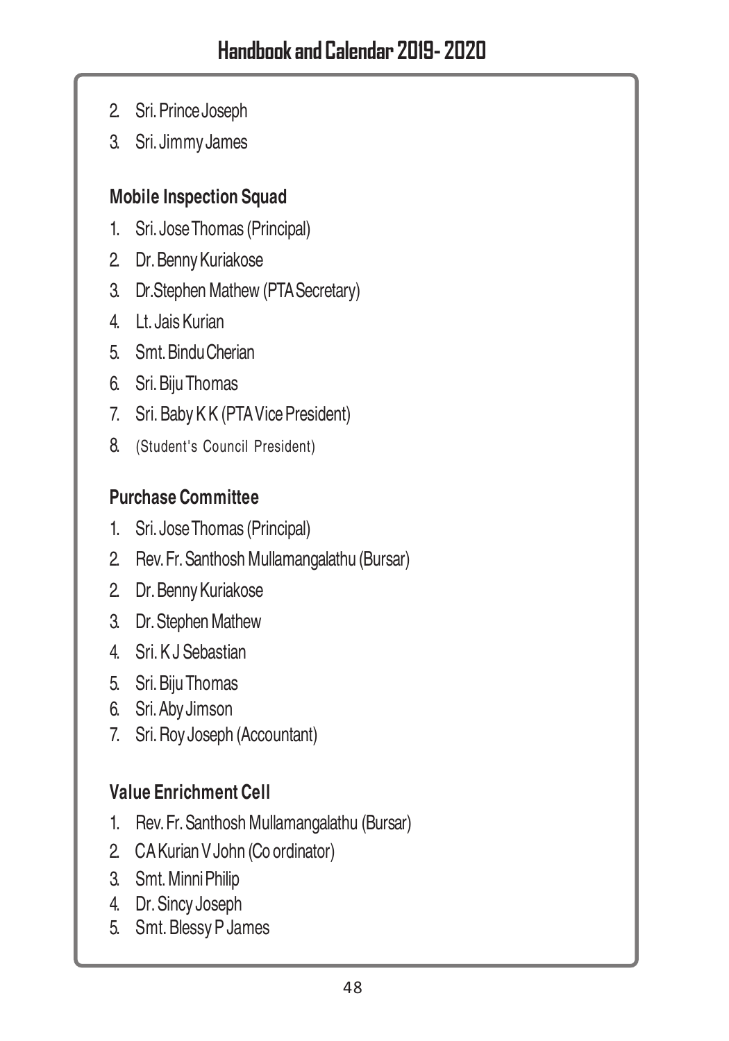2. Sri. Prince Joseph
3. Sri. Jimmy James

### Mobile Inspection Squad

1. Sri. Jose Thomas (Principal)
2. Dr. Benny Kuriakose
3. Dr.Stephen Mathew (PTA Secretary)
4. Lt. Jais Kurian
5. Smt. Bindu Cherian
6. Sri. Biju Thomas
7. Sri. Baby K K (PTA Vice President)
8. (Student's Council President)

### Purchase Committee

1. Sri. Jose Thomas (Principal)
2. Rev. Fr. Santhosh Mullamangalathu (Bursar)
2. Dr. Benny Kuriakose
3. Dr. Stephen Mathew
4. Sri. K J Sebastian
5. Sri. Biju Thomas
6. Sri. Aby Jimson
7. Sri. Roy Joseph (Accountant)

### Value Enrichment Cell

1. Rev. Fr. Santhosh Mullamangalathu (Bursar)
2. CA Kurian V John (Co ordinator)
3. Smt. Minni Philip
4. Dr. Sincy Joseph
5. Smt. Blessy P James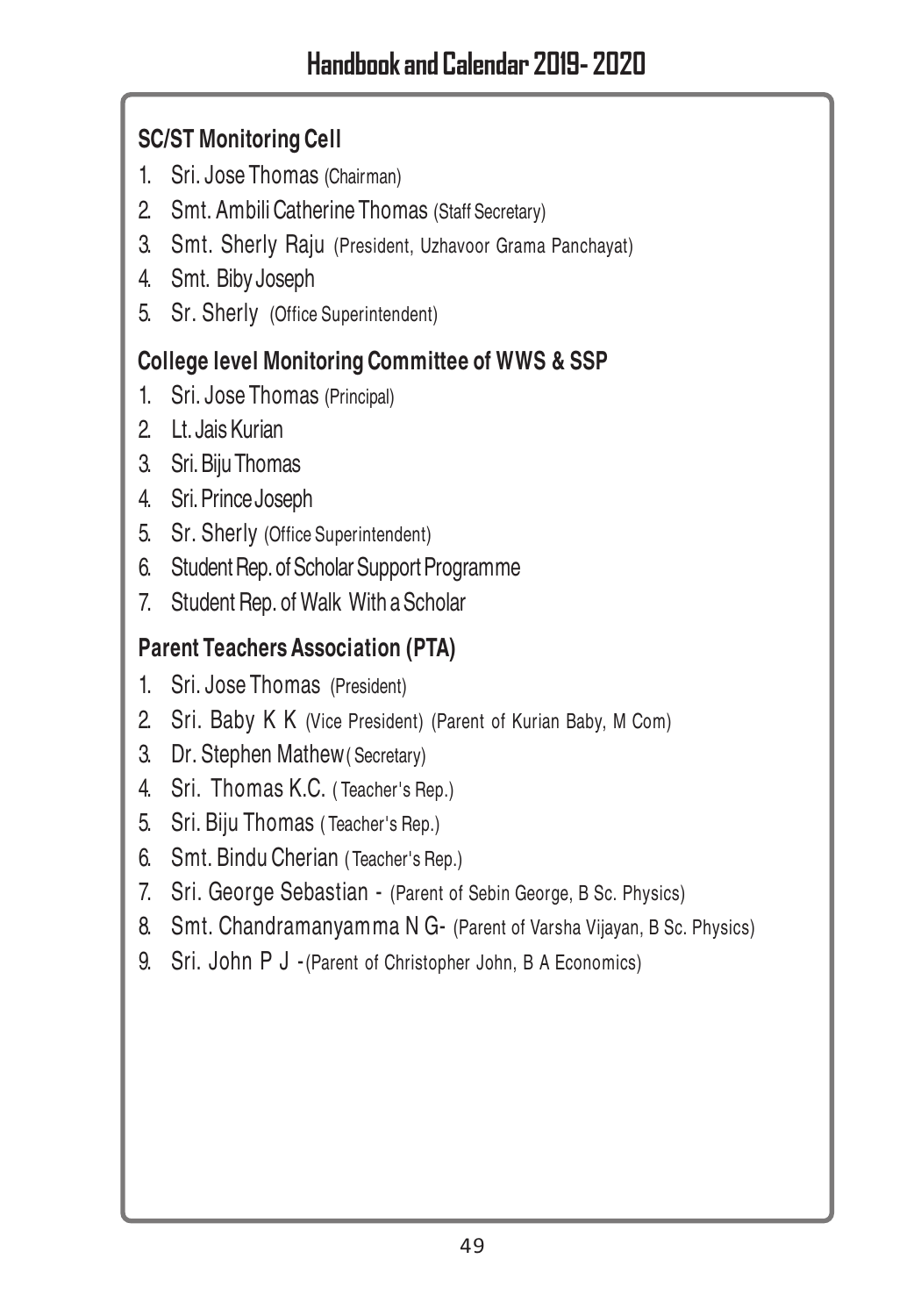## SC/ST Monitoring Cell

1. Sri. Jose Thomas (Chairman)
2. Smt. Ambili Catherine Thomas (Staff Secretary)
3. Smt. Sherly Raju (President, Uzhavoor Grama Panchayat)
4. Smt. Biby Joseph
5. Sr. Sherly (Office Superintendent)

## College level Monitoring Committee of WWS & SSP

1. Sri. Jose Thomas (Principal)
2. Lt. Jais Kurian
3. Sri. Biju Thomas
4. Sri. Prince Joseph
5. Sr. Sherly (Office Superintendent)
6. Student Rep. of Scholar Support Programme
7. Student Rep. of Walk With a Scholar

## Parent Teachers Association (PTA)

1. Sri. Jose Thomas (President)
2. Sri. Baby K K (Vice President) (Parent of Kurian Baby, M Com)
3. Dr. Stephen Mathew ( Secretary)
4. Sri. Thomas K.C. ( Teacher's Rep.)
5. Sri. Biju Thomas ( Teacher's Rep.)
6. Smt. Bindu Cherian ( Teacher's Rep.)
7. Sri. George Sebastian - (Parent of Sebin George, B Sc. Physics)
8. Smt. Chandramanyamma N G- (Parent of Varsha Vijayan, B Sc. Physics)
9. Sri. John P J -(Parent of Christopher John, B A Economics)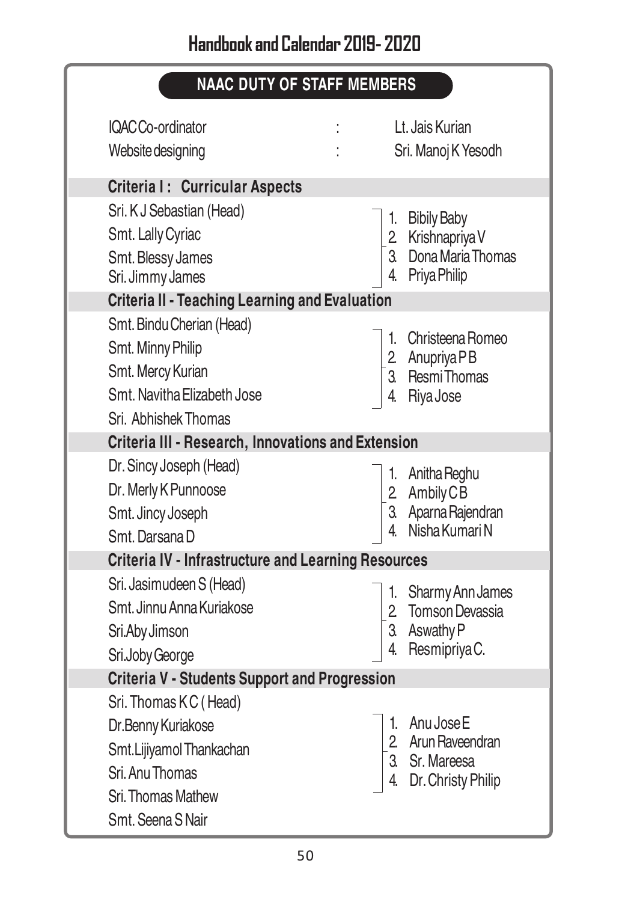## NAAC DUTY OF STAFF MEMBERS

IQAC Co-ordinator : Lt. Jais Kurian

Website designing : Sri. Manoj K Yesodh

### Criteria I : Curricular Aspects

Sri. K J Sebastian (Head)
Smt. Lally Cyriac
Smt. Blessy James
Sri. Jimmy James

1. Bibily Baby
2. Krishnapriya V
3. Dona Maria Thomas
4. Priya Philip

### Criteria II - Teaching Learning and Evaluation

Smt. Bindu Cherian (Head)
Smt. Minny Philip
Smt. Mercy Kurian
Smt. Navitha Elizabeth Jose
Sri. Abhishek Thomas

1. Christeena Romeo
2. Anupriya P B
3. Resmi Thomas
4. Riya Jose

### Criteria III - Research, Innovations and Extension

Dr. Sincy Joseph (Head)
Dr. Merly K Punnoose
Smt. Jincy Joseph
Smt. Darsana D

1. Anitha Reghu
2. Ambily C B
3. Aparna Rajendran
4. Nisha Kumari N

### Criteria IV - Infrastructure and Learning Resources

Sri. Jasimudeen S (Head)
Smt. Jinnu Anna Kuriakose
Sri.Aby Jimson
Sri.Joby George

1. Sharmy Ann James
2. Tomson Devassia
3. Aswathy P
4. Resmipriya C.

### Criteria V - Students Support and Progression

Sri. Thomas K C ( Head)
Dr.Benny Kuriakose
Smt.Lijiyamol Thankachan
Sri. Anu Thomas
Sri. Thomas Mathew
Smt. Seena S Nair

1. Anu Jose E
2. Arun Raveendran
3. Sr. Mareesa
4. Dr. Christy Philip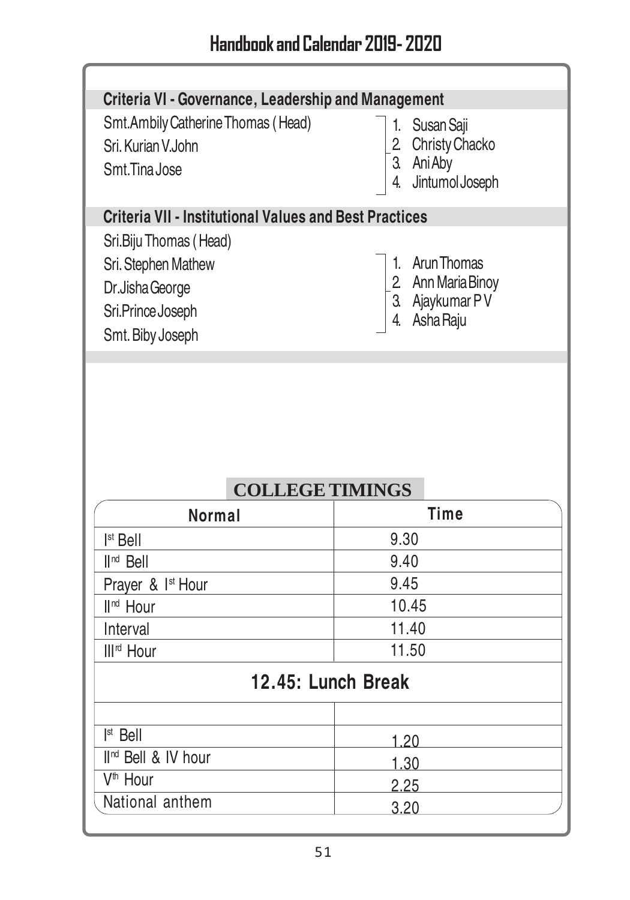### Criteria VI - Governance, Leadership and Management

Smt.Ambily Catherine Thomas ( Head)
Sri. Kurian V.John
Smt.Tina Jose

1. Susan Saji
2. Christy Chacko
3. Ani Aby
4. Jintumol Joseph

### Criteria VII - Institutional Values and Best Practices

Sri.Biju Thomas ( Head)
Sri. Stephen Mathew
Dr.Jisha George
Sri.Prince Joseph
Smt. Biby Joseph

1. Arun Thomas
2. Ann Maria Binoy
3. Ajaykumar P V
4. Asha Raju

## COLLEGE TIMINGS

| Normal | Time |
|---|---|
| Ist Bell | 9.30 |
| IInd Bell | 9.40 |
| Prayer & Ist Hour | 9.45 |
| IInd Hour | 10.45 |
| Interval | 11.40 |
| IIIrd Hour | 11.50 |
| **12.45: Lunch Break** | |
| | |
| Ist Bell | 1.20 |
| IInd Bell & IV hour | 1.30 |
| Vth Hour | 2.25 |
| National anthem | 3.20 |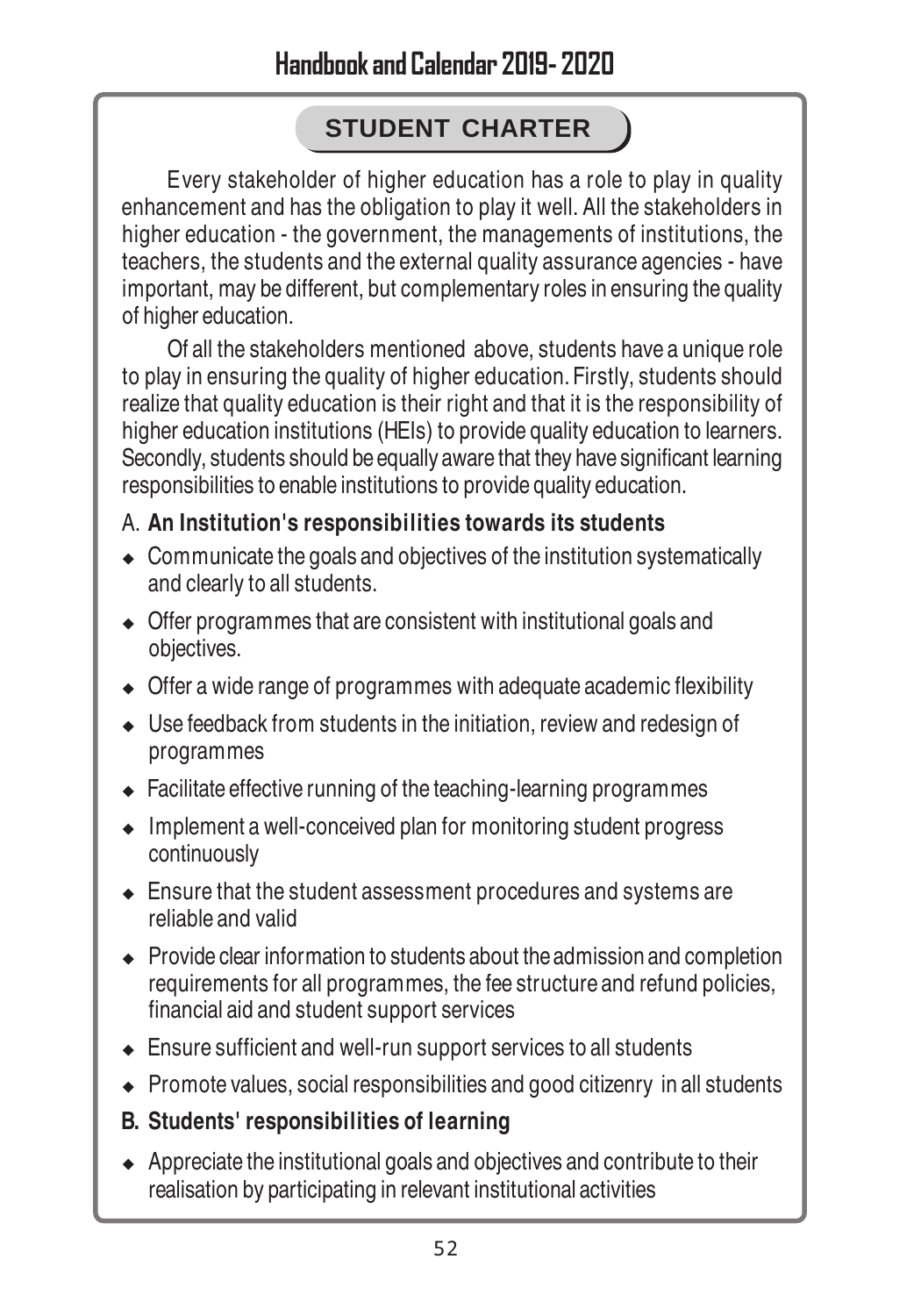## STUDENT CHARTER

Every stakeholder of higher education has a role to play in quality enhancement and has the obligation to play it well. All the stakeholders in higher education - the government, the managements of institutions, the teachers, the students and the external quality assurance agencies - have important, may be different, but complementary roles in ensuring the quality of higher education.

Of all the stakeholders mentioned above, students have a unique role to play in ensuring the quality of higher education. Firstly, students should realize that quality education is their right and that it is the responsibility of higher education institutions (HEIs) to provide quality education to learners. Secondly, students should be equally aware that they have significant learning responsibilities to enable institutions to provide quality education.

### A. An Institution's responsibilities towards its students

- Communicate the goals and objectives of the institution systematically and clearly to all students.
- Offer programmes that are consistent with institutional goals and objectives.
- Offer a wide range of programmes with adequate academic flexibility
- Use feedback from students in the initiation, review and redesign of programmes
- Facilitate effective running of the teaching-learning programmes
- Implement a well-conceived plan for monitoring student progress continuously
- Ensure that the student assessment procedures and systems are reliable and valid
- Provide clear information to students about the admission and completion requirements for all programmes, the fee structure and refund policies, financial aid and student support services
- Ensure sufficient and well-run support services to all students
- Promote values, social responsibilities and good citizenry in all students

### B. Students' responsibilities of learning

- Appreciate the institutional goals and objectives and contribute to their realisation by participating in relevant institutional activities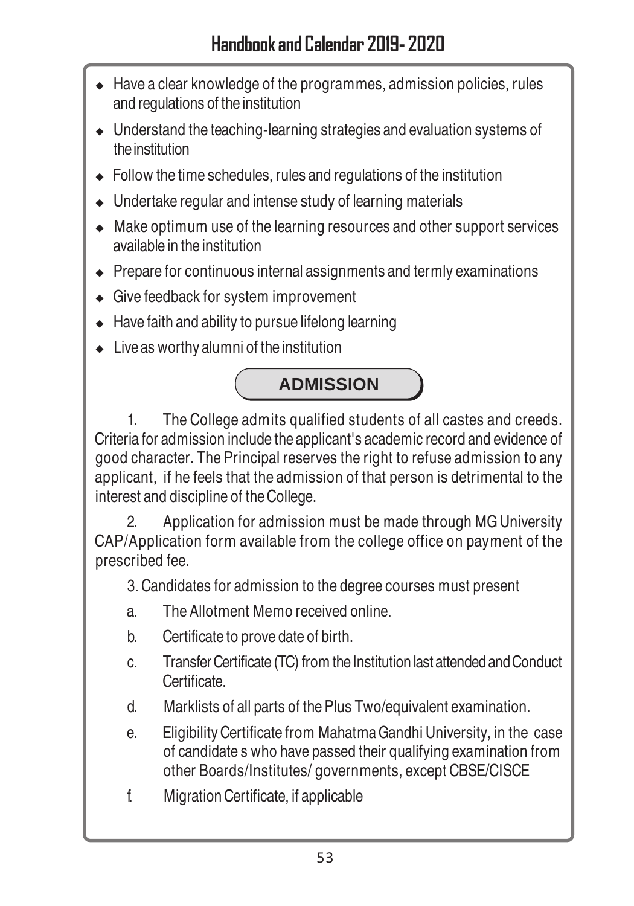- Have a clear knowledge of the programmes, admission policies, rules and regulations of the institution
- Understand the teaching-learning strategies and evaluation systems of the institution
- Follow the time schedules, rules and regulations of the institution
- Undertake regular and intense study of learning materials
- Make optimum use of the learning resources and other support services available in the institution
- Prepare for continuous internal assignments and termly examinations
- Give feedback for system improvement
- Have faith and ability to pursue lifelong learning
- Live as worthy alumni of the institution

## ADMISSION

1. The College admits qualified students of all castes and creeds. Criteria for admission include the applicant's academic record and evidence of good character. The Principal reserves the right to refuse admission to any applicant, if he feels that the admission of that person is detrimental to the interest and discipline of the College.

2. Application for admission must be made through MG University CAP/Application form available from the college office on payment of the prescribed fee.

3. Candidates for admission to the degree courses must present

   a. The Allotment Memo received online.

   b. Certificate to prove date of birth.

   c. Transfer Certificate (TC) from the Institution last attended and Conduct Certificate.

   d. Marklists of all parts of the Plus Two/equivalent examination.

   e. Eligibility Certificate from Mahatma Gandhi University, in the case of candidate s who have passed their qualifying examination from other Boards/Institutes/ governments, except CBSE/CISCE

   f. Migration Certificate, if applicable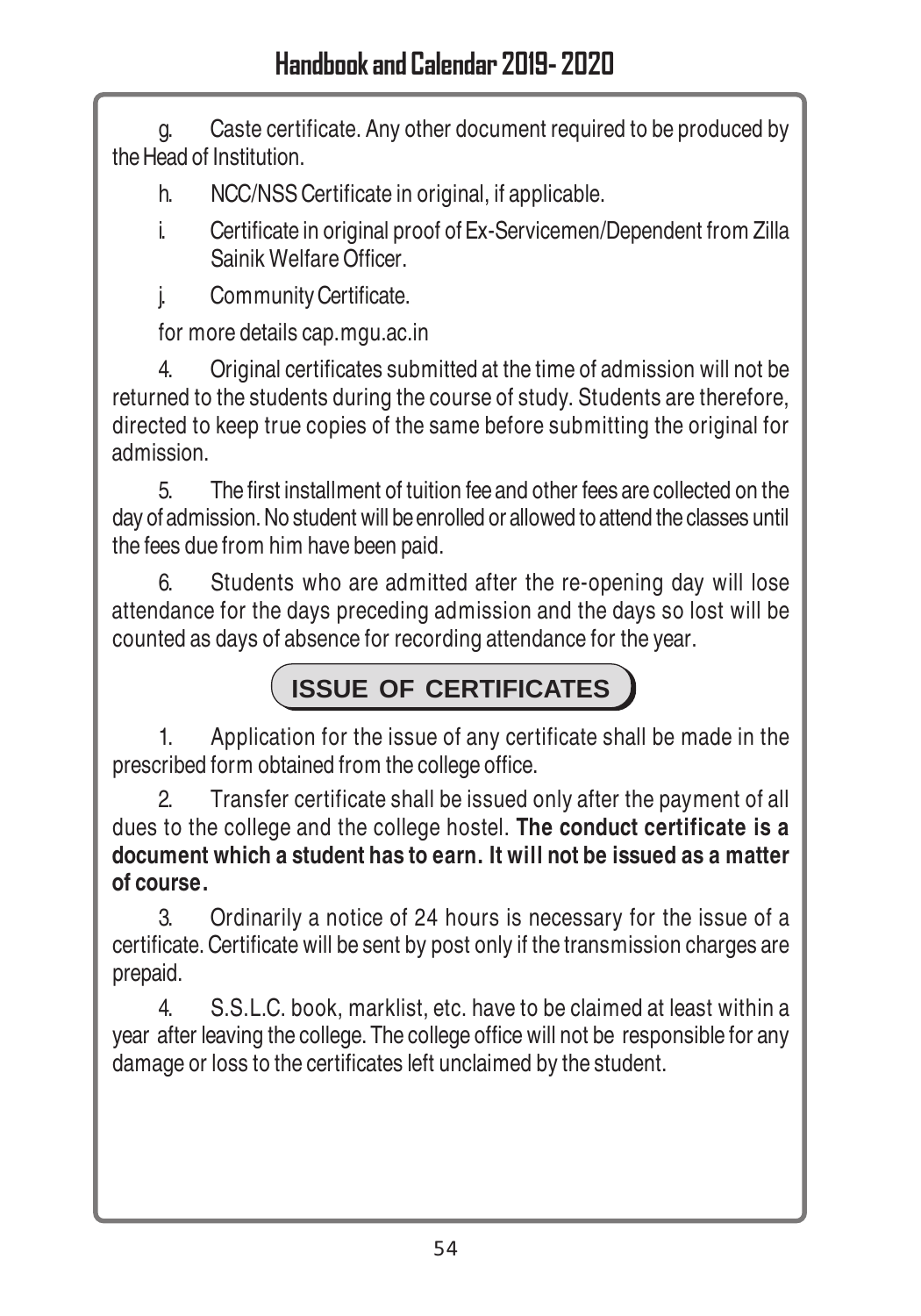g. Caste certificate. Any other document required to be produced by the Head of Institution.

h. NCC/NSS Certificate in original, if applicable.

i. Certificate in original proof of Ex-Servicemen/Dependent from Zilla Sainik Welfare Officer.

j. Community Certificate.

for more details cap.mgu.ac.in

4. Original certificates submitted at the time of admission will not be returned to the students during the course of study. Students are therefore, directed to keep true copies of the same before submitting the original for admission.

5. The first installment of tuition fee and other fees are collected on the day of admission. No student will be enrolled or allowed to attend the classes until the fees due from him have been paid.

6. Students who are admitted after the re-opening day will lose attendance for the days preceding admission and the days so lost will be counted as days of absence for recording attendance for the year.

## ISSUE OF CERTIFICATES

1. Application for the issue of any certificate shall be made in the prescribed form obtained from the college office.

2. Transfer certificate shall be issued only after the payment of all dues to the college and the college hostel. **The conduct certificate is a document which a student has to earn. It will not be issued as a matter of course.**

3. Ordinarily a notice of 24 hours is necessary for the issue of a certificate. Certificate will be sent by post only if the transmission charges are prepaid.

4. S.S.L.C. book, marklist, etc. have to be claimed at least within a year after leaving the college. The college office will not be responsible for any damage or loss to the certificates left unclaimed by the student.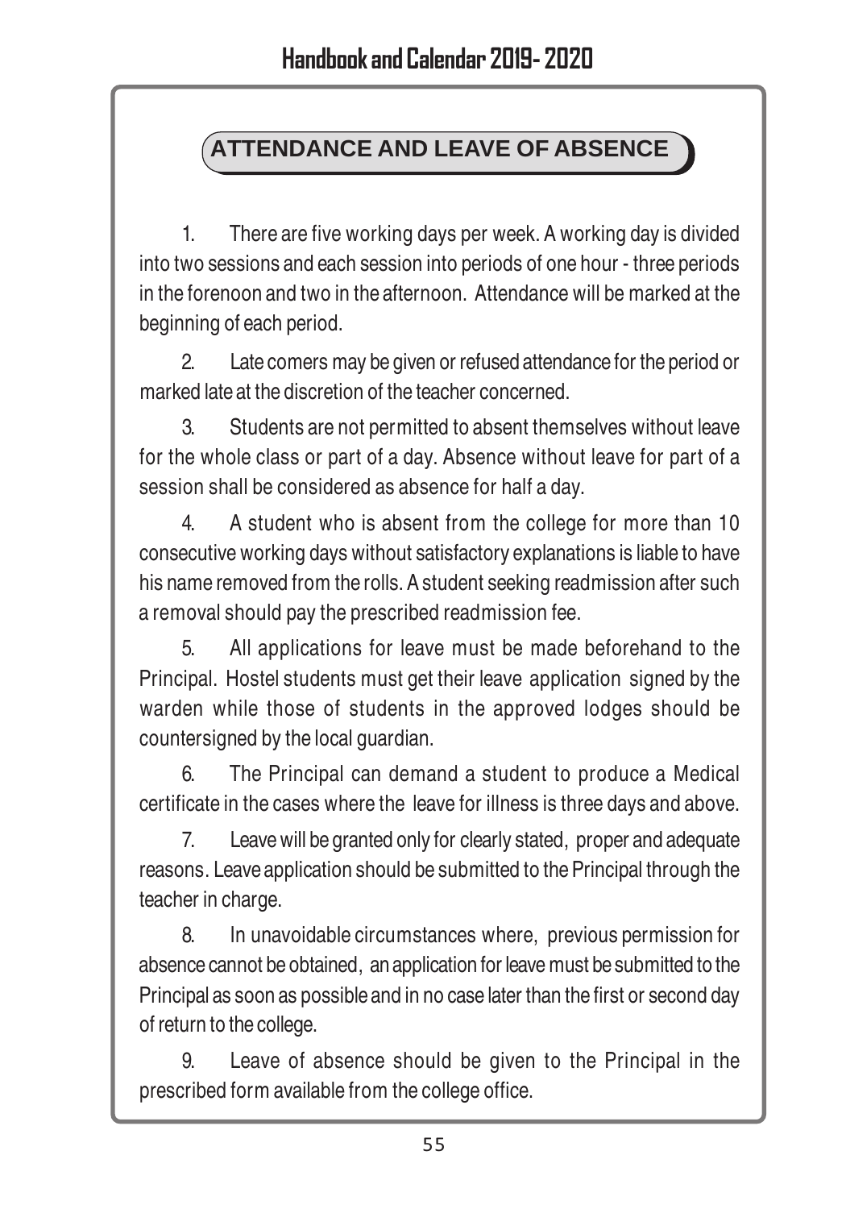## ATTENDANCE AND LEAVE OF ABSENCE

1. There are five working days per week. A working day is divided into two sessions and each session into periods of one hour - three periods in the forenoon and two in the afternoon. Attendance will be marked at the beginning of each period.

2. Late comers may be given or refused attendance for the period or marked late at the discretion of the teacher concerned.

3. Students are not permitted to absent themselves without leave for the whole class or part of a day. Absence without leave for part of a session shall be considered as absence for half a day.

4. A student who is absent from the college for more than 10 consecutive working days without satisfactory explanations is liable to have his name removed from the rolls. A student seeking readmission after such a removal should pay the prescribed readmission fee.

5. All applications for leave must be made beforehand to the Principal. Hostel students must get their leave application signed by the warden while those of students in the approved lodges should be countersigned by the local guardian.

6. The Principal can demand a student to produce a Medical certificate in the cases where the leave for illness is three days and above.

7. Leave will be granted only for clearly stated, proper and adequate reasons. Leave application should be submitted to the Principal through the teacher in charge.

8. In unavoidable circumstances where, previous permission for absence cannot be obtained, an application for leave must be submitted to the Principal as soon as possible and in no case later than the first or second day of return to the college.

9. Leave of absence should be given to the Principal in the prescribed form available from the college office.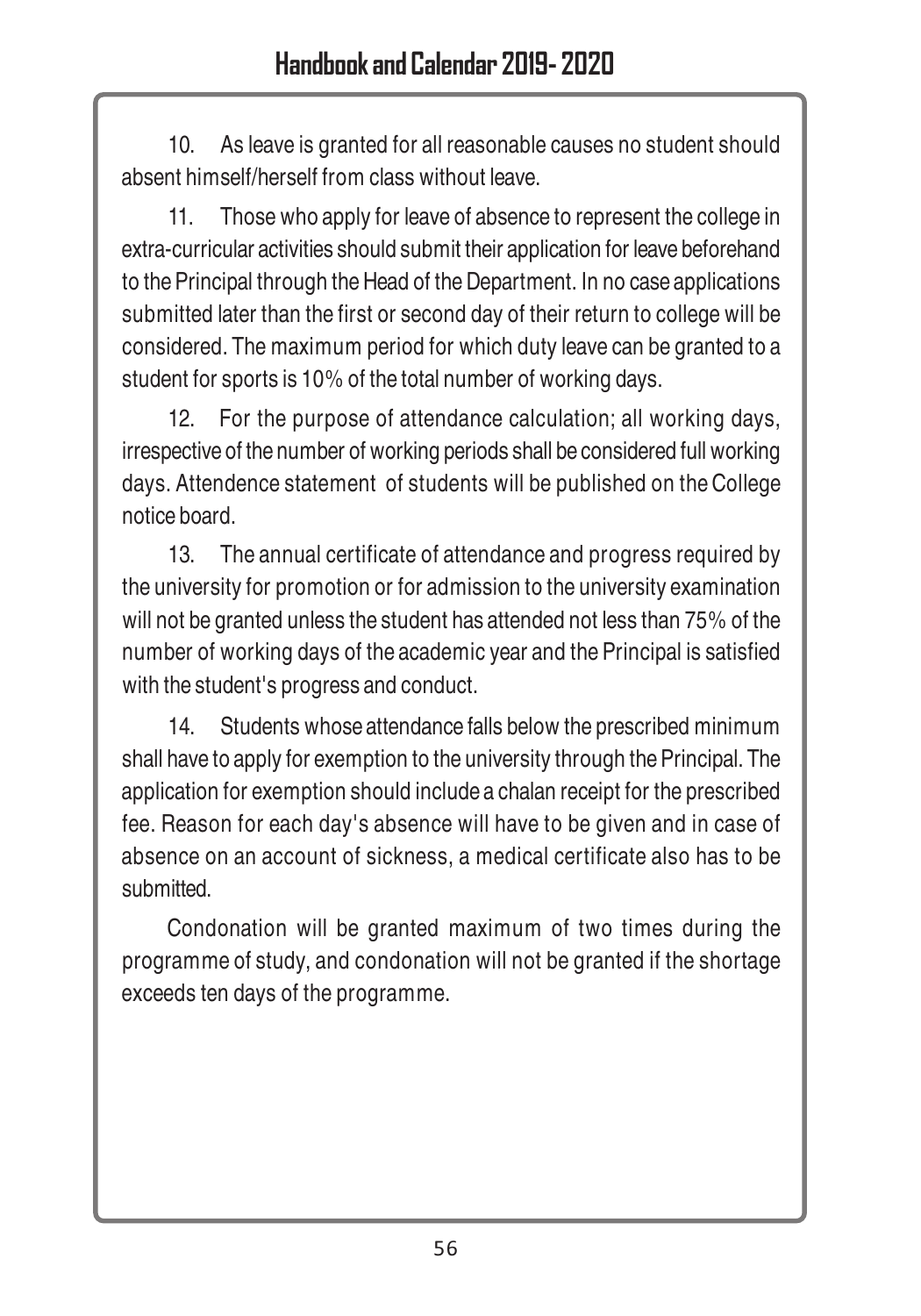10. As leave is granted for all reasonable causes no student should absent himself/herself from class without leave.

11. Those who apply for leave of absence to represent the college in extra-curricular activities should submit their application for leave beforehand to the Principal through the Head of the Department. In no case applications submitted later than the first or second day of their return to college will be considered. The maximum period for which duty leave can be granted to a student for sports is 10% of the total number of working days.

12. For the purpose of attendance calculation; all working days, irrespective of the number of working periods shall be considered full working days. Attendence statement of students will be published on the College notice board.

13. The annual certificate of attendance and progress required by the university for promotion or for admission to the university examination will not be granted unless the student has attended not less than 75% of the number of working days of the academic year and the Principal is satisfied with the student's progress and conduct.

14. Students whose attendance falls below the prescribed minimum shall have to apply for exemption to the university through the Principal. The application for exemption should include a chalan receipt for the prescribed fee. Reason for each day's absence will have to be given and in case of absence on an account of sickness, a medical certificate also has to be submitted.

Condonation will be granted maximum of two times during the programme of study, and condonation will not be granted if the shortage exceeds ten days of the programme.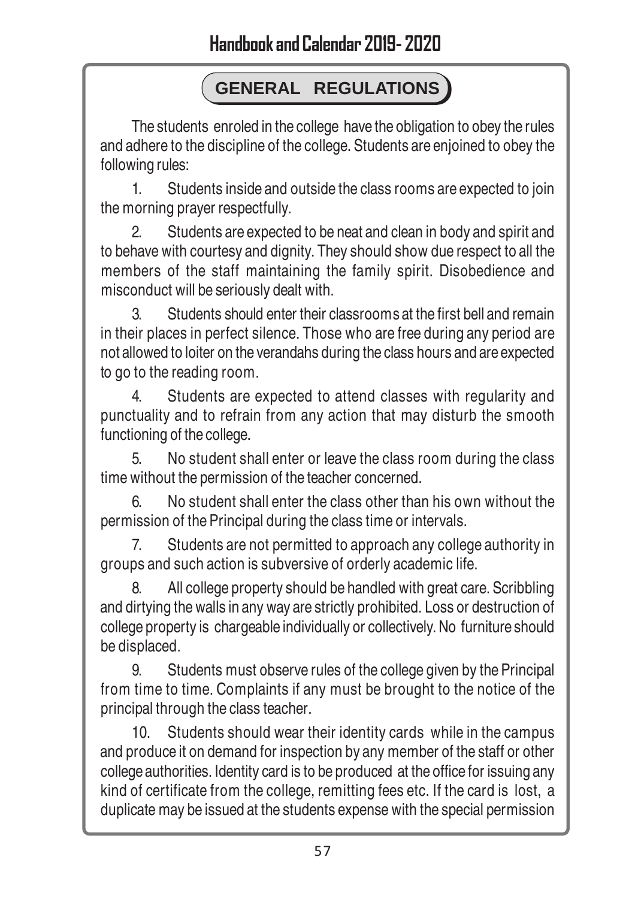## GENERAL REGULATIONS

The students enroled in the college have the obligation to obey the rules and adhere to the discipline of the college. Students are enjoined to obey the following rules:

1. Students inside and outside the class rooms are expected to join the morning prayer respectfully.

2. Students are expected to be neat and clean in body and spirit and to behave with courtesy and dignity. They should show due respect to all the members of the staff maintaining the family spirit. Disobedience and misconduct will be seriously dealt with.

3. Students should enter their classrooms at the first bell and remain in their places in perfect silence. Those who are free during any period are not allowed to loiter on the verandahs during the class hours and are expected to go to the reading room.

4. Students are expected to attend classes with regularity and punctuality and to refrain from any action that may disturb the smooth functioning of the college.

5. No student shall enter or leave the class room during the class time without the permission of the teacher concerned.

6. No student shall enter the class other than his own without the permission of the Principal during the class time or intervals.

7. Students are not permitted to approach any college authority in groups and such action is subversive of orderly academic life.

8. All college property should be handled with great care. Scribbling and dirtying the walls in any way are strictly prohibited. Loss or destruction of college property is chargeable individually or collectively. No furniture should be displaced.

9. Students must observe rules of the college given by the Principal from time to time. Complaints if any must be brought to the notice of the principal through the class teacher.

10. Students should wear their identity cards while in the campus and produce it on demand for inspection by any member of the staff or other college authorities. Identity card is to be produced at the office for issuing any kind of certificate from the college, remitting fees etc. If the card is lost, a duplicate may be issued at the students expense with the special permission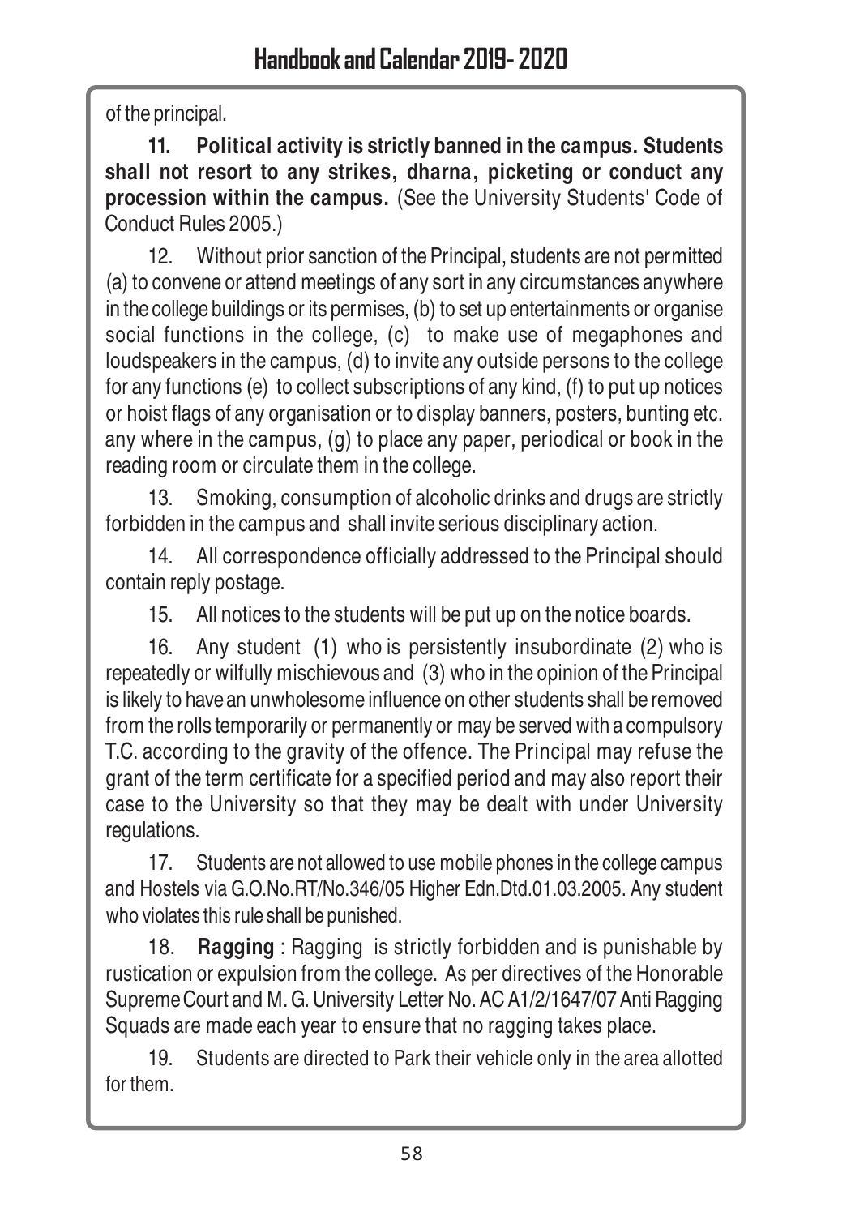of the principal.

**11. Political activity is strictly banned in the campus. Students shall not resort to any strikes, dharna, picketing or conduct any procession within the campus.** (See the University Students' Code of Conduct Rules 2005.)

12. Without prior sanction of the Principal, students are not permitted (a) to convene or attend meetings of any sort in any circumstances anywhere in the college buildings or its permises, (b) to set up entertainments or organise social functions in the college, (c) to make use of megaphones and loudspeakers in the campus, (d) to invite any outside persons to the college for any functions (e) to collect subscriptions of any kind, (f) to put up notices or hoist flags of any organisation or to display banners, posters, bunting etc. any where in the campus, (g) to place any paper, periodical or book in the reading room or circulate them in the college.

13. Smoking, consumption of alcoholic drinks and drugs are strictly forbidden in the campus and shall invite serious disciplinary action.

14. All correspondence officially addressed to the Principal should contain reply postage.

15. All notices to the students will be put up on the notice boards.

16. Any student (1) who is persistently insubordinate (2) who is repeatedly or wilfully mischievous and (3) who in the opinion of the Principal is likely to have an unwholesome influence on other students shall be removed from the rolls temporarily or permanently or may be served with a compulsory T.C. according to the gravity of the offence. The Principal may refuse the grant of the term certificate for a specified period and may also report their case to the University so that they may be dealt with under University regulations.

17. Students are not allowed to use mobile phones in the college campus and Hostels via G.O.No.RT/No.346/05 Higher Edn.Dtd.01.03.2005. Any student who violates this rule shall be punished.

18. **Ragging** : Ragging is strictly forbidden and is punishable by rustication or expulsion from the college. As per directives of the Honorable Supreme Court and M. G. University Letter No. AC A1/2/1647/07 Anti Ragging Squads are made each year to ensure that no ragging takes place.

19. Students are directed to Park their vehicle only in the area allotted for them.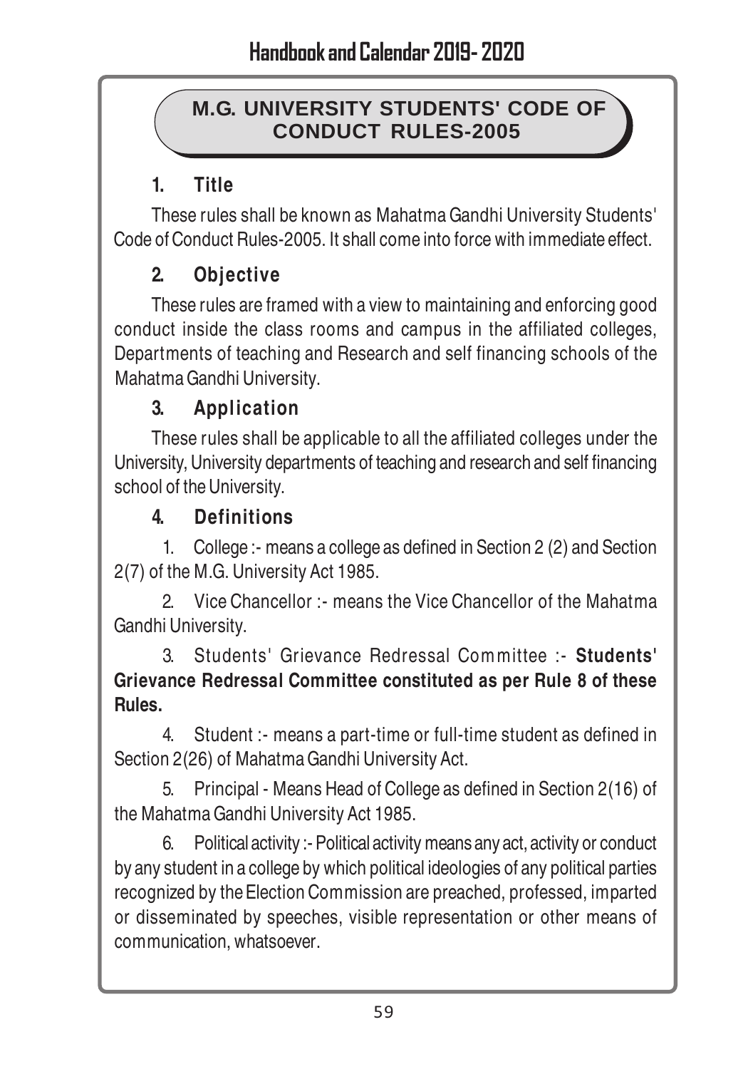# M.G. UNIVERSITY STUDENTS' CODE OF CONDUCT RULES-2005

## 1. Title

These rules shall be known as Mahatma Gandhi University Students' Code of Conduct Rules-2005. It shall come into force with immediate effect.

## 2. Objective

These rules are framed with a view to maintaining and enforcing good conduct inside the class rooms and campus in the affiliated colleges, Departments of teaching and Research and self financing schools of the Mahatma Gandhi University.

## 3. Application

These rules shall be applicable to all the affiliated colleges under the University, University departments of teaching and research and self financing school of the University.

## 4. Definitions

1. College :- means a college as defined in Section 2 (2) and Section 2(7) of the M.G. University Act 1985.

2. Vice Chancellor :- means the Vice Chancellor of the Mahatma Gandhi University.

3. Students' Grievance Redressal Committee :- **Students' Grievance Redressal Committee constituted as per Rule 8 of these Rules.**

4. Student :- means a part-time or full-time student as defined in Section 2(26) of Mahatma Gandhi University Act.

5. Principal - Means Head of College as defined in Section 2(16) of the Mahatma Gandhi University Act 1985.

6. Political activity :- Political activity means any act, activity or conduct by any student in a college by which political ideologies of any political parties recognized by the Election Commission are preached, professed, imparted or disseminated by speeches, visible representation or other means of communication, whatsoever.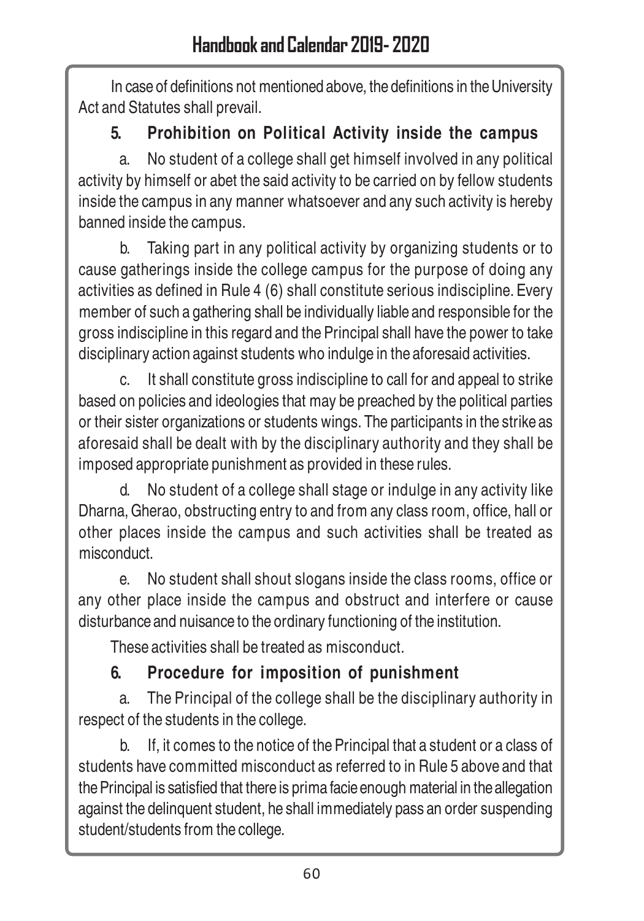In case of definitions not mentioned above, the definitions in the University Act and Statutes shall prevail.

### 5. Prohibition on Political Activity inside the campus

a. No student of a college shall get himself involved in any political activity by himself or abet the said activity to be carried on by fellow students inside the campus in any manner whatsoever and any such activity is hereby banned inside the campus.

b. Taking part in any political activity by organizing students or to cause gatherings inside the college campus for the purpose of doing any activities as defined in Rule 4 (6) shall constitute serious indiscipline. Every member of such a gathering shall be individually liable and responsible for the gross indiscipline in this regard and the Principal shall have the power to take disciplinary action against students who indulge in the aforesaid activities.

c. It shall constitute gross indiscipline to call for and appeal to strike based on policies and ideologies that may be preached by the political parties or their sister organizations or students wings. The participants in the strike as aforesaid shall be dealt with by the disciplinary authority and they shall be imposed appropriate punishment as provided in these rules.

d. No student of a college shall stage or indulge in any activity like Dharna, Gherao, obstructing entry to and from any class room, office, hall or other places inside the campus and such activities shall be treated as misconduct.

e. No student shall shout slogans inside the class rooms, office or any other place inside the campus and obstruct and interfere or cause disturbance and nuisance to the ordinary functioning of the institution.

These activities shall be treated as misconduct.

### 6. Procedure for imposition of punishment

a. The Principal of the college shall be the disciplinary authority in respect of the students in the college.

b. If, it comes to the notice of the Principal that a student or a class of students have committed misconduct as referred to in Rule 5 above and that the Principal is satisfied that there is prima facie enough material in the allegation against the delinquent student, he shall immediately pass an order suspending student/students from the college.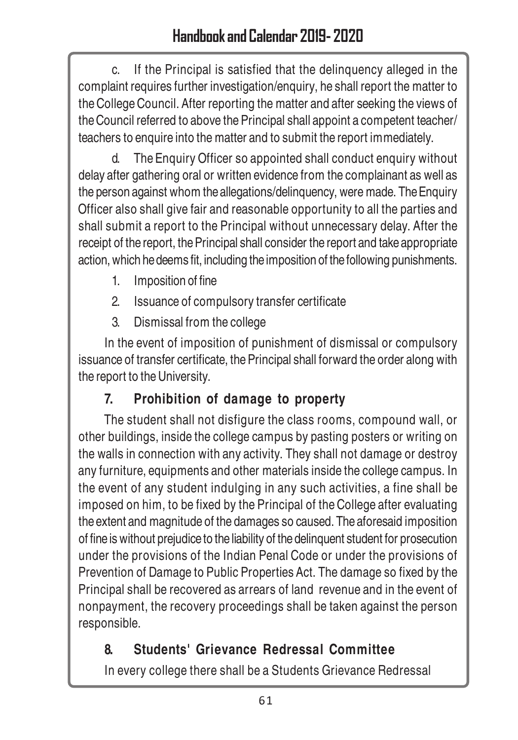c. If the Principal is satisfied that the delinquency alleged in the complaint requires further investigation/enquiry, he shall report the matter to the College Council. After reporting the matter and after seeking the views of the Council referred to above the Principal shall appoint a competent teacher/ teachers to enquire into the matter and to submit the report immediately.

d. The Enquiry Officer so appointed shall conduct enquiry without delay after gathering oral or written evidence from the complainant as well as the person against whom the allegations/delinquency, were made. The Enquiry Officer also shall give fair and reasonable opportunity to all the parties and shall submit a report to the Principal without unnecessary delay. After the receipt of the report, the Principal shall consider the report and take appropriate action, which he deems fit, including the imposition of the following punishments.

1. Imposition of fine
2. Issuance of compulsory transfer certificate
3. Dismissal from the college

In the event of imposition of punishment of dismissal or compulsory issuance of transfer certificate, the Principal shall forward the order along with the report to the University.

## 7. Prohibition of damage to property

The student shall not disfigure the class rooms, compound wall, or other buildings, inside the college campus by pasting posters or writing on the walls in connection with any activity. They shall not damage or destroy any furniture, equipments and other materials inside the college campus. In the event of any student indulging in any such activities, a fine shall be imposed on him, to be fixed by the Principal of the College after evaluating the extent and magnitude of the damages so caused. The aforesaid imposition of fine is without prejudice to the liability of the delinquent student for prosecution under the provisions of the Indian Penal Code or under the provisions of Prevention of Damage to Public Properties Act. The damage so fixed by the Principal shall be recovered as arrears of land revenue and in the event of nonpayment, the recovery proceedings shall be taken against the person responsible.

## 8. Students' Grievance Redressal Committee

In every college there shall be a Students Grievance Redressal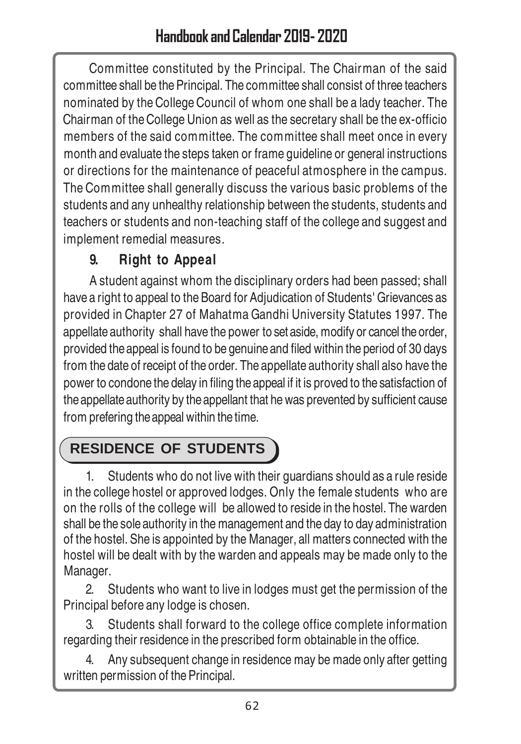Committee constituted by the Principal. The Chairman of the said committee shall be the Principal. The committee shall consist of three teachers nominated by the College Council of whom one shall be a lady teacher. The Chairman of the College Union as well as the secretary shall be the ex-officio members of the said committee. The committee shall meet once in every month and evaluate the steps taken or frame guideline or general instructions or directions for the maintenance of peaceful atmosphere in the campus. The Committee shall generally discuss the various basic problems of the students and any unhealthy relationship between the students, students and teachers or students and non-teaching staff of the college and suggest and implement remedial measures.

### 9. Right to Appeal

A student against whom the disciplinary orders had been passed; shall have a right to appeal to the Board for Adjudication of Students' Grievances as provided in Chapter 27 of Mahatma Gandhi University Statutes 1997. The appellate authority shall have the power to set aside, modify or cancel the order, provided the appeal is found to be genuine and filed within the period of 30 days from the date of receipt of the order. The appellate authority shall also have the power to condone the delay in filing the appeal if it is proved to the satisfaction of the appellate authority by the appellant that he was prevented by sufficient cause from prefering the appeal within the time.

## RESIDENCE OF STUDENTS

1. Students who do not live with their guardians should as a rule reside in the college hostel or approved lodges. Only the female students who are on the rolls of the college will be allowed to reside in the hostel. The warden shall be the sole authority in the management and the day to day administration of the hostel. She is appointed by the Manager, all matters connected with the hostel will be dealt with by the warden and appeals may be made only to the Manager.

2. Students who want to live in lodges must get the permission of the Principal before any lodge is chosen.

3. Students shall forward to the college office complete information regarding their residence in the prescribed form obtainable in the office.

4. Any subsequent change in residence may be made only after getting written permission of the Principal.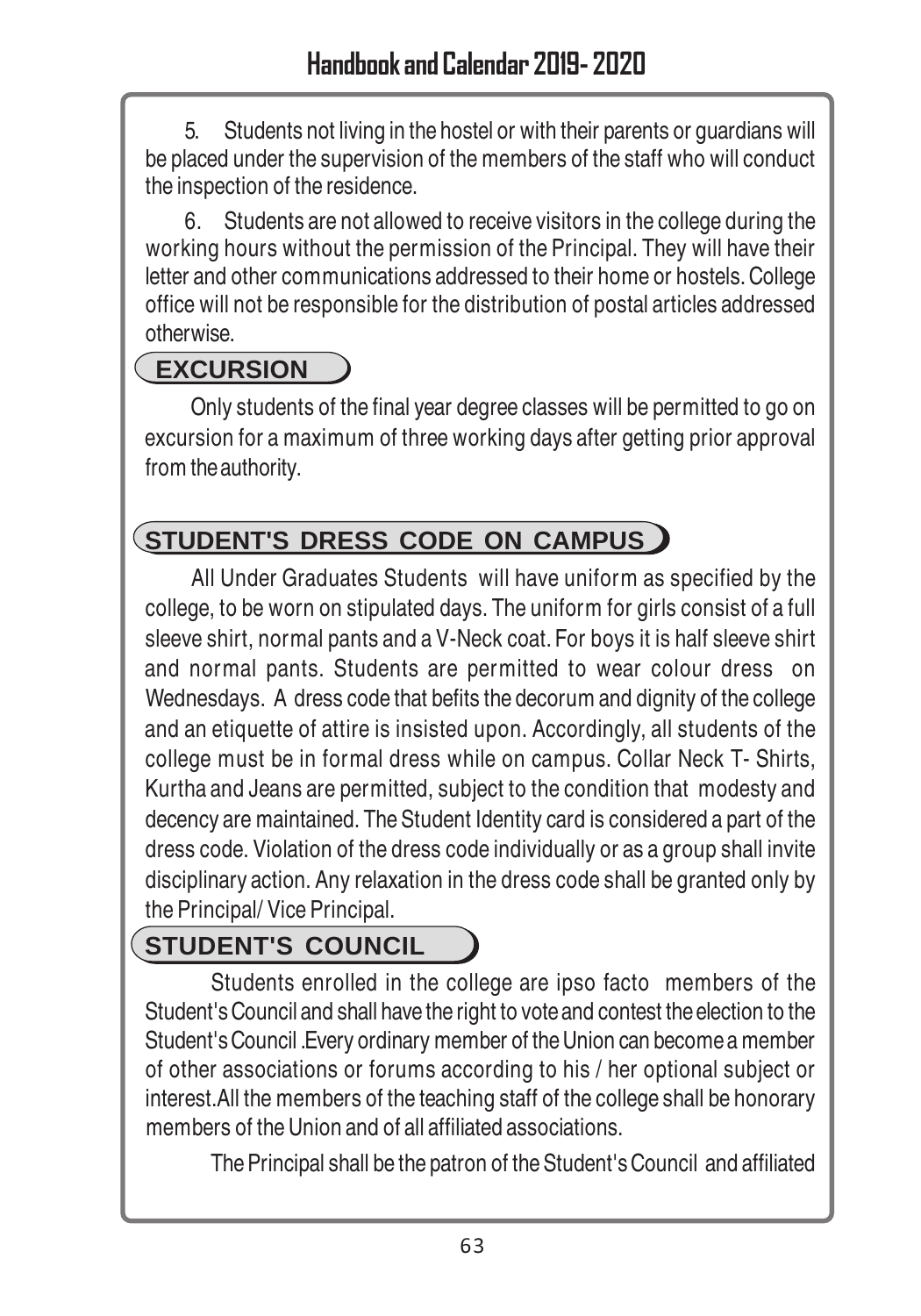5. Students not living in the hostel or with their parents or guardians will be placed under the supervision of the members of the staff who will conduct the inspection of the residence.

6. Students are not allowed to receive visitors in the college during the working hours without the permission of the Principal. They will have their letter and other communications addressed to their home or hostels. College office will not be responsible for the distribution of postal articles addressed otherwise.

## EXCURSION

Only students of the final year degree classes will be permitted to go on excursion for a maximum of three working days after getting prior approval from the authority.

## STUDENT'S DRESS CODE ON CAMPUS

All Under Graduates Students will have uniform as specified by the college, to be worn on stipulated days. The uniform for girls consist of a full sleeve shirt, normal pants and a V-Neck coat. For boys it is half sleeve shirt and normal pants. Students are permitted to wear colour dress on Wednesdays. A dress code that befits the decorum and dignity of the college and an etiquette of attire is insisted upon. Accordingly, all students of the college must be in formal dress while on campus. Collar Neck T- Shirts, Kurtha and Jeans are permitted, subject to the condition that modesty and decency are maintained. The Student Identity card is considered a part of the dress code. Violation of the dress code individually or as a group shall invite disciplinary action. Any relaxation in the dress code shall be granted only by the Principal/ Vice Principal.

## STUDENT'S COUNCIL

Students enrolled in the college are ipso facto members of the Student's Council and shall have the right to vote and contest the election to the Student's Council .Every ordinary member of the Union can become a member of other associations or forums according to his / her optional subject or interest.All the members of the teaching staff of the college shall be honorary members of the Union and of all affiliated associations.

The Principal shall be the patron of the Student's Council and affiliated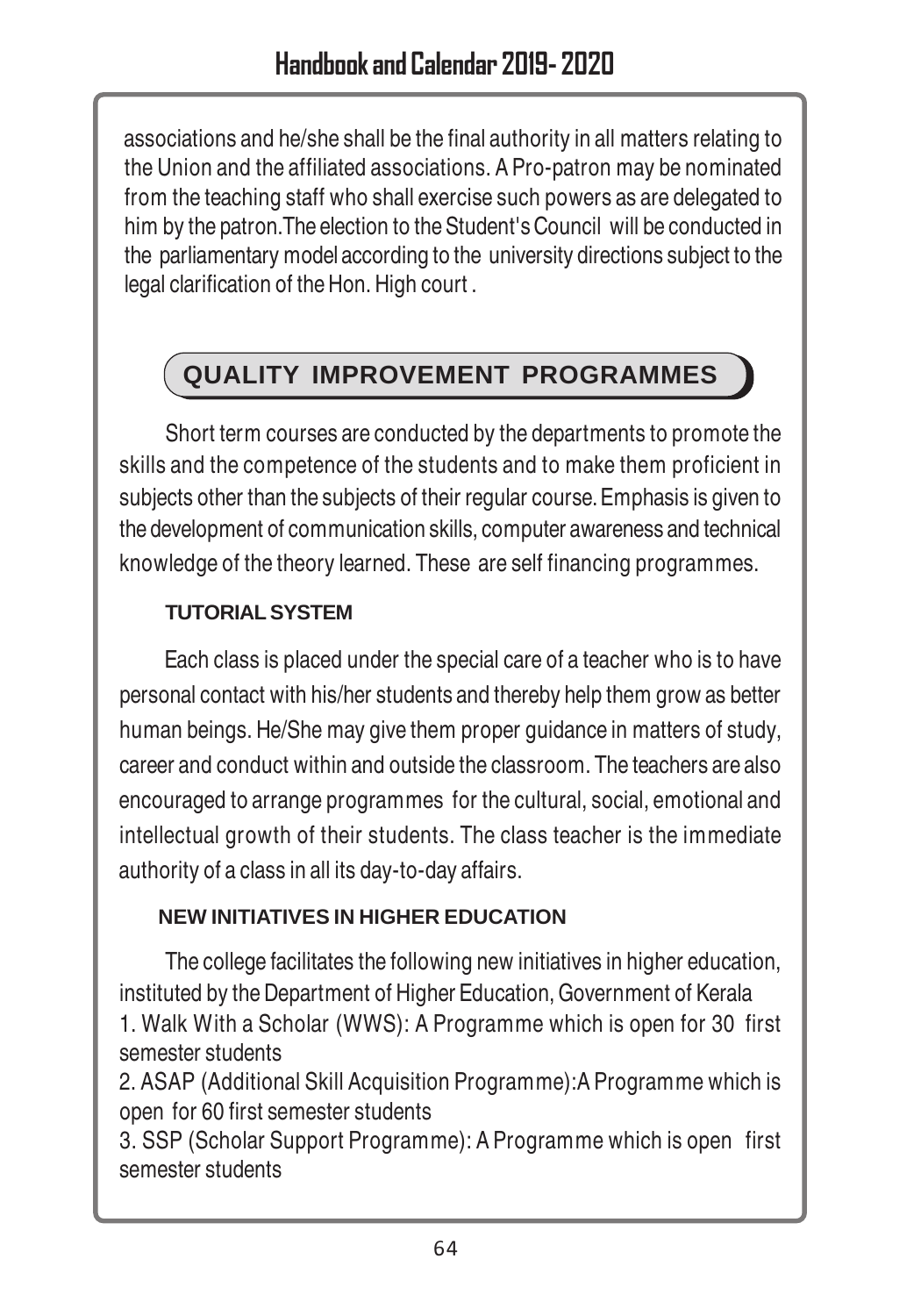associations and he/she shall be the final authority in all matters relating to the Union and the affiliated associations. A Pro-patron may be nominated from the teaching staff who shall exercise such powers as are delegated to him by the patron.The election to the Student's Council will be conducted in the parliamentary model according to the university directions subject to the legal clarification of the Hon. High court .

## QUALITY IMPROVEMENT PROGRAMMES

Short term courses are conducted by the departments to promote the skills and the competence of the students and to make them proficient in subjects other than the subjects of their regular course. Emphasis is given to the development of communication skills, computer awareness and technical knowledge of the theory learned. These are self financing programmes.

### TUTORIAL SYSTEM

Each class is placed under the special care of a teacher who is to have personal contact with his/her students and thereby help them grow as better human beings. He/She may give them proper guidance in matters of study, career and conduct within and outside the classroom. The teachers are also encouraged to arrange programmes for the cultural, social, emotional and intellectual growth of their students. The class teacher is the immediate authority of a class in all its day-to-day affairs.

### NEW INITIATIVES IN HIGHER EDUCATION

The college facilitates the following new initiatives in higher education, instituted by the Department of Higher Education, Government of Kerala

1. Walk With a Scholar (WWS): A Programme which is open for 30 first semester students
2. ASAP (Additional Skill Acquisition Programme):A Programme which is open for 60 first semester students
3. SSP (Scholar Support Programme): A Programme which is open first semester students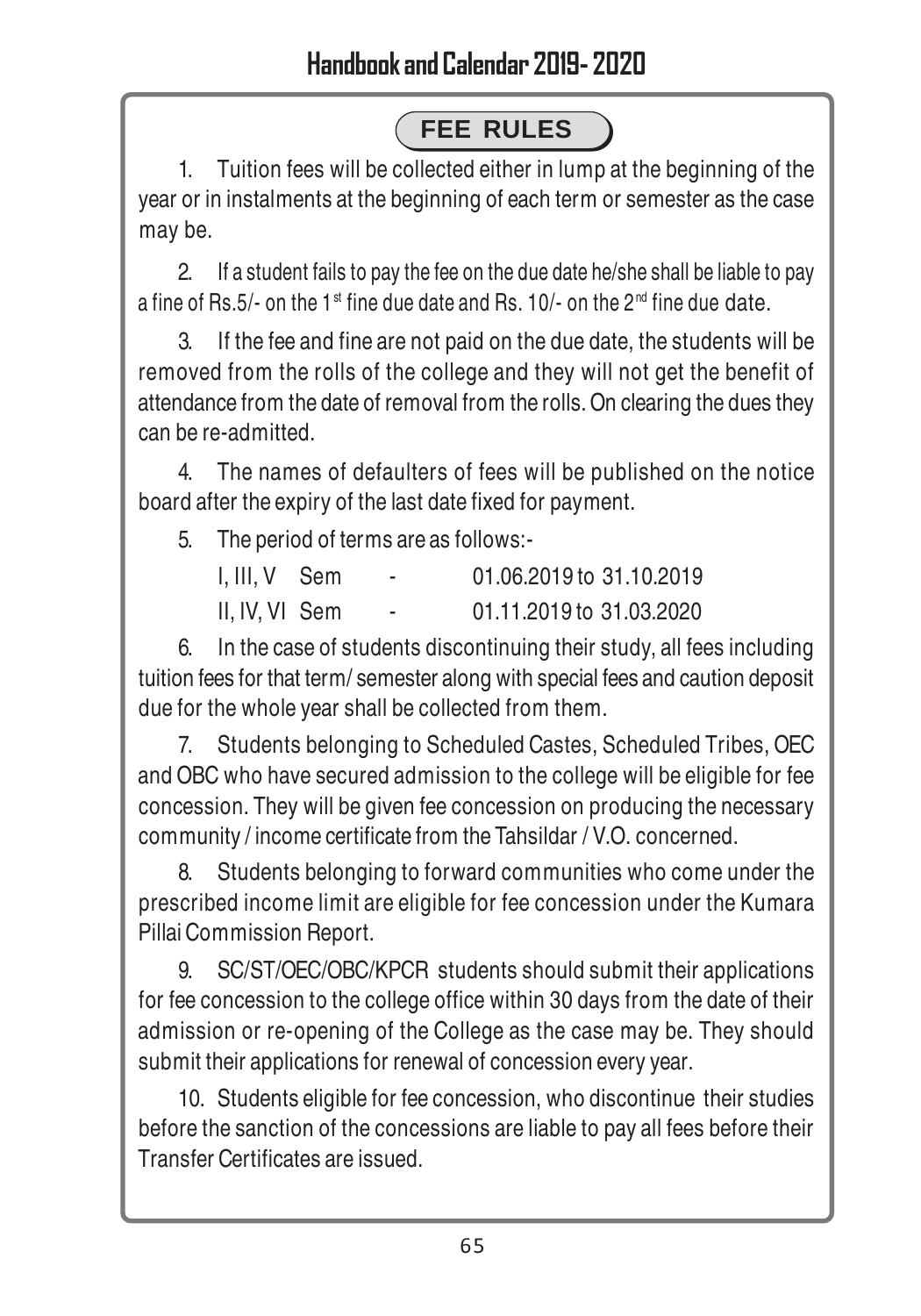## FEE RULES

1. Tuition fees will be collected either in lump at the beginning of the year or in instalments at the beginning of each term or semester as the case may be.

2. If a student fails to pay the fee on the due date he/she shall be liable to pay a fine of Rs.5/- on the 1st fine due date and Rs. 10/- on the 2nd fine due date.

3. If the fee and fine are not paid on the due date, the students will be removed from the rolls of the college and they will not get the benefit of attendance from the date of removal from the rolls. On clearing the dues they can be re-admitted.

4. The names of defaulters of fees will be published on the notice board after the expiry of the last date fixed for payment.

5. The period of terms are as follows:-

| | | |
|---|---|---|
| I, III, V Sem | - | 01.06.2019 to 31.10.2019 |
| II, IV, VI Sem | - | 01.11.2019 to 31.03.2020 |

6. In the case of students discontinuing their study, all fees including tuition fees for that term/ semester along with special fees and caution deposit due for the whole year shall be collected from them.

7. Students belonging to Scheduled Castes, Scheduled Tribes, OEC and OBC who have secured admission to the college will be eligible for fee concession. They will be given fee concession on producing the necessary community / income certificate from the Tahsildar / V.O. concerned.

8. Students belonging to forward communities who come under the prescribed income limit are eligible for fee concession under the Kumara Pillai Commission Report.

9. SC/ST/OEC/OBC/KPCR students should submit their applications for fee concession to the college office within 30 days from the date of their admission or re-opening of the College as the case may be. They should submit their applications for renewal of concession every year.

10. Students eligible for fee concession, who discontinue their studies before the sanction of the concessions are liable to pay all fees before their Transfer Certificates are issued.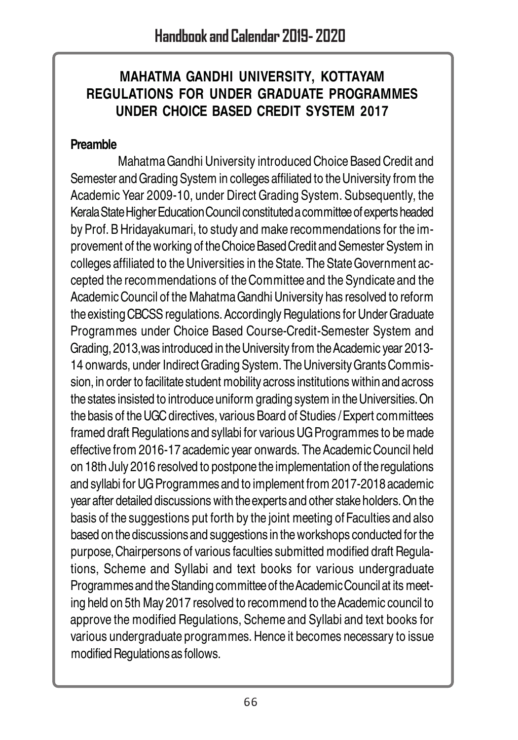# MAHATMA GANDHI UNIVERSITY, KOTTAYAM
# REGULATIONS FOR UNDER GRADUATE PROGRAMMES UNDER CHOICE BASED CREDIT SYSTEM 2017

**Preamble**

Mahatma Gandhi University introduced Choice Based Credit and Semester and Grading System in colleges affiliated to the University from the Academic Year 2009-10, under Direct Grading System. Subsequently, the Kerala State Higher Education Council constituted a committee of experts headed by Prof. B Hridayakumari, to study and make recommendations for the improvement of the working of the Choice Based Credit and Semester System in colleges affiliated to the Universities in the State. The State Government accepted the recommendations of the Committee and the Syndicate and the Academic Council of the Mahatma Gandhi University has resolved to reform the existing CBCSS regulations. Accordingly Regulations for Under Graduate Programmes under Choice Based Course-Credit-Semester System and Grading, 2013,was introduced in the University from the Academic year 2013-14 onwards, under Indirect Grading System. The University Grants Commission, in order to facilitate student mobility across institutions within and across the states insisted to introduce uniform grading system in the Universities. On the basis of the UGC directives, various Board of Studies / Expert committees framed draft Regulations and syllabi for various UG Programmes to be made effective from 2016-17 academic year onwards. The Academic Council held on 18th July 2016 resolved to postpone the implementation of the regulations and syllabi for UG Programmes and to implement from 2017-2018 academic year after detailed discussions with the experts and other stake holders. On the basis of the suggestions put forth by the joint meeting of Faculties and also based on the discussions and suggestions in the workshops conducted for the purpose, Chairpersons of various faculties submitted modified draft Regulations, Scheme and Syllabi and text books for various undergraduate Programmes and the Standing committee of the Academic Council at its meeting held on 5th May 2017 resolved to recommend to the Academic council to approve the modified Regulations, Scheme and Syllabi and text books for various undergraduate programmes. Hence it becomes necessary to issue modified Regulations as follows.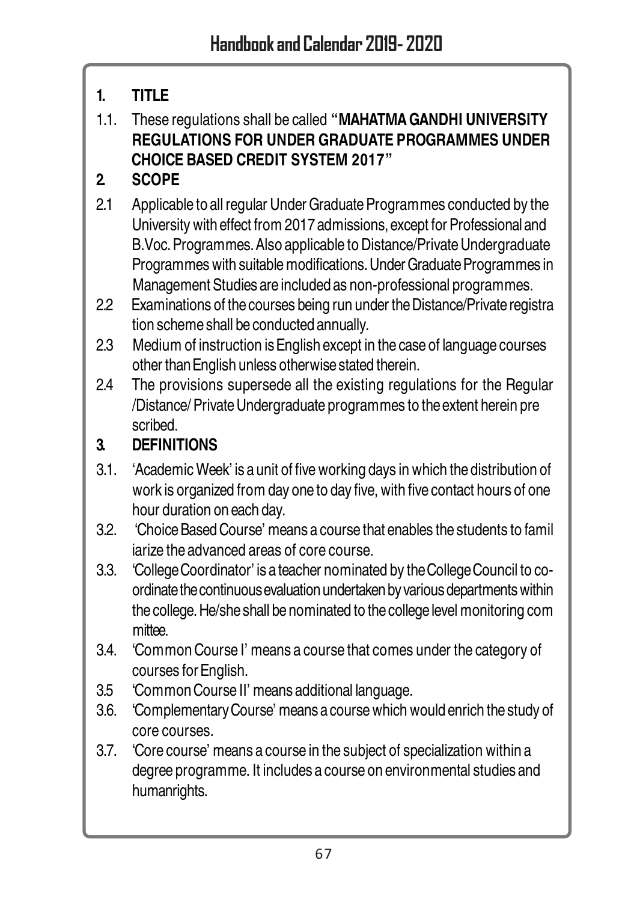## 1. TITLE

1.1. These regulations shall be called **"MAHATMA GANDHI UNIVERSITY REGULATIONS FOR UNDER GRADUATE PROGRAMMES UNDER CHOICE BASED CREDIT SYSTEM 2017"**

## 2. SCOPE

2.1 Applicable to all regular Under Graduate Programmes conducted by the University with effect from 2017 admissions, except for Professional and B.Voc. Programmes. Also applicable to Distance/Private Undergraduate Programmes with suitable modifications. Under Graduate Programmes in Management Studies are included as non-professional programmes.

2.2 Examinations of the courses being run under the Distance/Private registration scheme shall be conducted annually.

2.3 Medium of instruction is English except in the case of language courses other than English unless otherwise stated therein.

2.4 The provisions supersede all the existing regulations for the Regular /Distance/ Private Undergraduate programmes to the extent herein prescribed.

## 3. DEFINITIONS

3.1. 'Academic Week' is a unit of five working days in which the distribution of work is organized from day one to day five, with five contact hours of one hour duration on each day.

3.2. 'Choice Based Course' means a course that enables the students to familiarize the advanced areas of core course.

3.3. 'College Coordinator' is a teacher nominated by the College Council to co-ordinate the continuous evaluation undertaken by various departments within the college. He/she shall be nominated to the college level monitoring committee.

3.4. 'Common Course I' means a course that comes under the category of courses for English.

3.5 'Common Course II' means additional language.

3.6. 'Complementary Course' means a course which would enrich the study of core courses.

3.7. 'Core course' means a course in the subject of specialization within a degree programme. It includes a course on environmental studies and humanrights.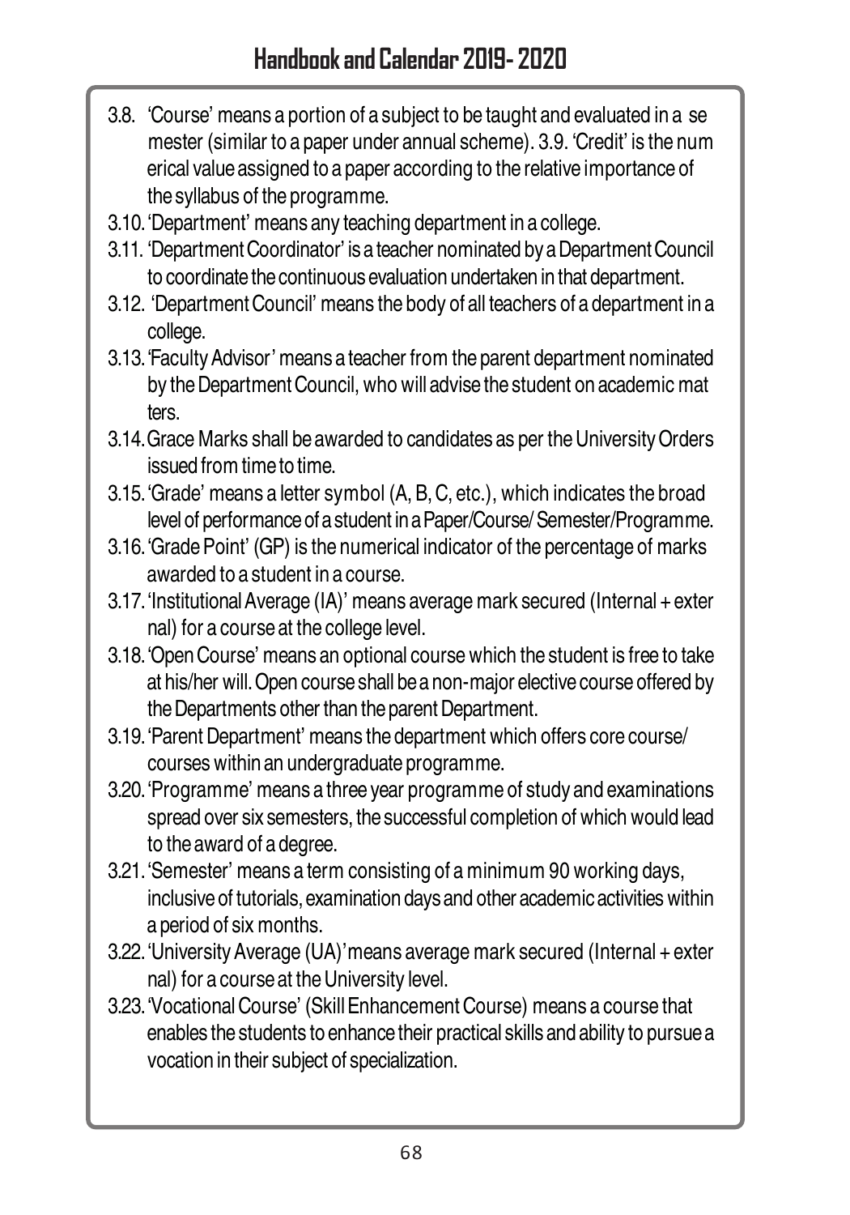3.8. 'Course' means a portion of a subject to be taught and evaluated in a semester (similar to a paper under annual scheme). 3.9. 'Credit' is the numerical value assigned to a paper according to the relative importance of the syllabus of the programme.

3.10. 'Department' means any teaching department in a college.

3.11. 'Department Coordinator' is a teacher nominated by a Department Council to coordinate the continuous evaluation undertaken in that department.

3.12. 'Department Council' means the body of all teachers of a department in a college.

3.13. 'Faculty Advisor' means a teacher from the parent department nominated by the Department Council, who will advise the student on academic matters.

3.14. Grace Marks shall be awarded to candidates as per the University Orders issued from time to time.

3.15. 'Grade' means a letter symbol (A, B, C, etc.), which indicates the broad level of performance of a student in a Paper/Course/ Semester/Programme.

3.16. 'Grade Point' (GP) is the numerical indicator of the percentage of marks awarded to a student in a course.

3.17. 'Institutional Average (IA)' means average mark secured (Internal + external) for a course at the college level.

3.18. 'Open Course' means an optional course which the student is free to take at his/her will. Open course shall be a non-major elective course offered by the Departments other than the parent Department.

3.19. 'Parent Department' means the department which offers core course/ courses within an undergraduate programme.

3.20. 'Programme' means a three year programme of study and examinations spread over six semesters, the successful completion of which would lead to the award of a degree.

3.21. 'Semester' means a term consisting of a minimum 90 working days, inclusive of tutorials, examination days and other academic activities within a period of six months.

3.22. 'University Average (UA)' means average mark secured (Internal + external) for a course at the University level.

3.23. 'Vocational Course' (Skill Enhancement Course) means a course that enables the students to enhance their practical skills and ability to pursue a vocation in their subject of specialization.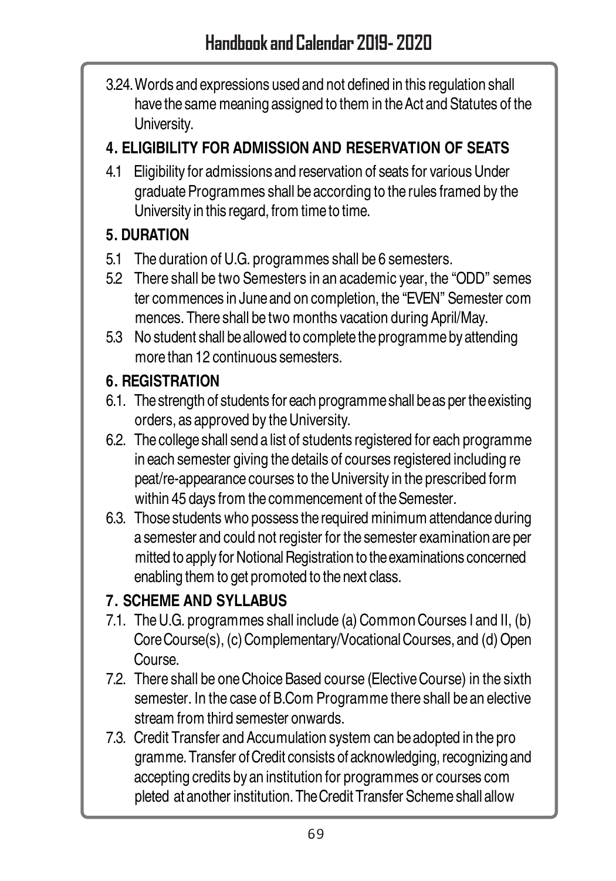3.24. Words and expressions used and not defined in this regulation shall have the same meaning assigned to them in the Act and Statutes of the University.

## 4. ELIGIBILITY FOR ADMISSION AND RESERVATION OF SEATS

4.1 Eligibility for admissions and reservation of seats for various Under graduate Programmes shall be according to the rules framed by the University in this regard, from time to time.

## 5. DURATION

5.1 The duration of U.G. programmes shall be 6 semesters.

5.2 There shall be two Semesters in an academic year, the "ODD" semes ter commences in June and on completion, the "EVEN" Semester com mences. There shall be two months vacation during April/May.

5.3 No student shall be allowed to complete the programme by attending more than 12 continuous semesters.

## 6. REGISTRATION

6.1. The strength of students for each programme shall be as per the existing orders, as approved by the University.

6.2. The college shall send a list of students registered for each programme in each semester giving the details of courses registered including re peat/re-appearance courses to the University in the prescribed form within 45 days from the commencement of the Semester.

6.3. Those students who possess the required minimum attendance during a semester and could not register for the semester examination are per mitted to apply for Notional Registration to the examinations concerned enabling them to get promoted to the next class.

## 7. SCHEME AND SYLLABUS

7.1. The U.G. programmes shall include (a) Common Courses I and II, (b) Core Course(s), (c) Complementary/Vocational Courses, and (d) Open Course.

7.2. There shall be one Choice Based course (Elective Course) in the sixth semester. In the case of B.Com Programme there shall be an elective stream from third semester onwards.

7.3. Credit Transfer and Accumulation system can be adopted in the pro gramme. Transfer of Credit consists of acknowledging, recognizing and accepting credits by an institution for programmes or courses com pleted at another institution. The Credit Transfer Scheme shall allow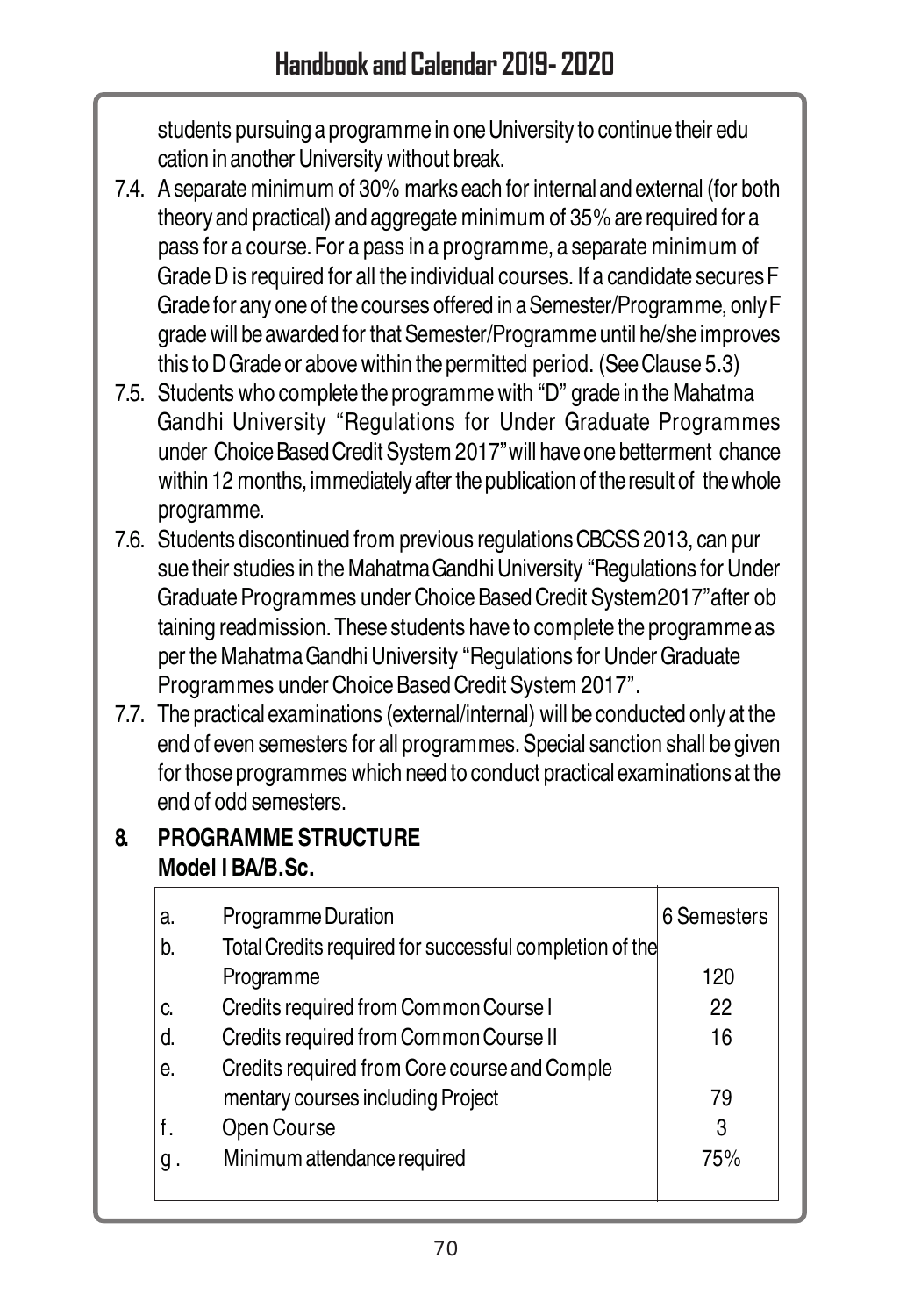students pursuing a programme in one University to continue their edu cation in another University without break.

7.4. A separate minimum of 30% marks each for internal and external (for both theory and practical) and aggregate minimum of 35% are required for a pass for a course. For a pass in a programme, a separate minimum of Grade D is required for all the individual courses. If a candidate secures F Grade for any one of the courses offered in a Semester/Programme, only F grade will be awarded for that Semester/Programme until he/she improves this to D Grade or above within the permitted period. (See Clause 5.3)

7.5. Students who complete the programme with "D" grade in the Mahatma Gandhi University "Regulations for Under Graduate Programmes under Choice Based Credit System 2017" will have one betterment chance within 12 months, immediately after the publication of the result of the whole programme.

7.6. Students discontinued from previous regulations CBCSS 2013, can pur sue their studies in the Mahatma Gandhi University "Regulations for Under Graduate Programmes under Choice Based Credit System2017"after ob taining readmission. These students have to complete the programme as per the Mahatma Gandhi University "Regulations for Under Graduate Programmes under Choice Based Credit System 2017".

7.7. The practical examinations (external/internal) will be conducted only at the end of even semesters for all programmes. Special sanction shall be given for those programmes which need to conduct practical examinations at the end of odd semesters.

## 8. PROGRAMME STRUCTURE

**Model I BA/B.Sc.**

| | | |
|---|---|---|
| a. | Programme Duration | 6 Semesters |
| b. | Total Credits required for successful completion of the Programme | 120 |
| c. | Credits required from Common Course I | 22 |
| d. | Credits required from Common Course II | 16 |
| e. | Credits required from Core course and Comple mentary courses including Project | 79 |
| f. | Open Course | 3 |
| g. | Minimum attendance required | 75% |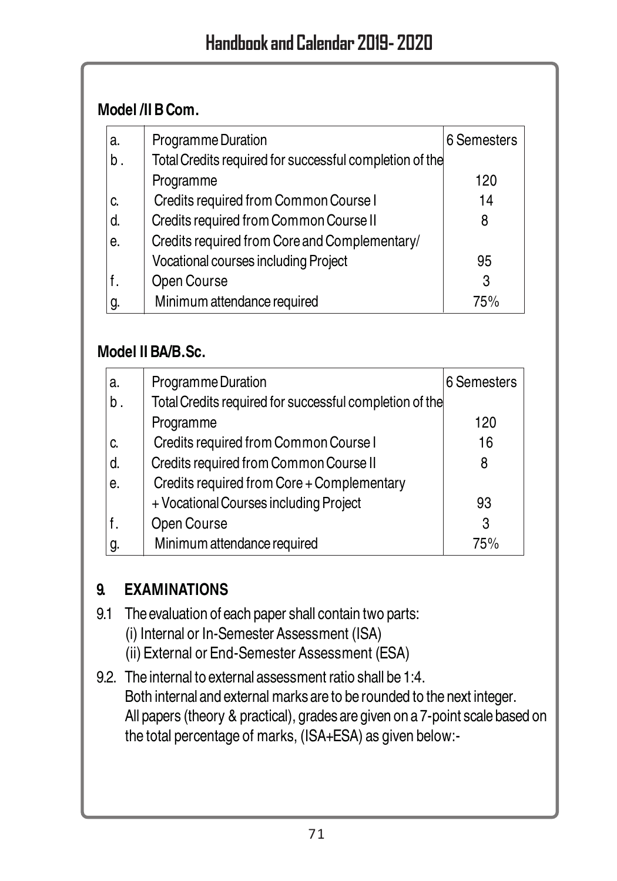**Model /II B Com.**

| | | |
|---|---|---|
| a. | Programme Duration | 6 Semesters |
| b . | Total Credits required for successful completion of the Programme | 120 |
| c. | Credits required from Common Course I | 14 |
| d. | Credits required from Common Course II | 8 |
| e. | Credits required from Core and Complementary/ Vocational courses including Project | 95 |
| f . | Open Course | 3 |
| g. | Minimum attendance required | 75% |

**Model II BA/B.Sc.**

| | | |
|---|---|---|
| a. | Programme Duration | 6 Semesters |
| b . | Total Credits required for successful completion of the Programme | 120 |
| c. | Credits required from Common Course I | 16 |
| d. | Credits required from Common Course II | 8 |
| e. | Credits required from Core + Complementary + Vocational Courses including Project | 93 |
| f . | Open Course | 3 |
| g. | Minimum attendance required | 75% |

## 9. EXAMINATIONS

9.1 The evaluation of each paper shall contain two parts:
(i) Internal or In-Semester Assessment (ISA)
(ii) External or End-Semester Assessment (ESA)

9.2. The internal to external assessment ratio shall be 1:4.
Both internal and external marks are to be rounded to the next integer.
All papers (theory & practical), grades are given on a 7-point scale based on the total percentage of marks, (ISA+ESA) as given below:-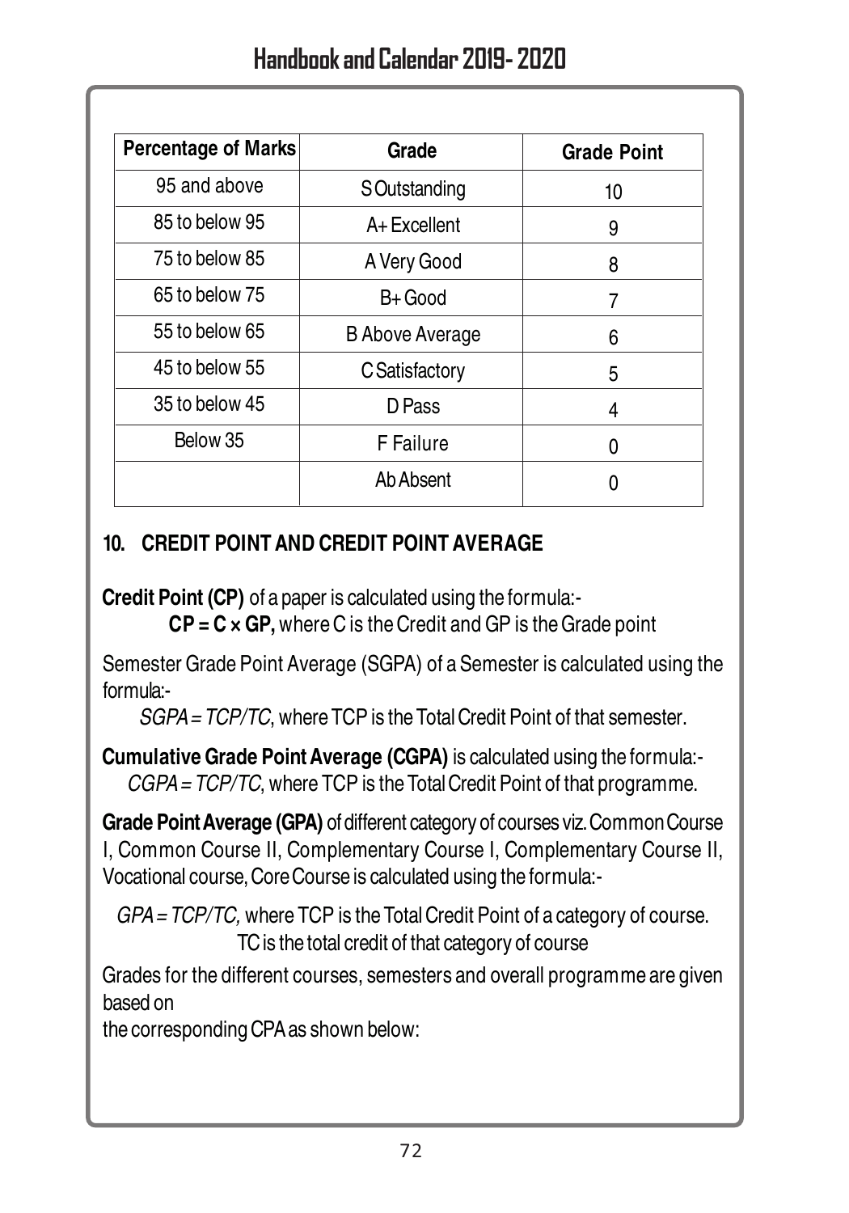| Percentage of Marks | Grade | Grade Point |
|---|---|---|
| 95 and above | S Outstanding | 10 |
| 85 to below 95 | A+ Excellent | 9 |
| 75 to below 85 | A Very Good | 8 |
| 65 to below 75 | B+ Good | 7 |
| 55 to below 65 | B Above Average | 6 |
| 45 to below 55 | C Satisfactory | 5 |
| 35 to below 45 | D Pass | 4 |
| Below 35 | F Failure | 0 |
| | Ab Absent | 0 |

## 10. CREDIT POINT AND CREDIT POINT AVERAGE

**Credit Point (CP)** of a paper is calculated using the formula:-

**CP = C × GP,** where C is the Credit and GP is the Grade point

Semester Grade Point Average (SGPA) of a Semester is calculated using the formula:-

*SGPA = TCP/TC*, where TCP is the Total Credit Point of that semester.

**Cumulative Grade Point Average (CGPA)** is calculated using the formula:-

*CGPA = TCP/TC*, where TCP is the Total Credit Point of that programme.

**Grade Point Average (GPA)** of different category of courses viz. Common Course I, Common Course II, Complementary Course I, Complementary Course II, Vocational course, Core Course is calculated using the formula:-

*GPA = TCP/TC,* where TCP is the Total Credit Point of a category of course. TC is the total credit of that category of course

Grades for the different courses, semesters and overall programme are given based on

the corresponding CPA as shown below: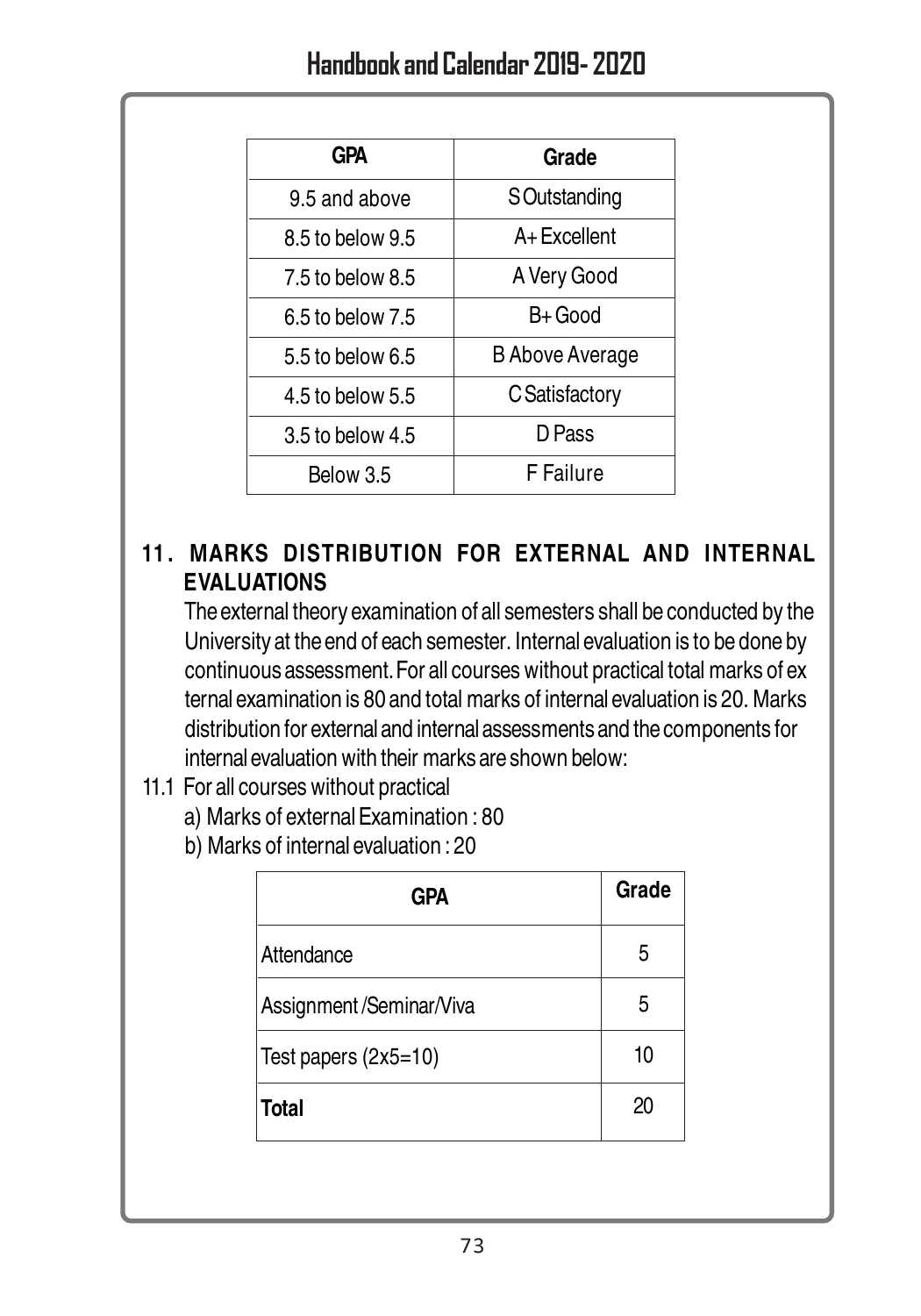| GPA | Grade |
|---|---|
| 9.5 and above | S Outstanding |
| 8.5 to below 9.5 | A+ Excellent |
| 7.5 to below 8.5 | A Very Good |
| 6.5 to below 7.5 | B+ Good |
| 5.5 to below 6.5 | B Above Average |
| 4.5 to below 5.5 | C Satisfactory |
| 3.5 to below 4.5 | D Pass |
| Below 3.5 | F Failure |

## 11. MARKS DISTRIBUTION FOR EXTERNAL AND INTERNAL EVALUATIONS

The external theory examination of all semesters shall be conducted by the University at the end of each semester. Internal evaluation is to be done by continuous assessment. For all courses without practical total marks of ex ternal examination is 80 and total marks of internal evaluation is 20. Marks distribution for external and internal assessments and the components for internal evaluation with their marks are shown below:

11.1 For all courses without practical

a) Marks of external Examination : 80

b) Marks of internal evaluation : 20

| GPA | Grade |
|---|---|
| Attendance | 5 |
| Assignment /Seminar/Viva | 5 |
| Test papers (2x5=10) | 10 |
| **Total** | 20 |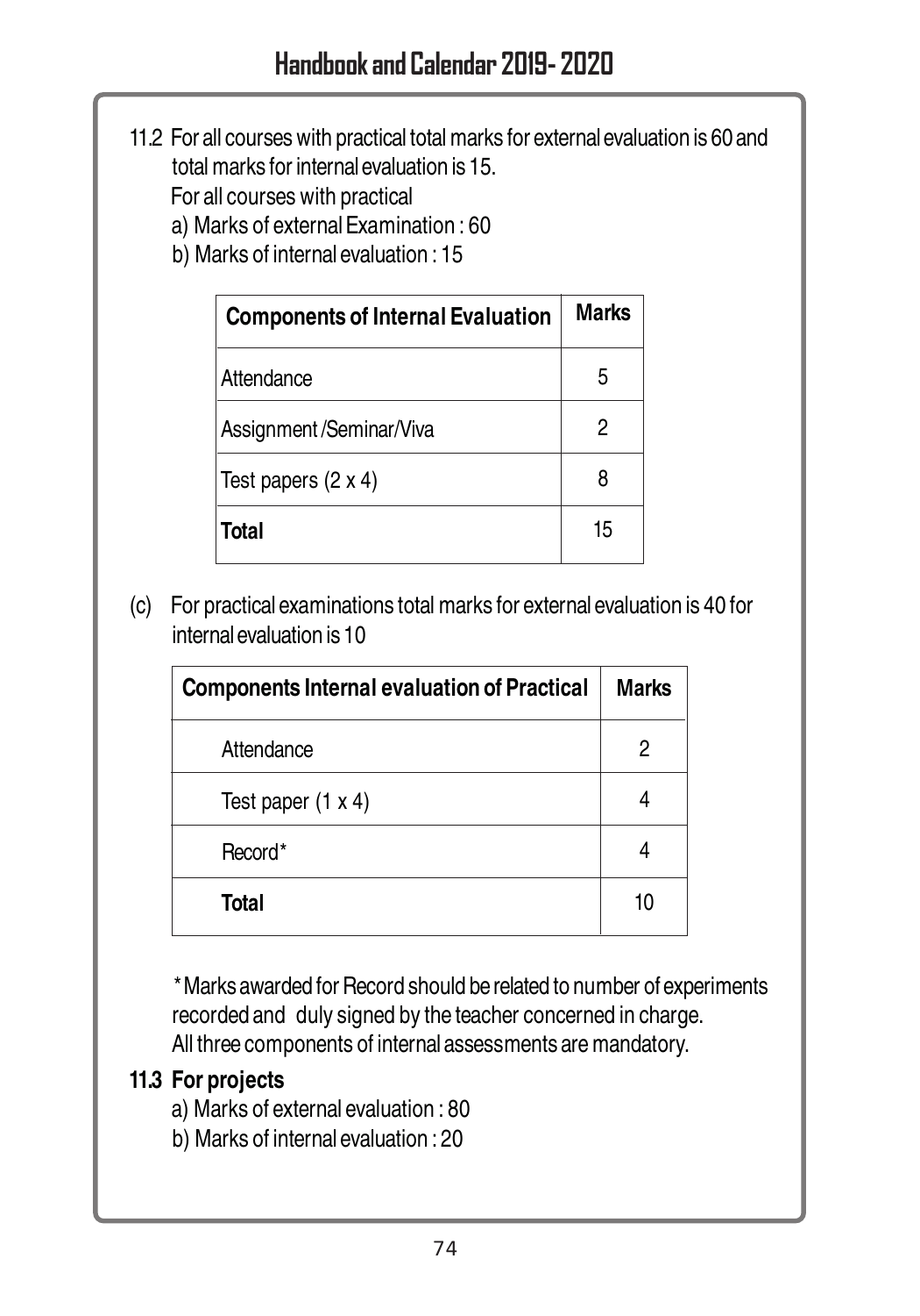11.2 For all courses with practical total marks for external evaluation is 60 and total marks for internal evaluation is 15.

For all courses with practical

a) Marks of external Examination : 60

b) Marks of internal evaluation : 15

| **Components of Internal Evaluation** | **Marks** |
|---|---|
| Attendance | 5 |
| Assignment /Seminar/Viva | 2 |
| Test papers (2 x 4) | 8 |
| **Total** | 15 |

(c) For practical examinations total marks for external evaluation is 40 for internal evaluation is 10

| **Components Internal evaluation of Practical** | **Marks** |
|---|---|
| Attendance | 2 |
| Test paper (1 x 4) | 4 |
| Record* | 4 |
| **Total** | 10 |

*Marks awarded for Record should be related to number of experiments recorded and duly signed by the teacher concerned in charge.
All three components of internal assessments are mandatory.

**11.3 For projects**

a) Marks of external evaluation : 80

b) Marks of internal evaluation : 20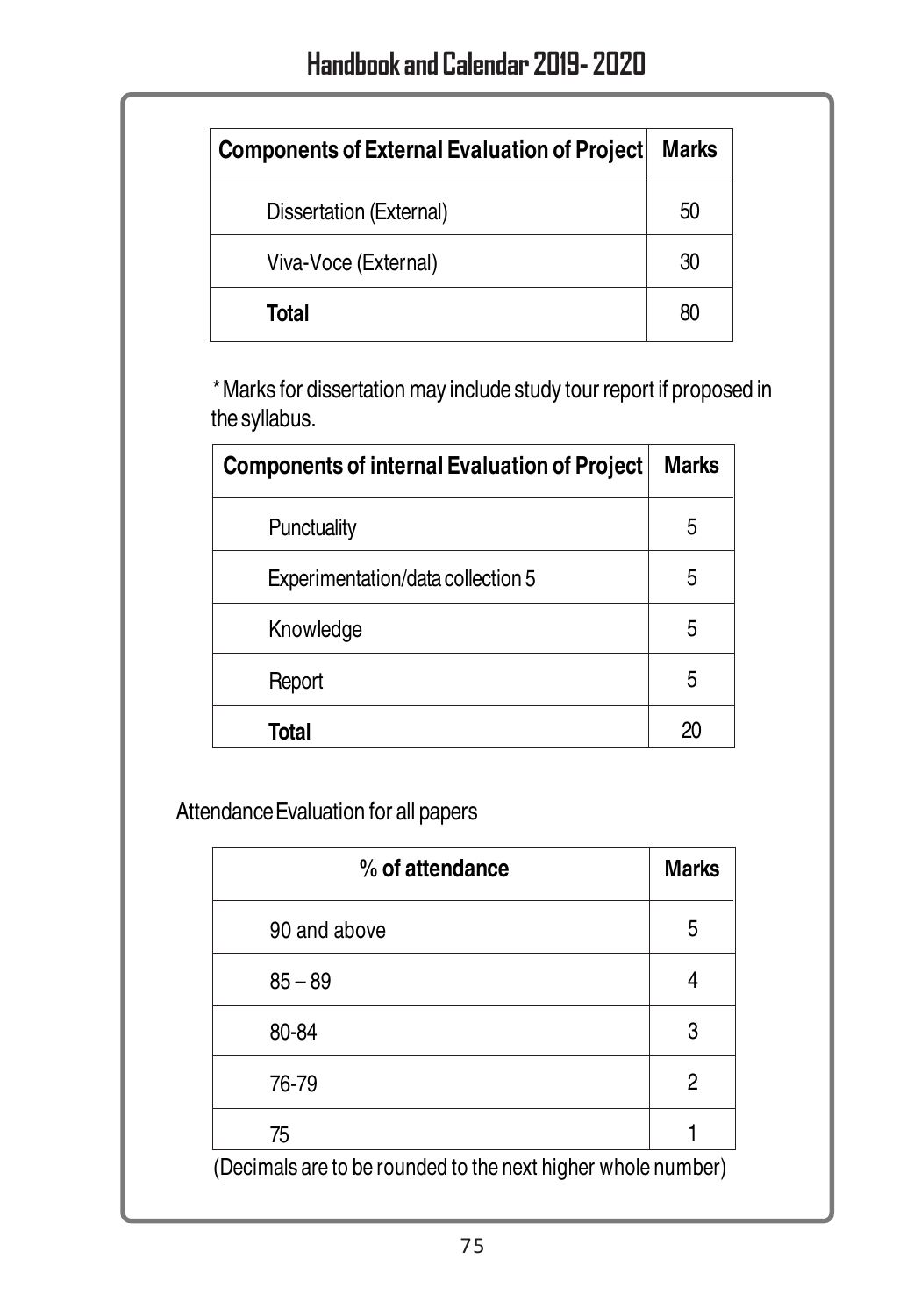| Components of External Evaluation of Project | Marks |
|---|---|
| Dissertation (External) | 50 |
| Viva-Voce (External) | 30 |
| **Total** | 80 |

* Marks for dissertation may include study tour report if proposed in the syllabus.

| Components of internal Evaluation of Project | Marks |
|---|---|
| Punctuality | 5 |
| Experimentation/data collection 5 | 5 |
| Knowledge | 5 |
| Report | 5 |
| **Total** | 20 |

Attendance Evaluation for all papers

| % of attendance | Marks |
|---|---|
| 90 and above | 5 |
| 85 – 89 | 4 |
| 80-84 | 3 |
| 76-79 | 2 |
| 75 | 1 |

(Decimals are to be rounded to the next higher whole number)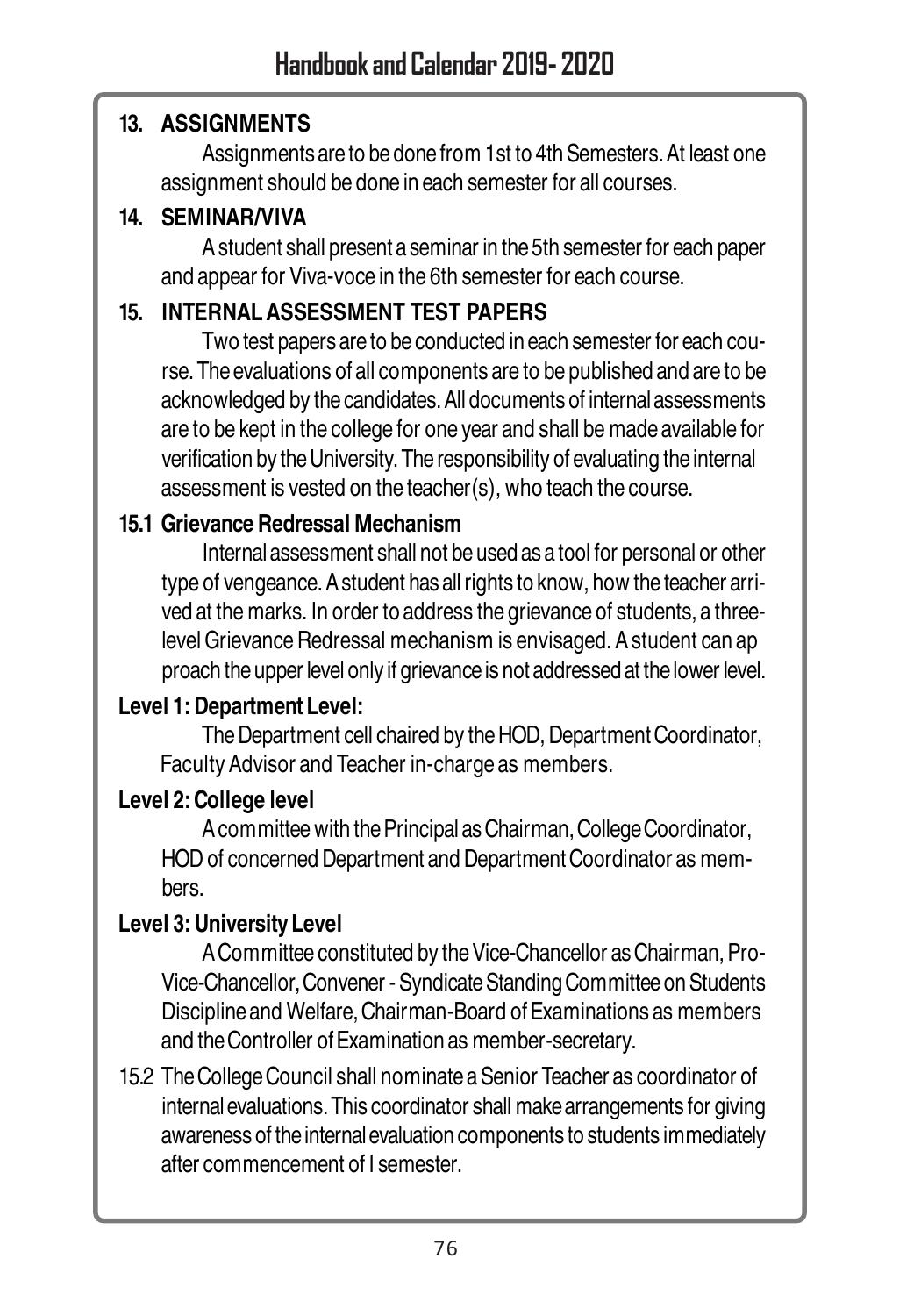## 13. ASSIGNMENTS

Assignments are to be done from 1st to 4th Semesters. At least one assignment should be done in each semester for all courses.

## 14. SEMINAR/VIVA

A student shall present a seminar in the 5th semester for each paper and appear for Viva-voce in the 6th semester for each course.

## 15. INTERNAL ASSESSMENT TEST PAPERS

Two test papers are to be conducted in each semester for each course. The evaluations of all components are to be published and are to be acknowledged by the candidates. All documents of internal assessments are to be kept in the college for one year and shall be made available for verification by the University. The responsibility of evaluating the internal assessment is vested on the teacher(s), who teach the course.

### 15.1 Grievance Redressal Mechanism

Internal assessment shall not be used as a tool for personal or other type of vengeance. A student has all rights to know, how the teacher arrived at the marks. In order to address the grievance of students, a three-level Grievance Redressal mechanism is envisaged. A student can approach the upper level only if grievance is not addressed at the lower level.

**Level 1: Department Level:**

The Department cell chaired by the HOD, Department Coordinator, Faculty Advisor and Teacher in-charge as members.

**Level 2: College level**

A committee with the Principal as Chairman, College Coordinator, HOD of concerned Department and Department Coordinator as members.

**Level 3: University Level**

A Committee constituted by the Vice-Chancellor as Chairman, Pro-Vice-Chancellor, Convener - Syndicate Standing Committee on Students Discipline and Welfare, Chairman-Board of Examinations as members and the Controller of Examination as member-secretary.

15.2 The College Council shall nominate a Senior Teacher as coordinator of internal evaluations. This coordinator shall make arrangements for giving awareness of the internal evaluation components to students immediately after commencement of I semester.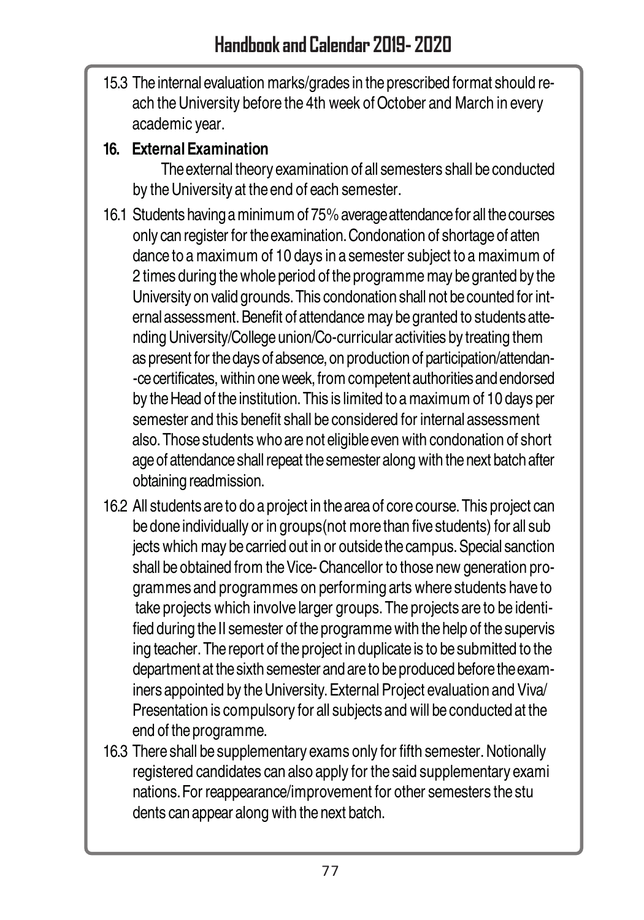15.3 The internal evaluation marks/grades in the prescribed format should reach the University before the 4th week of October and March in every academic year.

**16. External Examination**

The external theory examination of all semesters shall be conducted by the University at the end of each semester.

16.1 Students having a minimum of 75% average attendance for all the courses only can register for the examination. Condonation of shortage of attendance to a maximum of 10 days in a semester subject to a maximum of 2 times during the whole period of the programme may be granted by the University on valid grounds. This condonation shall not be counted for internal assessment. Benefit of attendance may be granted to students attending University/College union/Co-curricular activities by treating them as present for the days of absence, on production of participation/attendance certificates, within one week, from competent authorities and endorsed by the Head of the institution. This is limited to a maximum of 10 days per semester and this benefit shall be considered for internal assessment also. Those students who are not eligible even with condonation of shortage of attendance shall repeat the semester along with the next batch after obtaining readmission.

16.2 All students are to do a project in the area of core course. This project can be done individually or in groups(not more than five students) for all subjects which may be carried out in or outside the campus. Special sanction shall be obtained from the Vice- Chancellor to those new generation programmes and programmes on performing arts where students have to take projects which involve larger groups. The projects are to be identified during the II semester of the programme with the help of the supervising teacher. The report of the project in duplicate is to be submitted to the department at the sixth semester and are to be produced before the examiners appointed by the University. External Project evaluation and Viva/ Presentation is compulsory for all subjects and will be conducted at the end of the programme.

16.3 There shall be supplementary exams only for fifth semester. Notionally registered candidates can also apply for the said supplementary examinations. For reappearance/improvement for other semesters the students can appear along with the next batch.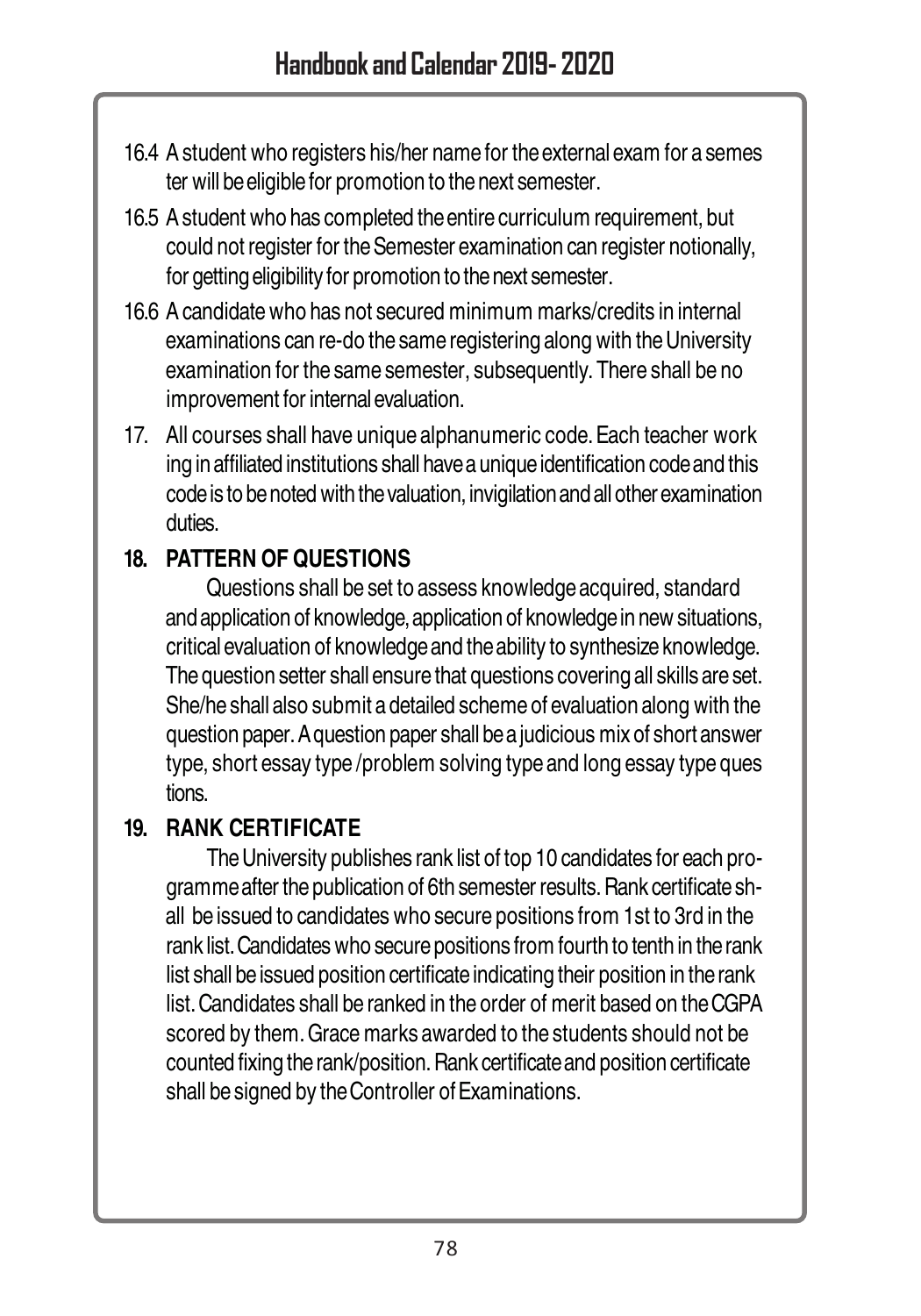16.4 A student who registers his/her name for the external exam for a semester will be eligible for promotion to the next semester.

16.5 A student who has completed the entire curriculum requirement, but could not register for the Semester examination can register notionally, for getting eligibility for promotion to the next semester.

16.6 A candidate who has not secured minimum marks/credits in internal examinations can re-do the same registering along with the University examination for the same semester, subsequently. There shall be no improvement for internal evaluation.

17. All courses shall have unique alphanumeric code. Each teacher working in affiliated institutions shall have a unique identification code and this code is to be noted with the valuation, invigilation and all other examination duties.

**18. PATTERN OF QUESTIONS**

Questions shall be set to assess knowledge acquired, standard and application of knowledge, application of knowledge in new situations, critical evaluation of knowledge and the ability to synthesize knowledge. The question setter shall ensure that questions covering all skills are set. She/he shall also submit a detailed scheme of evaluation along with the question paper. A question paper shall be a judicious mix of short answer type, short essay type /problem solving type and long essay type questions.

**19. RANK CERTIFICATE**

The University publishes rank list of top 10 candidates for each programme after the publication of 6th semester results. Rank certificate shall be issued to candidates who secure positions from 1st to 3rd in the rank list. Candidates who secure positions from fourth to tenth in the rank list shall be issued position certificate indicating their position in the rank list. Candidates shall be ranked in the order of merit based on the CGPA scored by them. Grace marks awarded to the students should not be counted fixing the rank/position. Rank certificate and position certificate shall be signed by the Controller of Examinations.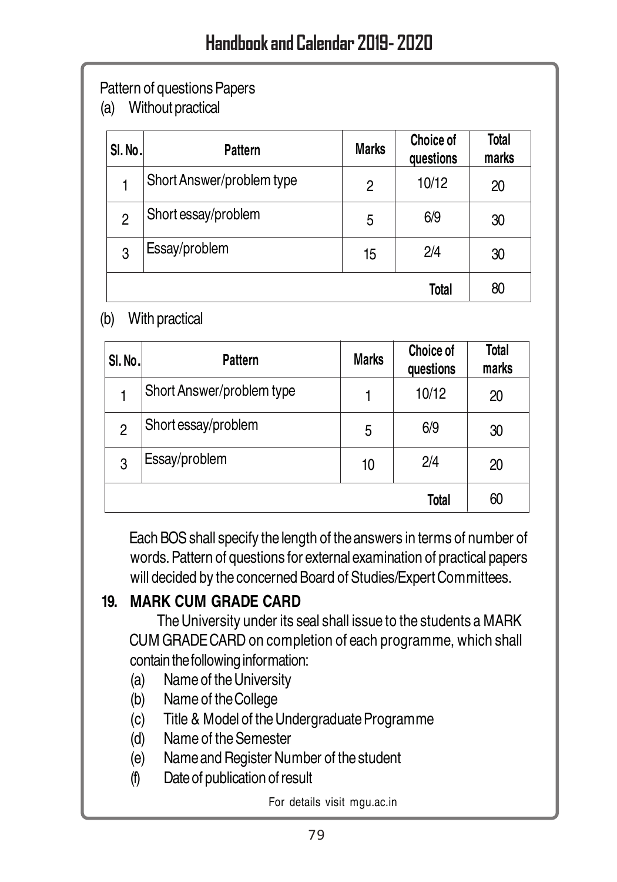Pattern of questions Papers

(a) Without practical

| Sl. No. | Pattern | Marks | Choice of questions | Total marks |
|---|---|---|---|---|
| 1 | Short Answer/problem type | 2 | 10/12 | 20 |
| 2 | Short essay/problem | 5 | 6/9 | 30 |
| 3 | Essay/problem | 15 | 2/4 | 30 |
| | | | Total | 80 |

(b) With practical

| Sl. No. | Pattern | Marks | Choice of questions | Total marks |
|---|---|---|---|---|
| 1 | Short Answer/problem type | 1 | 10/12 | 20 |
| 2 | Short essay/problem | 5 | 6/9 | 30 |
| 3 | Essay/problem | 10 | 2/4 | 20 |
| | | | Total | 60 |

Each BOS shall specify the length of the answers in terms of number of words. Pattern of questions for external examination of practical papers will decided by the concerned Board of Studies/Expert Committees.

## 19. MARK CUM GRADE CARD

The University under its seal shall issue to the students a MARK CUM GRADE CARD on completion of each programme, which shall contain the following information:

(a) Name of the University
(b) Name of the College
(c) Title & Model of the Undergraduate Programme
(d) Name of the Semester
(e) Name and Register Number of the student
(f) Date of publication of result

For details visit mgu.ac.in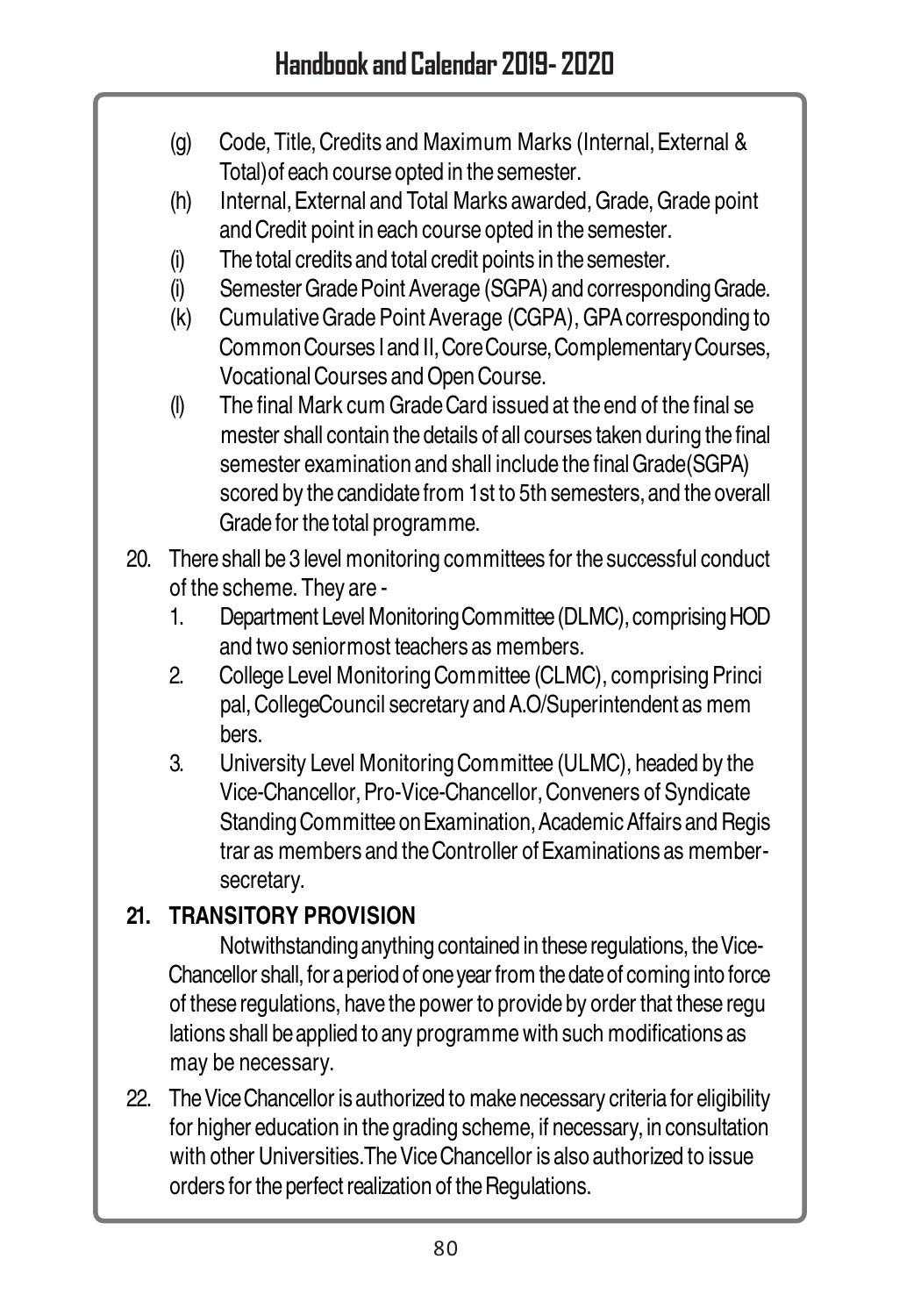(g) Code, Title, Credits and Maximum Marks (Internal, External & Total)of each course opted in the semester.

(h) Internal, External and Total Marks awarded, Grade, Grade point and Credit point in each course opted in the semester.

(i) The total credits and total credit points in the semester.

(i) Semester Grade Point Average (SGPA) and corresponding Grade.

(k) Cumulative Grade Point Average (CGPA), GPA corresponding to Common Courses I and II, Core Course, Complementary Courses, Vocational Courses and Open Course.

(l) The final Mark cum Grade Card issued at the end of the final se mester shall contain the details of all courses taken during the final semester examination and shall include the final Grade(SGPA) scored by the candidate from 1st to 5th semesters, and the overall Grade for the total programme.

20. There shall be 3 level monitoring committees for the successful conduct of the scheme. They are -

1. Department Level Monitoring Committee (DLMC), comprising HOD and two seniormost teachers as members.
2. College Level Monitoring Committee (CLMC), comprising Princi pal, CollegeCouncil secretary and A.O/Superintendent as mem bers.
3. University Level Monitoring Committee (ULMC), headed by the Vice-Chancellor, Pro-Vice-Chancellor, Conveners of Syndicate Standing Committee on Examination, Academic Affairs and Regis trar as members and the Controller of Examinations as member-secretary.

**21. TRANSITORY PROVISION**

Notwithstanding anything contained in these regulations, the Vice-Chancellor shall, for a period of one year from the date of coming into force of these regulations, have the power to provide by order that these regu lations shall be applied to any programme with such modifications as may be necessary.

22. The Vice Chancellor is authorized to make necessary criteria for eligibility for higher education in the grading scheme, if necessary, in consultation with other Universities.The Vice Chancellor is also authorized to issue orders for the perfect realization of the Regulations.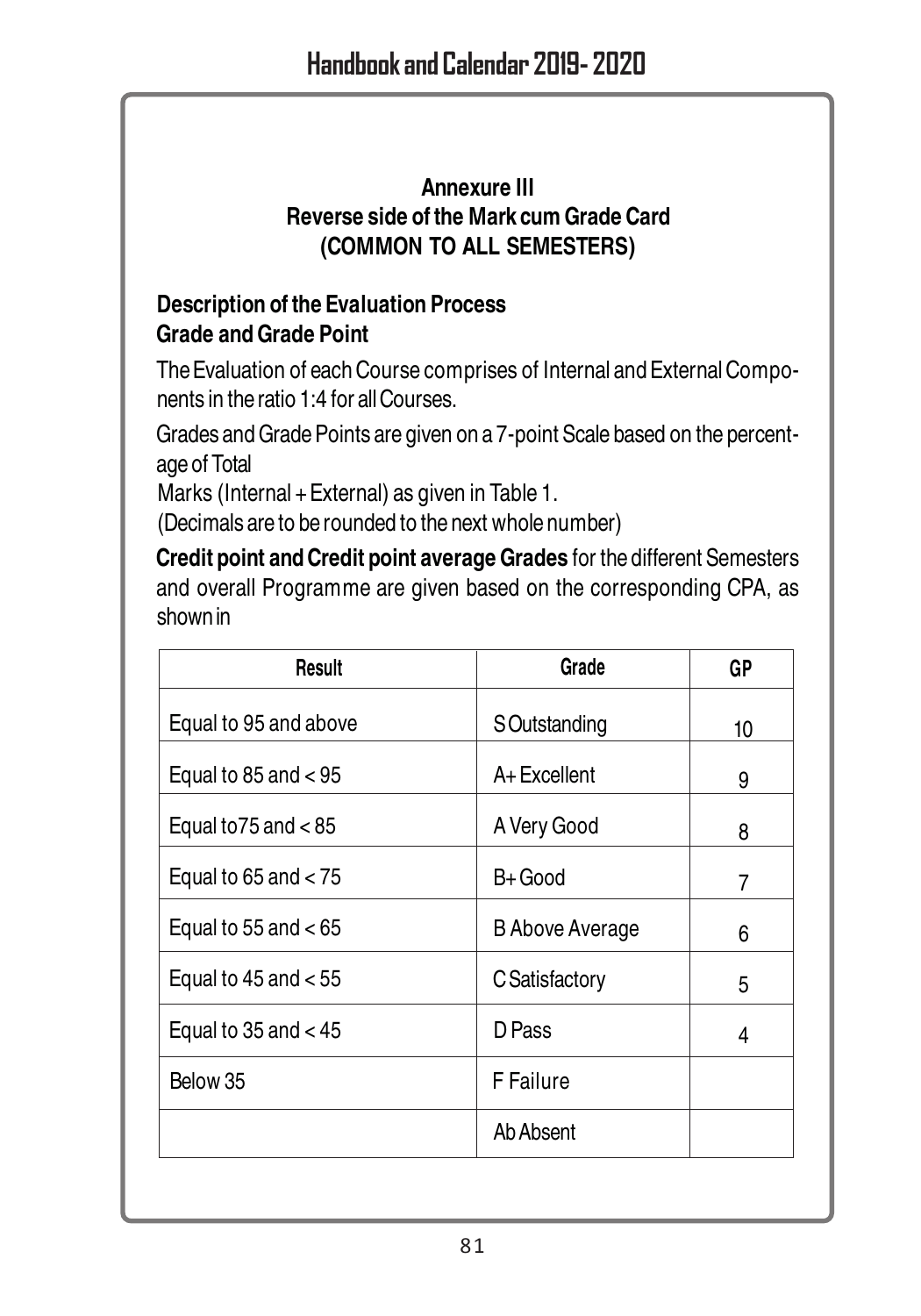## Annexure III
## Reverse side of the Mark cum Grade Card
## (COMMON TO ALL SEMESTERS)

### Description of the Evaluation Process
### Grade and Grade Point

The Evaluation of each Course comprises of Internal and External Components in the ratio 1:4 for all Courses.

Grades and Grade Points are given on a 7-point Scale based on the percentage of Total
Marks (Internal + External) as given in Table 1.
(Decimals are to be rounded to the next whole number)

**Credit point and Credit point average Grades** for the different Semesters and overall Programme are given based on the corresponding CPA, as shown in

| Result | Grade | GP |
| --- | --- | --- |
| Equal to 95 and above | S Outstanding | 10 |
| Equal to 85 and < 95 | A+ Excellent | 9 |
| Equal to75 and < 85 | A Very Good | 8 |
| Equal to 65 and < 75 | B+ Good | 7 |
| Equal to 55 and < 65 | B Above Average | 6 |
| Equal to 45 and < 55 | C Satisfactory | 5 |
| Equal to 35 and < 45 | D Pass | 4 |
| Below 35 | F Failure | |
| | Ab Absent | |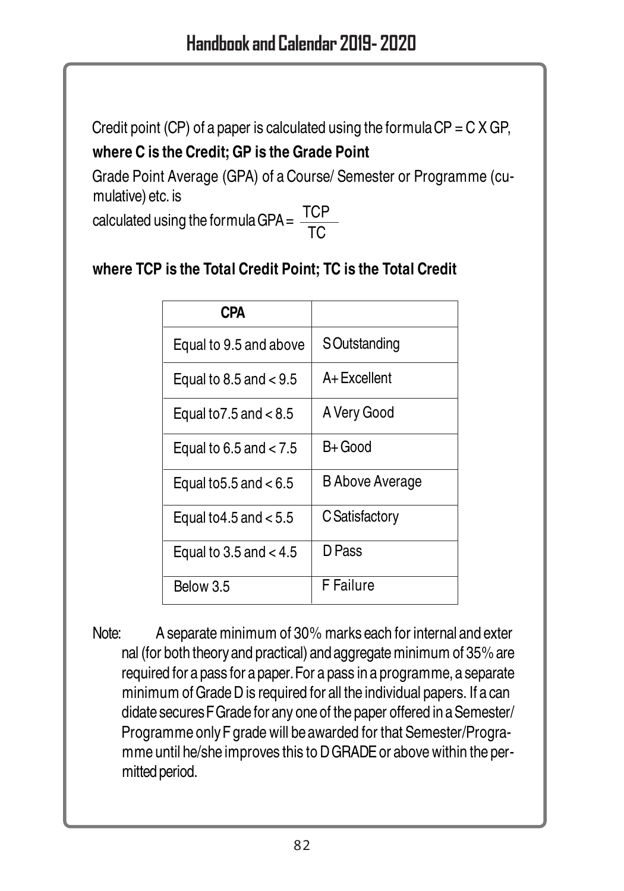Credit point (CP) of a paper is calculated using the formula CP = C X GP,

**where C is the Credit; GP is the Grade Point**

Grade Point Average (GPA) of a Course/ Semester or Programme (cumulative) etc. is calculated using the formula $GPA = \frac{TCP}{TC}$

**where TCP is the Total Credit Point; TC is the Total Credit**

| **CPA** | |
|---|---|
| Equal to 9.5 and above | S Outstanding |
| Equal to 8.5 and < 9.5 | A+ Excellent |
| Equal to7.5 and < 8.5 | A Very Good |
| Equal to 6.5 and < 7.5 | B+ Good |
| Equal to5.5 and < 6.5 | B Above Average |
| Equal to4.5 and < 5.5 | C Satisfactory |
| Equal to 3.5 and < 4.5 | D Pass |
| Below 3.5 | F Failure |

Note: A separate minimum of 30% marks each for internal and external (for both theory and practical) and aggregate minimum of 35% are required for a pass for a paper. For a pass in a programme, a separate minimum of Grade D is required for all the individual papers. If a candidate secures F Grade for any one of the paper offered in a Semester/ Programme only F grade will be awarded for that Semester/Programme until he/she improves this to D GRADE or above within the permitted period.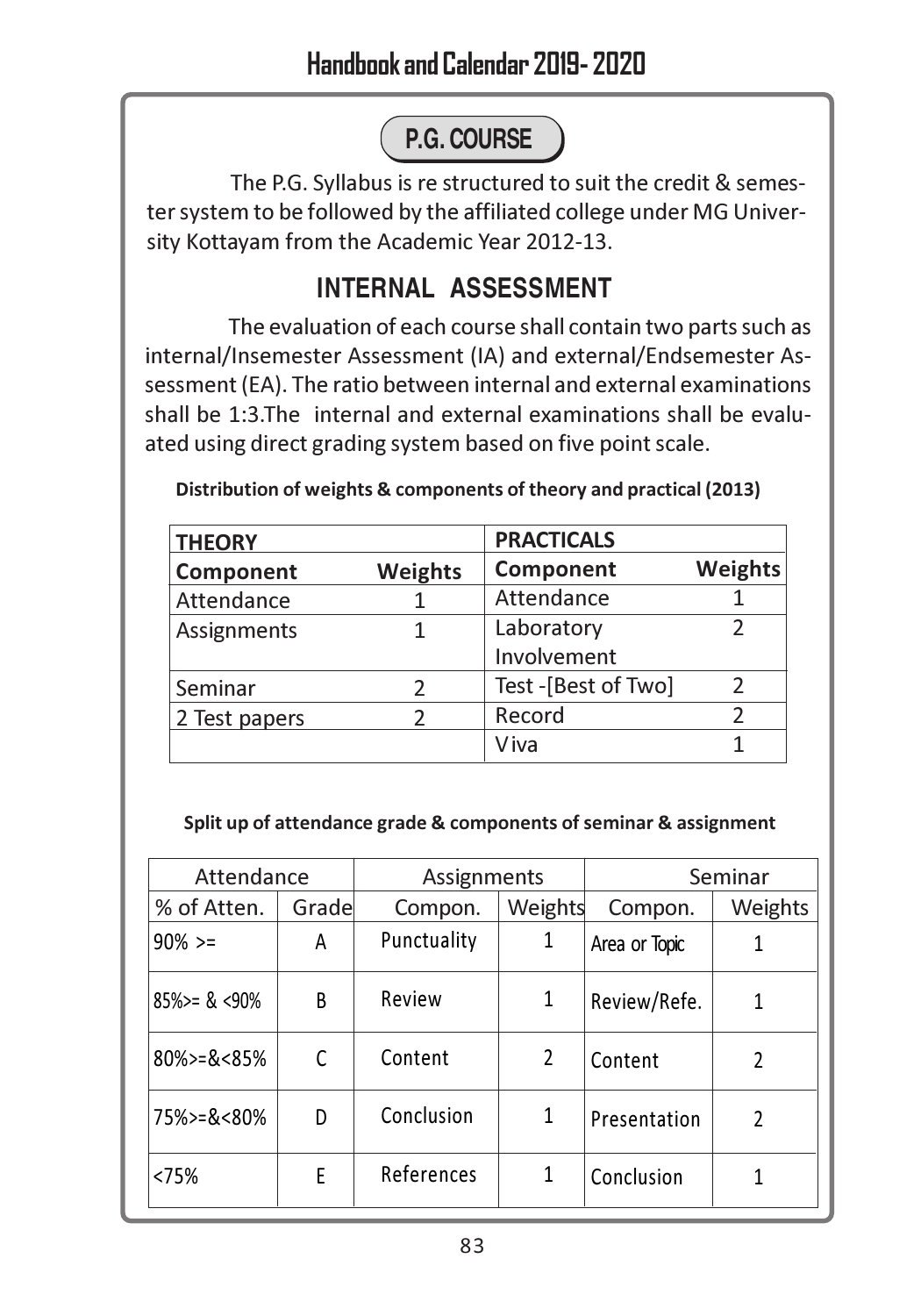## P.G. COURSE

The P.G. Syllabus is re structured to suit the credit & semester system to be followed by the affiliated college under MG University Kottayam from the Academic Year 2012-13.

## INTERNAL ASSESSMENT

The evaluation of each course shall contain two parts such as internal/Insemester Assessment (IA) and external/Endsemester Assessment (EA). The ratio between internal and external examinations shall be 1:3.The internal and external examinations shall be evaluated using direct grading system based on five point scale.

**Distribution of weights & components of theory and practical (2013)**

| THEORY | | PRACTICALS | |
|---|---|---|---|
| **Component** | **Weights** | **Component** | **Weights** |
| Attendance | 1 | Attendance | 1 |
| Assignments | 1 | Laboratory Involvement | 2 |
| Seminar | 2 | Test -[Best of Two] | 2 |
| 2 Test papers | 2 | Record | 2 |
| | | Viva | 1 |

**Split up of attendance grade & components of seminar & assignment**

| Attendance | | Assignments | | Seminar | |
|---|---|---|---|---|---|
| % of Atten. | Grade | Compon. | Weights | Compon. | Weights |
| 90% >= | A | Punctuality | 1 | Area or Topic | 1 |
| 85%>= & <90% | B | Review | 1 | Review/Refe. | 1 |
| 80%>=&<85% | C | Content | 2 | Content | 2 |
| 75%>=&<80% | D | Conclusion | 1 | Presentation | 2 |
| <75% | E | References | 1 | Conclusion | 1 |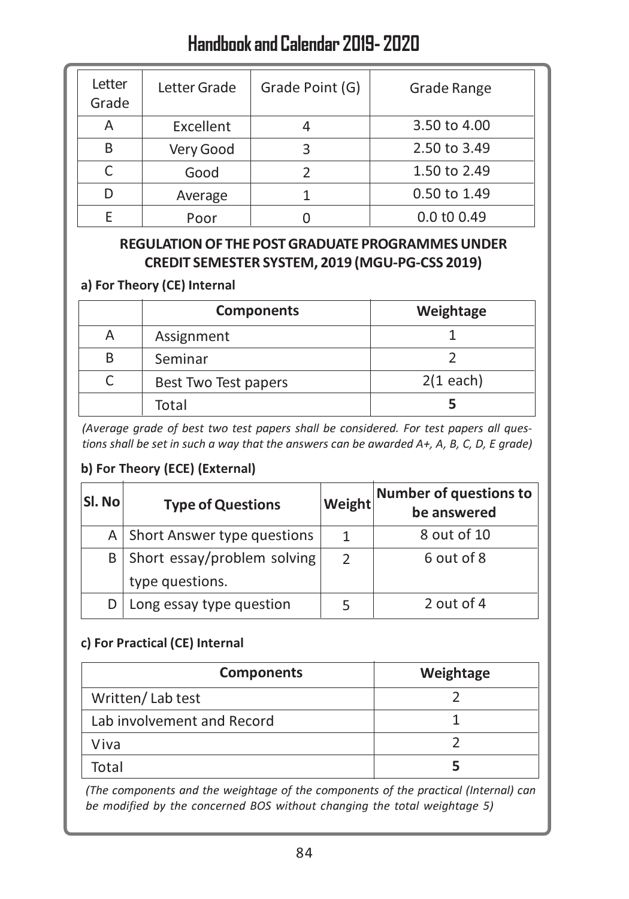| Letter Grade | Letter Grade | Grade Point (G) | Grade Range |
|---|---|---|---|
| A | Excellent | 4 | 3.50 to 4.00 |
| B | Very Good | 3 | 2.50 to 3.49 |
| C | Good | 2 | 1.50 to 2.49 |
| D | Average | 1 | 0.50 to 1.49 |
| E | Poor | 0 | 0.0 t0 0.49 |

## REGULATION OF THE POST GRADUATE PROGRAMMES UNDER CREDIT SEMESTER SYSTEM, 2019 (MGU-PG-CSS 2019)

**a) For Theory (CE) Internal**

| | **Components** | **Weightage** |
|---|---|---|
| A | Assignment | 1 |
| B | Seminar | 2 |
| C | Best Two Test papers | 2(1 each) |
| | Total | **5** |

*(Average grade of best two test papers shall be considered. For test papers all questions shall be set in such a way that the answers can be awarded A+, A, B, C, D, E grade)*

**b) For Theory (ECE) (External)**

| **Sl. No** | **Type of Questions** | **Weight** | **Number of questions to be answered** |
|---|---|---|---|
| A | Short Answer type questions | 1 | 8 out of 10 |
| B | Short essay/problem solving type questions. | 2 | 6 out of 8 |
| D | Long essay type question | 5 | 2 out of 4 |

**c) For Practical (CE) Internal**

| **Components** | **Weightage** |
|---|---|
| Written/ Lab test | 2 |
| Lab involvement and Record | 1 |
| Viva | 2 |
| Total | **5** |

*(The components and the weightage of the components of the practical (Internal) can be modified by the concerned BOS without changing the total weightage 5)*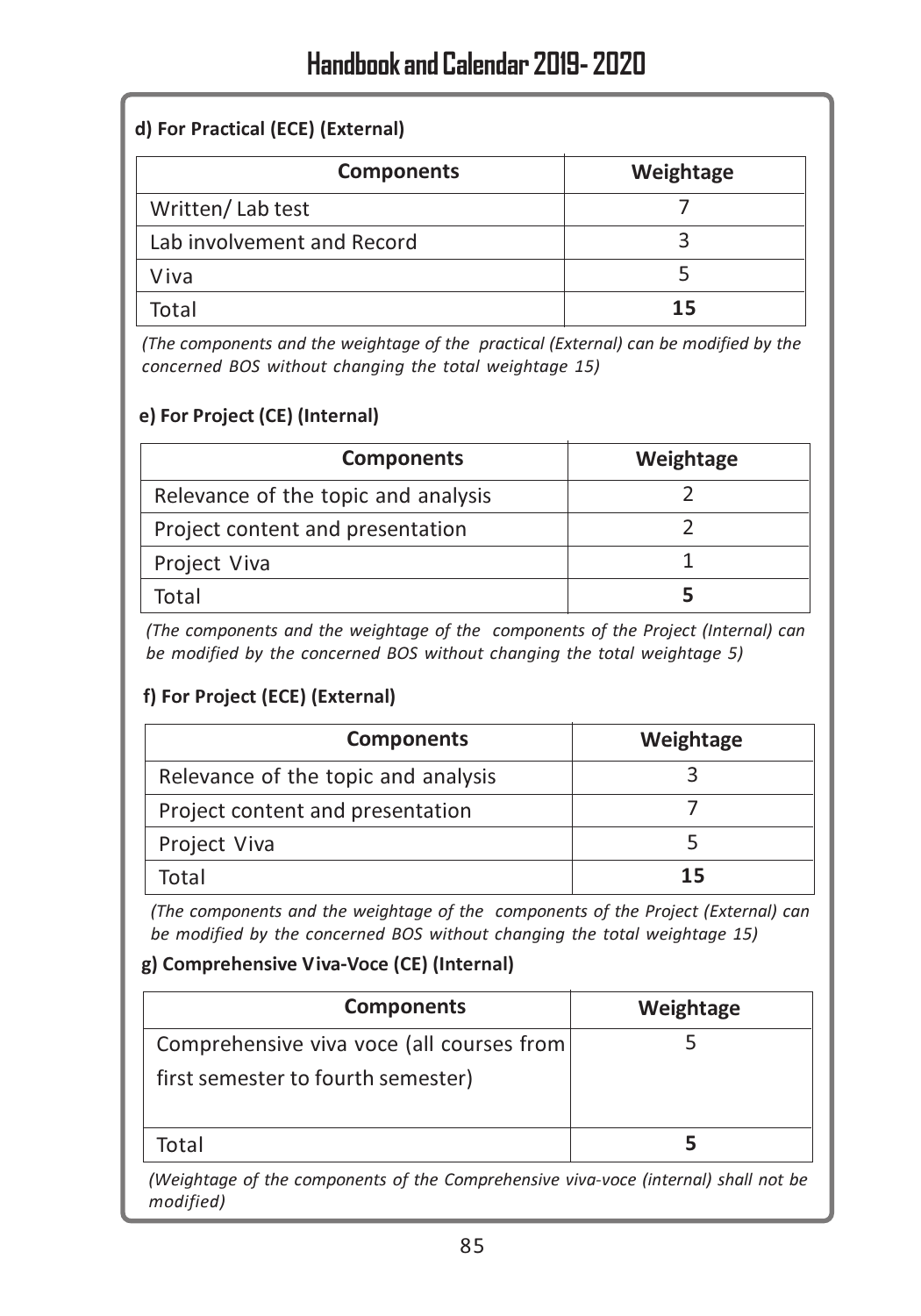**d) For Practical (ECE) (External)**

| Components | Weightage |
|---|---|
| Written/ Lab test | 7 |
| Lab involvement and Record | 3 |
| Viva | 5 |
| Total | **15** |

*(The components and the weightage of the practical (External) can be modified by the concerned BOS without changing the total weightage 15)*

**e) For Project (CE) (Internal)**

| Components | Weightage |
|---|---|
| Relevance of the topic and analysis | 2 |
| Project content and presentation | 2 |
| Project Viva | 1 |
| Total | **5** |

*(The components and the weightage of the components of the Project (Internal) can be modified by the concerned BOS without changing the total weightage 5)*

**f) For Project (ECE) (External)**

| Components | Weightage |
|---|---|
| Relevance of the topic and analysis | 3 |
| Project content and presentation | 7 |
| Project Viva | 5 |
| Total | **15** |

*(The components and the weightage of the components of the Project (External) can be modified by the concerned BOS without changing the total weightage 15)*

**g) Comprehensive Viva-Voce (CE) (Internal)**

| Components | Weightage |
|---|---|
| Comprehensive viva voce (all courses from first semester to fourth semester) | 5 |
| Total | **5** |

*(Weightage of the components of the Comprehensive viva-voce (internal) shall not be modified)*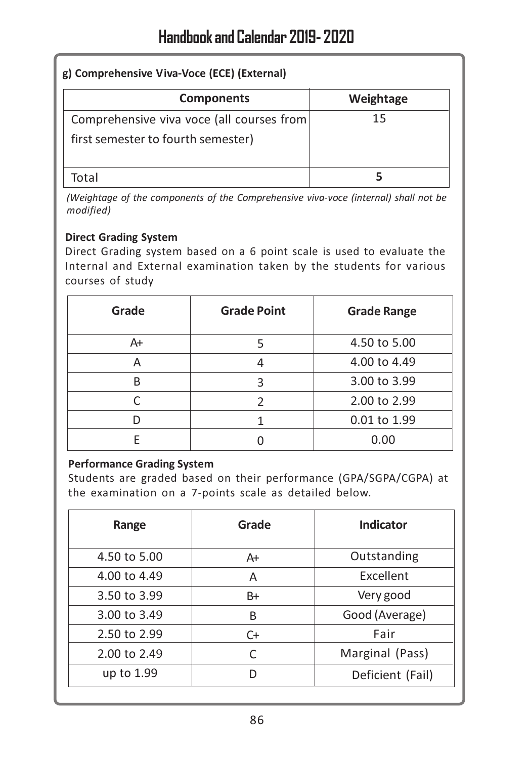**g) Comprehensive Viva-Voce (ECE) (External)**

| Components | Weightage |
| --- | --- |
| Comprehensive viva voce (all courses from first semester to fourth semester) | 15 |
| Total | **5** |

*(Weightage of the components of the Comprehensive viva-voce (internal) shall not be modified)*

**Direct Grading System**

Direct Grading system based on a 6 point scale is used to evaluate the Internal and External examination taken by the students for various courses of study

| Grade | Grade Point | Grade Range |
| --- | --- | --- |
| A+ | 5 | 4.50 to 5.00 |
| A | 4 | 4.00 to 4.49 |
| B | 3 | 3.00 to 3.99 |
| C | 2 | 2.00 to 2.99 |
| D | 1 | 0.01 to 1.99 |
| E | 0 | 0.00 |

**Performance Grading System**

Students are graded based on their performance (GPA/SGPA/CGPA) at the examination on a 7-points scale as detailed below.

| Range | Grade | Indicator |
| --- | --- | --- |
| 4.50 to 5.00 | A+ | Outstanding |
| 4.00 to 4.49 | A | Excellent |
| 3.50 to 3.99 | B+ | Very good |
| 3.00 to 3.49 | B | Good (Average) |
| 2.50 to 2.99 | C+ | Fair |
| 2.00 to 2.49 | C | Marginal (Pass) |
| up to 1.99 | D | Deficient (Fail) |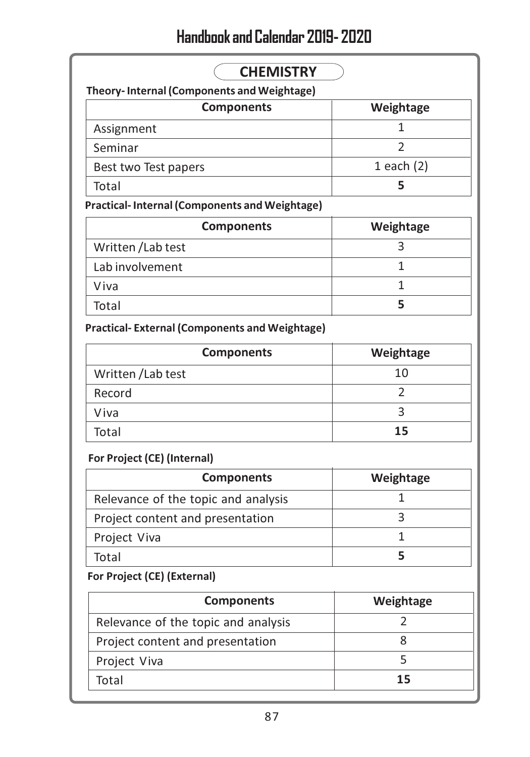## CHEMISTRY

**Theory- Internal (Components and Weightage)**

| Components | Weightage |
|---|---|
| Assignment | 1 |
| Seminar | 2 |
| Best two Test papers | 1 each (2) |
| Total | **5** |

**Practical- Internal (Components and Weightage)**

| Components | Weightage |
|---|---|
| Written /Lab test | 3 |
| Lab involvement | 1 |
| Viva | 1 |
| Total | **5** |

**Practical- External (Components and Weightage)**

| Components | Weightage |
|---|---|
| Written /Lab test | 10 |
| Record | 2 |
| Viva | 3 |
| Total | **15** |

**For Project (CE) (Internal)**

| Components | Weightage |
|---|---|
| Relevance of the topic and analysis | 1 |
| Project content and presentation | 3 |
| Project Viva | 1 |
| Total | **5** |

**For Project (CE) (External)**

| Components | Weightage |
|---|---|
| Relevance of the topic and analysis | 2 |
| Project content and presentation | 8 |
| Project Viva | 5 |
| Total | **15** |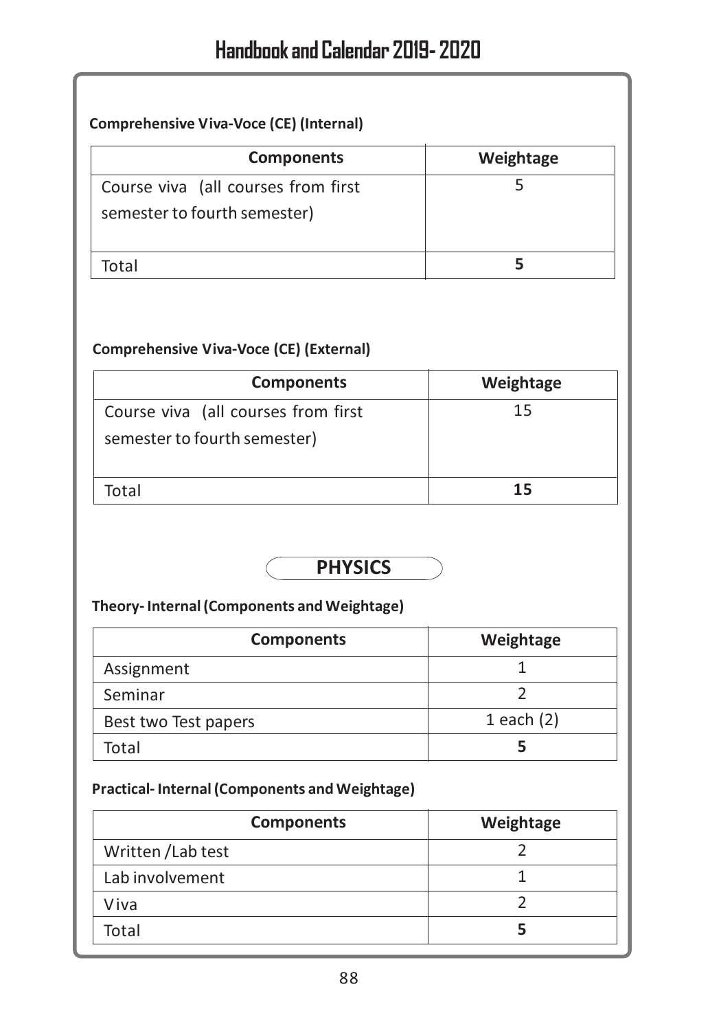**Comprehensive Viva-Voce (CE) (Internal)**

| Components | Weightage |
|---|---|
| Course viva (all courses from first semester to fourth semester) | 5 |
| Total | **5** |

**Comprehensive Viva-Voce (CE) (External)**

| Components | Weightage |
|---|---|
| Course viva (all courses from first semester to fourth semester) | 15 |
| Total | **15** |

## PHYSICS

**Theory- Internal (Components and Weightage)**

| Components | Weightage |
|---|---|
| Assignment | 1 |
| Seminar | 2 |
| Best two Test papers | 1 each (2) |
| Total | **5** |

**Practical- Internal (Components and Weightage)**

| Components | Weightage |
|---|---|
| Written /Lab test | 2 |
| Lab involvement | 1 |
| Viva | 2 |
| Total | **5** |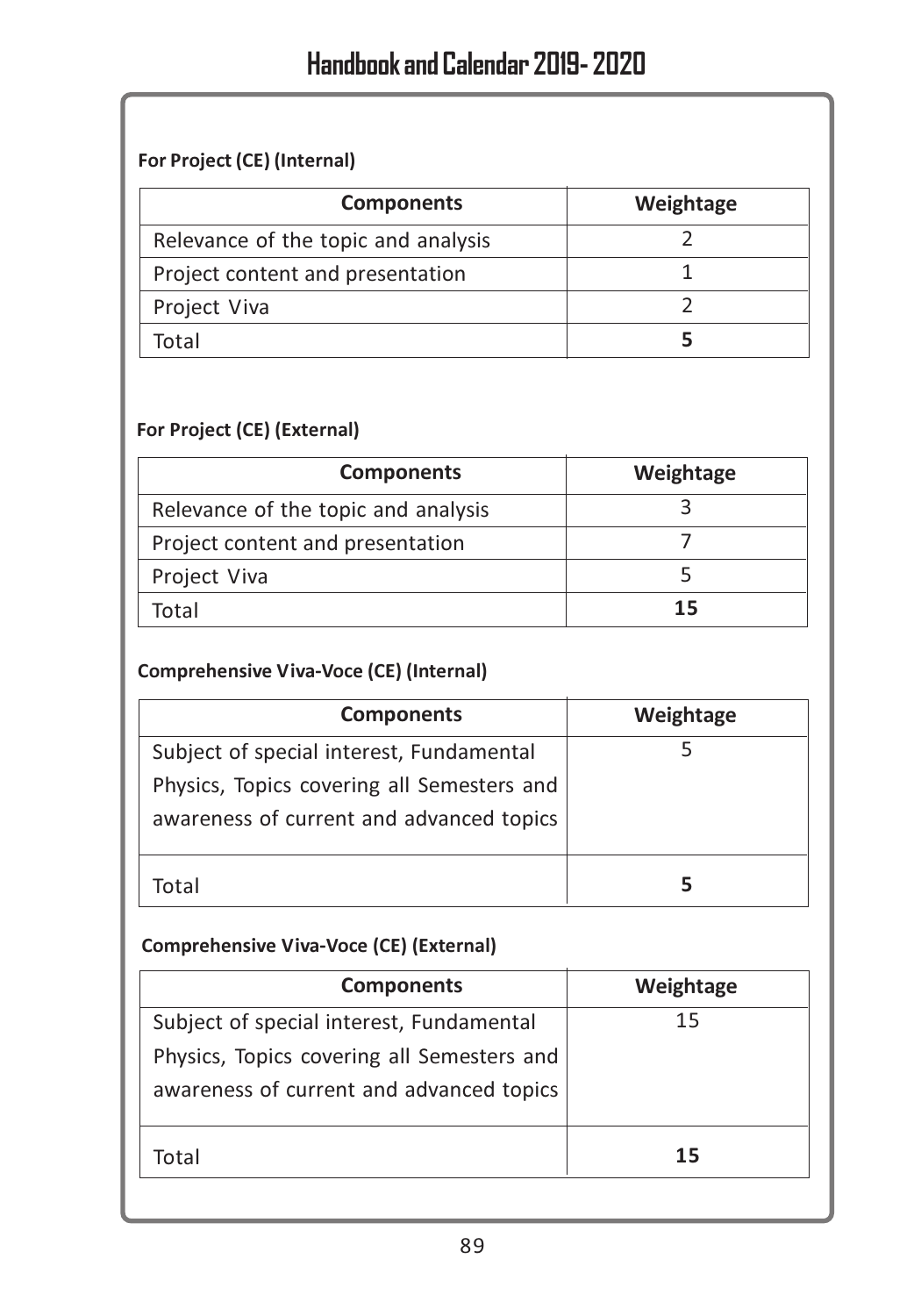**For Project (CE) (Internal)**

| Components | Weightage |
| --- | --- |
| Relevance of the topic and analysis | 2 |
| Project content and presentation | 1 |
| Project Viva | 2 |
| Total | **5** |

**For Project (CE) (External)**

| Components | Weightage |
| --- | --- |
| Relevance of the topic and analysis | 3 |
| Project content and presentation | 7 |
| Project Viva | 5 |
| Total | **15** |

**Comprehensive Viva-Voce (CE) (Internal)**

| Components | Weightage |
| --- | --- |
| Subject of special interest, Fundamental Physics, Topics covering all Semesters and awareness of current and advanced topics | 5 |
| Total | **5** |

**Comprehensive Viva-Voce (CE) (External)**

| Components | Weightage |
| --- | --- |
| Subject of special interest, Fundamental Physics, Topics covering all Semesters and awareness of current and advanced topics | 15 |
| Total | **15** |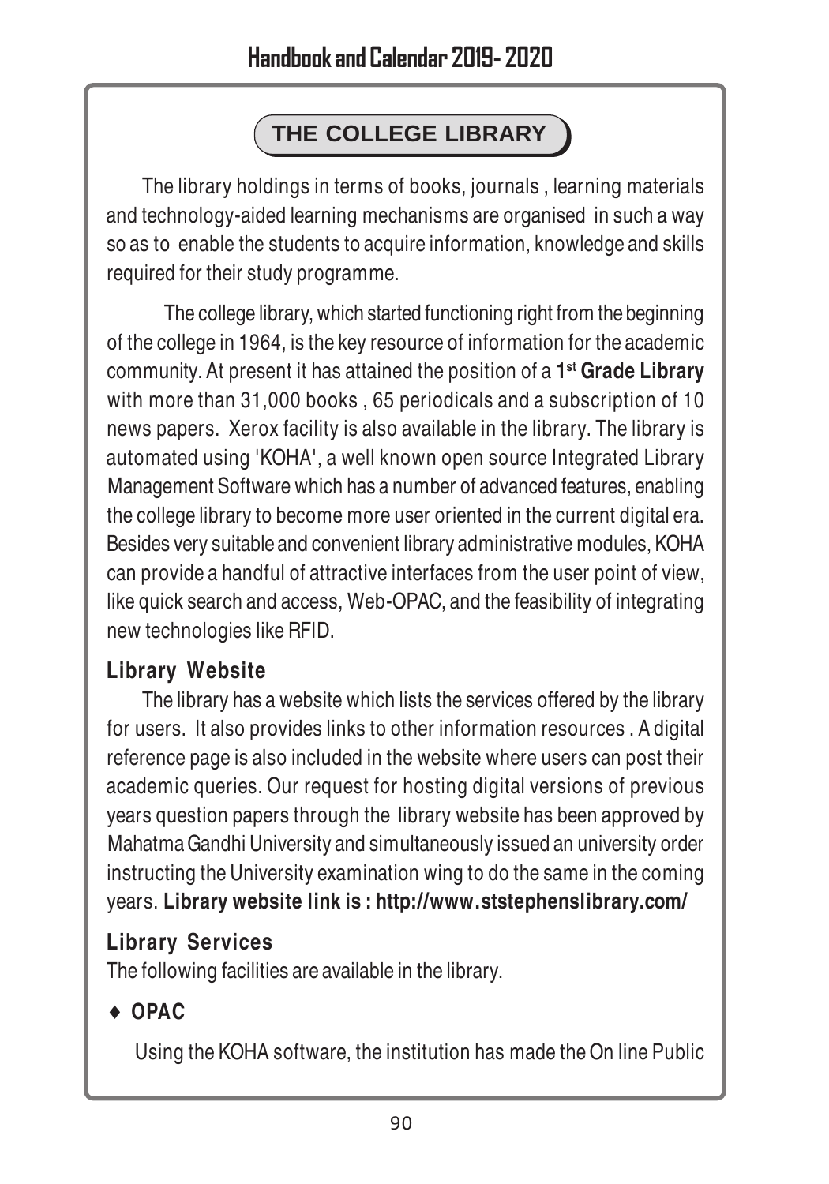## THE COLLEGE LIBRARY

The library holdings in terms of books, journals , learning materials and technology-aided learning mechanisms are organised in such a way so as to enable the students to acquire information, knowledge and skills required for their study programme.

The college library, which started functioning right from the beginning of the college in 1964, is the key resource of information for the academic community. At present it has attained the position of a **1st Grade Library** with more than 31,000 books , 65 periodicals and a subscription of 10 news papers. Xerox facility is also available in the library. The library is automated using 'KOHA', a well known open source Integrated Library Management Software which has a number of advanced features, enabling the college library to become more user oriented in the current digital era. Besides very suitable and convenient library administrative modules, KOHA can provide a handful of attractive interfaces from the user point of view, like quick search and access, Web-OPAC, and the feasibility of integrating new technologies like RFID.

### Library Website

The library has a website which lists the services offered by the library for users. It also provides links to other information resources . A digital reference page is also included in the website where users can post their academic queries. Our request for hosting digital versions of previous years question papers through the library website has been approved by Mahatma Gandhi University and simultaneously issued an university order instructing the University examination wing to do the same in the coming years. **Library website link is : http://www.ststephenslibrary.com/**

### Library Services

The following facilities are available in the library.

- **OPAC**

Using the KOHA software, the institution has made the On line Public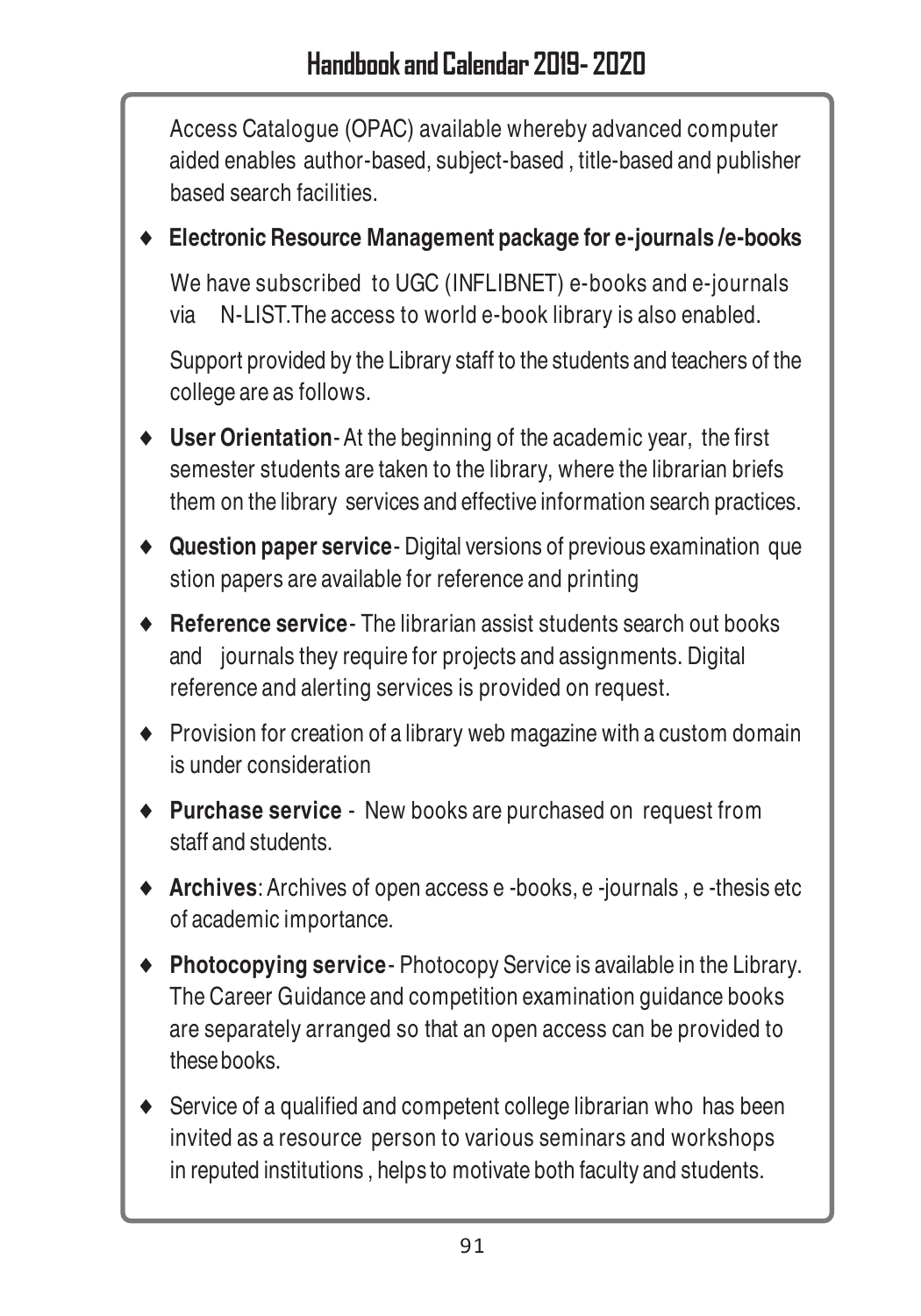Access Catalogue (OPAC) available whereby advanced computer aided enables author-based, subject-based , title-based and publisher based search facilities.

- **Electronic Resource Management package for e-journals /e-books**

  We have subscribed to UGC (INFLIBNET) e-books and e-journals via N-LIST.The access to world e-book library is also enabled.

  Support provided by the Library staff to the students and teachers of the college are as follows.

- **User Orientation**- At the beginning of the academic year, the first semester students are taken to the library, where the librarian briefs them on the library services and effective information search practices.
- **Question paper service**- Digital versions of previous examination que stion papers are available for reference and printing
- **Reference service**- The librarian assist students search out books and journals they require for projects and assignments. Digital reference and alerting services is provided on request.
- Provision for creation of a library web magazine with a custom domain is under consideration
- **Purchase service** - New books are purchased on request from staff and students.
- **Archives**: Archives of open access e -books, e -journals , e -thesis etc of academic importance.
- **Photocopying service**- Photocopy Service is available in the Library. The Career Guidance and competition examination guidance books are separately arranged so that an open access can be provided to these books.
- Service of a qualified and competent college librarian who has been invited as a resource person to various seminars and workshops in reputed institutions , helps to motivate both faculty and students.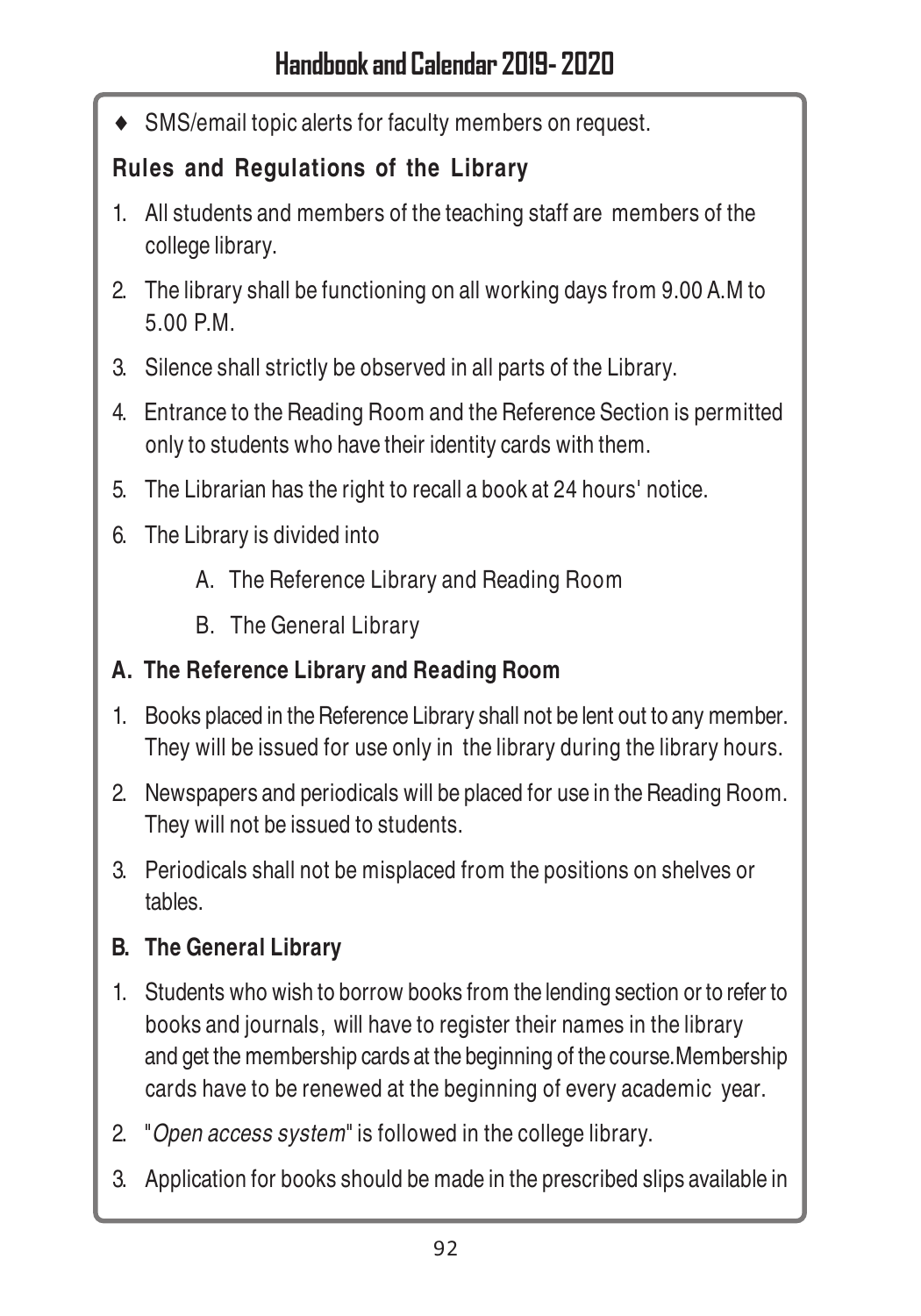- SMS/email topic alerts for faculty members on request.

## Rules and Regulations of the Library

1. All students and members of the teaching staff are members of the college library.
2. The library shall be functioning on all working days from 9.00 A.M to 5.00 P.M.
3. Silence shall strictly be observed in all parts of the Library.
4. Entrance to the Reading Room and the Reference Section is permitted only to students who have their identity cards with them.
5. The Librarian has the right to recall a book at 24 hours' notice.
6. The Library is divided into
   - A. The Reference Library and Reading Room
   - B. The General Library

### A. The Reference Library and Reading Room

1. Books placed in the Reference Library shall not be lent out to any member. They will be issued for use only in the library during the library hours.
2. Newspapers and periodicals will be placed for use in the Reading Room. They will not be issued to students.
3. Periodicals shall not be misplaced from the positions on shelves or tables.

### B. The General Library

1. Students who wish to borrow books from the lending section or to refer to books and journals, will have to register their names in the library and get the membership cards at the beginning of the course.Membership cards have to be renewed at the beginning of every academic year.
2. "*Open access system*" is followed in the college library.
3. Application for books should be made in the prescribed slips available in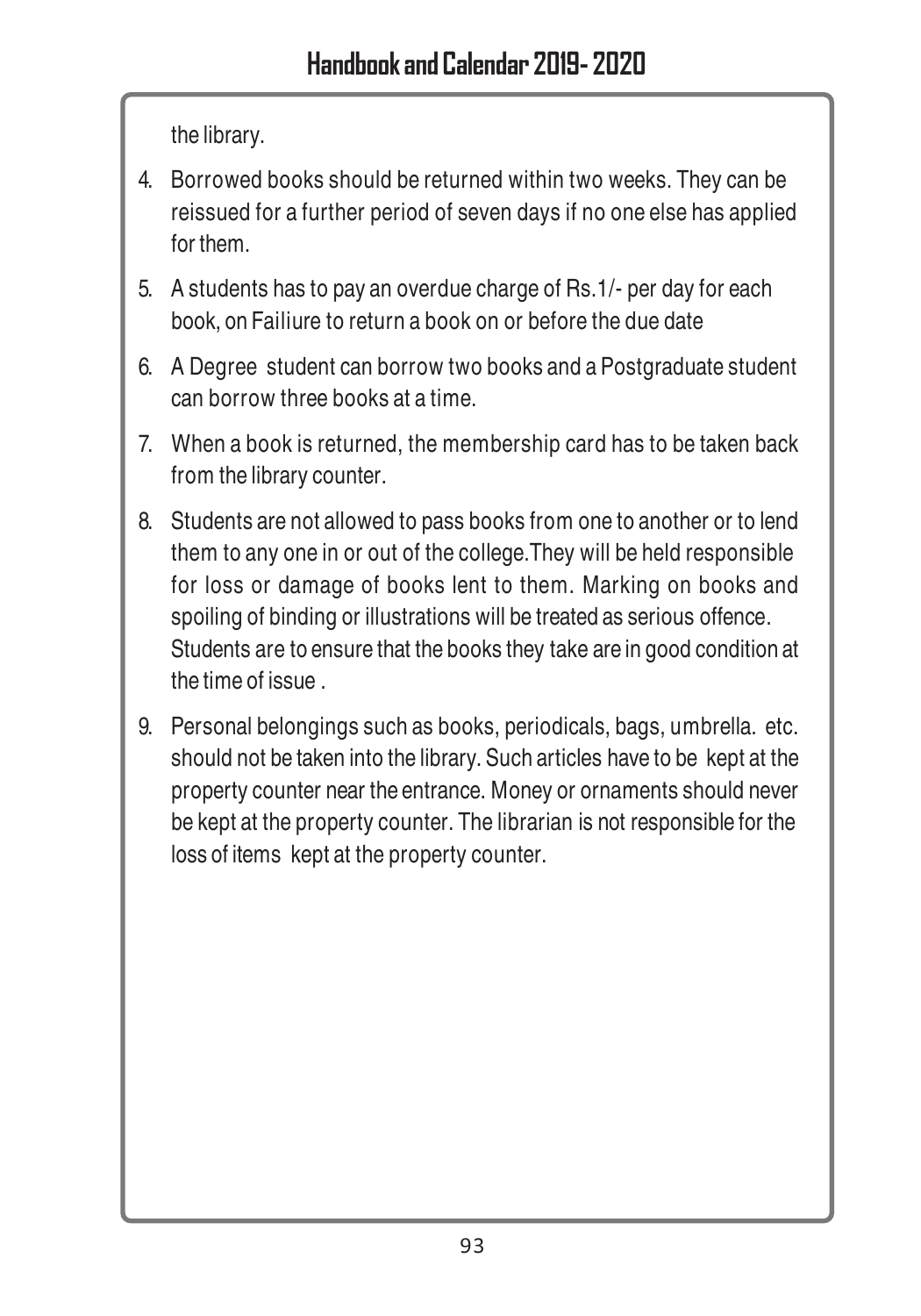the library.

4. Borrowed books should be returned within two weeks. They can be reissued for a further period of seven days if no one else has applied for them.
5. A students has to pay an overdue charge of Rs.1/- per day for each book, on Failiure to return a book on or before the due date
6. A Degree student can borrow two books and a Postgraduate student can borrow three books at a time.
7. When a book is returned, the membership card has to be taken back from the library counter.
8. Students are not allowed to pass books from one to another or to lend them to any one in or out of the college.They will be held responsible for loss or damage of books lent to them. Marking on books and spoiling of binding or illustrations will be treated as serious offence. Students are to ensure that the books they take are in good condition at the time of issue .
9. Personal belongings such as books, periodicals, bags, umbrella. etc. should not be taken into the library. Such articles have to be kept at the property counter near the entrance. Money or ornaments should never be kept at the property counter. The librarian is not responsible for the loss of items kept at the property counter.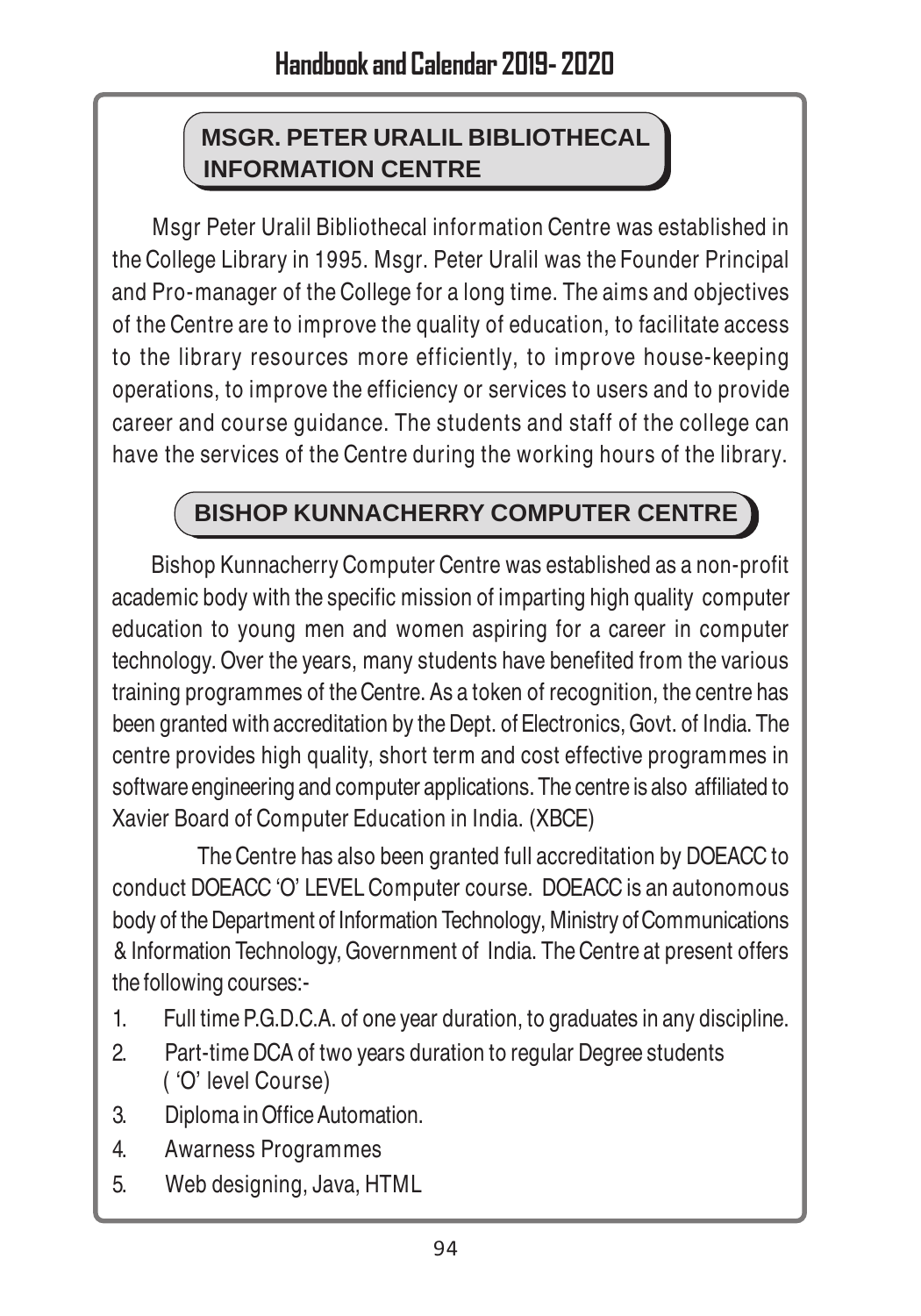## MSGR. PETER URALIL BIBLIOTHECAL INFORMATION CENTRE

Msgr Peter Uralil Bibliothecal information Centre was established in the College Library in 1995. Msgr. Peter Uralil was the Founder Principal and Pro-manager of the College for a long time. The aims and objectives of the Centre are to improve the quality of education, to facilitate access to the library resources more efficiently, to improve house-keeping operations, to improve the efficiency or services to users and to provide career and course guidance. The students and staff of the college can have the services of the Centre during the working hours of the library.

## BISHOP KUNNACHERRY COMPUTER CENTRE

Bishop Kunnacherry Computer Centre was established as a non-profit academic body with the specific mission of imparting high quality computer education to young men and women aspiring for a career in computer technology. Over the years, many students have benefited from the various training programmes of the Centre. As a token of recognition, the centre has been granted with accreditation by the Dept. of Electronics, Govt. of India. The centre provides high quality, short term and cost effective programmes in software engineering and computer applications. The centre is also affiliated to Xavier Board of Computer Education in India. (XBCE)

The Centre has also been granted full accreditation by DOEACC to conduct DOEACC 'O' LEVEL Computer course. DOEACC is an autonomous body of the Department of Information Technology, Ministry of Communications & Information Technology, Government of India. The Centre at present offers the following courses:-

1. Full time P.G.D.C.A. of one year duration, to graduates in any discipline.
2. Part-time DCA of two years duration to regular Degree students ( 'O' level Course)
3. Diploma in Office Automation.
4. Awarness Programmes
5. Web designing, Java, HTML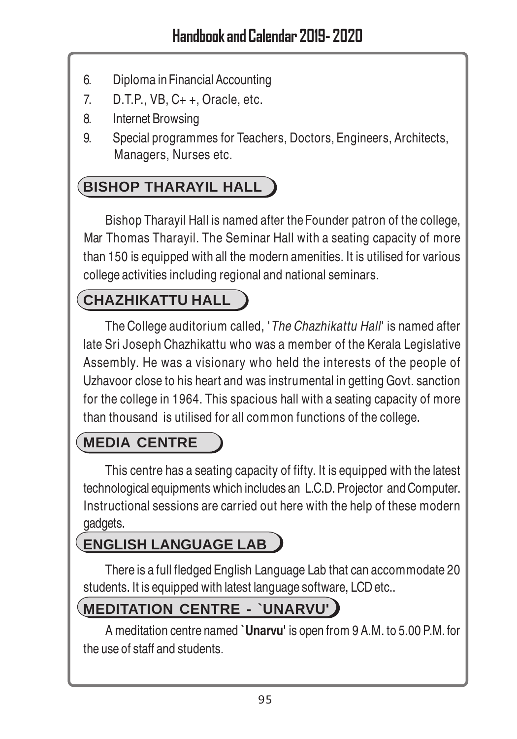6. Diploma in Financial Accounting
7. D.T.P., VB, C+ +, Oracle, etc.
8. Internet Browsing
9. Special programmes for Teachers, Doctors, Engineers, Architects, Managers, Nurses etc.

## BISHOP THARAYIL HALL

Bishop Tharayil Hall is named after the Founder patron of the college, Mar Thomas Tharayil. The Seminar Hall with a seating capacity of more than 150 is equipped with all the modern amenities. It is utilised for various college activities including regional and national seminars.

## CHAZHIKATTU HALL

The College auditorium called, '*The Chazhikattu Hall*' is named after late Sri Joseph Chazhikattu who was a member of the Kerala Legislative Assembly. He was a visionary who held the interests of the people of Uzhavoor close to his heart and was instrumental in getting Govt. sanction for the college in 1964. This spacious hall with a seating capacity of more than thousand is utilised for all common functions of the college.

## MEDIA CENTRE

This centre has a seating capacity of fifty. It is equipped with the latest technological equipments which includes an L.C.D. Projector and Computer. Instructional sessions are carried out here with the help of these modern gadgets.

## ENGLISH LANGUAGE LAB

There is a full fledged English Language Lab that can accommodate 20 students. It is equipped with latest language software, LCD etc..

## MEDITATION CENTRE - `UNARVU'

A meditation centre named **`Unarvu'** is open from 9 A.M. to 5.00 P.M. for the use of staff and students.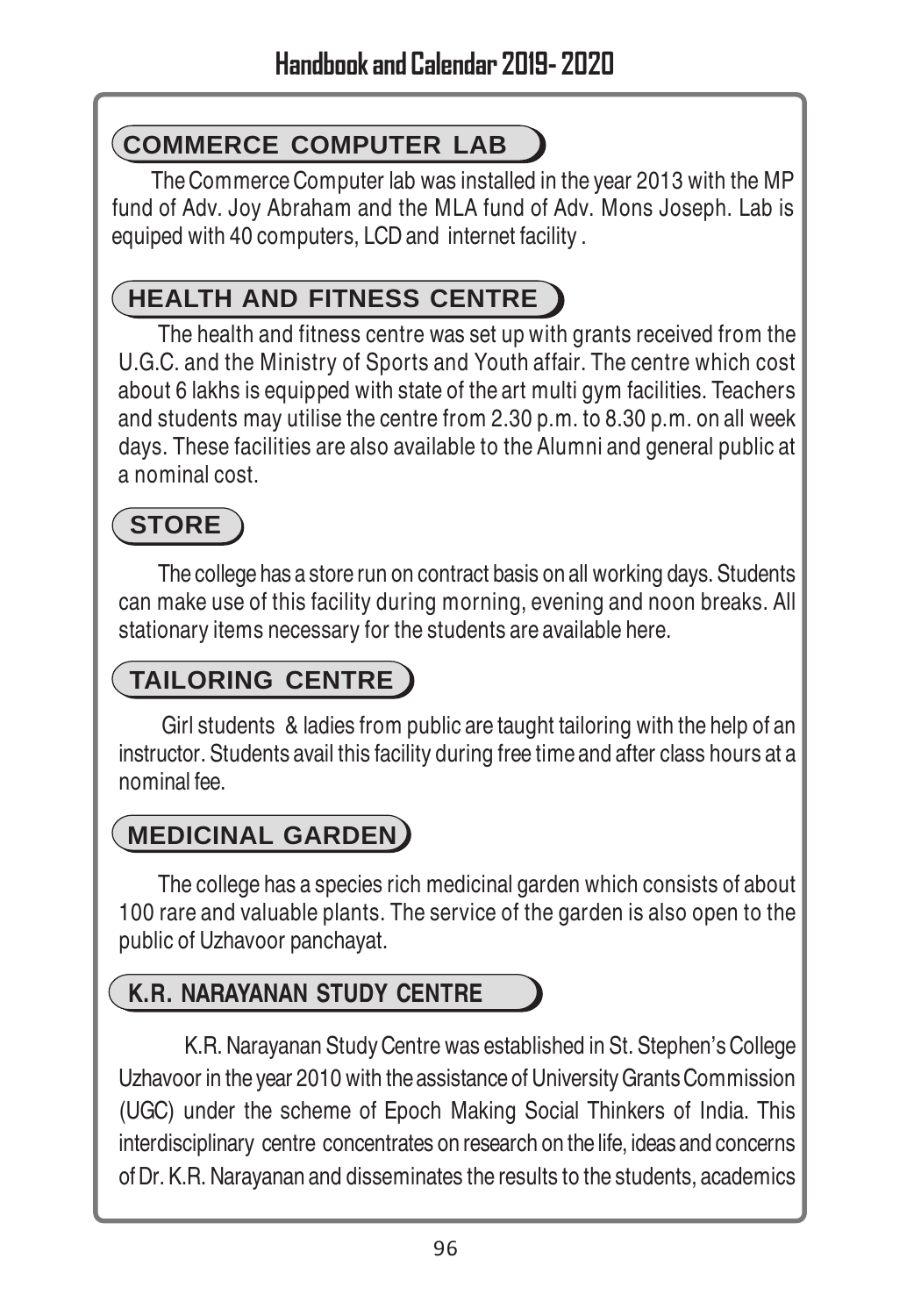## COMMERCE COMPUTER LAB

The Commerce Computer lab was installed in the year 2013 with the MP fund of Adv. Joy Abraham and the MLA fund of Adv. Mons Joseph. Lab is equiped with 40 computers, LCD and internet facility .

## HEALTH AND FITNESS CENTRE

The health and fitness centre was set up with grants received from the U.G.C. and the Ministry of Sports and Youth affair. The centre which cost about 6 lakhs is equipped with state of the art multi gym facilities. Teachers and students may utilise the centre from 2.30 p.m. to 8.30 p.m. on all week days. These facilities are also available to the Alumni and general public at a nominal cost.

## STORE

The college has a store run on contract basis on all working days. Students can make use of this facility during morning, evening and noon breaks. All stationary items necessary for the students are available here.

## TAILORING CENTRE

Girl students & ladies from public are taught tailoring with the help of an instructor. Students avail this facility during free time and after class hours at a nominal fee.

## MEDICINAL GARDEN

The college has a species rich medicinal garden which consists of about 100 rare and valuable plants. The service of the garden is also open to the public of Uzhavoor panchayat.

## K.R. NARAYANAN STUDY CENTRE

K.R. Narayanan Study Centre was established in St. Stephen's College Uzhavoor in the year 2010 with the assistance of University Grants Commission (UGC) under the scheme of Epoch Making Social Thinkers of India. This interdisciplinary centre concentrates on research on the life, ideas and concerns of Dr. K.R. Narayanan and disseminates the results to the students, academics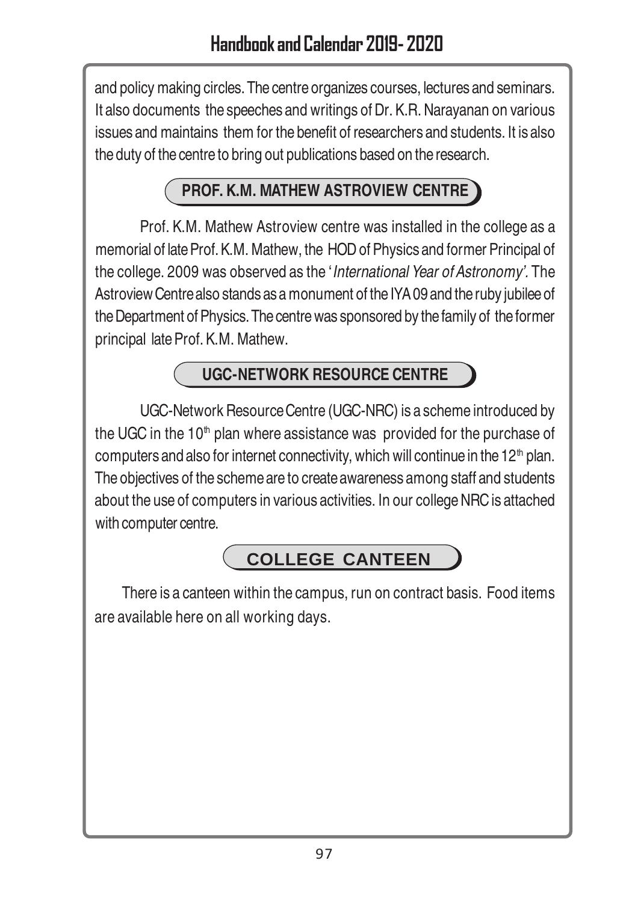and policy making circles. The centre organizes courses, lectures and seminars. It also documents the speeches and writings of Dr. K.R. Narayanan on various issues and maintains them for the benefit of researchers and students. It is also the duty of the centre to bring out publications based on the research.

## PROF. K.M. MATHEW ASTROVIEW CENTRE

Prof. K.M. Mathew Astroview centre was installed in the college as a memorial of late Prof. K.M. Mathew, the HOD of Physics and former Principal of the college. 2009 was observed as the '*International Year of Astronomy'.* The Astroview Centre also stands as a monument of the IYA 09 and the ruby jubilee of the Department of Physics. The centre was sponsored by the family of the former principal late Prof. K.M. Mathew.

## UGC-NETWORK RESOURCE CENTRE

UGC-Network Resource Centre (UGC-NRC) is a scheme introduced by the UGC in the 10th plan where assistance was provided for the purchase of computers and also for internet connectivity, which will continue in the 12th plan. The objectives of the scheme are to create awareness among staff and students about the use of computers in various activities. In our college NRC is attached with computer centre.

## COLLEGE CANTEEN

There is a canteen within the campus, run on contract basis. Food items are available here on all working days.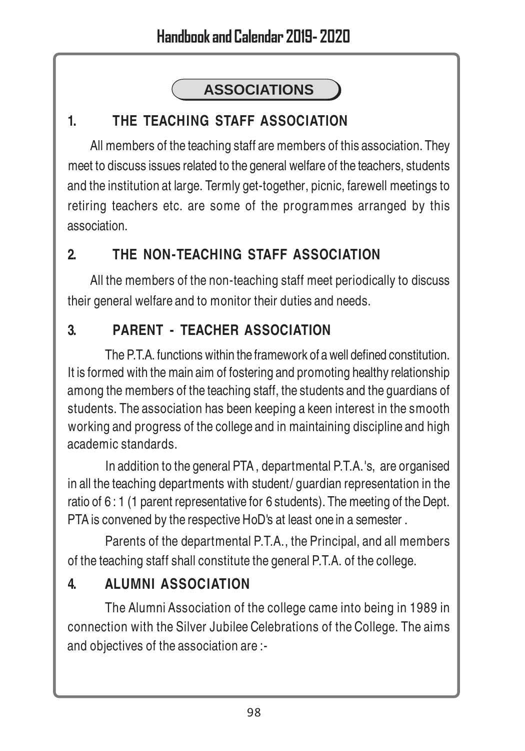## ASSOCIATIONS

### 1. THE TEACHING STAFF ASSOCIATION

All members of the teaching staff are members of this association. They meet to discuss issues related to the general welfare of the teachers, students and the institution at large. Termly get-together, picnic, farewell meetings to retiring teachers etc. are some of the programmes arranged by this association.

### 2. THE NON-TEACHING STAFF ASSOCIATION

All the members of the non-teaching staff meet periodically to discuss their general welfare and to monitor their duties and needs.

### 3. PARENT - TEACHER ASSOCIATION

The P.T.A. functions within the framework of a well defined constitution. It is formed with the main aim of fostering and promoting healthy relationship among the members of the teaching staff, the students and the guardians of students. The association has been keeping a keen interest in the smooth working and progress of the college and in maintaining discipline and high academic standards.

In addition to the general PTA , departmental P.T.A.'s, are organised in all the teaching departments with student/ guardian representation in the ratio of 6 : 1 (1 parent representative for 6 students). The meeting of the Dept. PTA is convened by the respective HoD's at least one in a semester .

Parents of the departmental P.T.A., the Principal, and all members of the teaching staff shall constitute the general P.T.A. of the college.

### 4. ALUMNI ASSOCIATION

The Alumni Association of the college came into being in 1989 in connection with the Silver Jubilee Celebrations of the College. The aims and objectives of the association are :-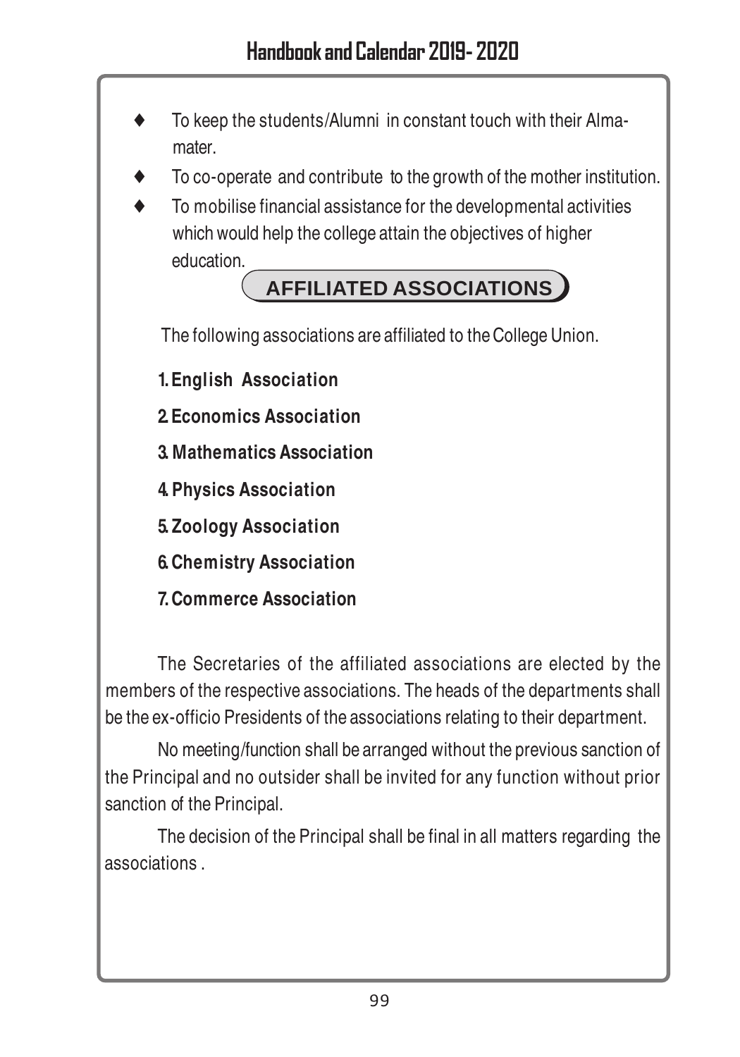- To keep the students/Alumni in constant touch with their Alma-mater.
- To co-operate and contribute to the growth of the mother institution.
- To mobilise financial assistance for the developmental activities which would help the college attain the objectives of higher education.

## AFFILIATED ASSOCIATIONS

The following associations are affiliated to the College Union.

1. **English Association**
2. **Economics Association**
3. **Mathematics Association**
4. **Physics Association**
5. **Zoology Association**
6. **Chemistry Association**
7. **Commerce Association**

The Secretaries of the affiliated associations are elected by the members of the respective associations. The heads of the departments shall be the ex-officio Presidents of the associations relating to their department.

No meeting/function shall be arranged without the previous sanction of the Principal and no outsider shall be invited for any function without prior sanction of the Principal.

The decision of the Principal shall be final in all matters regarding the associations .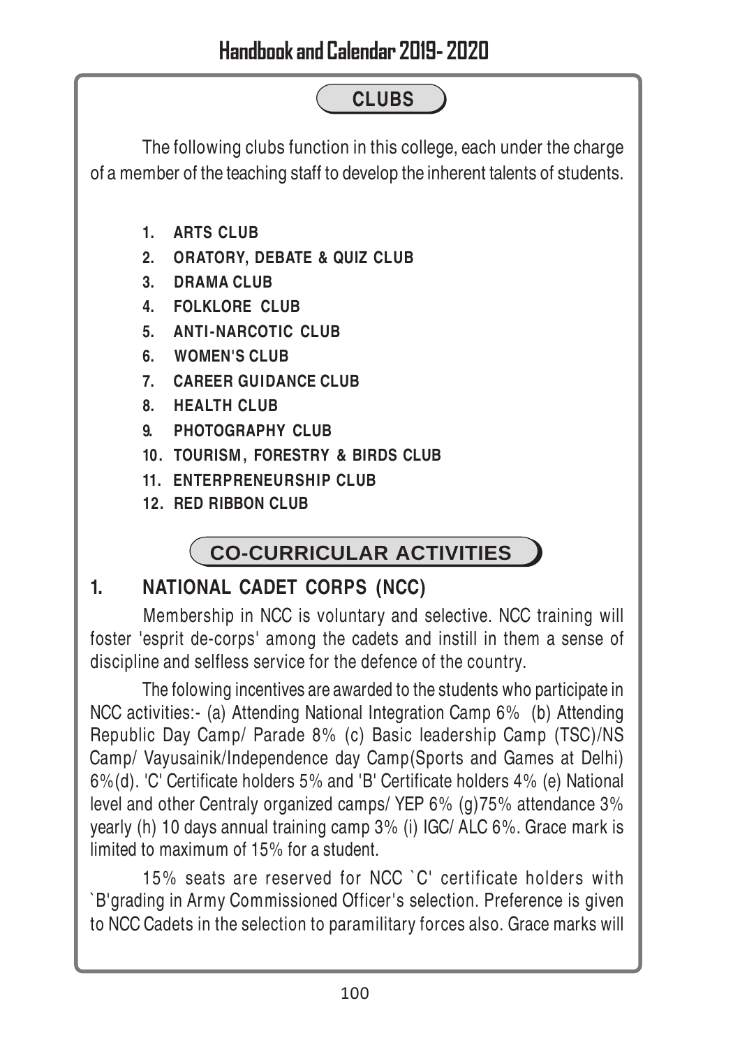## CLUBS

The following clubs function in this college, each under the charge of a member of the teaching staff to develop the inherent talents of students.

1. **ARTS CLUB**
2. **ORATORY, DEBATE & QUIZ CLUB**
3. **DRAMA CLUB**
4. **FOLKLORE CLUB**
5. **ANTI-NARCOTIC CLUB**
6. **WOMEN'S CLUB**
7. **CAREER GUIDANCE CLUB**
8. **HEALTH CLUB**
9. **PHOTOGRAPHY CLUB**
10. **TOURISM, FORESTRY & BIRDS CLUB**
11. **ENTERPRENEURSHIP CLUB**
12. **RED RIBBON CLUB**

## CO-CURRICULAR ACTIVITIES

### 1. NATIONAL CADET CORPS (NCC)

Membership in NCC is voluntary and selective. NCC training will foster 'esprit de-corps' among the cadets and instill in them a sense of discipline and selfless service for the defence of the country.

The folowing incentives are awarded to the students who participate in NCC activities:- (a) Attending National Integration Camp 6% (b) Attending Republic Day Camp/ Parade 8% (c) Basic leadership Camp (TSC)/NS Camp/ Vayusainik/Independence day Camp(Sports and Games at Delhi) 6%(d). 'C' Certificate holders 5% and 'B' Certificate holders 4% (e) National level and other Centraly organized camps/ YEP 6% (g)75% attendance 3% yearly (h) 10 days annual training camp 3% (i) IGC/ ALC 6%. Grace mark is limited to maximum of 15% for a student.

15% seats are reserved for NCC `C' certificate holders with `B'grading in Army Commissioned Officer's selection. Preference is given to NCC Cadets in the selection to paramilitary forces also. Grace marks will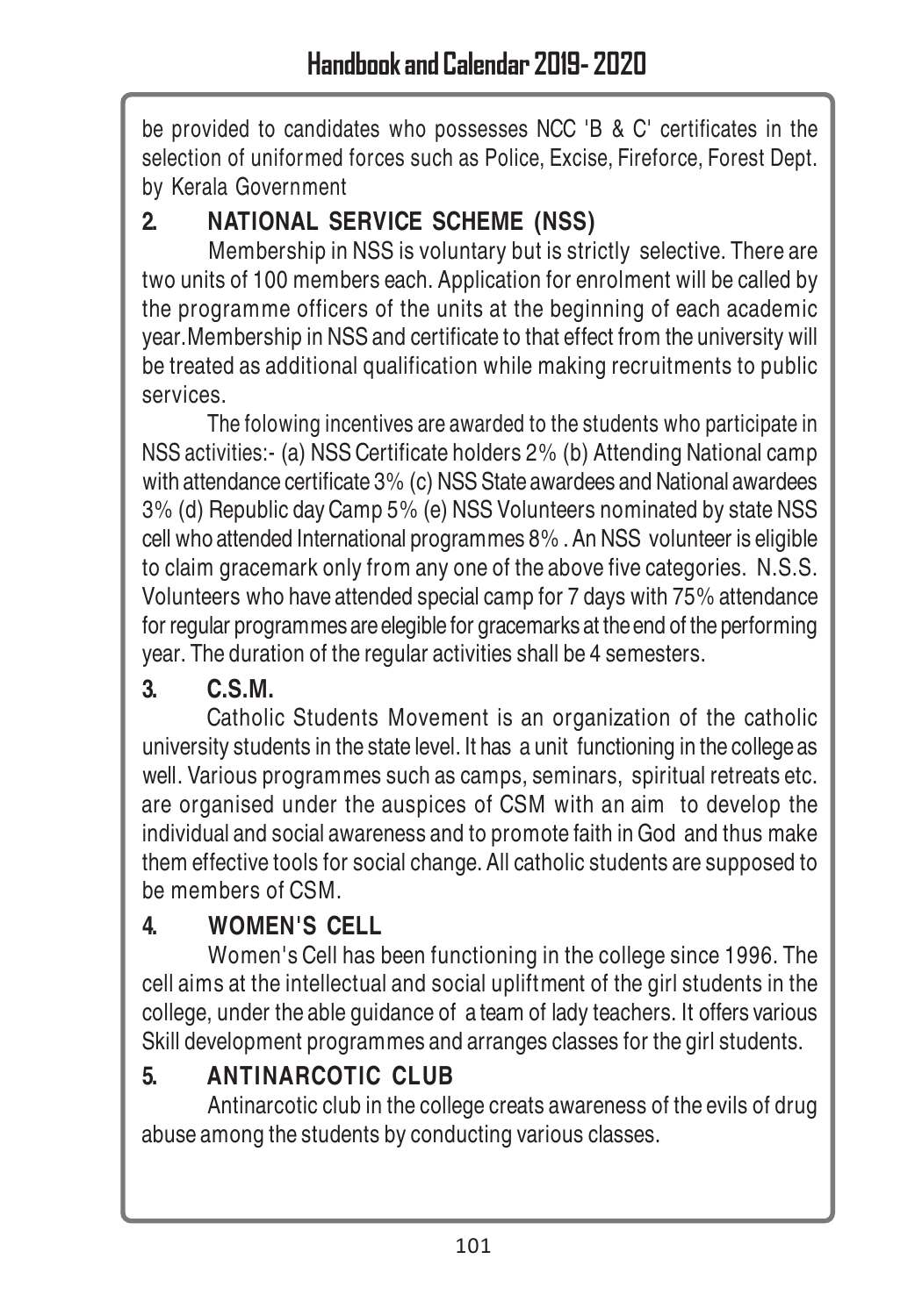be provided to candidates who possesses NCC 'B & C' certificates in the selection of uniformed forces such as Police, Excise, Fireforce, Forest Dept. by Kerala Government

## 2. NATIONAL SERVICE SCHEME (NSS)

Membership in NSS is voluntary but is strictly selective. There are two units of 100 members each. Application for enrolment will be called by the programme officers of the units at the beginning of each academic year.Membership in NSS and certificate to that effect from the university will be treated as additional qualification while making recruitments to public services.

The folowing incentives are awarded to the students who participate in NSS activities:- (a) NSS Certificate holders 2% (b) Attending National camp with attendance certificate 3% (c) NSS State awardees and National awardees 3% (d) Republic day Camp 5% (e) NSS Volunteers nominated by state NSS cell who attended International programmes 8% . An NSS volunteer is eligible to claim gracemark only from any one of the above five categories. N.S.S. Volunteers who have attended special camp for 7 days with 75% attendance for regular programmes are elegible for gracemarks at the end of the performing year. The duration of the regular activities shall be 4 semesters.

## 3. C.S.M.

Catholic Students Movement is an organization of the catholic university students in the state level. It has a unit functioning in the college as well. Various programmes such as camps, seminars, spiritual retreats etc. are organised under the auspices of CSM with an aim to develop the individual and social awareness and to promote faith in God and thus make them effective tools for social change. All catholic students are supposed to be members of CSM.

## 4. WOMEN'S CELL

Women's Cell has been functioning in the college since 1996. The cell aims at the intellectual and social upliftment of the girl students in the college, under the able guidance of a team of lady teachers. It offers various Skill development programmes and arranges classes for the girl students.

## 5. ANTINARCOTIC CLUB

Antinarcotic club in the college creats awareness of the evils of drug abuse among the students by conducting various classes.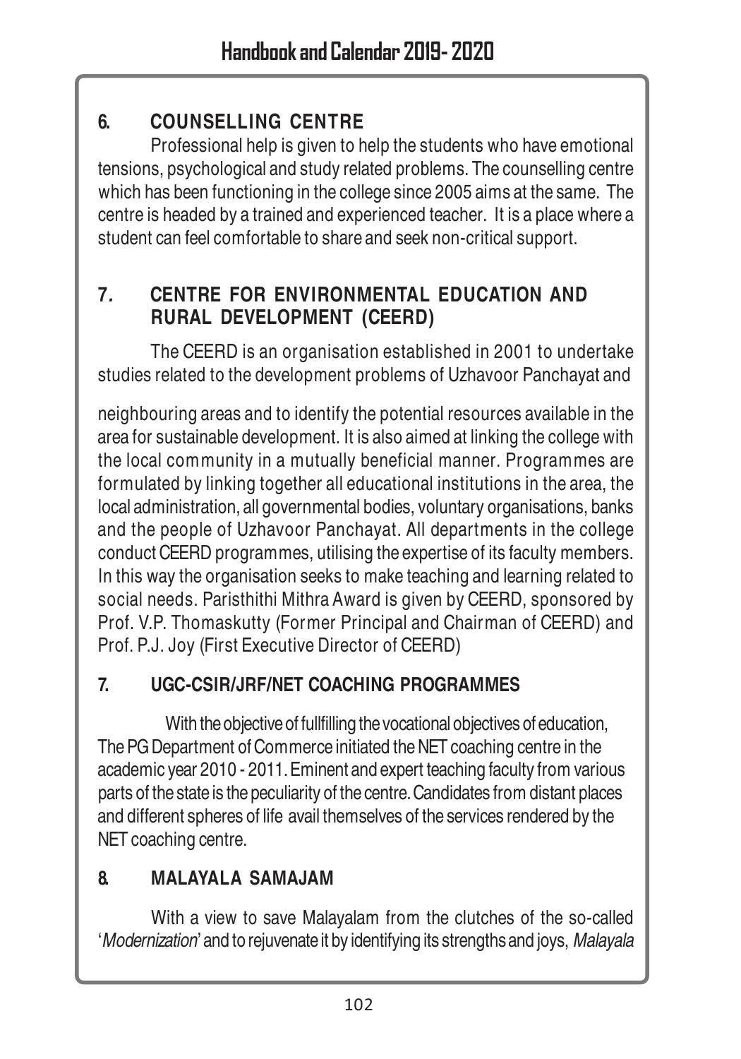## 6. COUNSELLING CENTRE

Professional help is given to help the students who have emotional tensions, psychological and study related problems. The counselling centre which has been functioning in the college since 2005 aims at the same. The centre is headed by a trained and experienced teacher. It is a place where a student can feel comfortable to share and seek non-critical support.

## 7. CENTRE FOR ENVIRONMENTAL EDUCATION AND RURAL DEVELOPMENT (CEERD)

The CEERD is an organisation established in 2001 to undertake studies related to the development problems of Uzhavoor Panchayat and neighbouring areas and to identify the potential resources available in the area for sustainable development. It is also aimed at linking the college with the local community in a mutually beneficial manner. Programmes are formulated by linking together all educational institutions in the area, the local administration, all governmental bodies, voluntary organisations, banks and the people of Uzhavoor Panchayat. All departments in the college conduct CEERD programmes, utilising the expertise of its faculty members. In this way the organisation seeks to make teaching and learning related to social needs. Paristhithi Mithra Award is given by CEERD, sponsored by Prof. V.P. Thomaskutty (Former Principal and Chairman of CEERD) and Prof. P.J. Joy (First Executive Director of CEERD)

## 7. UGC-CSIR/JRF/NET COACHING PROGRAMMES

With the objective of fullfilling the vocational objectives of education, The PG Department of Commerce initiated the NET coaching centre in the academic year 2010 - 2011. Eminent and expert teaching faculty from various parts of the state is the peculiarity of the centre. Candidates from distant places and different spheres of life avail themselves of the services rendered by the NET coaching centre.

## 8. MALAYALA SAMAJAM

With a view to save Malayalam from the clutches of the so-called '*Modernization*' and to rejuvenate it by identifying its strengths and joys, *Malayala*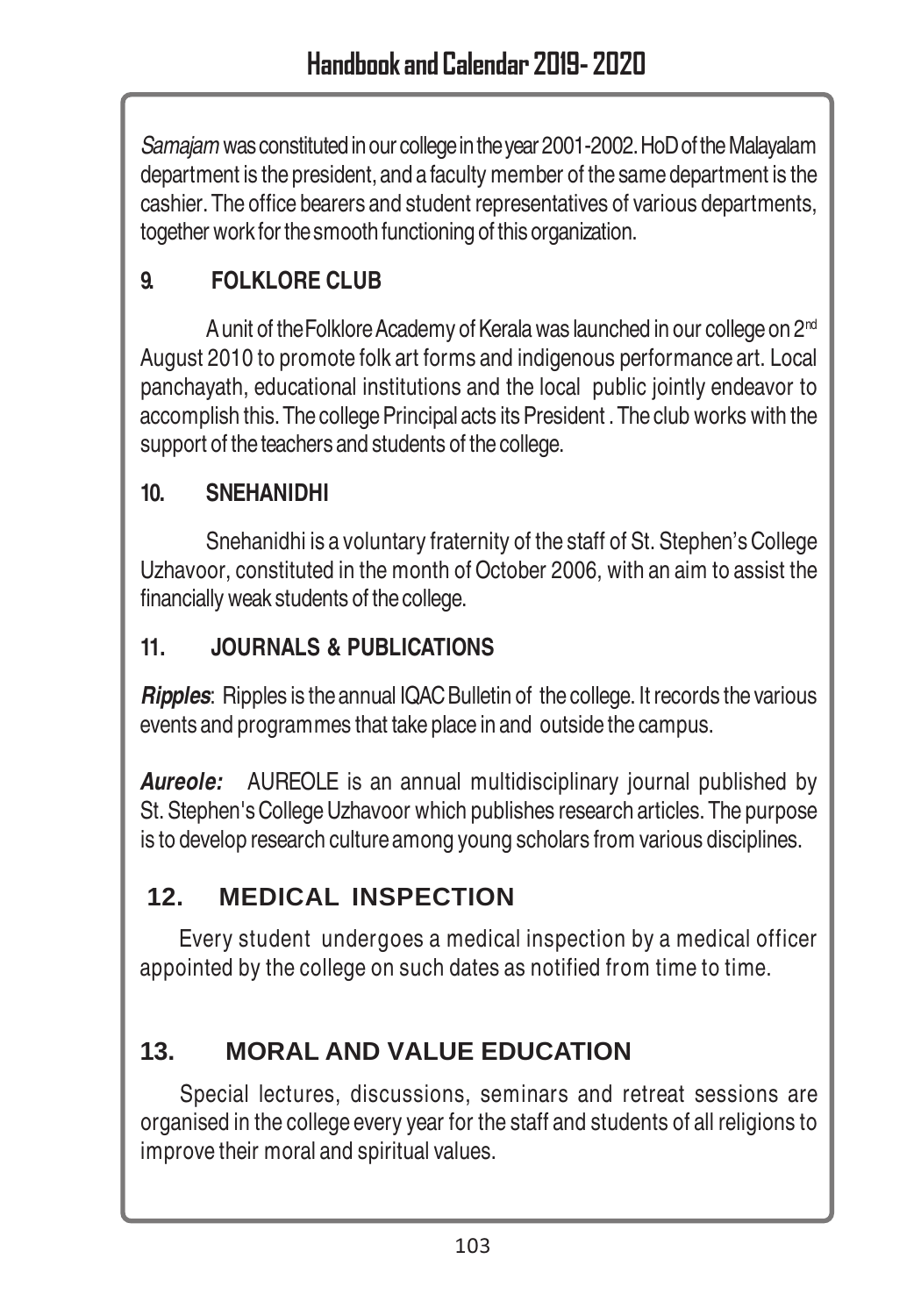*Samajam* was constituted in our college in the year 2001-2002. HoD of the Malayalam department is the president, and a faculty member of the same department is the cashier. The office bearers and student representatives of various departments, together work for the smooth functioning of this organization.

### 9. FOLKLORE CLUB

A unit of the Folklore Academy of Kerala was launched in our college on 2nd August 2010 to promote folk art forms and indigenous performance art. Local panchayath, educational institutions and the local public jointly endeavor to accomplish this. The college Principal acts its President . The club works with the support of the teachers and students of the college.

### 10. SNEHANIDHI

Snehanidhi is a voluntary fraternity of the staff of St. Stephen's College Uzhavoor, constituted in the month of October 2006, with an aim to assist the financially weak students of the college.

### 11. JOURNALS & PUBLICATIONS

***Ripples***: Ripples is the annual IQAC Bulletin of the college. It records the various events and programmes that take place in and outside the campus.

***Aureole:*** AUREOLE is an annual multidisciplinary journal published by St. Stephen's College Uzhavoor which publishes research articles. The purpose is to develop research culture among young scholars from various disciplines.

## 12. MEDICAL INSPECTION

Every student undergoes a medical inspection by a medical officer appointed by the college on such dates as notified from time to time.

## 13. MORAL AND VALUE EDUCATION

Special lectures, discussions, seminars and retreat sessions are organised in the college every year for the staff and students of all religions to improve their moral and spiritual values.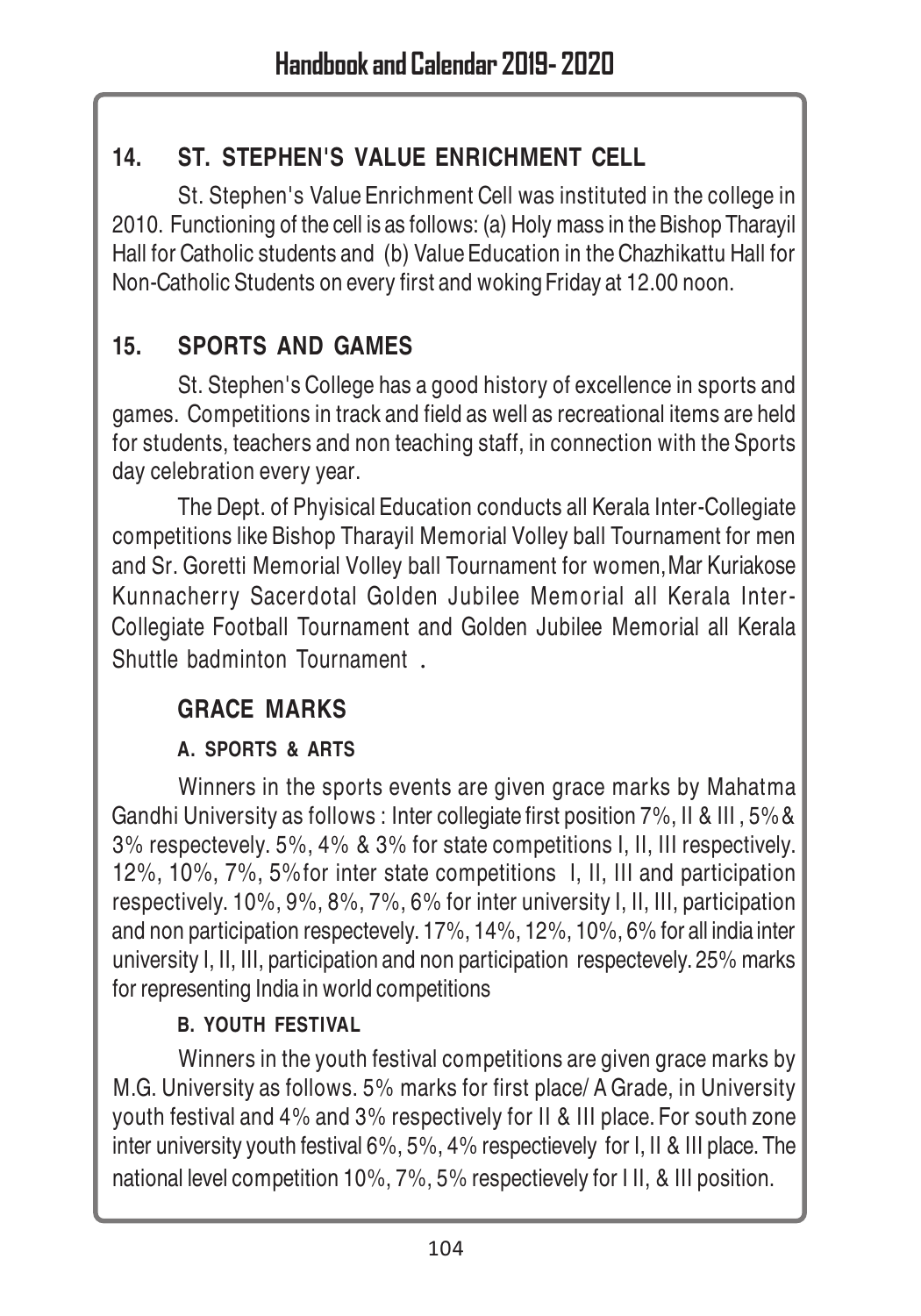## 14. ST. STEPHEN'S VALUE ENRICHMENT CELL

St. Stephen's Value Enrichment Cell was instituted in the college in 2010. Functioning of the cell is as follows: (a) Holy mass in the Bishop Tharayil Hall for Catholic students and (b) Value Education in the Chazhikattu Hall for Non-Catholic Students on every first and woking Friday at 12.00 noon.

## 15. SPORTS AND GAMES

St. Stephen's College has a good history of excellence in sports and games. Competitions in track and field as well as recreational items are held for students, teachers and non teaching staff, in connection with the Sports day celebration every year.

The Dept. of Phyisical Education conducts all Kerala Inter-Collegiate competitions like Bishop Tharayil Memorial Volley ball Tournament for men and Sr. Goretti Memorial Volley ball Tournament for women, Mar Kuriakose Kunnacherry Sacerdotal Golden Jubilee Memorial all Kerala Inter-Collegiate Football Tournament and Golden Jubilee Memorial all Kerala Shuttle badminton Tournament .

### GRACE MARKS

#### A. SPORTS & ARTS

Winners in the sports events are given grace marks by Mahatma Gandhi University as follows : Inter collegiate first position 7%, II & III , 5% & 3% respectevely. 5%, 4% & 3% for state competitions I, II, III respectively. 12%, 10%, 7%, 5% for inter state competitions I, II, III and participation respectively. 10%, 9%, 8%, 7%, 6% for inter university I, II, III, participation and non participation respectevely. 17%, 14%, 12%, 10%, 6% for all india inter university I, II, III, participation and non participation respectevely. 25% marks for representing India in world competitions

#### B. YOUTH FESTIVAL

Winners in the youth festival competitions are given grace marks by M.G. University as follows. 5% marks for first place/ A Grade, in University youth festival and 4% and 3% respectively for II & III place. For south zone inter university youth festival 6%, 5%, 4% respectievely for I, II & III place. The national level competition 10%, 7%, 5% respectievely for I II, & III position.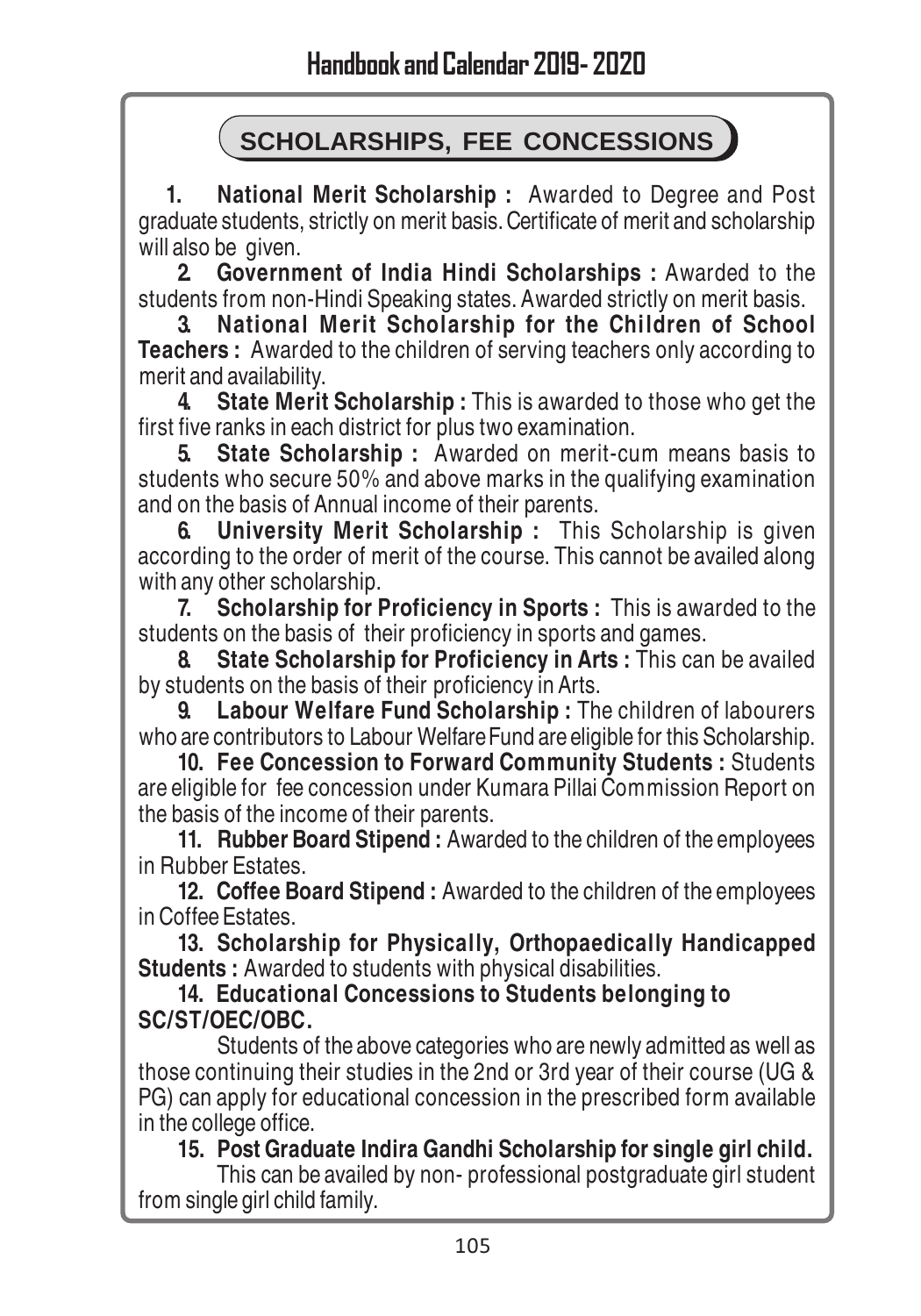## SCHOLARSHIPS, FEE CONCESSIONS

**1. National Merit Scholarship :** Awarded to Degree and Post graduate students, strictly on merit basis. Certificate of merit and scholarship will also be given.

**2. Government of India Hindi Scholarships :** Awarded to the students from non-Hindi Speaking states. Awarded strictly on merit basis.

**3. National Merit Scholarship for the Children of School Teachers :** Awarded to the children of serving teachers only according to merit and availability.

**4. State Merit Scholarship :** This is awarded to those who get the first five ranks in each district for plus two examination.

**5. State Scholarship :** Awarded on merit-cum means basis to students who secure 50% and above marks in the qualifying examination and on the basis of Annual income of their parents.

**6. University Merit Scholarship :** This Scholarship is given according to the order of merit of the course. This cannot be availed along with any other scholarship.

**7. Scholarship for Proficiency in Sports :** This is awarded to the students on the basis of their proficiency in sports and games.

**8. State Scholarship for Proficiency in Arts :** This can be availed by students on the basis of their proficiency in Arts.

**9. Labour Welfare Fund Scholarship :** The children of labourers who are contributors to Labour Welfare Fund are eligible for this Scholarship.

**10. Fee Concession to Forward Community Students :** Students are eligible for fee concession under Kumara Pillai Commission Report on the basis of the income of their parents.

**11. Rubber Board Stipend :** Awarded to the children of the employees in Rubber Estates.

**12. Coffee Board Stipend :** Awarded to the children of the employees in Coffee Estates.

**13. Scholarship for Physically, Orthopaedically Handicapped Students :** Awarded to students with physical disabilities.

**14. Educational Concessions to Students belonging to SC/ST/OEC/OBC.**

Students of the above categories who are newly admitted as well as those continuing their studies in the 2nd or 3rd year of their course (UG & PG) can apply for educational concession in the prescribed form available in the college office.

**15. Post Graduate Indira Gandhi Scholarship for single girl child.**

This can be availed by non- professional postgraduate girl student from single girl child family.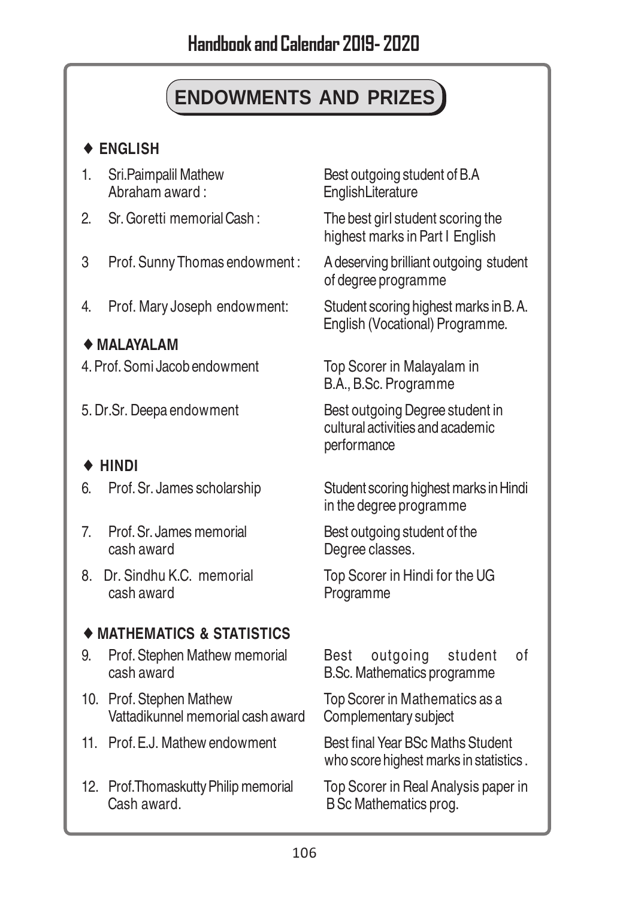# ENDOWMENTS AND PRIZES

### ♦ ENGLISH

| | |
|---|---|
| 1. Sri.Paimpalil Mathew Abraham award : | Best outgoing student of B.A EnglishLiterature |
| 2. Sr. Goretti memorial Cash : | The best girl student scoring the highest marks in Part I English |
| 3 Prof. Sunny Thomas endowment : | A deserving brilliant outgoing student of degree programme |
| 4. Prof. Mary Joseph endowment: | Student scoring highest marks in B. A. English (Vocational) Programme. |

### ♦ MALAYALAM

| | |
|---|---|
| 4. Prof. Somi Jacob endowment | Top Scorer in Malayalam in B.A., B.Sc. Programme |
| 5. Dr.Sr. Deepa endowment | Best outgoing Degree student in cultural activities and academic performance |

### ♦ HINDI

| | |
|---|---|
| 6. Prof. Sr. James scholarship | Student scoring highest marks in Hindi in the degree programme |
| 7. Prof. Sr. James memorial cash award | Best outgoing student of the Degree classes. |
| 8. Dr. Sindhu K.C. memorial cash award | Top Scorer in Hindi for the UG Programme |

### ♦ MATHEMATICS & STATISTICS

| | |
|---|---|
| 9. Prof. Stephen Mathew memorial cash award | Best outgoing student of B.Sc. Mathematics programme |
| 10. Prof. Stephen Mathew Vattadikunnel memorial cash award | Top Scorer in Mathematics as a Complementary subject |
| 11. Prof. E.J. Mathew endowment | Best final Year BSc Maths Student who score highest marks in statistics . |
| 12. Prof.Thomaskutty Philip memorial Cash award. | Top Scorer in Real Analysis paper in B Sc Mathematics prog. |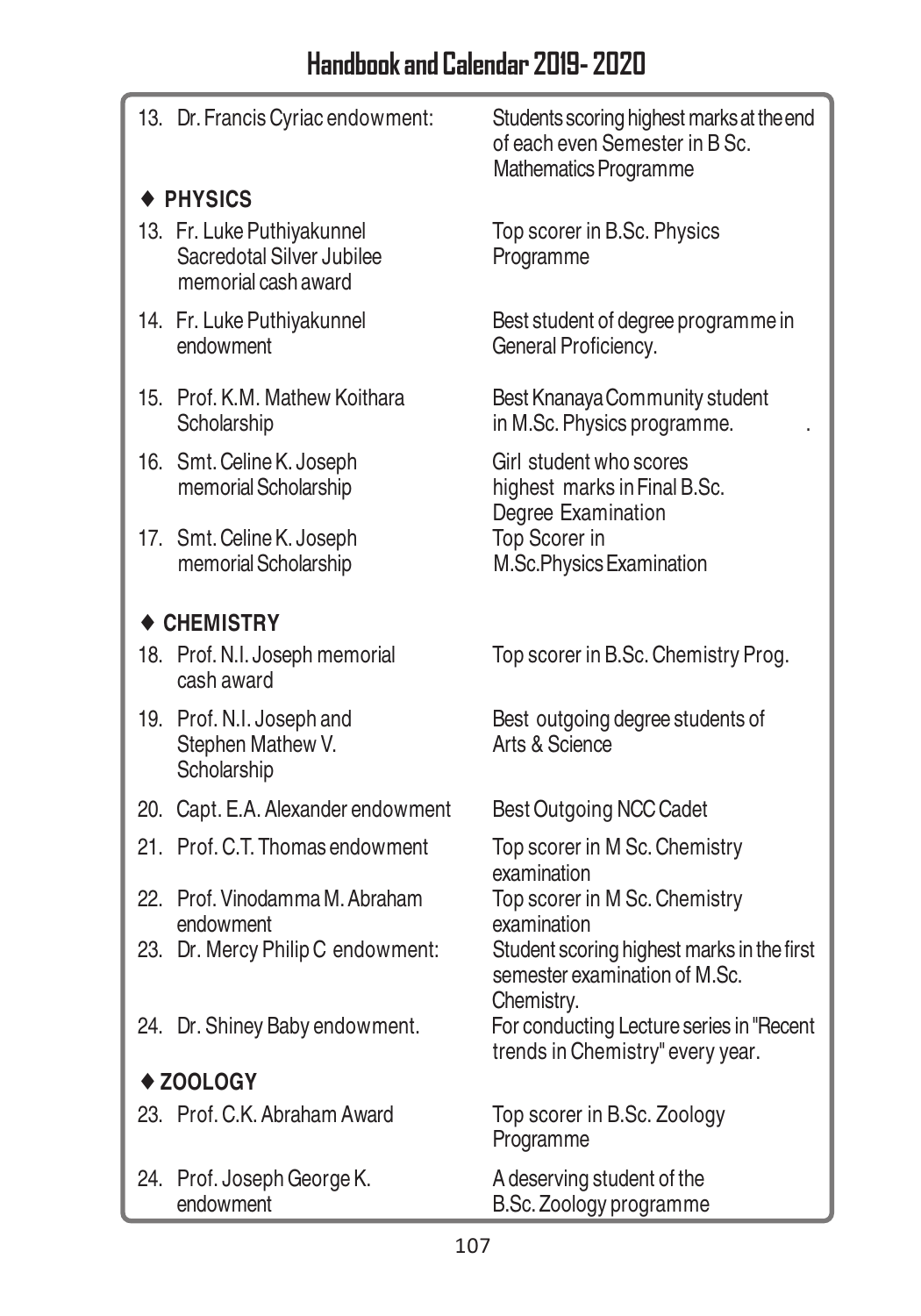| | |
|---|---|
| 13. Dr. Francis Cyriac endowment: | Students scoring highest marks at the end of each even Semester in B Sc. Mathematics Programme |

### ♦ PHYSICS

| | |
|---|---|
| 13. Fr. Luke Puthiyakunnel Sacredotal Silver Jubilee memorial cash award | Top scorer in B.Sc. Physics Programme |
| 14. Fr. Luke Puthiyakunnel endowment | Best student of degree programme in General Proficiency. |
| 15. Prof. K.M. Mathew Koithara Scholarship | Best Knanaya Community student in M.Sc. Physics programme. |
| 16. Smt. Celine K. Joseph memorial Scholarship | Girl student who scores highest marks in Final B.Sc. Degree Examination |
| 17. Smt. Celine K. Joseph memorial Scholarship | Top Scorer in M.Sc.Physics Examination |

### ♦ CHEMISTRY

| | |
|---|---|
| 18. Prof. N.I. Joseph memorial cash award | Top scorer in B.Sc. Chemistry Prog. |
| 19. Prof. N.I. Joseph and Stephen Mathew V. Scholarship | Best outgoing degree students of Arts & Science |
| 20. Capt. E.A. Alexander endowment | Best Outgoing NCC Cadet |
| 21. Prof. C.T. Thomas endowment | Top scorer in M Sc. Chemistry examination |
| 22. Prof. Vinodamma M. Abraham endowment | Top scorer in M Sc. Chemistry examination |
| 23. Dr. Mercy Philip C endowment: | Student scoring highest marks in the first semester examination of M.Sc. Chemistry. |
| 24. Dr. Shiney Baby endowment. | For conducting Lecture series in "Recent trends in Chemistry" every year. |

### ♦ ZOOLOGY

| | |
|---|---|
| 23. Prof. C.K. Abraham Award | Top scorer in B.Sc. Zoology Programme |
| 24. Prof. Joseph George K. endowment | A deserving student of the B.Sc. Zoology programme |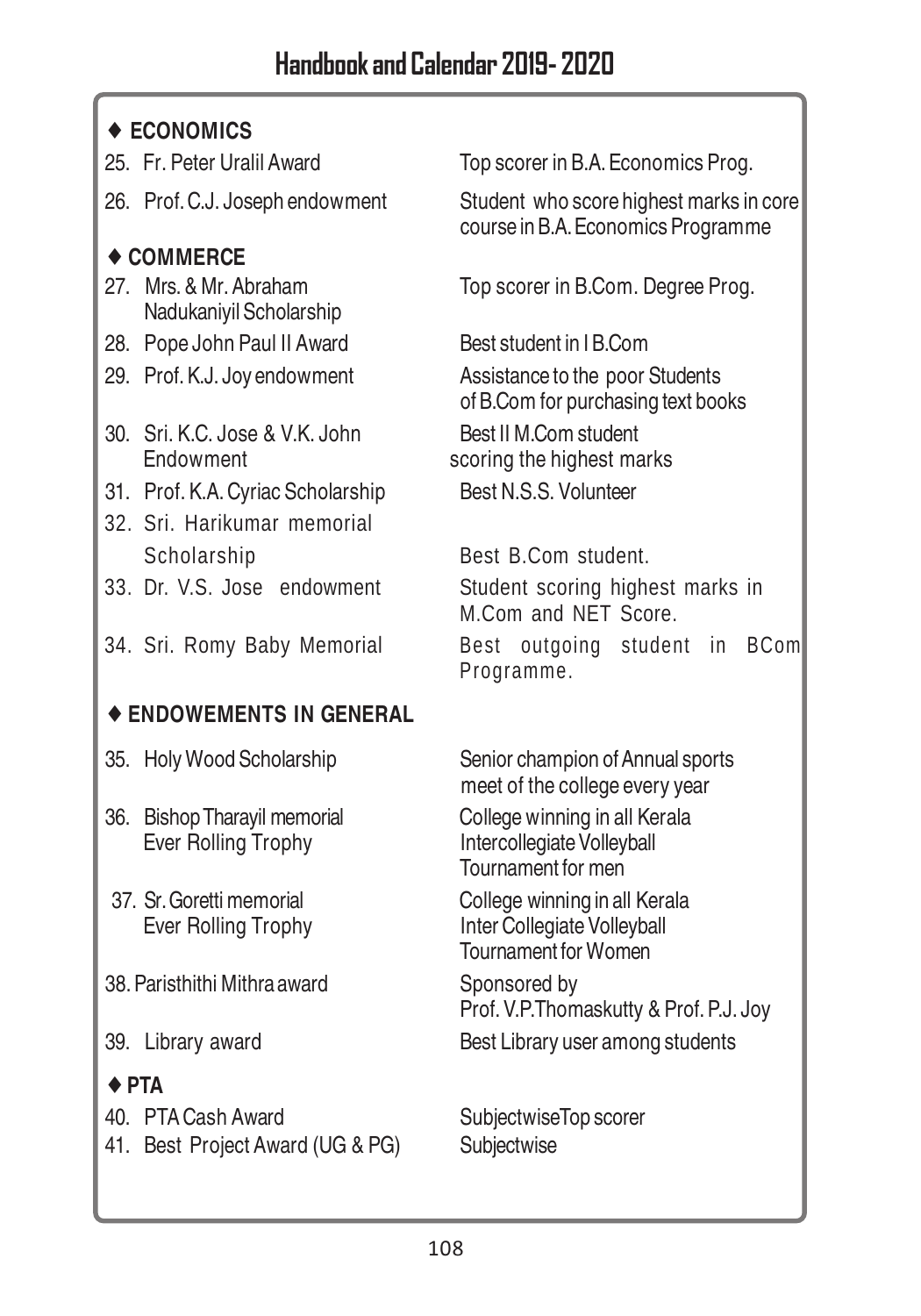### ♦ ECONOMICS

| | |
|---|---|
| 25. Fr. Peter Uralil Award | Top scorer in B.A. Economics Prog. |
| 26. Prof. C.J. Joseph endowment | Student who score highest marks in core course in B.A. Economics Programme |

### ♦ COMMERCE

| | |
|---|---|
| 27. Mrs. & Mr. Abraham Nadukaniyil Scholarship | Top scorer in B.Com. Degree Prog. |
| 28. Pope John Paul II Award | Best student in I B.Com |
| 29. Prof. K.J. Joy endowment | Assistance to the poor Students of B.Com for purchasing text books |
| 30. Sri. K.C. Jose & V.K. John Endowment | Best II M.Com student scoring the highest marks |
| 31. Prof. K.A. Cyriac Scholarship | Best N.S.S. Volunteer |
| 32. Sri. Harikumar memorial Scholarship | Best B.Com student. |
| 33. Dr. V.S. Jose endowment | Student scoring highest marks in M.Com and NET Score. |
| 34. Sri. Romy Baby Memorial | Best outgoing student in BCom Programme. |

### ♦ ENDOWEMENTS IN GENERAL

| | |
|---|---|
| 35. Holy Wood Scholarship | Senior champion of Annual sports meet of the college every year |
| 36. Bishop Tharayil memorial Ever Rolling Trophy | College winning in all Kerala Intercollegiate Volleyball Tournament for men |
| 37. Sr. Goretti memorial Ever Rolling Trophy | College winning in all Kerala Inter Collegiate Volleyball Tournament for Women |
| 38. Paristhithi Mithra award | Sponsored by Prof. V.P.Thomaskutty & Prof. P.J. Joy |
| 39. Library award | Best Library user among students |

### ♦ PTA

| | |
|---|---|
| 40. PTA Cash Award | SubjectwiseTop scorer |
| 41. Best Project Award (UG & PG) | Subjectwise |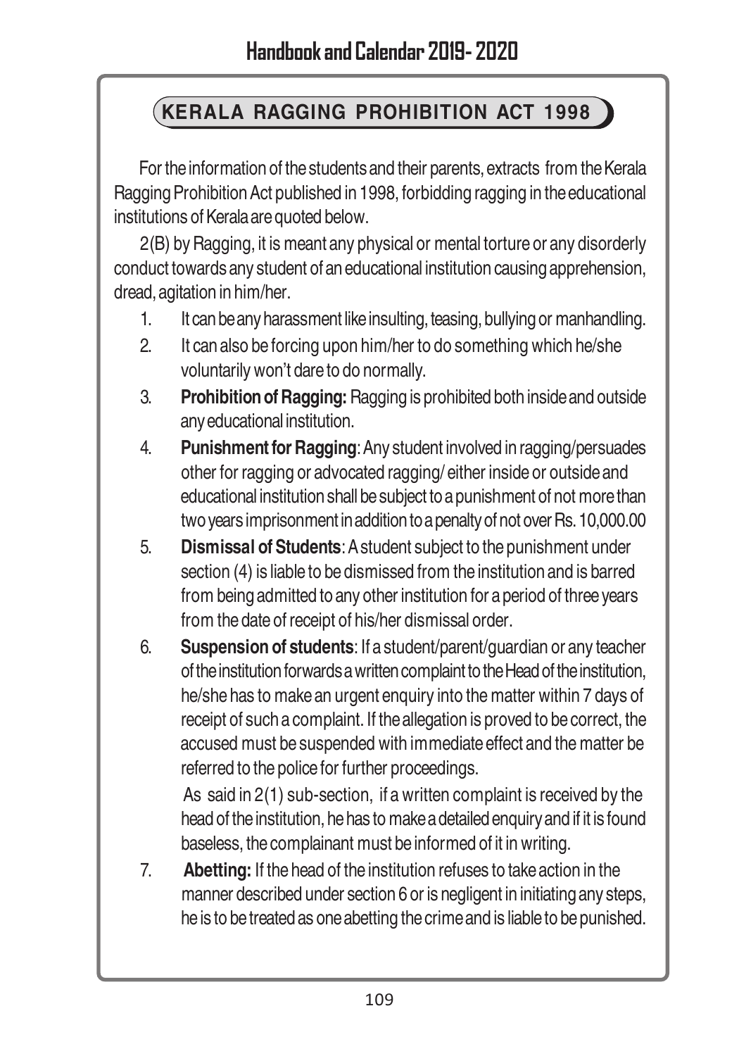## KERALA RAGGING PROHIBITION ACT 1998

For the information of the students and their parents, extracts from the Kerala Ragging Prohibition Act published in 1998, forbidding ragging in the educational institutions of Kerala are quoted below.

2(B) by Ragging, it is meant any physical or mental torture or any disorderly conduct towards any student of an educational institution causing apprehension, dread, agitation in him/her.

1. It can be any harassment like insulting, teasing, bullying or manhandling.
2. It can also be forcing upon him/her to do something which he/she voluntarily won't dare to do normally.
3. **Prohibition of Ragging:** Ragging is prohibited both inside and outside any educational institution.
4. **Punishment for Ragging**: Any student involved in ragging/persuades other for ragging or advocated ragging/ either inside or outside and educational institution shall be subject to a punishment of not more than two years imprisonment in addition to a penalty of not over Rs. 10,000.00
5. **Dismissal of Students**: A student subject to the punishment under section (4) is liable to be dismissed from the institution and is barred from being admitted to any other institution for a period of three years from the date of receipt of his/her dismissal order.
6. **Suspension of students**: If a student/parent/guardian or any teacher of the institution forwards a written complaint to the Head of the institution, he/she has to make an urgent enquiry into the matter within 7 days of receipt of such a complaint. If the allegation is proved to be correct, the accused must be suspended with immediate effect and the matter be referred to the police for further proceedings.

   As said in 2(1) sub-section, if a written complaint is received by the head of the institution, he has to make a detailed enquiry and if it is found baseless, the complainant must be informed of it in writing.
7. **Abetting:** If the head of the institution refuses to take action in the manner described under section 6 or is negligent in initiating any steps, he is to be treated as one abetting the crime and is liable to be punished.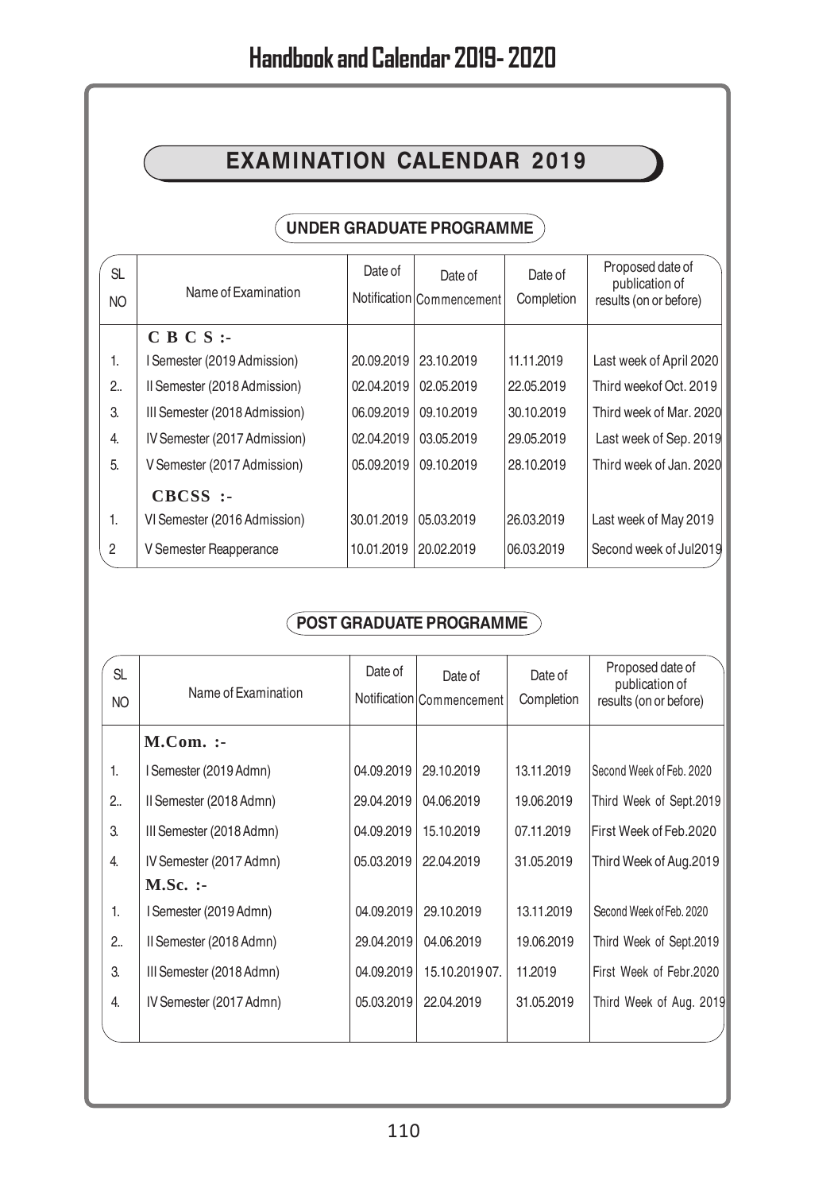# EXAMINATION CALENDAR 2019

## UNDER GRADUATE PROGRAMME

| SL NO | Name of Examination | Date of Notification | Date of Commencement | Date of Completion | Proposed date of publication of results (on or before) |
|---|---|---|---|---|---|
| | **C B C S :-** | | | | |
| 1. | I Semester (2019 Admission) | 20.09.2019 | 23.10.2019 | 11.11.2019 | Last week of April 2020 |
| 2.. | II Semester (2018 Admission) | 02.04.2019 | 02.05.2019 | 22.05.2019 | Third weekof Oct. 2019 |
| 3. | III Semester (2018 Admission) | 06.09.2019 | 09.10.2019 | 30.10.2019 | Third week of Mar. 2020 |
| 4. | IV Semester (2017 Admission) | 02.04.2019 | 03.05.2019 | 29.05.2019 | Last week of Sep. 2019 |
| 5. | V Semester (2017 Admission) | 05.09.2019 | 09.10.2019 | 28.10.2019 | Third week of Jan. 2020 |
| | **CBCSS :-** | | | | |
| 1. | VI Semester (2016 Admission) | 30.01.2019 | 05.03.2019 | 26.03.2019 | Last week of May 2019 |
| 2 | V Semester Reapperance | 10.01.2019 | 20.02.2019 | 06.03.2019 | Second week of Jul2019 |

## POST GRADUATE PROGRAMME

| SL NO | Name of Examination | Date of Notification | Date of Commencement | Date of Completion | Proposed date of publication of results (on or before) |
|---|---|---|---|---|---|
| | **M.Com. :-** | | | | |
| 1. | I Semester (2019 Admn) | 04.09.2019 | 29.10.2019 | 13.11.2019 | Second Week of Feb. 2020 |
| 2.. | II Semester (2018 Admn) | 29.04.2019 | 04.06.2019 | 19.06.2019 | Third Week of Sept.2019 |
| 3. | III Semester (2018 Admn) | 04.09.2019 | 15.10.2019 | 07.11.2019 | First Week of Feb.2020 |
| 4. | IV Semester (2017 Admn) | 05.03.2019 | 22.04.2019 | 31.05.2019 | Third Week of Aug.2019 |
| | **M.Sc. :-** | | | | |
| 1. | I Semester (2019 Admn) | 04.09.2019 | 29.10.2019 | 13.11.2019 | Second Week of Feb. 2020 |
| 2.. | II Semester (2018 Admn) | 29.04.2019 | 04.06.2019 | 19.06.2019 | Third Week of Sept.2019 |
| 3. | III Semester (2018 Admn) | 04.09.2019 | 15.10.2019 07. | 11.2019 | First Week of Febr.2020 |
| 4. | IV Semester (2017 Admn) | 05.03.2019 | 22.04.2019 | 31.05.2019 | Third Week of Aug. 2019 |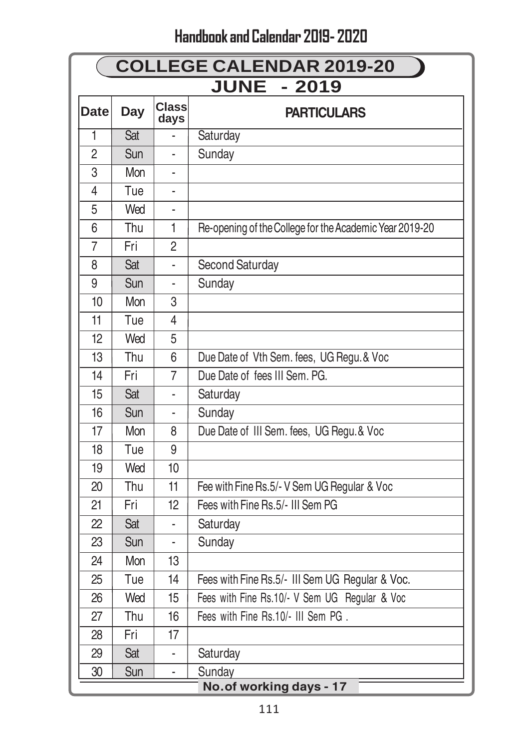# COLLEGE CALENDAR 2019-20

## JUNE - 2019

| Date | Day | Class days | PARTICULARS |
|---|---|---|---|
| 1 | Sat | - | Saturday |
| 2 | Sun | - | Sunday |
| 3 | Mon | - | |
| 4 | Tue | - | |
| 5 | Wed | - | |
| 6 | Thu | 1 | Re-opening of the College for the Academic Year 2019-20 |
| 7 | Fri | 2 | |
| 8 | Sat | - | Second Saturday |
| 9 | Sun | - | Sunday |
| 10 | Mon | 3 | |
| 11 | Tue | 4 | |
| 12 | Wed | 5 | |
| 13 | Thu | 6 | Due Date of Vth Sem. fees, UG Regu. & Voc |
| 14 | Fri | 7 | Due Date of fees III Sem. PG. |
| 15 | Sat | - | Saturday |
| 16 | Sun | - | Sunday |
| 17 | Mon | 8 | Due Date of III Sem. fees, UG Regu. & Voc |
| 18 | Tue | 9 | |
| 19 | Wed | 10 | |
| 20 | Thu | 11 | Fee with Fine Rs.5/- V Sem UG Regular & Voc |
| 21 | Fri | 12 | Fees with Fine Rs.5/- III Sem PG |
| 22 | Sat | - | Saturday |
| 23 | Sun | - | Sunday |
| 24 | Mon | 13 | |
| 25 | Tue | 14 | Fees with Fine Rs.5/- III Sem UG Regular & Voc. |
| 26 | Wed | 15 | Fees with Fine Rs.10/- V Sem UG Regular & Voc |
| 27 | Thu | 16 | Fees with Fine Rs.10/- III Sem PG . |
| 28 | Fri | 17 | |
| 29 | Sat | - | Saturday |
| 30 | Sun | - | Sunday |

**No.of working days - 17**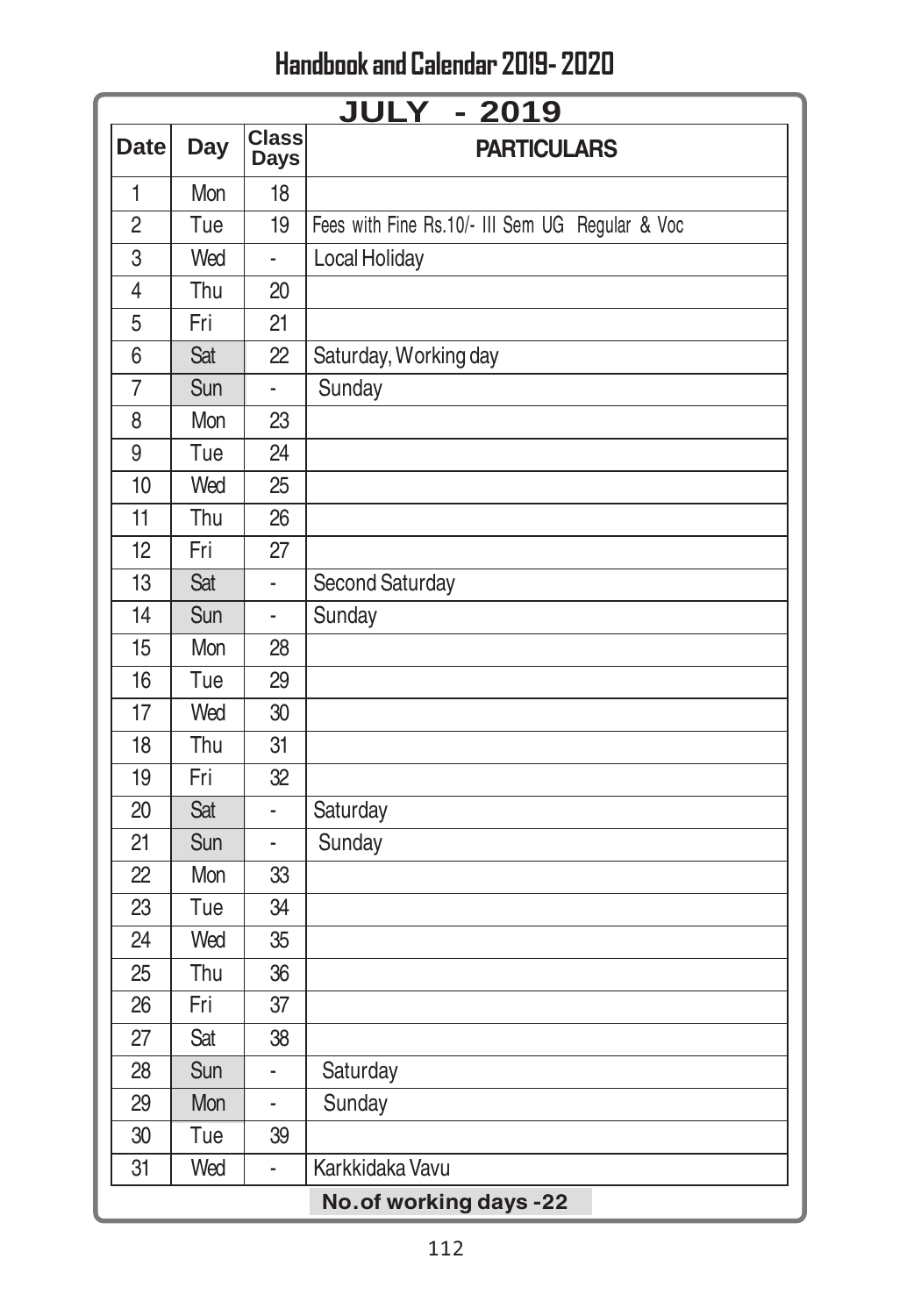# JULY - 2019

| Date | Day | Class Days | PARTICULARS |
|---|---|---|---|
| 1 | Mon | 18 | |
| 2 | Tue | 19 | Fees with Fine Rs.10/- III Sem UG Regular & Voc |
| 3 | Wed | - | Local Holiday |
| 4 | Thu | 20 | |
| 5 | Fri | 21 | |
| 6 | Sat | 22 | Saturday, Working day |
| 7 | Sun | - | Sunday |
| 8 | Mon | 23 | |
| 9 | Tue | 24 | |
| 10 | Wed | 25 | |
| 11 | Thu | 26 | |
| 12 | Fri | 27 | |
| 13 | Sat | - | Second Saturday |
| 14 | Sun | - | Sunday |
| 15 | Mon | 28 | |
| 16 | Tue | 29 | |
| 17 | Wed | 30 | |
| 18 | Thu | 31 | |
| 19 | Fri | 32 | |
| 20 | Sat | - | Saturday |
| 21 | Sun | - | Sunday |
| 22 | Mon | 33 | |
| 23 | Tue | 34 | |
| 24 | Wed | 35 | |
| 25 | Thu | 36 | |
| 26 | Fri | 37 | |
| 27 | Sat | 38 | |
| 28 | Sun | - | Saturday |
| 29 | Mon | - | Sunday |
| 30 | Tue | 39 | |
| 31 | Wed | - | Karkkidaka Vavu |

**No.of working days -22**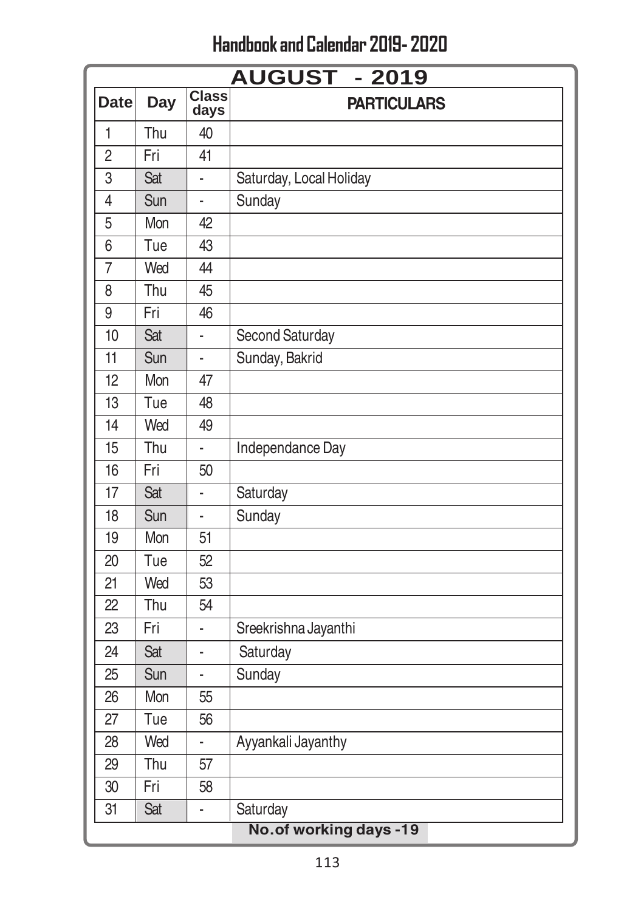# AUGUST - 2019

| Date | Day | Class days | PARTICULARS |
|---|---|---|---|
| 1 | Thu | 40 | |
| 2 | Fri | 41 | |
| 3 | Sat | - | Saturday, Local Holiday |
| 4 | Sun | - | Sunday |
| 5 | Mon | 42 | |
| 6 | Tue | 43 | |
| 7 | Wed | 44 | |
| 8 | Thu | 45 | |
| 9 | Fri | 46 | |
| 10 | Sat | - | Second Saturday |
| 11 | Sun | - | Sunday, Bakrid |
| 12 | Mon | 47 | |
| 13 | Tue | 48 | |
| 14 | Wed | 49 | |
| 15 | Thu | - | Independance Day |
| 16 | Fri | 50 | |
| 17 | Sat | - | Saturday |
| 18 | Sun | - | Sunday |
| 19 | Mon | 51 | |
| 20 | Tue | 52 | |
| 21 | Wed | 53 | |
| 22 | Thu | 54 | |
| 23 | Fri | - | Sreekrishna Jayanthi |
| 24 | Sat | - | Saturday |
| 25 | Sun | - | Sunday |
| 26 | Mon | 55 | |
| 27 | Tue | 56 | |
| 28 | Wed | - | Ayyankali Jayanthy |
| 29 | Thu | 57 | |
| 30 | Fri | 58 | |
| 31 | Sat | - | Saturday |

**No.of working days -19**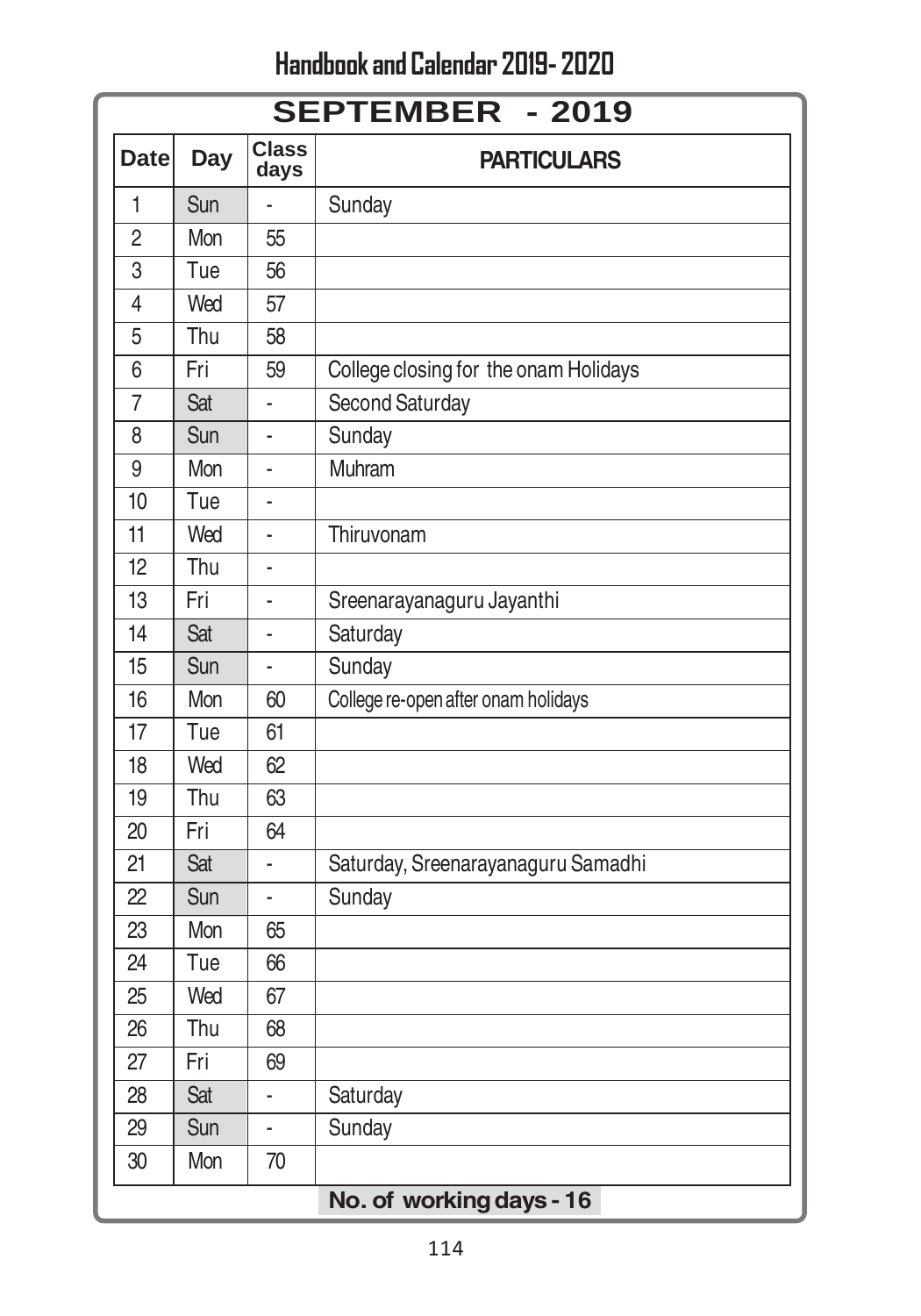## SEPTEMBER - 2019

| Date | Day | Class days | PARTICULARS |
|---|---|---|---|
| 1 | Sun | - | Sunday |
| 2 | Mon | 55 | |
| 3 | Tue | 56 | |
| 4 | Wed | 57 | |
| 5 | Thu | 58 | |
| 6 | Fri | 59 | College closing for the onam Holidays |
| 7 | Sat | - | Second Saturday |
| 8 | Sun | - | Sunday |
| 9 | Mon | - | Muhram |
| 10 | Tue | - | |
| 11 | Wed | - | Thiruvonam |
| 12 | Thu | - | |
| 13 | Fri | - | Sreenarayanaguru Jayanthi |
| 14 | Sat | - | Saturday |
| 15 | Sun | - | Sunday |
| 16 | Mon | 60 | College re-open after onam holidays |
| 17 | Tue | 61 | |
| 18 | Wed | 62 | |
| 19 | Thu | 63 | |
| 20 | Fri | 64 | |
| 21 | Sat | - | Saturday, Sreenarayanaguru Samadhi |
| 22 | Sun | - | Sunday |
| 23 | Mon | 65 | |
| 24 | Tue | 66 | |
| 25 | Wed | 67 | |
| 26 | Thu | 68 | |
| 27 | Fri | 69 | |
| 28 | Sat | - | Saturday |
| 29 | Sun | - | Sunday |
| 30 | Mon | 70 | |

**No. of working days - 16**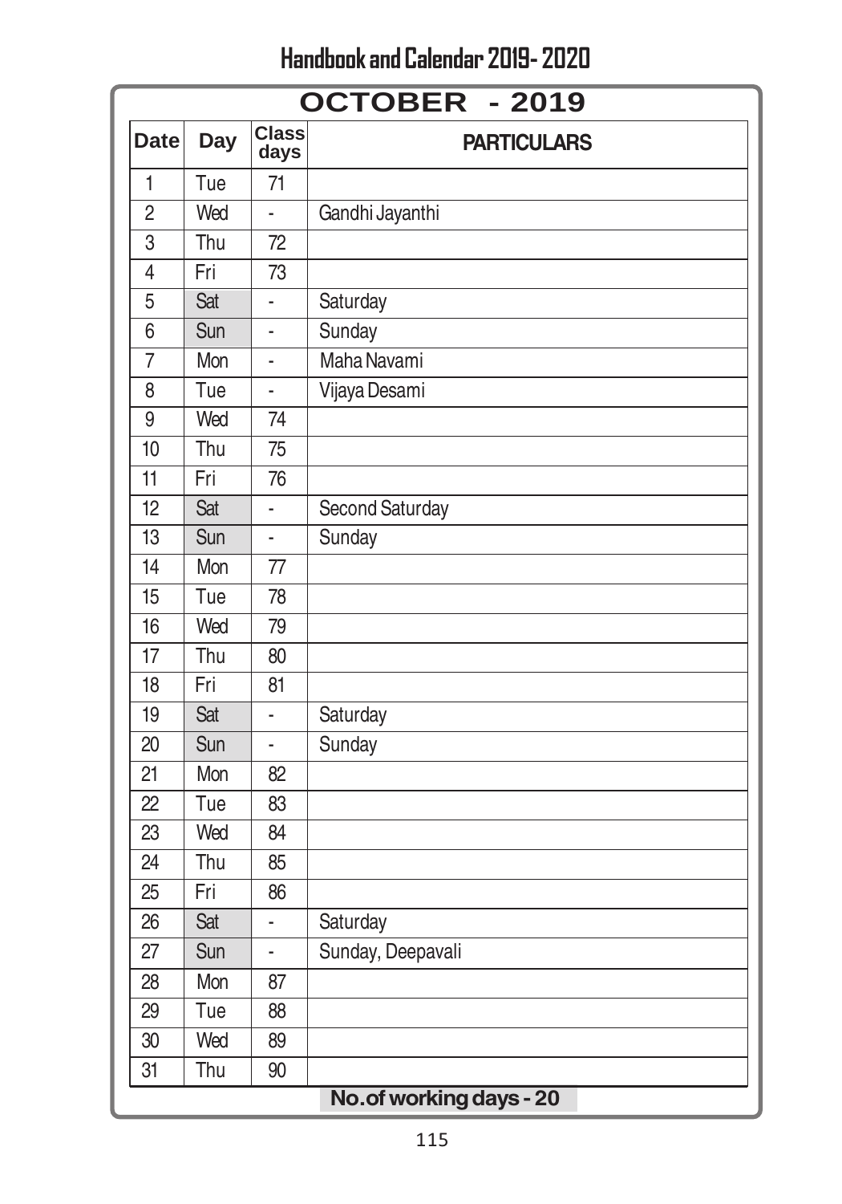# OCTOBER - 2019

| Date | Day | Class days | PARTICULARS |
|---|---|---|---|
| 1 | Tue | 71 | |
| 2 | Wed | - | Gandhi Jayanthi |
| 3 | Thu | 72 | |
| 4 | Fri | 73 | |
| 5 | Sat | - | Saturday |
| 6 | Sun | - | Sunday |
| 7 | Mon | - | Maha Navami |
| 8 | Tue | - | Vijaya Desami |
| 9 | Wed | 74 | |
| 10 | Thu | 75 | |
| 11 | Fri | 76 | |
| 12 | Sat | - | Second Saturday |
| 13 | Sun | - | Sunday |
| 14 | Mon | 77 | |
| 15 | Tue | 78 | |
| 16 | Wed | 79 | |
| 17 | Thu | 80 | |
| 18 | Fri | 81 | |
| 19 | Sat | - | Saturday |
| 20 | Sun | - | Sunday |
| 21 | Mon | 82 | |
| 22 | Tue | 83 | |
| 23 | Wed | 84 | |
| 24 | Thu | 85 | |
| 25 | Fri | 86 | |
| 26 | Sat | - | Saturday |
| 27 | Sun | - | Sunday, Deepavali |
| 28 | Mon | 87 | |
| 29 | Tue | 88 | |
| 30 | Wed | 89 | |
| 31 | Thu | 90 | |

**No.of working days - 20**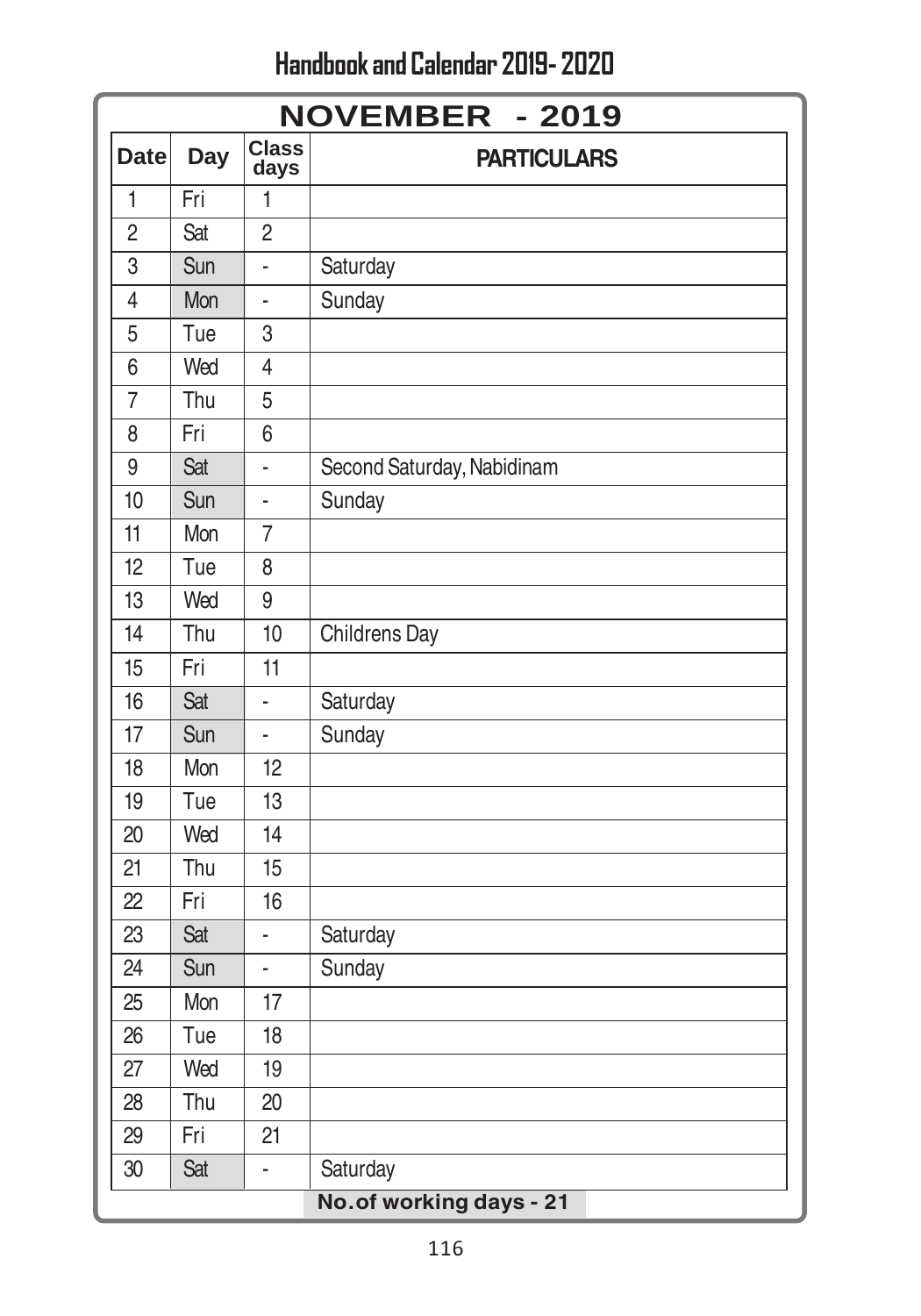## NOVEMBER - 2019

| Date | Day | Class days | PARTICULARS |
|---|---|---|---|
| 1 | Fri | 1 | |
| 2 | Sat | 2 | |
| 3 | Sun | - | Saturday |
| 4 | Mon | - | Sunday |
| 5 | Tue | 3 | |
| 6 | Wed | 4 | |
| 7 | Thu | 5 | |
| 8 | Fri | 6 | |
| 9 | Sat | - | Second Saturday, Nabidinam |
| 10 | Sun | - | Sunday |
| 11 | Mon | 7 | |
| 12 | Tue | 8 | |
| 13 | Wed | 9 | |
| 14 | Thu | 10 | Childrens Day |
| 15 | Fri | 11 | |
| 16 | Sat | - | Saturday |
| 17 | Sun | - | Sunday |
| 18 | Mon | 12 | |
| 19 | Tue | 13 | |
| 20 | Wed | 14 | |
| 21 | Thu | 15 | |
| 22 | Fri | 16 | |
| 23 | Sat | - | Saturday |
| 24 | Sun | - | Sunday |
| 25 | Mon | 17 | |
| 26 | Tue | 18 | |
| 27 | Wed | 19 | |
| 28 | Thu | 20 | |
| 29 | Fri | 21 | |
| 30 | Sat | - | Saturday |

**No.of working days - 21**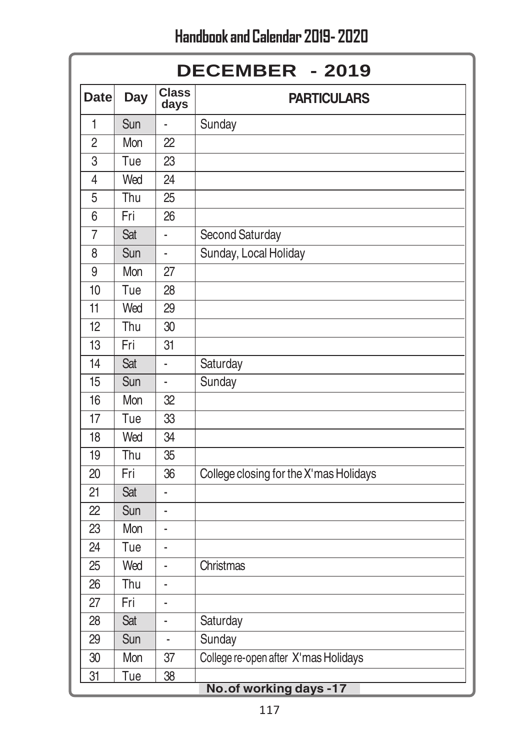## DECEMBER - 2019

| Date | Day | Class days | PARTICULARS |
|---|---|---|---|
| 1 | Sun | - | Sunday |
| 2 | Mon | 22 | |
| 3 | Tue | 23 | |
| 4 | Wed | 24 | |
| 5 | Thu | 25 | |
| 6 | Fri | 26 | |
| 7 | Sat | - | Second Saturday |
| 8 | Sun | - | Sunday, Local Holiday |
| 9 | Mon | 27 | |
| 10 | Tue | 28 | |
| 11 | Wed | 29 | |
| 12 | Thu | 30 | |
| 13 | Fri | 31 | |
| 14 | Sat | - | Saturday |
| 15 | Sun | - | Sunday |
| 16 | Mon | 32 | |
| 17 | Tue | 33 | |
| 18 | Wed | 34 | |
| 19 | Thu | 35 | |
| 20 | Fri | 36 | College closing for the X'mas Holidays |
| 21 | Sat | - | |
| 22 | Sun | - | |
| 23 | Mon | - | |
| 24 | Tue | - | |
| 25 | Wed | - | Christmas |
| 26 | Thu | - | |
| 27 | Fri | - | |
| 28 | Sat | - | Saturday |
| 29 | Sun | - | Sunday |
| 30 | Mon | 37 | College re-open after X'mas Holidays |
| 31 | Tue | 38 | |

**No.of working days -17**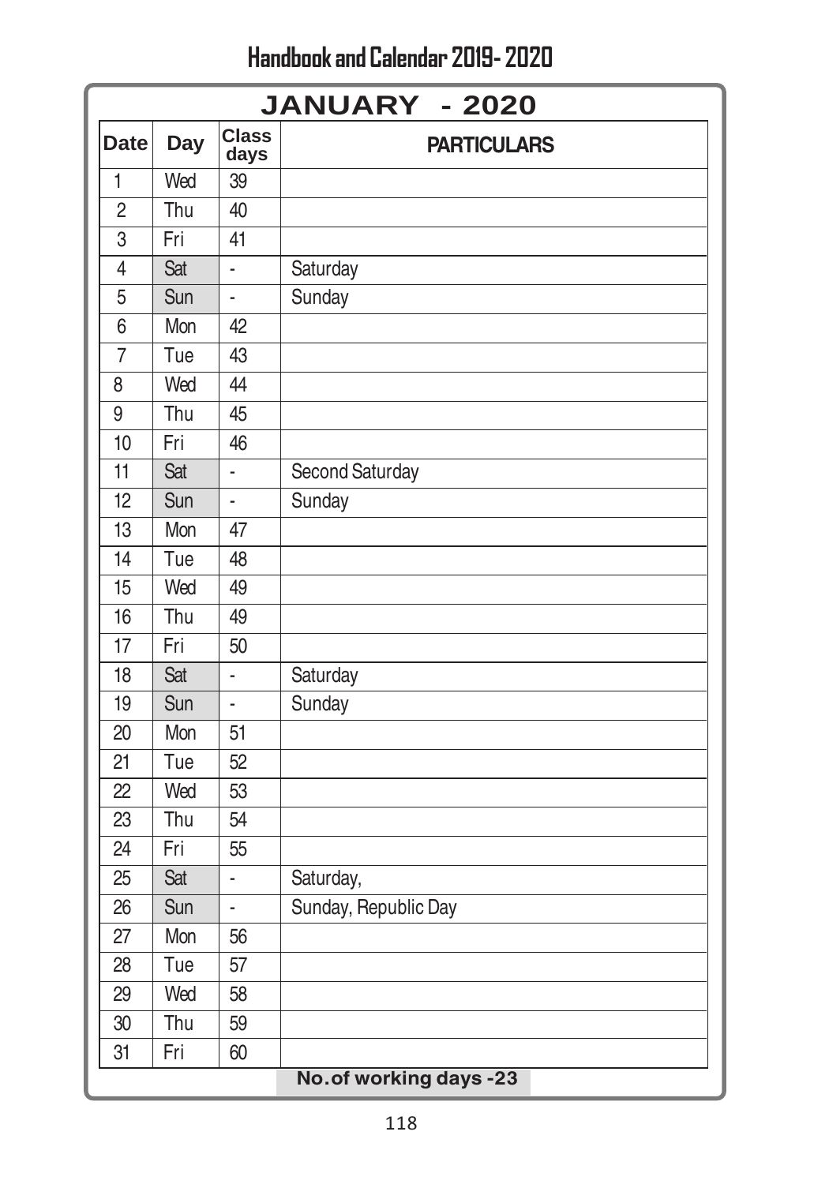## JANUARY - 2020

| Date | Day | Class days | PARTICULARS |
|---|---|---|---|
| 1 | Wed | 39 | |
| 2 | Thu | 40 | |
| 3 | Fri | 41 | |
| 4 | Sat | - | Saturday |
| 5 | Sun | - | Sunday |
| 6 | Mon | 42 | |
| 7 | Tue | 43 | |
| 8 | Wed | 44 | |
| 9 | Thu | 45 | |
| 10 | Fri | 46 | |
| 11 | Sat | - | Second Saturday |
| 12 | Sun | - | Sunday |
| 13 | Mon | 47 | |
| 14 | Tue | 48 | |
| 15 | Wed | 49 | |
| 16 | Thu | 49 | |
| 17 | Fri | 50 | |
| 18 | Sat | - | Saturday |
| 19 | Sun | - | Sunday |
| 20 | Mon | 51 | |
| 21 | Tue | 52 | |
| 22 | Wed | 53 | |
| 23 | Thu | 54 | |
| 24 | Fri | 55 | |
| 25 | Sat | - | Saturday, |
| 26 | Sun | - | Sunday, Republic Day |
| 27 | Mon | 56 | |
| 28 | Tue | 57 | |
| 29 | Wed | 58 | |
| 30 | Thu | 59 | |
| 31 | Fri | 60 | |

**No.of working days -23**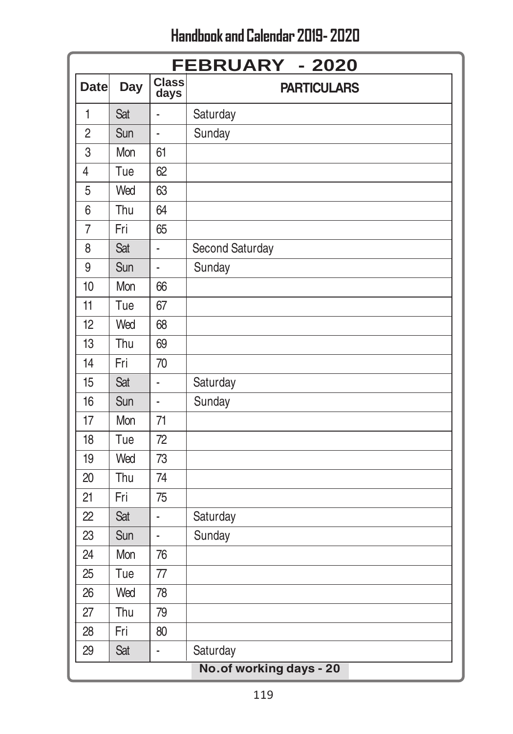## FEBRUARY - 2020

| Date | Day | Class days | PARTICULARS |
|---|---|---|---|
| 1 | Sat | - | Saturday |
| 2 | Sun | - | Sunday |
| 3 | Mon | 61 | |
| 4 | Tue | 62 | |
| 5 | Wed | 63 | |
| 6 | Thu | 64 | |
| 7 | Fri | 65 | |
| 8 | Sat | - | Second Saturday |
| 9 | Sun | - | Sunday |
| 10 | Mon | 66 | |
| 11 | Tue | 67 | |
| 12 | Wed | 68 | |
| 13 | Thu | 69 | |
| 14 | Fri | 70 | |
| 15 | Sat | - | Saturday |
| 16 | Sun | - | Sunday |
| 17 | Mon | 71 | |
| 18 | Tue | 72 | |
| 19 | Wed | 73 | |
| 20 | Thu | 74 | |
| 21 | Fri | 75 | |
| 22 | Sat | - | Saturday |
| 23 | Sun | - | Sunday |
| 24 | Mon | 76 | |
| 25 | Tue | 77 | |
| 26 | Wed | 78 | |
| 27 | Thu | 79 | |
| 28 | Fri | 80 | |
| 29 | Sat | - | Saturday |

**No.of working days - 20**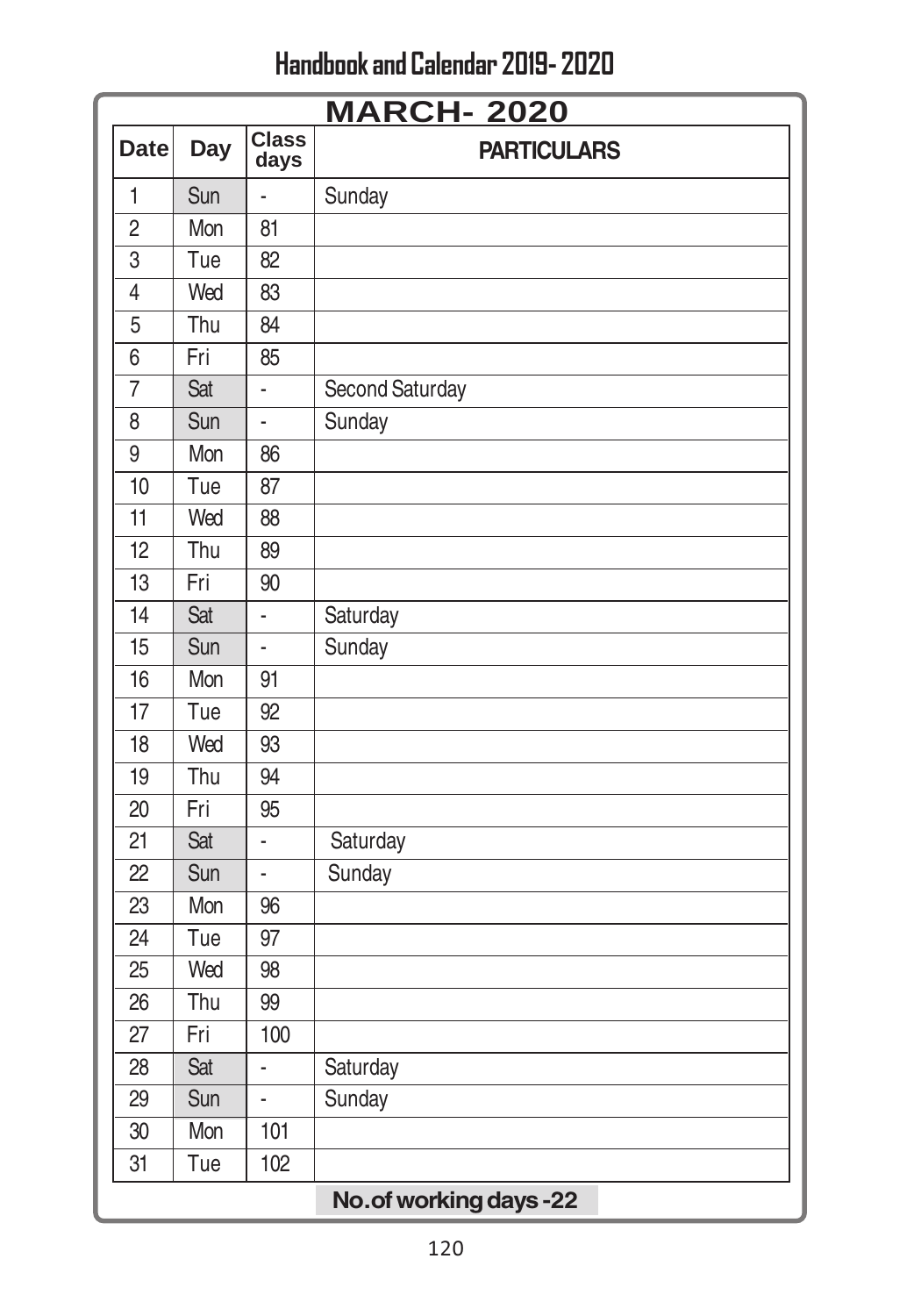# MARCH- 2020

| Date | Day | Class days | PARTICULARS |
|---|---|---|---|
| 1 | Sun | - | Sunday |
| 2 | Mon | 81 | |
| 3 | Tue | 82 | |
| 4 | Wed | 83 | |
| 5 | Thu | 84 | |
| 6 | Fri | 85 | |
| 7 | Sat | - | Second Saturday |
| 8 | Sun | - | Sunday |
| 9 | Mon | 86 | |
| 10 | Tue | 87 | |
| 11 | Wed | 88 | |
| 12 | Thu | 89 | |
| 13 | Fri | 90 | |
| 14 | Sat | - | Saturday |
| 15 | Sun | - | Sunday |
| 16 | Mon | 91 | |
| 17 | Tue | 92 | |
| 18 | Wed | 93 | |
| 19 | Thu | 94 | |
| 20 | Fri | 95 | |
| 21 | Sat | - | Saturday |
| 22 | Sun | - | Sunday |
| 23 | Mon | 96 | |
| 24 | Tue | 97 | |
| 25 | Wed | 98 | |
| 26 | Thu | 99 | |
| 27 | Fri | 100 | |
| 28 | Sat | - | Saturday |
| 29 | Sun | - | Sunday |
| 30 | Mon | 101 | |
| 31 | Tue | 102 | |

**No.of working days -22**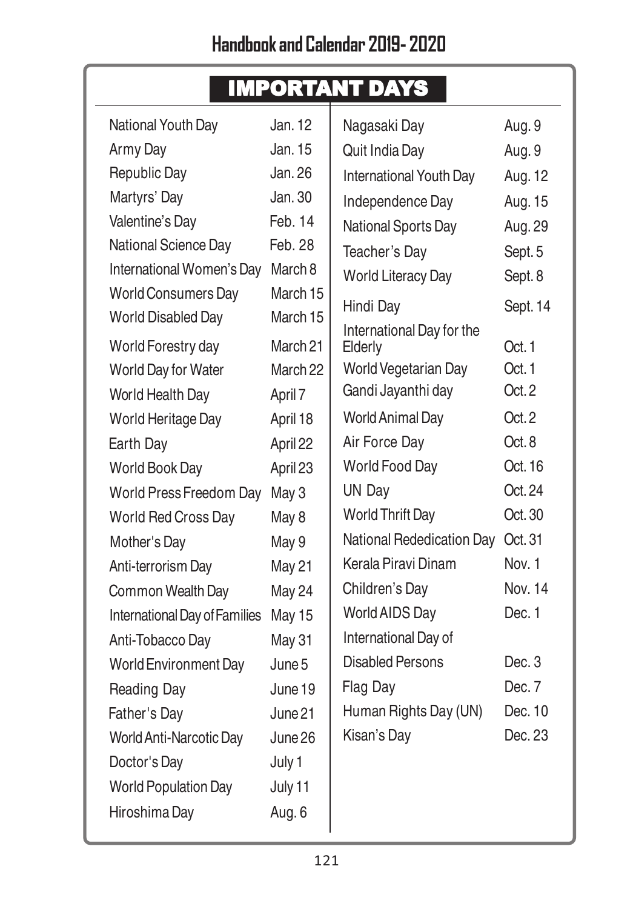# IMPORTANT DAYS

| Day | Date |
|---|---|
| National Youth Day | Jan. 12 |
| Army Day | Jan. 15 |
| Republic Day | Jan. 26 |
| Martyrs' Day | Jan. 30 |
| Valentine's Day | Feb. 14 |
| National Science Day | Feb. 28 |
| International Women's Day | March 8 |
| World Consumers Day | March 15 |
| World Disabled Day | March 15 |
| World Forestry day | March 21 |
| World Day for Water | March 22 |
| World Health Day | April 7 |
| World Heritage Day | April 18 |
| Earth Day | April 22 |
| World Book Day | April 23 |
| World Press Freedom Day | May 3 |
| World Red Cross Day | May 8 |
| Mother's Day | May 9 |
| Anti-terrorism Day | May 21 |
| Common Wealth Day | May 24 |
| International Day of Families | May 15 |
| Anti-Tobacco Day | May 31 |
| World Environment Day | June 5 |
| Reading Day | June 19 |
| Father's Day | June 21 |
| World Anti-Narcotic Day | June 26 |
| Doctor's Day | July 1 |
| World Population Day | July 11 |
| Hiroshima Day | Aug. 6 |
| Nagasaki Day | Aug. 9 |
| Quit India Day | Aug. 9 |
| International Youth Day | Aug. 12 |
| Independence Day | Aug. 15 |
| National Sports Day | Aug. 29 |
| Teacher's Day | Sept. 5 |
| World Literacy Day | Sept. 8 |
| Hindi Day | Sept. 14 |
| International Day for the Elderly | Oct. 1 |
| World Vegetarian Day | Oct. 1 |
| Gandi Jayanthi day | Oct. 2 |
| World Animal Day | Oct. 2 |
| Air Force Day | Oct. 8 |
| World Food Day | Oct. 16 |
| UN Day | Oct. 24 |
| World Thrift Day | Oct. 30 |
| National Rededication Day | Oct. 31 |
| Kerala Piravi Dinam | Nov. 1 |
| Children's Day | Nov. 14 |
| World AIDS Day | Dec. 1 |
| International Day of Disabled Persons | Dec. 3 |
| Flag Day | Dec. 7 |
| Human Rights Day (UN) | Dec. 10 |
| Kisan's Day | Dec. 23 |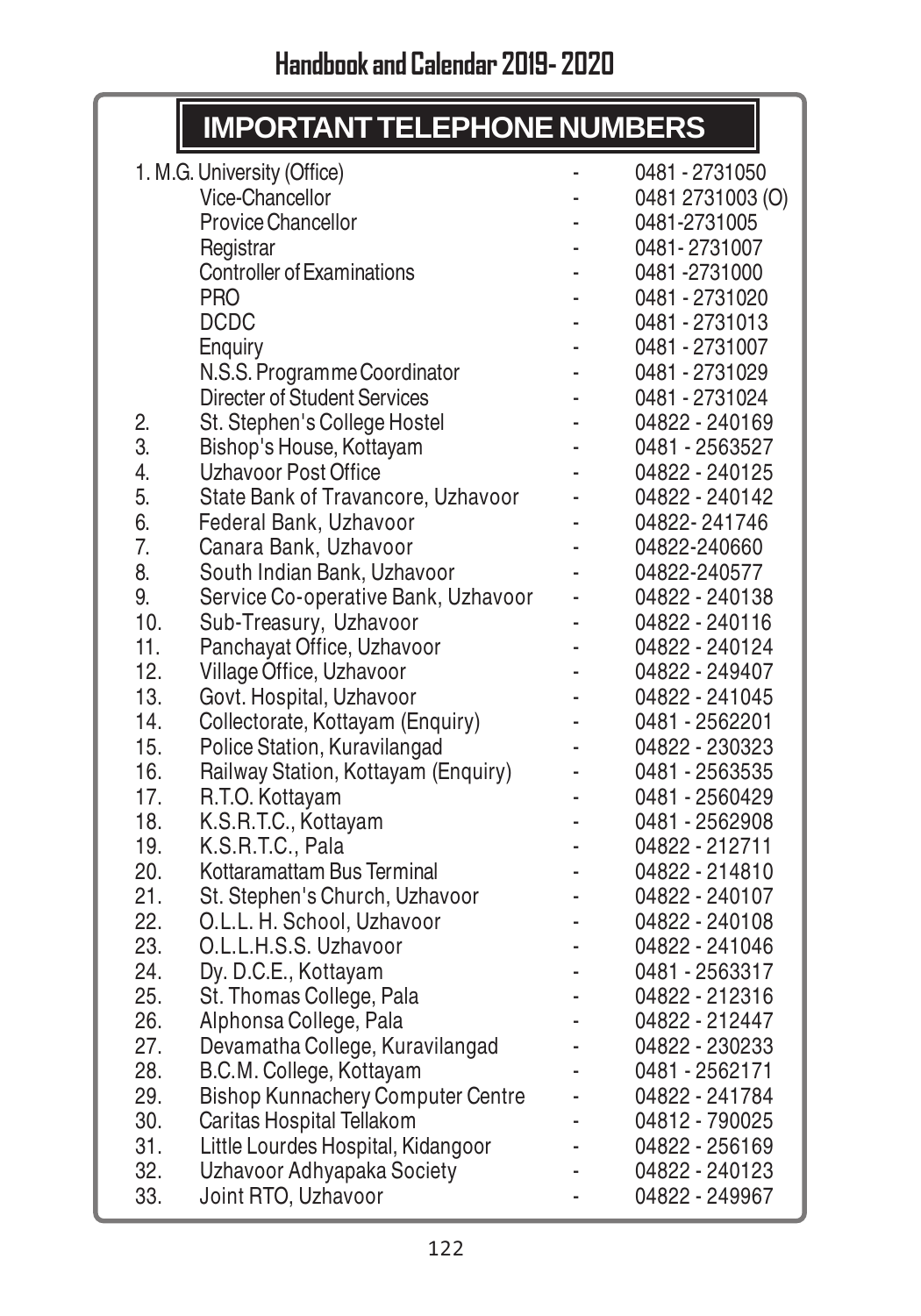## IMPORTANT TELEPHONE NUMBERS

| No. | Name | | Number |
|---|---|---|---|
| 1. | M.G. University (Office) | - | 0481 - 2731050 |
| | Vice-Chancellor | - | 0481 2731003 (O) |
| | Provice Chancellor | - | 0481-2731005 |
| | Registrar | - | 0481- 2731007 |
| | Controller of Examinations | - | 0481 -2731000 |
| | PRO | - | 0481 - 2731020 |
| | DCDC | - | 0481 - 2731013 |
| | Enquiry | - | 0481 - 2731007 |
| | N.S.S. Programme Coordinator | - | 0481 - 2731029 |
| | Directer of Student Services | - | 0481 - 2731024 |
| 2. | St. Stephen's College Hostel | - | 04822 - 240169 |
| 3. | Bishop's House, Kottayam | - | 0481 - 2563527 |
| 4. | Uzhavoor Post Office | - | 04822 - 240125 |
| 5. | State Bank of Travancore, Uzhavoor | - | 04822 - 240142 |
| 6. | Federal Bank, Uzhavoor | - | 04822- 241746 |
| 7. | Canara Bank, Uzhavoor | - | 04822-240660 |
| 8. | South Indian Bank, Uzhavoor | - | 04822-240577 |
| 9. | Service Co-operative Bank, Uzhavoor | - | 04822 - 240138 |
| 10. | Sub-Treasury, Uzhavoor | - | 04822 - 240116 |
| 11. | Panchayat Office, Uzhavoor | - | 04822 - 240124 |
| 12. | Village Office, Uzhavoor | - | 04822 - 249407 |
| 13. | Govt. Hospital, Uzhavoor | - | 04822 - 241045 |
| 14. | Collectorate, Kottayam (Enquiry) | - | 0481 - 2562201 |
| 15. | Police Station, Kuravilangad | - | 04822 - 230323 |
| 16. | Railway Station, Kottayam (Enquiry) | - | 0481 - 2563535 |
| 17. | R.T.O. Kottayam | - | 0481 - 2560429 |
| 18. | K.S.R.T.C., Kottayam | - | 0481 - 2562908 |
| 19. | K.S.R.T.C., Pala | - | 04822 - 212711 |
| 20. | Kottaramattam Bus Terminal | - | 04822 - 214810 |
| 21. | St. Stephen's Church, Uzhavoor | - | 04822 - 240107 |
| 22. | O.L.L. H. School, Uzhavoor | - | 04822 - 240108 |
| 23. | O.L.L.H.S.S. Uzhavoor | - | 04822 - 241046 |
| 24. | Dy. D.C.E., Kottayam | - | 0481 - 2563317 |
| 25. | St. Thomas College, Pala | - | 04822 - 212316 |
| 26. | Alphonsa College, Pala | - | 04822 - 212447 |
| 27. | Devamatha College, Kuravilangad | - | 04822 - 230233 |
| 28. | B.C.M. College, Kottayam | - | 0481 - 2562171 |
| 29. | Bishop Kunnachery Computer Centre | - | 04822 - 241784 |
| 30. | Caritas Hospital Tellakom | - | 04812 - 790025 |
| 31. | Little Lourdes Hospital, Kidangoor | - | 04822 - 256169 |
| 32. | Uzhavoor Adhyapaka Society | - | 04822 - 240123 |
| 33. | Joint RTO, Uzhavoor | - | 04822 - 249967 |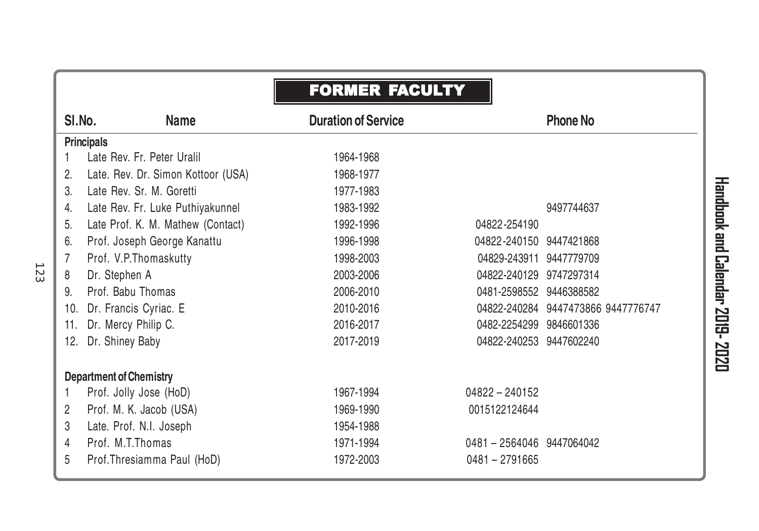# FORMER FACULTY

| Sl.No. | Name | Duration of Service | Phone No | |
|---|---|---|---|---|
| **Principals** | | | | |
| 1 | Late Rev. Fr. Peter Uralil | 1964-1968 | | |
| 2. | Late. Rev. Dr. Simon Kottoor (USA) | 1968-1977 | | |
| 3. | Late Rev. Sr. M. Goretti | 1977-1983 | | |
| 4. | Late Rev. Fr. Luke Puthiyakunnel | 1983-1992 | | 9497744637 |
| 5. | Late Prof. K. M. Mathew (Contact) | 1992-1996 | 04822-254190 | |
| 6. | Prof. Joseph George Kanattu | 1996-1998 | 04822-240150 | 9447421868 |
| 7 | Prof. V.P.Thomaskutty | 1998-2003 | 04829-243911 | 9447779709 |
| 8 | Dr. Stephen A | 2003-2006 | 04822-240129 | 9747297314 |
| 9. | Prof. Babu Thomas | 2006-2010 | 0481-2598552 | 9446388582 |
| 10. | Dr. Francis Cyriac. E | 2010-2016 | 04822-240284 | 9447473866 9447776747 |
| 11. | Dr. Mercy Philip C. | 2016-2017 | 0482-2254299 | 9846601336 |
| 12. | Dr. Shiney Baby | 2017-2019 | 04822-240253 | 9447602240 |
| **Department of Chemistry** | | | | |
| 1 | Prof. Jolly Jose (HoD) | 1967-1994 | 04822 – 240152 | |
| 2 | Prof. M. K. Jacob (USA) | 1969-1990 | 0015122124644 | |
| 3 | Late. Prof. N.I. Joseph | 1954-1988 | | |
| 4 | Prof. M.T.Thomas | 1971-1994 | 0481 – 2564046 | 9447064042 |
| 5 | Prof.Thresiamma Paul (HoD) | 1972-2003 | 0481 – 2791665 | |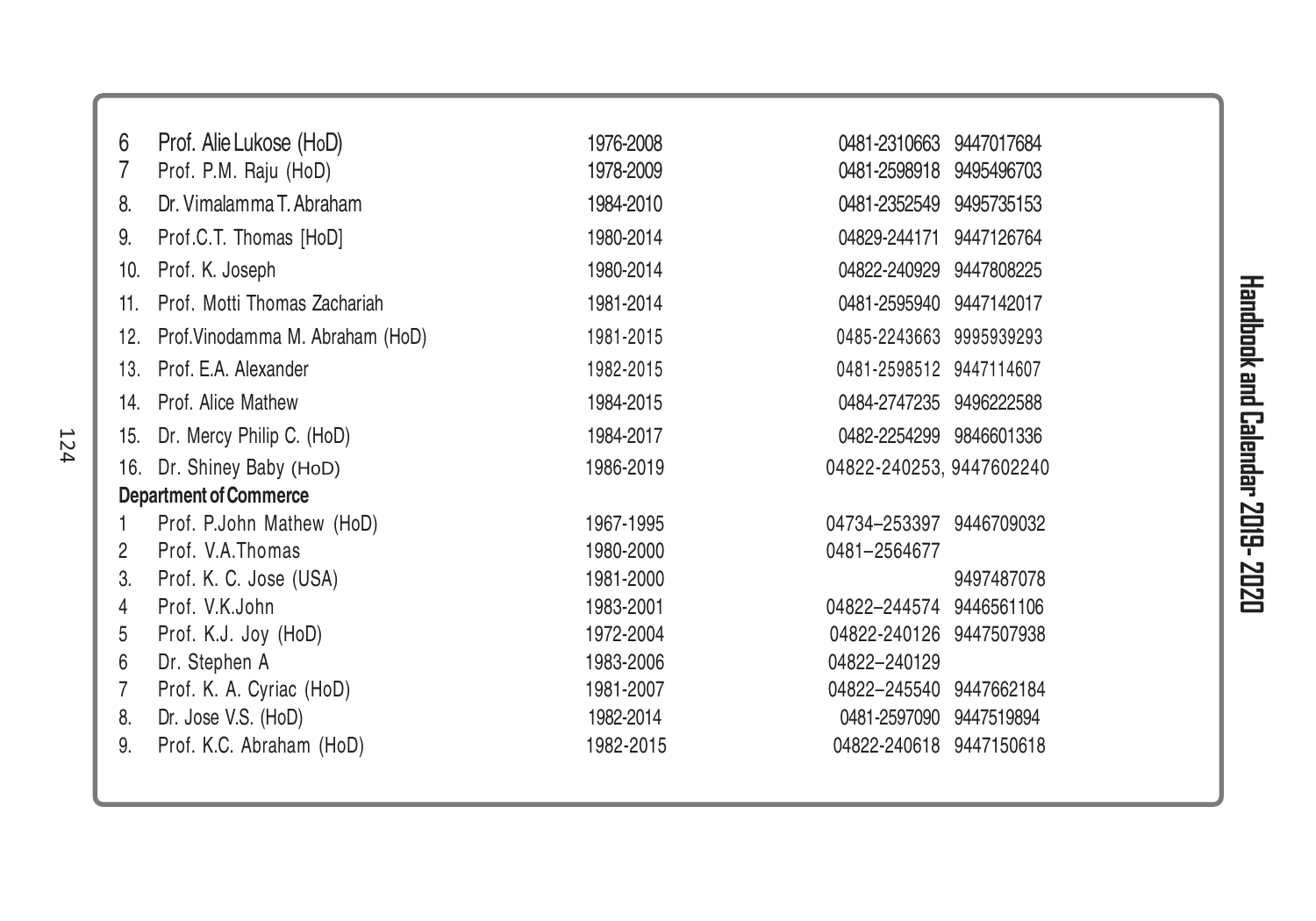| No. | Name | Period | Phone |
|---|---|---|---|
| 6 | Prof. Alie Lukose (HoD) | 1976-2008 | 0481-2310663 9447017684 |
| 7 | Prof. P.M. Raju (HoD) | 1978-2009 | 0481-2598918 9495496703 |
| 8. | Dr. Vimalamma T. Abraham | 1984-2010 | 0481-2352549 9495735153 |
| 9. | Prof.C.T. Thomas [HoD] | 1980-2014 | 04829-244171 9447126764 |
| 10. | Prof. K. Joseph | 1980-2014 | 04822-240929 9447808225 |
| 11. | Prof. Motti Thomas Zachariah | 1981-2014 | 0481-2595940 9447142017 |
| 12. | Prof.Vinodamma M. Abraham (HoD) | 1981-2015 | 0485-2243663 9995939293 |
| 13. | Prof. E.A. Alexander | 1982-2015 | 0481-2598512 9447114607 |
| 14. | Prof. Alice Mathew | 1984-2015 | 0484-2747235 9496222588 |
| 15. | Dr. Mercy Philip C. (HoD) | 1984-2017 | 0482-2254299 9846601336 |
| 16. | Dr. Shiney Baby (HoD) | 1986-2019 | 04822-240253, 9447602240 |

**Department of Commerce**

| No. | Name | Period | Phone |
|---|---|---|---|
| 1 | Prof. P.John Mathew (HoD) | 1967-1995 | 04734–253397 9446709032 |
| 2 | Prof. V.A.Thomas | 1980-2000 | 0481–2564677 |
| 3. | Prof. K. C. Jose (USA) | 1981-2000 | 9497487078 |
| 4 | Prof. V.K.John | 1983-2001 | 04822–244574 9446561106 |
| 5 | Prof. K.J. Joy (HoD) | 1972-2004 | 04822-240126 9447507938 |
| 6 | Dr. Stephen A | 1983-2006 | 04822–240129 |
| 7 | Prof. K. A. Cyriac (HoD) | 1981-2007 | 04822–245540 9447662184 |
| 8. | Dr. Jose V.S. (HoD) | 1982-2014 | 0481-2597090 9447519894 |
| 9. | Prof. K.C. Abraham (HoD) | 1982-2015 | 04822-240618 9447150618 |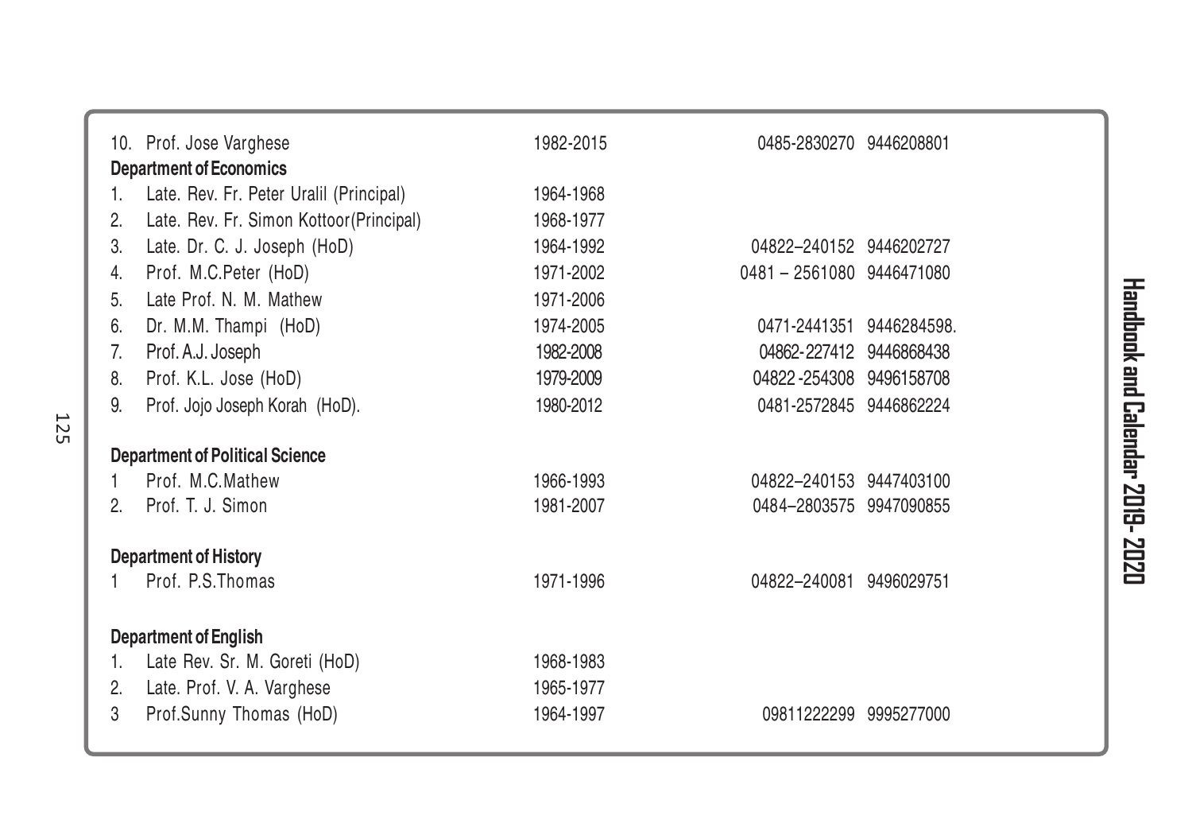10. Prof. Jose Varghese 1982-2015 0485-2830270 9446208801

**Department of Economics**

1. Late. Rev. Fr. Peter Uralil (Principal) 1964-1968
2. Late. Rev. Fr. Simon Kottoor(Principal) 1968-1977
3. Late. Dr. C. J. Joseph (HoD) 1964-1992 04822–240152 9446202727
4. Prof. M.C.Peter (HoD) 1971-2002 0481 – 2561080 9446471080
5. Late Prof. N. M. Mathew 1971-2006
6. Dr. M.M. Thampi (HoD) 1974-2005 0471-2441351 9446284598.
7. Prof. A.J. Joseph 1982-2008 04862-227412 9446868438
8. Prof. K.L. Jose (HoD) 1979-2009 04822 -254308 9496158708
9. Prof. Jojo Joseph Korah (HoD). 1980-2012 0481-2572845 9446862224

**Department of Political Science**

1 Prof. M.C.Mathew 1966-1993 04822–240153 9447403100
2. Prof. T. J. Simon 1981-2007 0484–2803575 9947090855

**Department of History**

1 Prof. P.S.Thomas 1971-1996 04822–240081 9496029751

**Department of English**

1. Late Rev. Sr. M. Goreti (HoD) 1968-1983
2. Late. Prof. V. A. Varghese 1965-1977
3 Prof.Sunny Thomas (HoD) 1964-1997 09811222299 9995277000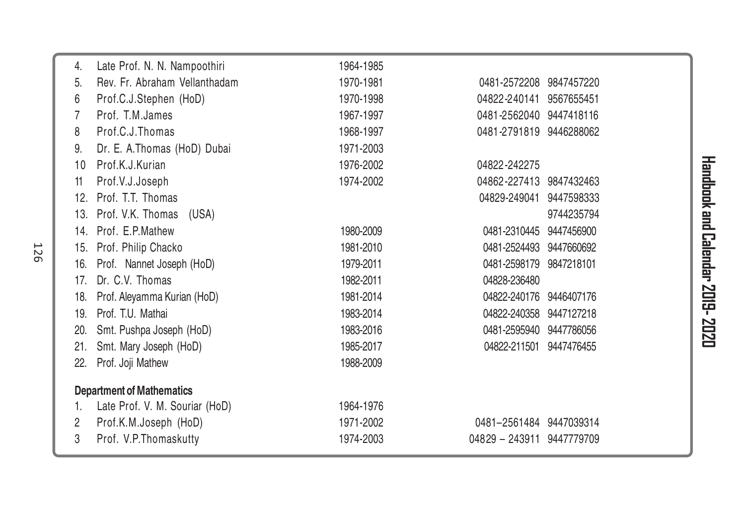| No. | Name | Period | Phone | Mobile |
|---|---|---|---|---|
| 4. | Late Prof. N. N. Nampoothiri | 1964-1985 | | |
| 5. | Rev. Fr. Abraham Vellanthadam | 1970-1981 | 0481-2572208 | 9847457220 |
| 6 | Prof.C.J.Stephen (HoD) | 1970-1998 | 04822-240141 | 9567655451 |
| 7 | Prof. T.M.James | 1967-1997 | 0481-2562040 | 9447418116 |
| 8 | Prof.C.J.Thomas | 1968-1997 | 0481-2791819 | 9446288062 |
| 9. | Dr. E. A.Thomas (HoD) Dubai | 1971-2003 | | |
| 10 | Prof.K.J.Kurian | 1976-2002 | 04822-242275 | |
| 11 | Prof.V.J.Joseph | 1974-2002 | 04862-227413 | 9847432463 |
| 12. | Prof. T.T. Thomas | | 04829-249041 | 9447598333 |
| 13. | Prof. V.K. Thomas (USA) | | | 9744235794 |
| 14. | Prof. E.P.Mathew | 1980-2009 | 0481-2310445 | 9447456900 |
| 15. | Prof. Philip Chacko | 1981-2010 | 0481-2524493 | 9447660692 |
| 16. | Prof. Nannet Joseph (HoD) | 1979-2011 | 0481-2598179 | 9847218101 |
| 17. | Dr. C.V. Thomas | 1982-2011 | 04828-236480 | |
| 18. | Prof. Aleyamma Kurian (HoD) | 1981-2014 | 04822-240176 | 9446407176 |
| 19. | Prof. T.U. Mathai | 1983-2014 | 04822-240358 | 9447127218 |
| 20. | Smt. Pushpa Joseph (HoD) | 1983-2016 | 0481-2595940 | 9447786056 |
| 21. | Smt. Mary Joseph (HoD) | 1985-2017 | 04822-211501 | 9447476455 |
| 22. | Prof. Joji Mathew | 1988-2009 | | |

**Department of Mathematics**

| No. | Name | Period | Phone | Mobile |
|---|---|---|---|---|
| 1. | Late Prof. V. M. Souriar (HoD) | 1964-1976 | | |
| 2 | Prof.K.M.Joseph (HoD) | 1971-2002 | 0481–2561484 | 9447039314 |
| 3 | Prof. V.P.Thomaskutty | 1974-2003 | 04829 – 243911 | 9447779709 |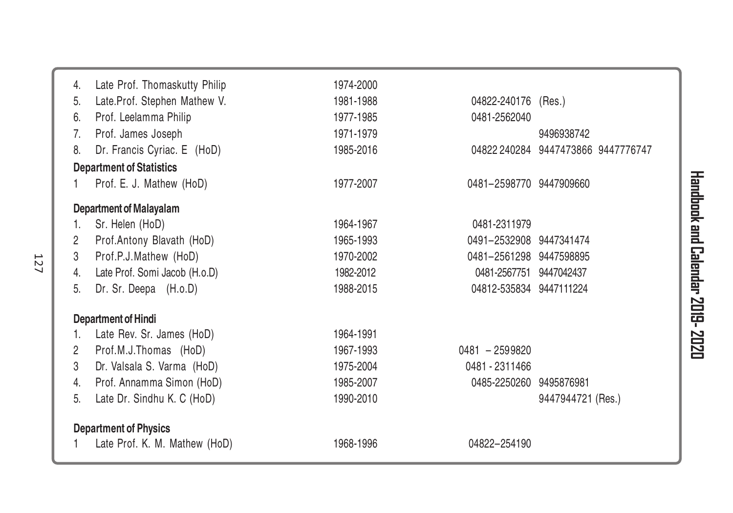| No. | Name | Period | Phone | Mobile | |
|---|---|---|---|---|---|
| 4. | Late Prof. Thomaskutty Philip | 1974-2000 | | | |
| 5. | Late.Prof. Stephen Mathew V. | 1981-1988 | 04822-240176 (Res.) | | |
| 6. | Prof. Leelamma Philip | 1977-1985 | 0481-2562040 | | |
| 7. | Prof. James Joseph | 1971-1979 | | 9496938742 | |
| 8. | Dr. Francis Cyriac. E (HoD) | 1985-2016 | 04822 240284 | 9447473866 | 9447776747 |

**Department of Statistics**

| No. | Name | Period | Phone | Mobile |
|---|---|---|---|---|
| 1 | Prof. E. J. Mathew (HoD) | 1977-2007 | 0481–2598770 | 9447909660 |

**Department of Malayalam**

| No. | Name | Period | Phone | Mobile |
|---|---|---|---|---|
| 1. | Sr. Helen (HoD) | 1964-1967 | 0481-2311979 | |
| 2 | Prof.Antony Blavath (HoD) | 1965-1993 | 0491–2532908 | 9447341474 |
| 3 | Prof.P.J.Mathew (HoD) | 1970-2002 | 0481–2561298 | 9447598895 |
| 4. | Late Prof. Somi Jacob (H.o.D) | 1982-2012 | 0481-2567751 | 9447042437 |
| 5. | Dr. Sr. Deepa (H.o.D) | 1988-2015 | 04812-535834 | 9447111224 |

**Department of Hindi**

| No. | Name | Period | Phone | Mobile |
|---|---|---|---|---|
| 1. | Late Rev. Sr. James (HoD) | 1964-1991 | | |
| 2 | Prof.M.J.Thomas (HoD) | 1967-1993 | 0481 – 2599820 | |
| 3 | Dr. Valsala S. Varma (HoD) | 1975-2004 | 0481 - 2311466 | |
| 4. | Prof. Annamma Simon (HoD) | 1985-2007 | 0485-2250260 | 9495876981 |
| 5. | Late Dr. Sindhu K. C (HoD) | 1990-2010 | | 9447944721 (Res.) |

**Department of Physics**

| No. | Name | Period | Phone | Mobile |
|---|---|---|---|---|
| 1 | Late Prof. K. M. Mathew (HoD) | 1968-1996 | 04822–254190 | |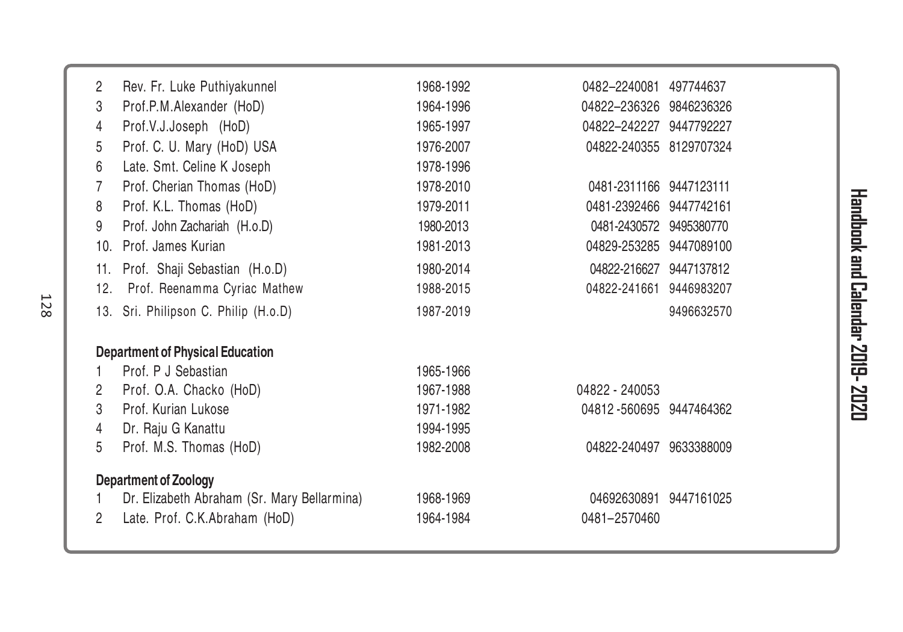| | | | | |
|---|---|---|---|---|
| 2 | Rev. Fr. Luke Puthiyakunnel | 1968-1992 | 0482–2240081 | 497744637 |
| 3 | Prof.P.M.Alexander (HoD) | 1964-1996 | 04822–236326 | 9846236326 |
| 4 | Prof.V.J.Joseph (HoD) | 1965-1997 | 04822–242227 | 9447792227 |
| 5 | Prof. C. U. Mary (HoD) USA | 1976-2007 | 04822-240355 | 8129707324 |
| 6 | Late. Smt. Celine K Joseph | 1978-1996 | | |
| 7 | Prof. Cherian Thomas (HoD) | 1978-2010 | 0481-2311166 | 9447123111 |
| 8 | Prof. K.L. Thomas (HoD) | 1979-2011 | 0481-2392466 | 9447742161 |
| 9 | Prof. John Zachariah (H.o.D) | 1980-2013 | 0481-2430572 | 9495380770 |
| 10. | Prof. James Kurian | 1981-2013 | 04829-253285 | 9447089100 |
| 11. | Prof. Shaji Sebastian (H.o.D) | 1980-2014 | 04822-216627 | 9447137812 |
| 12. | Prof. Reenamma Cyriac Mathew | 1988-2015 | 04822-241661 | 9446983207 |
| 13. | Sri. Philipson C. Philip (H.o.D) | 1987-2019 | | 9496632570 |

**Department of Physical Education**

| | | | | |
|---|---|---|---|---|
| 1 | Prof. P J Sebastian | 1965-1966 | | |
| 2 | Prof. O.A. Chacko (HoD) | 1967-1988 | 04822 - 240053 | |
| 3 | Prof. Kurian Lukose | 1971-1982 | 04812 -560695 | 9447464362 |
| 4 | Dr. Raju G Kanattu | 1994-1995 | | |
| 5 | Prof. M.S. Thomas (HoD) | 1982-2008 | 04822-240497 | 9633388009 |

**Department of Zoology**

| | | | | |
|---|---|---|---|---|
| 1 | Dr. Elizabeth Abraham (Sr. Mary Bellarmina) | 1968-1969 | 04692630891 | 9447161025 |
| 2 | Late. Prof. C.K.Abraham (HoD) | 1964-1984 | 0481–2570460 | |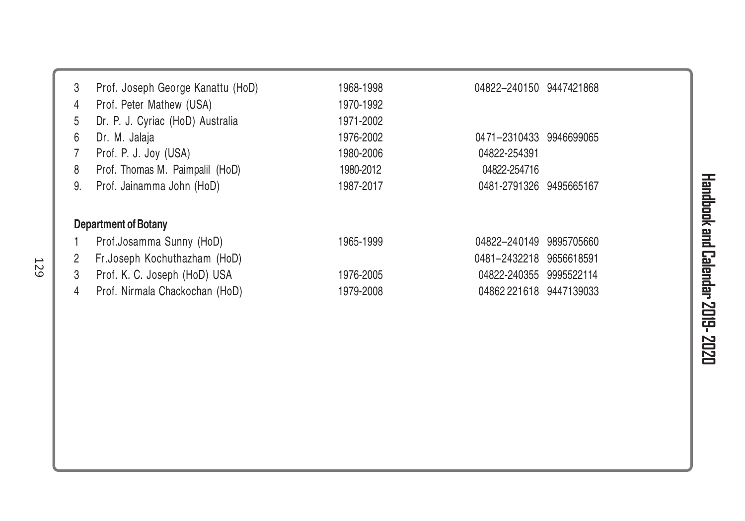| | | | |
|---|---|---|---|
| 3 | Prof. Joseph George Kanattu (HoD) | 1968-1998 | 04822–240150 9447421868 |
| 4 | Prof. Peter Mathew (USA) | 1970-1992 | |
| 5 | Dr. P. J. Cyriac (HoD) Australia | 1971-2002 | |
| 6 | Dr. M. Jalaja | 1976-2002 | 0471–2310433 9946699065 |
| 7 | Prof. P. J. Joy (USA) | 1980-2006 | 04822-254391 |
| 8 | Prof. Thomas M. Paimpalil (HoD) | 1980-2012 | 04822-254716 |
| 9. | Prof. Jainamma John (HoD) | 1987-2017 | 0481-2791326 9495665167 |

**Department of Botany**

| | | | |
|---|---|---|---|
| 1 | Prof.Josamma Sunny (HoD) | 1965-1999 | 04822–240149 9895705660 |
| 2 | Fr.Joseph Kochuthazham (HoD) | | 0481–2432218 9656618591 |
| 3 | Prof. K. C. Joseph (HoD) USA | 1976-2005 | 04822-240355 9995522114 |
| 4 | Prof. Nirmala Chackochan (HoD) | 1979-2008 | 04862 221618 9447139033 |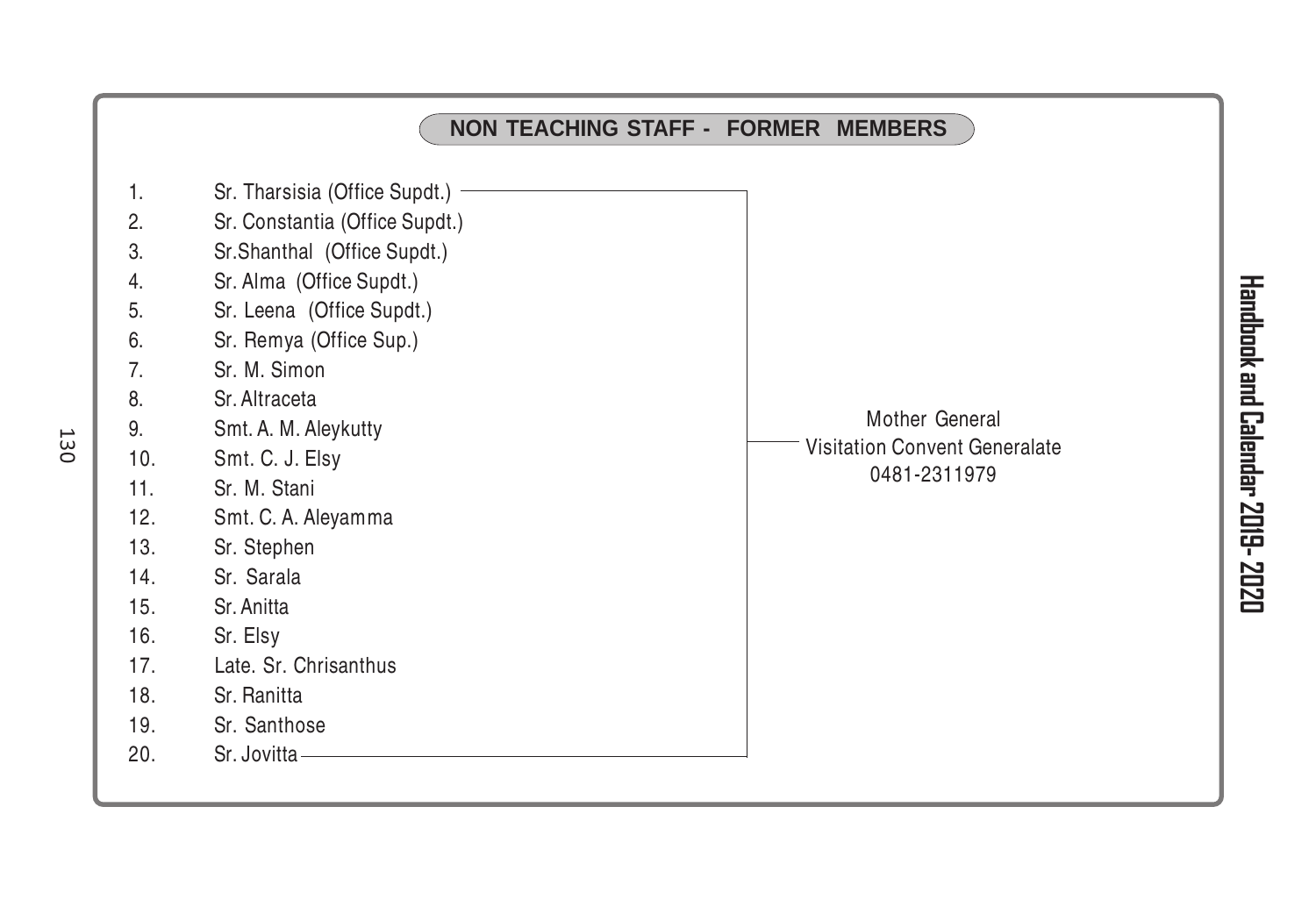## NON TEACHING STAFF - FORMER MEMBERS

1. Sr. Tharsisia (Office Supdt.)
2. Sr. Constantia (Office Supdt.)
3. Sr.Shanthal (Office Supdt.)
4. Sr. Alma (Office Supdt.)
5. Sr. Leena (Office Supdt.)
6. Sr. Remya (Office Sup.)
7. Sr. M. Simon
8. Sr. Altraceta
9. Smt. A. M. Aleykutty
10. Smt. C. J. Elsy
11. Sr. M. Stani
12. Smt. C. A. Aleyamma
13. Sr. Stephen
14. Sr. Sarala
15. Sr. Anitta
16. Sr. Elsy
17. Late. Sr. Chrisanthus
18. Sr. Ranitta
19. Sr. Santhose
20. Sr. Jovitta

Mother General
Visitation Convent Generalate
0481-2311979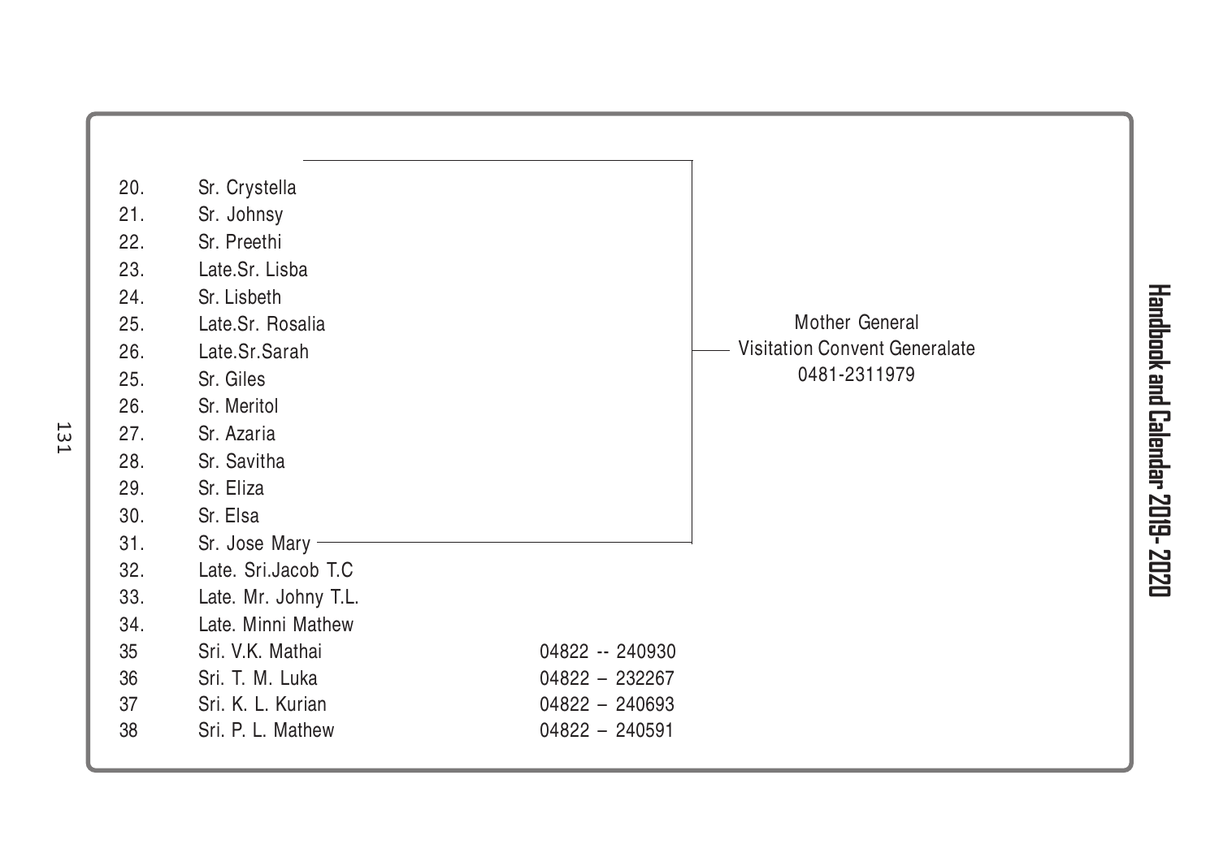20. Sr. Crystella
21. Sr. Johnsy
22. Sr. Preethi
23. Late.Sr. Lisba
24. Sr. Lisbeth
25. Late.Sr. Rosalia
26. Late.Sr.Sarah
25. Sr. Giles
26. Sr. Meritol
27. Sr. Azaria
28. Sr. Savitha
29. Sr. Eliza
30. Sr. Elsa
31. Sr. Jose Mary

(Nos. 20–31: Mother General, Visitation Convent Generalate, 0481-2311979)

32. Late. Sri.Jacob T.C
33. Late. Mr. Johny T.L.
34. Late. Minni Mathew

| No. | Name | Phone |
|---|---|---|
| 35 | Sri. V.K. Mathai | 04822 -- 240930 |
| 36 | Sri. T. M. Luka | 04822 – 232267 |
| 37 | Sri. K. L. Kurian | 04822 – 240693 |
| 38 | Sri. P. L. Mathew | 04822 – 240591 |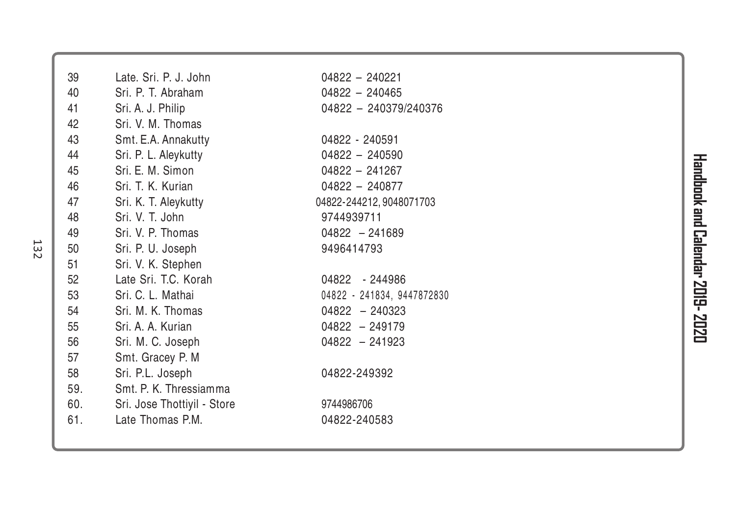| | | |
|---|---|---|
| 39 | Late. Sri. P. J. John | 04822 – 240221 |
| 40 | Sri. P. T. Abraham | 04822 – 240465 |
| 41 | Sri. A. J. Philip | 04822 – 240379/240376 |
| 42 | Sri. V. M. Thomas | |
| 43 | Smt. E.A. Annakutty | 04822 - 240591 |
| 44 | Sri. P. L. Aleykutty | 04822 – 240590 |
| 45 | Sri. E. M. Simon | 04822 – 241267 |
| 46 | Sri. T. K. Kurian | 04822 – 240877 |
| 47 | Sri. K. T. Aleykutty | 04822-244212, 9048071703 |
| 48 | Sri. V. T. John | 9744939711 |
| 49 | Sri. V. P. Thomas | 04822 – 241689 |
| 50 | Sri. P. U. Joseph | 9496414793 |
| 51 | Sri. V. K. Stephen | |
| 52 | Late Sri. T.C. Korah | 04822 - 244986 |
| 53 | Sri. C. L. Mathai | 04822 - 241834, 9447872830 |
| 54 | Sri. M. K. Thomas | 04822 – 240323 |
| 55 | Sri. A. A. Kurian | 04822 – 249179 |
| 56 | Sri. M. C. Joseph | 04822 – 241923 |
| 57 | Smt. Gracey P. M | |
| 58 | Sri. P.L. Joseph | 04822-249392 |
| 59. | Smt. P. K. Thressiamma | |
| 60. | Sri. Jose Thottiyil - Store | 9744986706 |
| 61. | Late Thomas P.M. | 04822-240583 |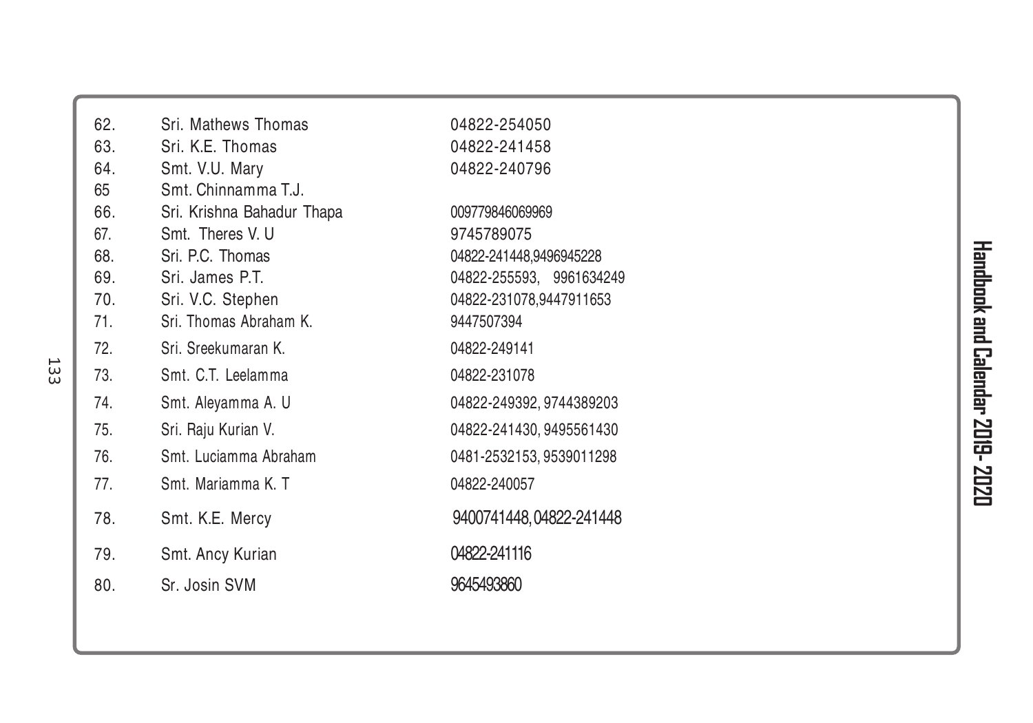| | | |
|---|---|---|
| 62. | Sri. Mathews Thomas | 04822-254050 |
| 63. | Sri. K.E. Thomas | 04822-241458 |
| 64. | Smt. V.U. Mary | 04822-240796 |
| 65 | Smt. Chinnamma T.J. | |
| 66. | Sri. Krishna Bahadur Thapa | 009779846069969 |
| 67. | Smt. Theres V. U | 9745789075 |
| 68. | Sri. P.C. Thomas | 04822-241448,9496945228 |
| 69. | Sri. James P.T. | 04822-255593, 9961634249 |
| 70. | Sri. V.C. Stephen | 04822-231078,9447911653 |
| 71. | Sri. Thomas Abraham K. | 9447507394 |
| 72. | Sri. Sreekumaran K. | 04822-249141 |
| 73. | Smt. C.T. Leelamma | 04822-231078 |
| 74. | Smt. Aleyamma A. U | 04822-249392, 9744389203 |
| 75. | Sri. Raju Kurian V. | 04822-241430, 9495561430 |
| 76. | Smt. Luciamma Abraham | 0481-2532153, 9539011298 |
| 77. | Smt. Mariamma K. T | 04822-240057 |
| 78. | Smt. K.E. Mercy | 9400741448, 04822-241448 |
| 79. | Smt. Ancy Kurian | 04822-241116 |
| 80. | Sr. Josin SVM | 9645493860 |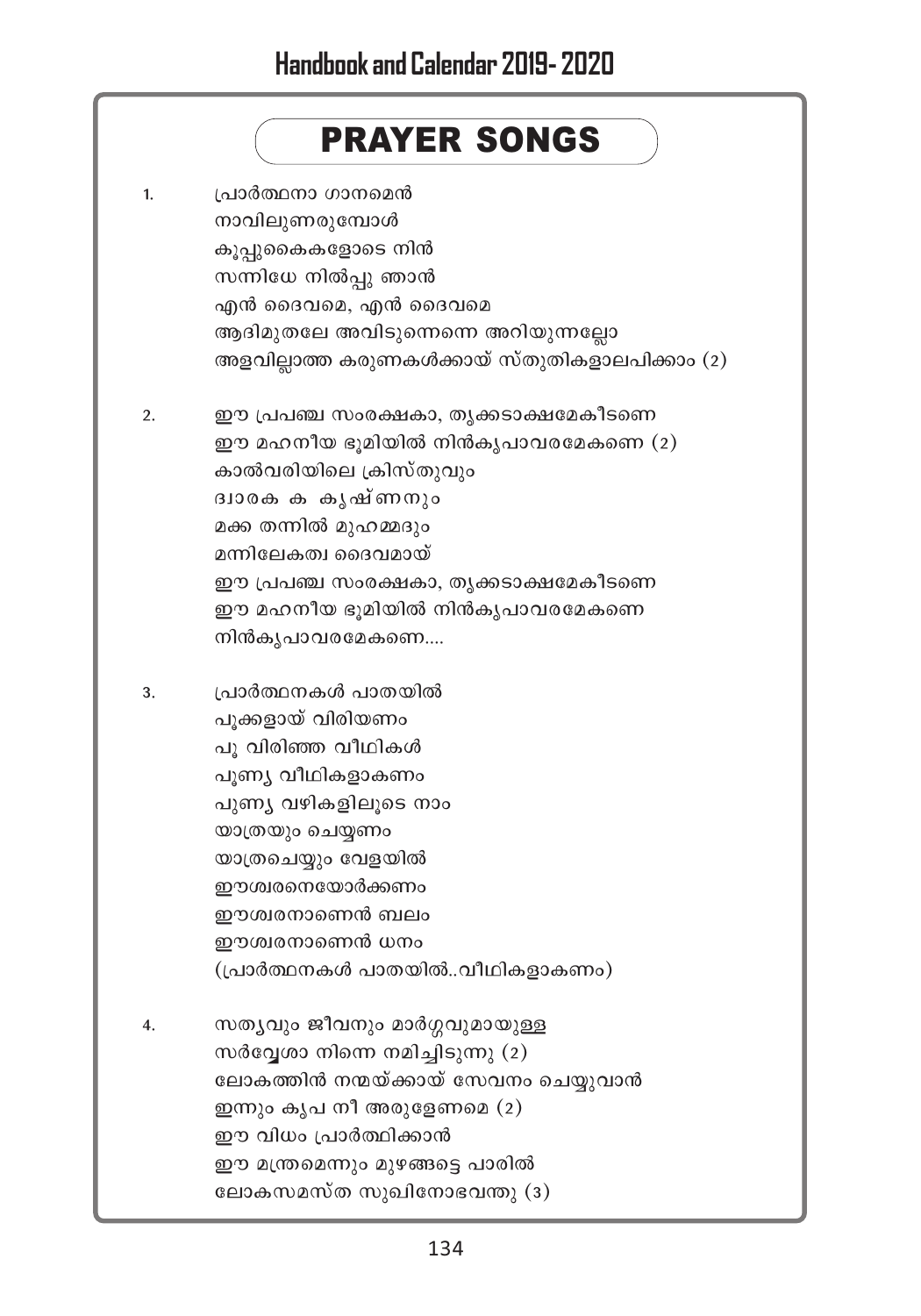# PRAYER SONGS

1. പ്രാർത്ഥനാ ഗാനമെൻ
   നാവിലുണരുമ്പോൾ
   കൂപ്പുകൈകളോടെ നിൻ
   സന്നിധേ നിൽപ്പു ഞാൻ
   എൻ ദൈവമെ, എൻ ദൈവമെ
   ആദിമുതലേ അവിടുന്നെന്നെ അറിയുന്നല്ലോ
   അളവില്ലാത്ത കരുണകൾക്കായ് സ്തുതികളാലപിക്കാം (2)

2. ഈ പ്രപഞ്ച സംരക്ഷകാ, തൃക്കടാക്ഷമേകീടണെ
   ഈ മഹനീയ ഭൂമിയിൽ നിൻകൃപാവരമേകണെ (2)
   കാൽവരിയിലെ ക്രിസ്തുവും
   ദ്വാരക ക കൃഷ്ണനും
   മക്ക തന്നിൽ മുഹമ്മദും
   മന്നിലേകത്വ ദൈവമായ്
   ഈ പ്രപഞ്ച സംരക്ഷകാ, തൃക്കടാക്ഷമേകീടണെ
   ഈ മഹനീയ ഭൂമിയിൽ നിൻകൃപാവരമേകണെ
   നിൻകൃപാവരമേകണെ....

3. പ്രാർത്ഥനകൾ പാതയിൽ
   പൂക്കളായ് വിരിയണം
   പൂ വിരിഞ്ഞ വീഥികൾ
   പുണ്യ വീഥികളാകണം
   പുണ്യ വഴികളിലൂടെ നാം
   യാത്രയും ചെയ്യണം
   യാത്രചെയ്യും വേളയിൽ
   ഈശ്വരനെയോർക്കണം
   ഈശ്വരനാണെൻ ബലം
   ഈശ്വരനാണെൻ ധനം
   (പ്രാർത്ഥനകൾ പാതയിൽ..വീഥികളാകണം)

4. സത്യവും ജീവനും മാർഗ്ഗവുമായുള്ള
   സർവ്വേശാ നിന്നെ നമിച്ചിടുന്നു (2)
   ലോകത്തിൻ നന്മയ്ക്കായ് സേവനം ചെയ്യുവാൻ
   ഇന്നും കൃപ നീ അരുളേണമെ (2)
   ഈ വിധം പ്രാർത്ഥിക്കാൻ
   ഈ മന്ത്രമെന്നും മുഴങ്ങട്ടെ പാരിൽ
   ലോകസമസ്ത സുഖിനോഭവന്തു (3)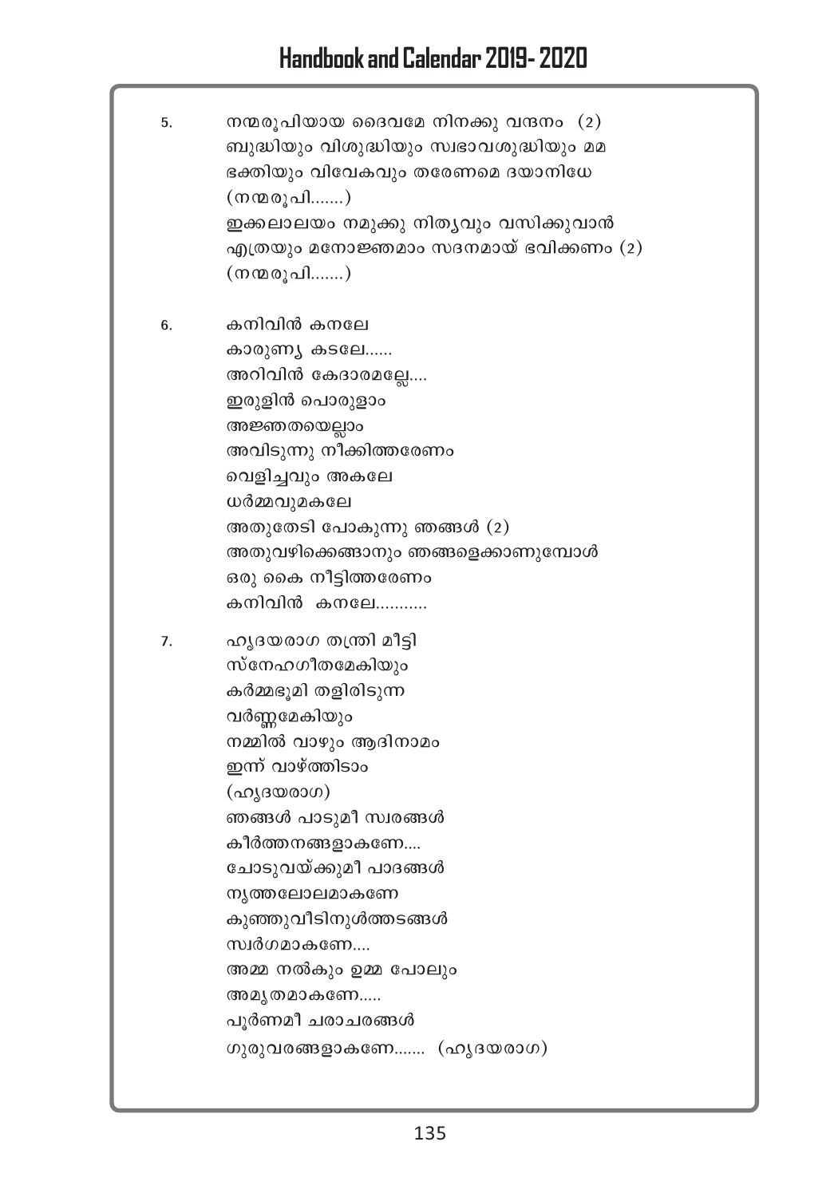5. നന്മരൂപിയായ ദൈവമേ നിനക്കു വന്ദനം (2)
ബുദ്ധിയും വിശുദ്ധിയും സ്വഭാവശുദ്ധിയും മമ
ഭക്തിയും വിവേകവും തരേണമെ ദയാനിധേ
(നന്മരൂപി.......)
ഇക്കലാലയം നമുക്കു നിത്യവും വസിക്കുവാൻ
എത്രയും മനോജ്ഞമാം സദനമായ് ഭവിക്കണം (2)
(നന്മരൂപി.......)

6. കനിവിൻ കനലേ
കാരുണ്യ കടലേ......
അറിവിൻ കേദാരമല്ലേ....
ഇരുളിൻ പൊരുളാം
അജ്ഞതയെല്ലാം
അവിടുന്നു നീക്കിത്തരേണം
വെളിച്ചവും അകലേ
ധർമ്മവുമകലേ
അതുതേടി പോകുന്നു ഞങ്ങൾ (2)
അതുവഴിക്കെങ്ങാനും ഞങ്ങളെക്കാണുമ്പോൾ
ഒരു കൈ നീട്ടിത്തരേണം
കനിവിൻ കനലേ...........

7. ഹൃദയരാഗ തന്ത്രി മീട്ടി
സ്നേഹഗീതമേകിയും
കർമ്മഭൂമി തളിരിടുന്ന
വർണ്ണമേകിയും
നമ്മിൽ വാഴും ആദിനാമം
ഇന്ന് വാഴ്ത്തിടാം
(ഹൃദയരാഗ)
ഞങ്ങൾ പാടുമീ സ്വരങ്ങൾ
കീർത്തനങ്ങളാകണേ....
ചോടുവയ്ക്കുമീ പാദങ്ങൾ
നൃത്തലോലമാകണേ
കുഞ്ഞുവീടിനുൾത്തടങ്ങൾ
സ്വർഗമാകണേ....
അമ്മ നൽകും ഉമ്മ പോലും
അമൃതമാകണേ.....
പൂർണമീ ചരാചരങ്ങൾ
ഗുരുവരങ്ങളാകണേ....... (ഹൃദയരാഗ)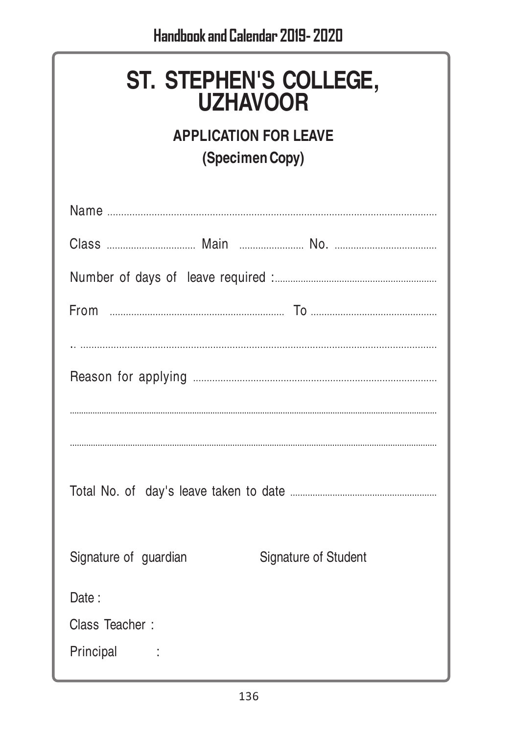# ST. STEPHEN'S COLLEGE, UZHAVOOR

## APPLICATION FOR LEAVE

### (Specimen Copy)

Name ........................................................................................................................

Class .................................. Main ........................ No. ......................................

Number of days of leave required :.............................................................

From ................................................................ To ...............................................

.. ..................................................................................................................................

Reason for applying .........................................................................................

..................................................................................................................................

..................................................................................................................................

Total No. of day's leave taken to date ..........................................................

Signature of guardian Signature of Student

Date :

Class Teacher :

Principal :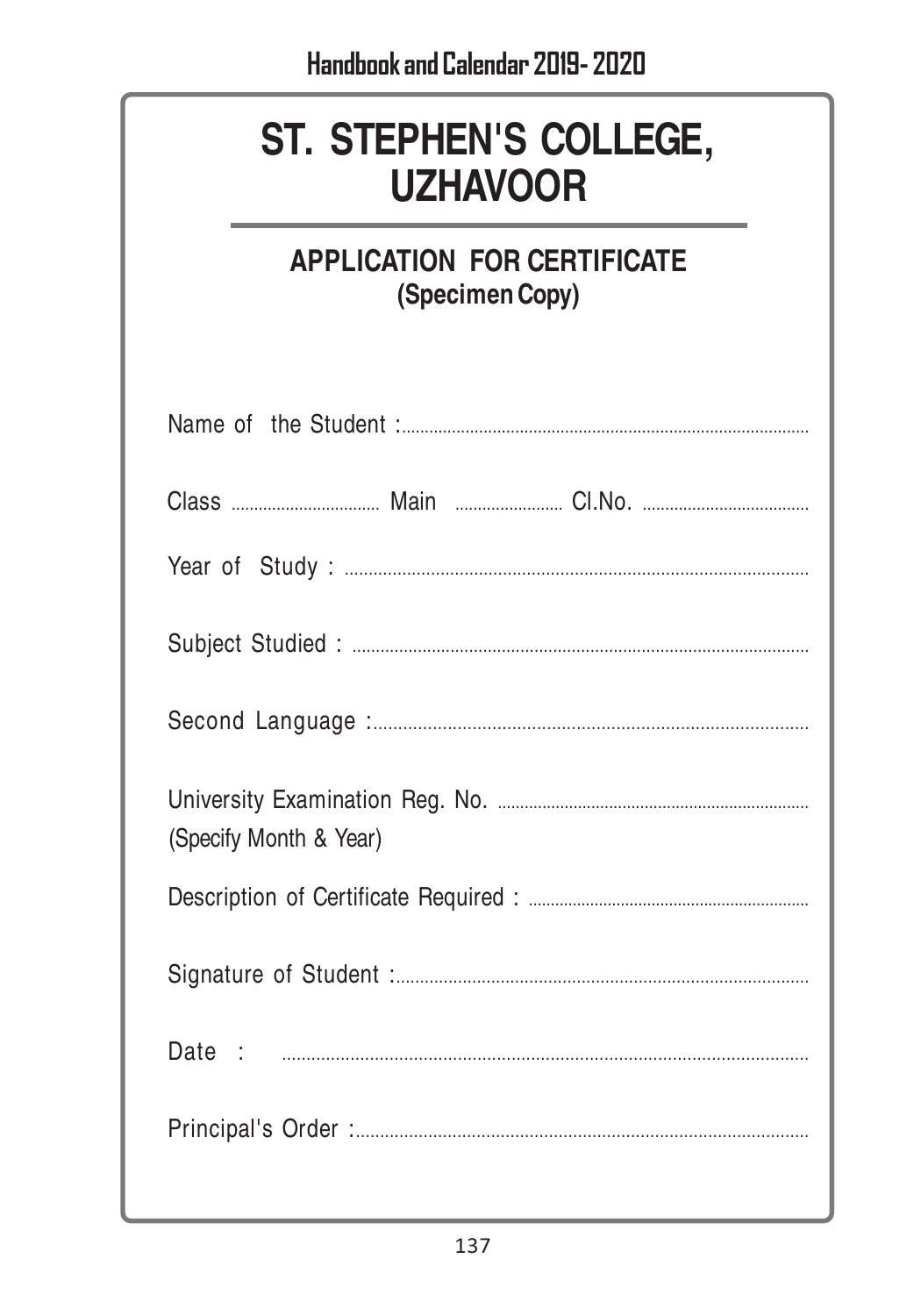# ST. STEPHEN'S COLLEGE, UZHAVOOR

## APPLICATION FOR CERTIFICATE
**(Specimen Copy)**

Name of the Student :..........................................................................................

Class ................................ Main ........................ Cl.No. ....................................

Year of Study : ..................................................................................................

Subject Studied : ..............................................................................................

Second Language :............................................................................................

University Examination Reg. No. ....................................................................
(Specify Month & Year)

Description of Certificate Required : ..............................................................

Signature of Student :.......................................................................................

Date : ..............................................................................................................

Principal's Order :..............................................................................................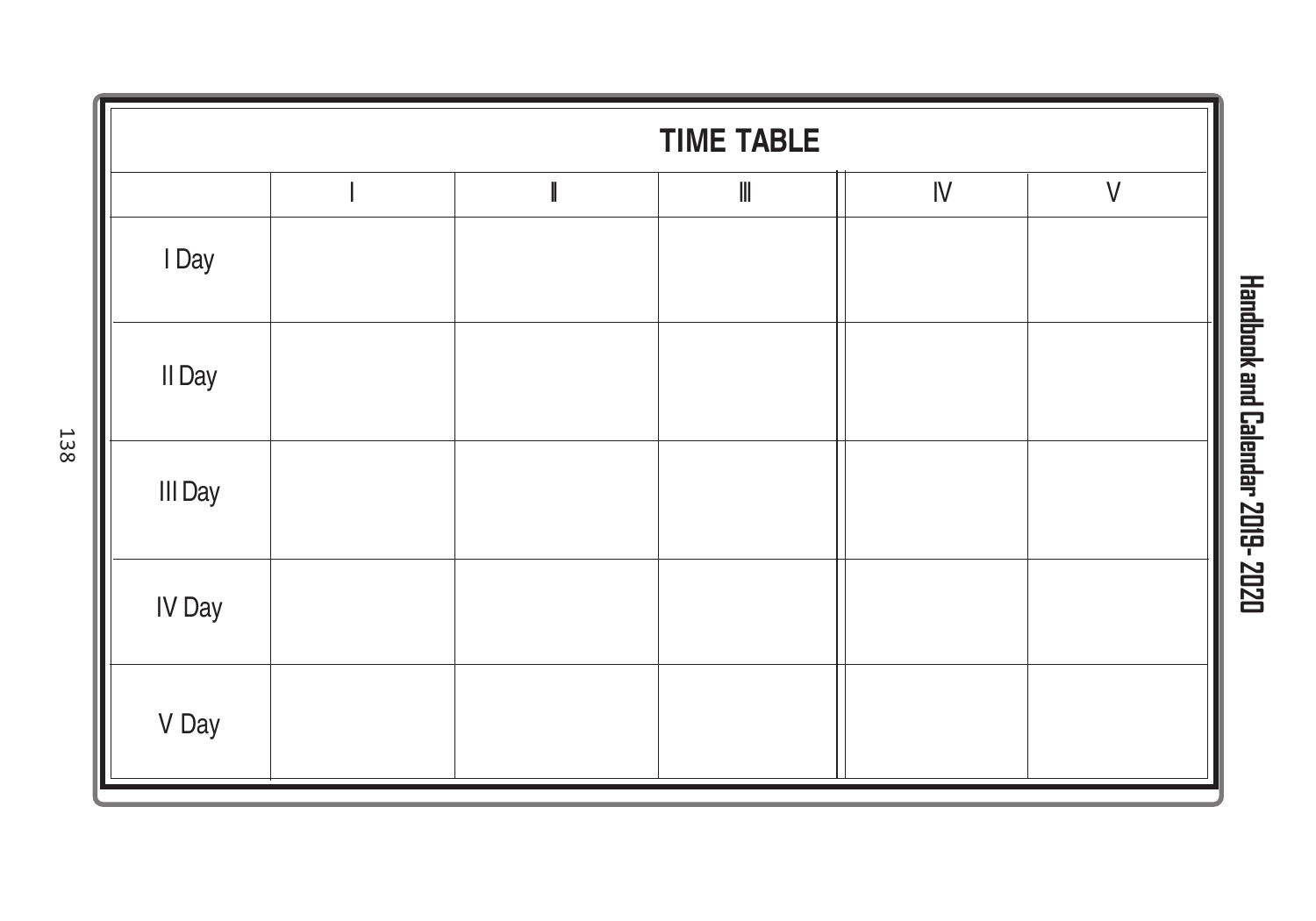## TIME TABLE

| | I | II | III | IV | V |
|---|---|---|---|---|---|
| I Day | | | | | |
| II Day | | | | | |
| III Day | | | | | |
| IV Day | | | | | |
| V Day | | | | | |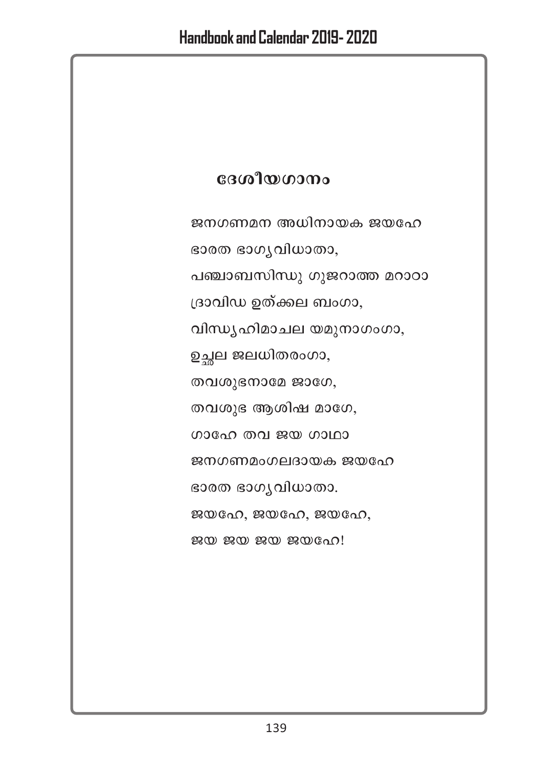## ദേശീയഗാനം

ജനഗണമന അധിനായക ജയഹേ

ഭാരത ഭാഗ്യവിധാതാ,

പഞ്ചാബസിന്ധു ഗുജറാത്ത മറാഠാ

ദ്രാവിഡ ഉത്ക്കല ബംഗാ,

വിന്ധ്യഹിമാചല യമുനാഗംഗാ,

ഉച്ഛല ജലധിതരംഗാ,

തവശുഭനാമേ ജാഗേ,

തവശുഭ ആശിഷ മാഗേ,

ഗാഹേ തവ ജയ ഗാഥാ

ജനഗണമംഗലദായക ജയഹേ

ഭാരത ഭാഗ്യവിധാതാ.

ജയഹേ, ജയഹേ, ജയഹേ,

ജയ ജയ ജയ ജയഹേ!